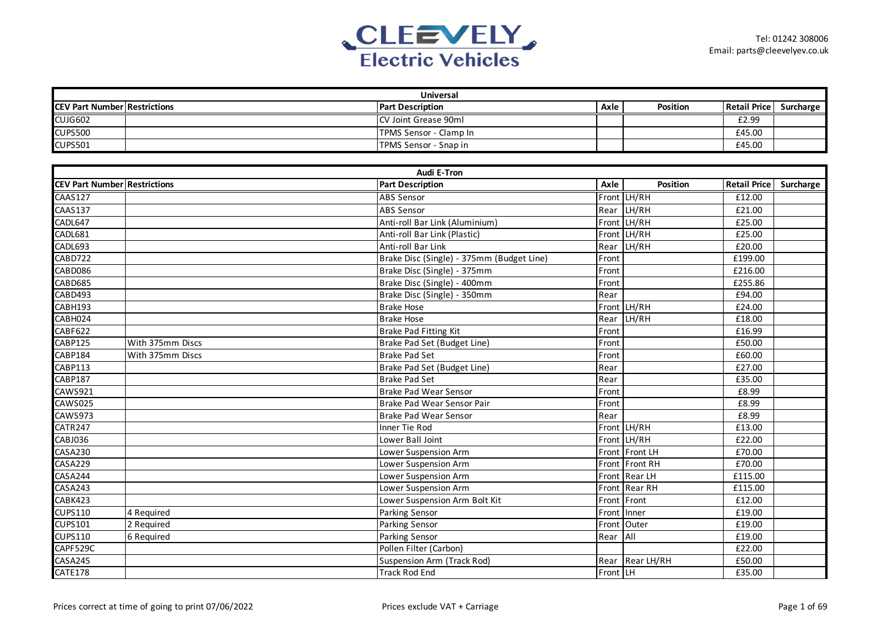Cleevely Electric Vehicles

Tel: 01242 308006
Email: parts@cleevelyev.co.uk

| Universal | | | | | | |
|---|---|---|---|---|---|---|
| **CEV Part Number** | **Restrictions** | **Part Description** | **Axle** | **Position** | **Retail Price** | **Surcharge** |
| CUJG602 | | CV Joint Grease 90ml | | | £2.99 | |
| CUPS500 | | TPMS Sensor - Clamp In | | | £45.00 | |
| CUPS501 | | TPMS Sensor - Snap in | | | £45.00 | |

| Audi E-Tron | | | | | | |
|---|---|---|---|---|---|---|
| **CEV Part Number** | **Restrictions** | **Part Description** | **Axle** | **Position** | **Retail Price** | **Surcharge** |
| CAAS127 | | ABS Sensor | Front | LH/RH | £12.00 | |
| CAAS137 | | ABS Sensor | Rear | LH/RH | £21.00 | |
| CADL647 | | Anti-roll Bar Link (Aluminium) | Front | LH/RH | £25.00 | |
| CADL681 | | Anti-roll Bar Link (Plastic) | Front | LH/RH | £25.00 | |
| CADL693 | | Anti-roll Bar Link | Rear | LH/RH | £20.00 | |
| CABD722 | | Brake Disc (Single) - 375mm (Budget Line) | Front | | £199.00 | |
| CABD086 | | Brake Disc (Single) - 375mm | Front | | £216.00 | |
| CABD685 | | Brake Disc (Single) - 400mm | Front | | £255.86 | |
| CABD493 | | Brake Disc (Single) - 350mm | Rear | | £94.00 | |
| CABH193 | | Brake Hose | Front | LH/RH | £24.00 | |
| CABH024 | | Brake Hose | Rear | LH/RH | £18.00 | |
| CABF622 | | Brake Pad Fitting Kit | Front | | £16.99 | |
| CABP125 | With 375mm Discs | Brake Pad Set (Budget Line) | Front | | £50.00 | |
| CABP184 | With 375mm Discs | Brake Pad Set | Front | | £60.00 | |
| CABP113 | | Brake Pad Set (Budget Line) | Rear | | £27.00 | |
| CABP187 | | Brake Pad Set | Rear | | £35.00 | |
| CAWS921 | | Brake Pad Wear Sensor | Front | | £8.99 | |
| CAWS025 | | Brake Pad Wear Sensor Pair | Front | | £8.99 | |
| CAWS973 | | Brake Pad Wear Sensor | Rear | | £8.99 | |
| CATR247 | | Inner Tie Rod | Front | LH/RH | £13.00 | |
| CABJ036 | | Lower Ball Joint | Front | LH/RH | £22.00 | |
| CASA230 | | Lower Suspension Arm | Front | Front LH | £70.00 | |
| CASA229 | | Lower Suspension Arm | Front | Front RH | £70.00 | |
| CASA244 | | Lower Suspension Arm | Front | Rear LH | £115.00 | |
| CASA243 | | Lower Suspension Arm | Front | Rear RH | £115.00 | |
| CABK423 | | Lower Suspension Arm Bolt Kit | Front | Front | £12.00 | |
| CUPS110 | 4 Required | Parking Sensor | Front | Inner | £19.00 | |
| CUPS101 | 2 Required | Parking Sensor | Front | Outer | £19.00 | |
| CUPS110 | 6 Required | Parking Sensor | Rear | All | £19.00 | |
| CAPF529C | | Pollen Filter (Carbon) | | | £22.00 | |
| CASA245 | | Suspension Arm (Track Rod) | Rear | Rear LH/RH | £50.00 | |
| CATE178 | | Track Rod End | Front | LH | £35.00 | |

Prices correct at time of going to print 07/06/2022

Prices exclude VAT + Carriage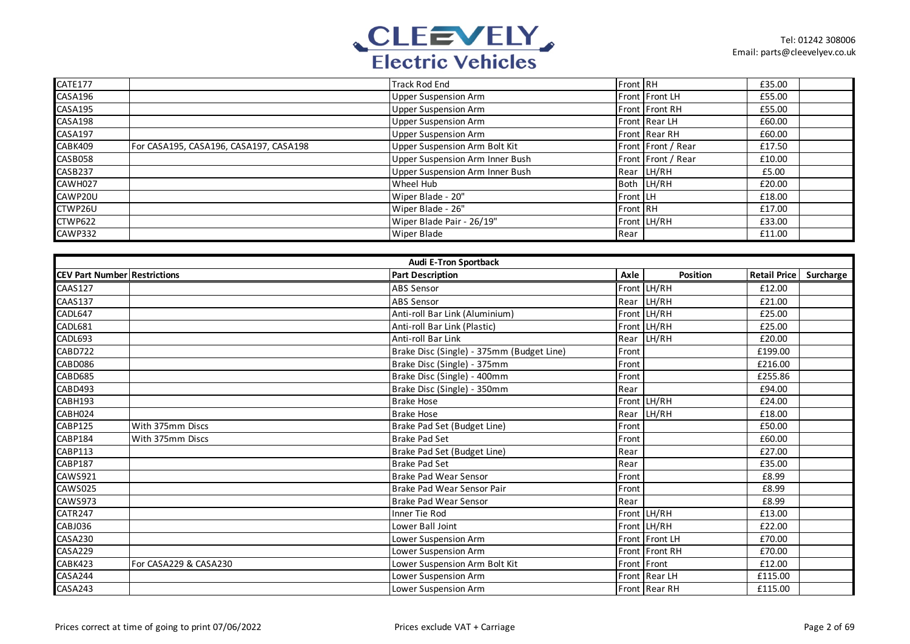| | | | | | | |
|---|---|---|---|---|---|---|
| CATE177 | | Track Rod End | Front | RH | £35.00 | |
| CASA196 | | Upper Suspension Arm | Front | Front LH | £55.00 | |
| CASA195 | | Upper Suspension Arm | Front | Front RH | £55.00 | |
| CASA198 | | Upper Suspension Arm | Front | Rear LH | £60.00 | |
| CASA197 | | Upper Suspension Arm | Front | Rear RH | £60.00 | |
| CABK409 | For CASA195, CASA196, CASA197, CASA198 | Upper Suspension Arm Bolt Kit | Front | Front / Rear | £17.50 | |
| CASB058 | | Upper Suspension Arm Inner Bush | Front | Front / Rear | £10.00 | |
| CASB237 | | Upper Suspension Arm Inner Bush | Rear | LH/RH | £5.00 | |
| CAWH027 | | Wheel Hub | Both | LH/RH | £20.00 | |
| CAWP20U | | Wiper Blade - 20" | Front | LH | £18.00 | |
| CTWP26U | | Wiper Blade - 26" | Front | RH | £17.00 | |
| CTWP622 | | Wiper Blade Pair - 26/19" | Front | LH/RH | £33.00 | |
| CAWP332 | | Wiper Blade | Rear | | £11.00 | |

| Audi E-Tron Sportback | | | | | | |
|---|---|---|---|---|---|---|
| **CEV Part Number** | **Restrictions** | **Part Description** | **Axle** | **Position** | **Retail Price** | **Surcharge** |
| CAAS127 | | ABS Sensor | Front | LH/RH | £12.00 | |
| CAAS137 | | ABS Sensor | Rear | LH/RH | £21.00 | |
| CADL647 | | Anti-roll Bar Link (Aluminium) | Front | LH/RH | £25.00 | |
| CADL681 | | Anti-roll Bar Link (Plastic) | Front | LH/RH | £25.00 | |
| CADL693 | | Anti-roll Bar Link | Rear | LH/RH | £20.00 | |
| CABD722 | | Brake Disc (Single) - 375mm (Budget Line) | Front | | £199.00 | |
| CABD086 | | Brake Disc (Single) - 375mm | Front | | £216.00 | |
| CABD685 | | Brake Disc (Single) - 400mm | Front | | £255.86 | |
| CABD493 | | Brake Disc (Single) - 350mm | Rear | | £94.00 | |
| CABH193 | | Brake Hose | Front | LH/RH | £24.00 | |
| CABH024 | | Brake Hose | Rear | LH/RH | £18.00 | |
| CABP125 | With 375mm Discs | Brake Pad Set (Budget Line) | Front | | £50.00 | |
| CABP184 | With 375mm Discs | Brake Pad Set | Front | | £60.00 | |
| CABP113 | | Brake Pad Set (Budget Line) | Rear | | £27.00 | |
| CABP187 | | Brake Pad Set | Rear | | £35.00 | |
| CAWS921 | | Brake Pad Wear Sensor | Front | | £8.99 | |
| CAWS025 | | Brake Pad Wear Sensor Pair | Front | | £8.99 | |
| CAWS973 | | Brake Pad Wear Sensor | Rear | | £8.99 | |
| CATR247 | | Inner Tie Rod | Front | LH/RH | £13.00 | |
| CABJ036 | | Lower Ball Joint | Front | LH/RH | £22.00 | |
| CASA230 | | Lower Suspension Arm | Front | Front LH | £70.00 | |
| CASA229 | | Lower Suspension Arm | Front | Front RH | £70.00 | |
| CABK423 | For CASA229 & CASA230 | Lower Suspension Arm Bolt Kit | Front | Front | £12.00 | |
| CASA244 | | Lower Suspension Arm | Front | Rear LH | £115.00 | |
| CASA243 | | Lower Suspension Arm | Front | Rear RH | £115.00 | |

Prices correct at time of going to print 07/06/2022

Prices exclude VAT + Carriage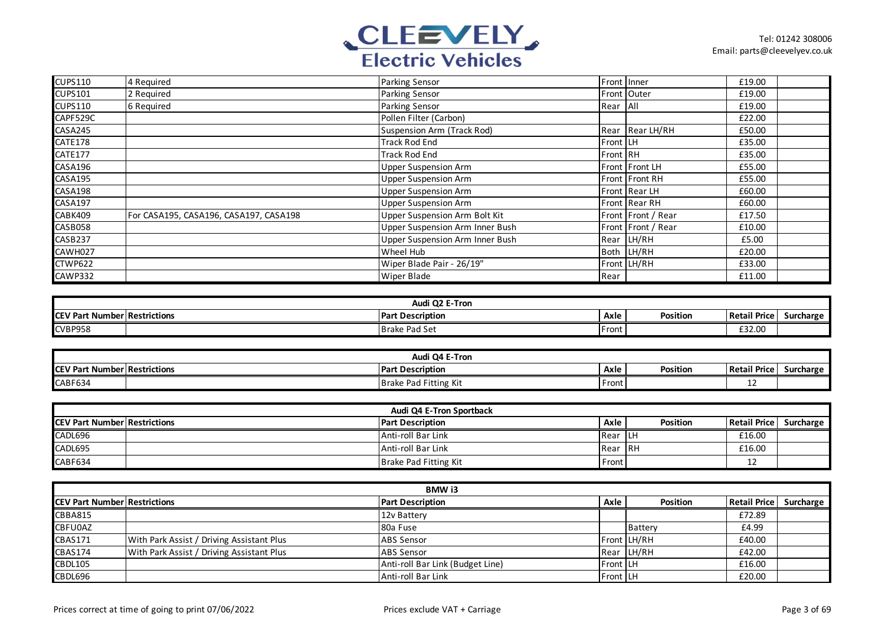| CEV Part Number | Restrictions | Part Description | Axle | Position | Retail Price | Surcharge |
|---|---|---|---|---|---|---|
| CUPS110 | 4 Required | Parking Sensor | Front | Inner | £19.00 | |
| CUPS101 | 2 Required | Parking Sensor | Front | Outer | £19.00 | |
| CUPS110 | 6 Required | Parking Sensor | Rear | All | £19.00 | |
| CAPF529C | | Pollen Filter (Carbon) | | | £22.00 | |
| CASA245 | | Suspension Arm (Track Rod) | Rear | Rear LH/RH | £50.00 | |
| CATE178 | | Track Rod End | Front | LH | £35.00 | |
| CATE177 | | Track Rod End | Front | RH | £35.00 | |
| CASA196 | | Upper Suspension Arm | Front | Front LH | £55.00 | |
| CASA195 | | Upper Suspension Arm | Front | Front RH | £55.00 | |
| CASA198 | | Upper Suspension Arm | Front | Rear LH | £60.00 | |
| CASA197 | | Upper Suspension Arm | Front | Rear RH | £60.00 | |
| CABK409 | For CASA195, CASA196, CASA197, CASA198 | Upper Suspension Arm Bolt Kit | Front | Front / Rear | £17.50 | |
| CASB058 | | Upper Suspension Arm Inner Bush | Front | Front / Rear | £10.00 | |
| CASB237 | | Upper Suspension Arm Inner Bush | Rear | LH/RH | £5.00 | |
| CAWH027 | | Wheel Hub | Both | LH/RH | £20.00 | |
| CTWP622 | | Wiper Blade Pair - 26/19" | Front | LH/RH | £33.00 | |
| CAWP332 | | Wiper Blade | Rear | | £11.00 | |

**Audi Q2 E-Tron**

| CEV Part Number | Restrictions | Part Description | Axle | Position | Retail Price | Surcharge |
|---|---|---|---|---|---|---|
| CVBP958 | | Brake Pad Set | Front | | £32.00 | |

**Audi Q4 E-Tron**

| CEV Part Number | Restrictions | Part Description | Axle | Position | Retail Price | Surcharge |
|---|---|---|---|---|---|---|
| CABF634 | | Brake Pad Fitting Kit | Front | | 12 | |

**Audi Q4 E-Tron Sportback**

| CEV Part Number | Restrictions | Part Description | Axle | Position | Retail Price | Surcharge |
|---|---|---|---|---|---|---|
| CADL696 | | Anti-roll Bar Link | Rear | LH | £16.00 | |
| CADL695 | | Anti-roll Bar Link | Rear | RH | £16.00 | |
| CABF634 | | Brake Pad Fitting Kit | Front | | 12 | |

**BMW i3**

| CEV Part Number | Restrictions | Part Description | Axle | Position | Retail Price | Surcharge |
|---|---|---|---|---|---|---|
| CBBA815 | | 12v Battery | | | £72.89 | |
| CBFU0AZ | | 80a Fuse | | Battery | £4.99 | |
| CBAS171 | With Park Assist / Driving Assistant Plus | ABS Sensor | Front | LH/RH | £40.00 | |
| CBAS174 | With Park Assist / Driving Assistant Plus | ABS Sensor | Rear | LH/RH | £42.00 | |
| CBDL105 | | Anti-roll Bar Link (Budget Line) | Front | LH | £16.00 | |
| CBDL696 | | Anti-roll Bar Link | Front | LH | £20.00 | |

Prices correct at time of going to print 07/06/2022

Prices exclude VAT + Carriage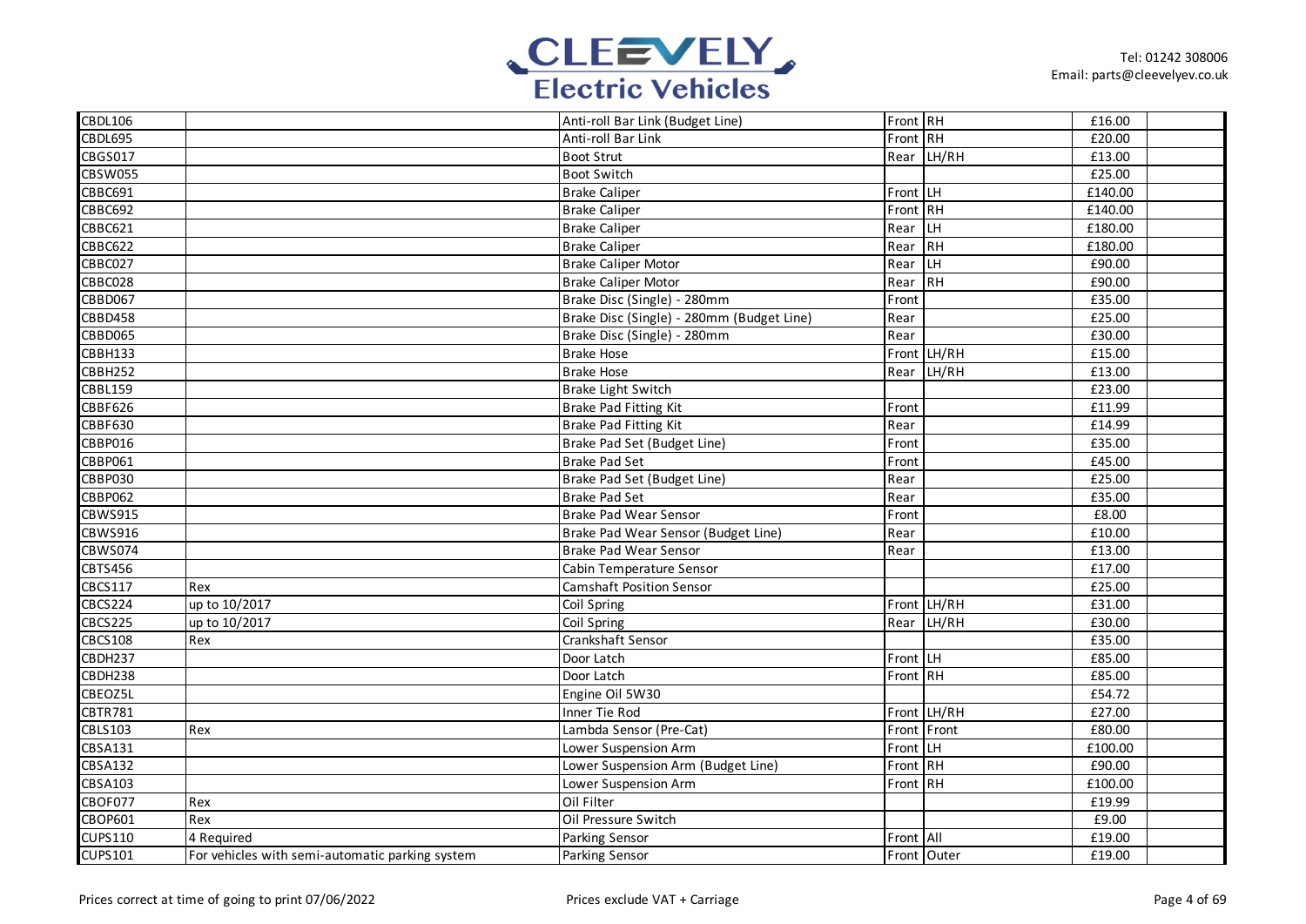| | | | | | | |
|---|---|---|---|---|---|---|
| CBDL106 | | Anti-roll Bar Link (Budget Line) | Front | RH | £16.00 | |
| CBDL695 | | Anti-roll Bar Link | Front | RH | £20.00 | |
| CBGS017 | | Boot Strut | Rear | LH/RH | £13.00 | |
| CBSW055 | | Boot Switch | | | £25.00 | |
| CBBC691 | | Brake Caliper | Front | LH | £140.00 | |
| CBBC692 | | Brake Caliper | Front | RH | £140.00 | |
| CBBC621 | | Brake Caliper | Rear | LH | £180.00 | |
| CBBC622 | | Brake Caliper | Rear | RH | £180.00 | |
| CBBC027 | | Brake Caliper Motor | Rear | LH | £90.00 | |
| CBBC028 | | Brake Caliper Motor | Rear | RH | £90.00 | |
| CBBD067 | | Brake Disc (Single) - 280mm | Front | | £35.00 | |
| CBBD458 | | Brake Disc (Single) - 280mm (Budget Line) | Rear | | £25.00 | |
| CBBD065 | | Brake Disc (Single) - 280mm | Rear | | £30.00 | |
| CBBH133 | | Brake Hose | Front | LH/RH | £15.00 | |
| CBBH252 | | Brake Hose | Rear | LH/RH | £13.00 | |
| CBBL159 | | Brake Light Switch | | | £23.00 | |
| CBBF626 | | Brake Pad Fitting Kit | Front | | £11.99 | |
| CBBF630 | | Brake Pad Fitting Kit | Rear | | £14.99 | |
| CBBP016 | | Brake Pad Set (Budget Line) | Front | | £35.00 | |
| CBBP061 | | Brake Pad Set | Front | | £45.00 | |
| CBBP030 | | Brake Pad Set (Budget Line) | Rear | | £25.00 | |
| CBBP062 | | Brake Pad Set | Rear | | £35.00 | |
| CBWS915 | | Brake Pad Wear Sensor | Front | | £8.00 | |
| CBWS916 | | Brake Pad Wear Sensor (Budget Line) | Rear | | £10.00 | |
| CBWS074 | | Brake Pad Wear Sensor | Rear | | £13.00 | |
| CBTS456 | | Cabin Temperature Sensor | | | £17.00 | |
| CBCS117 | Rex | Camshaft Position Sensor | | | £25.00 | |
| CBCS224 | up to 10/2017 | Coil Spring | Front | LH/RH | £31.00 | |
| CBCS225 | up to 10/2017 | Coil Spring | Rear | LH/RH | £30.00 | |
| CBCS108 | Rex | Crankshaft Sensor | | | £35.00 | |
| CBDH237 | | Door Latch | Front | LH | £85.00 | |
| CBDH238 | | Door Latch | Front | RH | £85.00 | |
| CBEOZ5L | | Engine Oil 5W30 | | | £54.72 | |
| CBTR781 | | Inner Tie Rod | Front | LH/RH | £27.00 | |
| CBLS103 | Rex | Lambda Sensor (Pre-Cat) | Front | Front | £80.00 | |
| CBSA131 | | Lower Suspension Arm | Front | LH | £100.00 | |
| CBSA132 | | Lower Suspension Arm (Budget Line) | Front | RH | £90.00 | |
| CBSA103 | | Lower Suspension Arm | Front | RH | £100.00 | |
| CBOF077 | Rex | Oil Filter | | | £19.99 | |
| CBOP601 | Rex | Oil Pressure Switch | | | £9.00 | |
| CUPS110 | 4 Required | Parking Sensor | Front | All | £19.00 | |
| CUPS101 | For vehicles with semi-automatic parking system | Parking Sensor | Front | Outer | £19.00 | |

Prices correct at time of going to print 07/06/2022

Prices exclude VAT + Carriage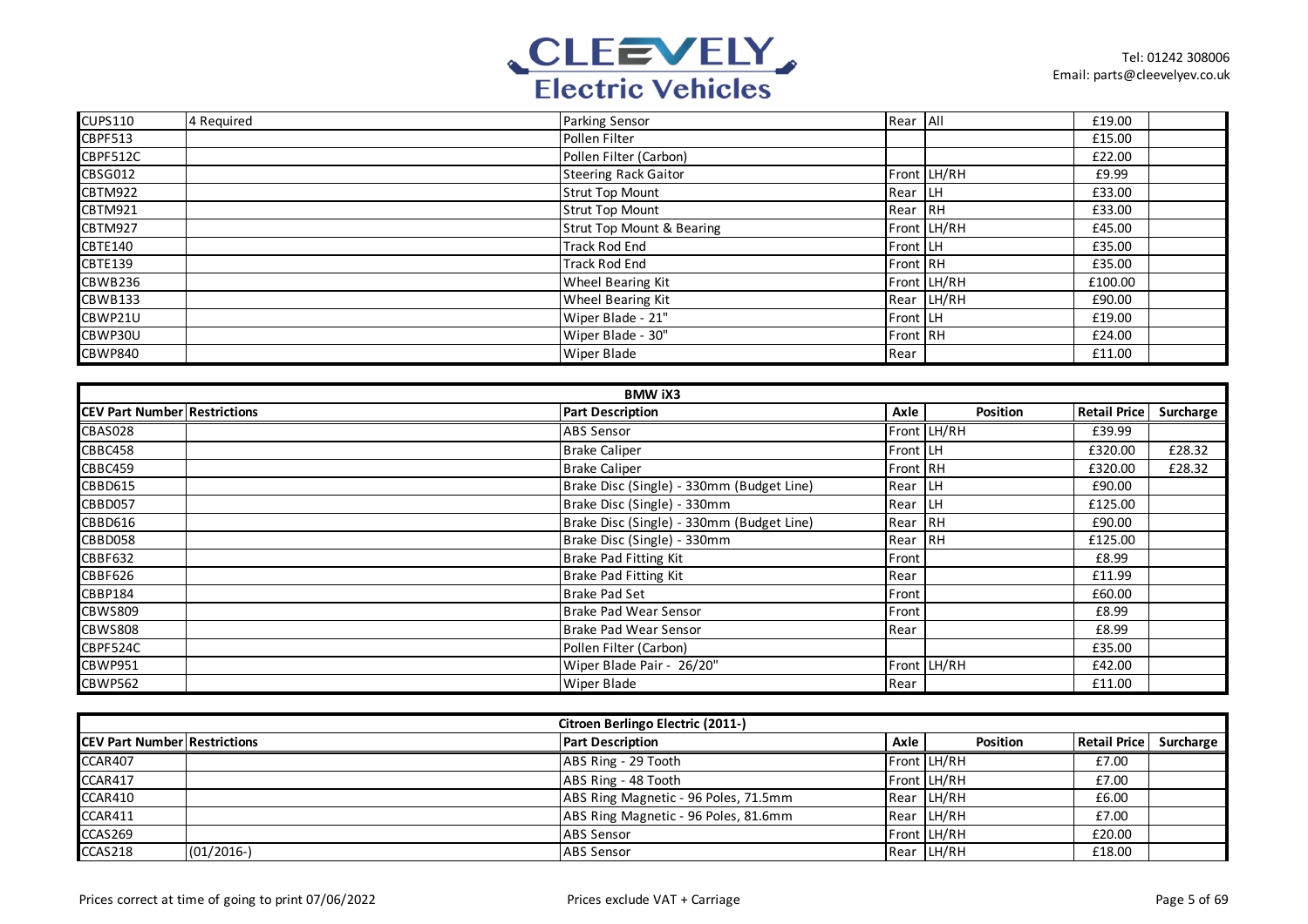| | | | | | | |
|---|---|---|---|---|---|---|
| CUPS110 | 4 Required | Parking Sensor | Rear | All | £19.00 | |
| CBPF513 | | Pollen Filter | | | £15.00 | |
| CBPF512C | | Pollen Filter (Carbon) | | | £22.00 | |
| CBSG012 | | Steering Rack Gaitor | Front | LH/RH | £9.99 | |
| CBTM922 | | Strut Top Mount | Rear | LH | £33.00 | |
| CBTM921 | | Strut Top Mount | Rear | RH | £33.00 | |
| CBTM927 | | Strut Top Mount & Bearing | Front | LH/RH | £45.00 | |
| CBTE140 | | Track Rod End | Front | LH | £35.00 | |
| CBTE139 | | Track Rod End | Front | RH | £35.00 | |
| CBWB236 | | Wheel Bearing Kit | Front | LH/RH | £100.00 | |
| CBWB133 | | Wheel Bearing Kit | Rear | LH/RH | £90.00 | |
| CBWP21U | | Wiper Blade - 21" | Front | LH | £19.00 | |
| CBWP30U | | Wiper Blade - 30" | Front | RH | £24.00 | |
| CBWP840 | | Wiper Blade | Rear | | £11.00 | |

**BMW iX3**

| CEV Part Number | Restrictions | Part Description | Axle | Position | Retail Price | Surcharge |
|---|---|---|---|---|---|---|
| CBAS028 | | ABS Sensor | Front | LH/RH | £39.99 | |
| CBBC458 | | Brake Caliper | Front | LH | £320.00 | £28.32 |
| CBBC459 | | Brake Caliper | Front | RH | £320.00 | £28.32 |
| CBBD615 | | Brake Disc (Single) - 330mm (Budget Line) | Rear | LH | £90.00 | |
| CBBD057 | | Brake Disc (Single) - 330mm | Rear | LH | £125.00 | |
| CBBD616 | | Brake Disc (Single) - 330mm (Budget Line) | Rear | RH | £90.00 | |
| CBBD058 | | Brake Disc (Single) - 330mm | Rear | RH | £125.00 | |
| CBBF632 | | Brake Pad Fitting Kit | Front | | £8.99 | |
| CBBF626 | | Brake Pad Fitting Kit | Rear | | £11.99 | |
| CBBP184 | | Brake Pad Set | Front | | £60.00 | |
| CBWS809 | | Brake Pad Wear Sensor | Front | | £8.99 | |
| CBWS808 | | Brake Pad Wear Sensor | Rear | | £8.99 | |
| CBPF524C | | Pollen Filter (Carbon) | | | £35.00 | |
| CBWP951 | | Wiper Blade Pair - 26/20" | Front | LH/RH | £42.00 | |
| CBWP562 | | Wiper Blade | Rear | | £11.00 | |

**Citroen Berlingo Electric (2011-)**

| CEV Part Number | Restrictions | Part Description | Axle | Position | Retail Price | Surcharge |
|---|---|---|---|---|---|---|
| CCAR407 | | ABS Ring - 29 Tooth | Front | LH/RH | £7.00 | |
| CCAR417 | | ABS Ring - 48 Tooth | Front | LH/RH | £7.00 | |
| CCAR410 | | ABS Ring Magnetic - 96 Poles, 71.5mm | Rear | LH/RH | £6.00 | |
| CCAR411 | | ABS Ring Magnetic - 96 Poles, 81.6mm | Rear | LH/RH | £7.00 | |
| CCAS269 | | ABS Sensor | Front | LH/RH | £20.00 | |
| CCAS218 | (01/2016-) | ABS Sensor | Rear | LH/RH | £18.00 | |

Prices correct at time of going to print 07/06/2022

Prices exclude VAT + Carriage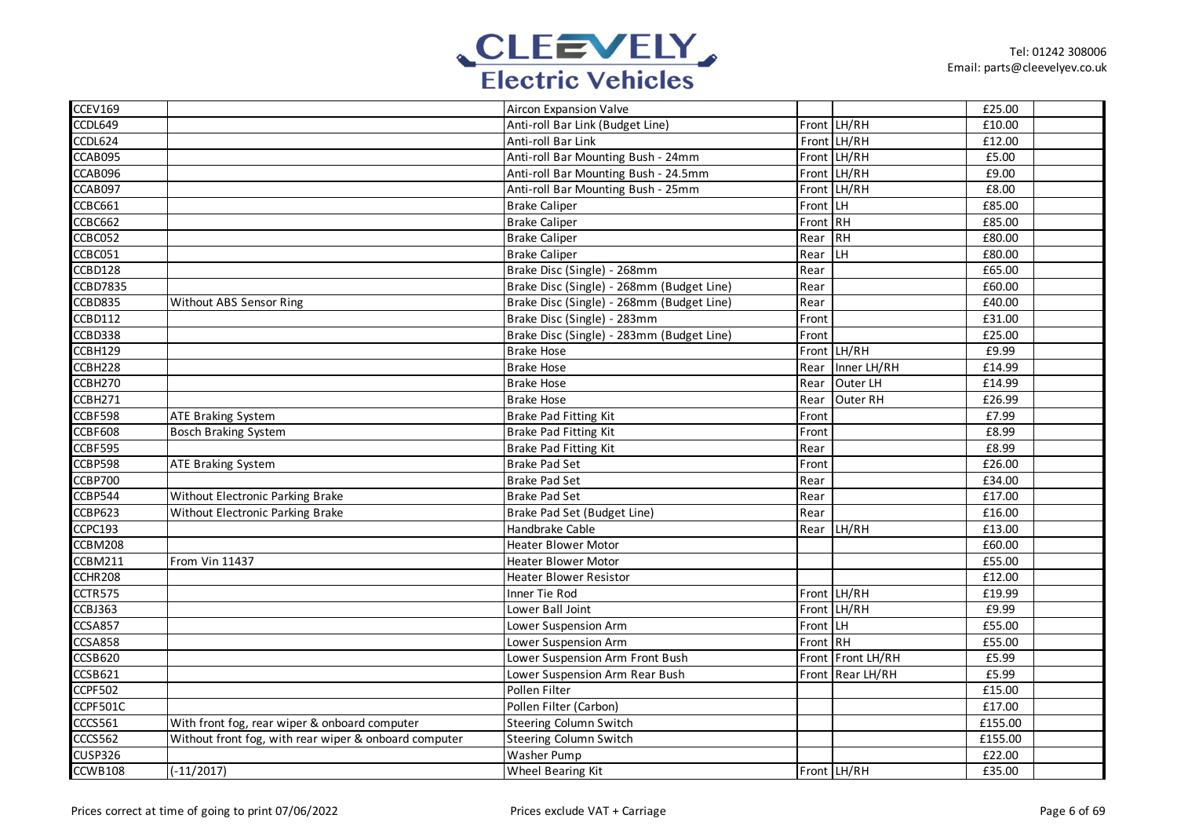| | | | | | | |
|---|---|---|---|---|---|---|
| CCEV169 | | Aircon Expansion Valve | | | £25.00 | |
| CCDL649 | | Anti-roll Bar Link (Budget Line) | Front | LH/RH | £10.00 | |
| CCDL624 | | Anti-roll Bar Link | Front | LH/RH | £12.00 | |
| CCAB095 | | Anti-roll Bar Mounting Bush - 24mm | Front | LH/RH | £5.00 | |
| CCAB096 | | Anti-roll Bar Mounting Bush - 24.5mm | Front | LH/RH | £9.00 | |
| CCAB097 | | Anti-roll Bar Mounting Bush - 25mm | Front | LH/RH | £8.00 | |
| CCBC661 | | Brake Caliper | Front | LH | £85.00 | |
| CCBC662 | | Brake Caliper | Front | RH | £85.00 | |
| CCBC052 | | Brake Caliper | Rear | RH | £80.00 | |
| CCBC051 | | Brake Caliper | Rear | LH | £80.00 | |
| CCBD128 | | Brake Disc (Single) - 268mm | Rear | | £65.00 | |
| CCBD7835 | | Brake Disc (Single) - 268mm (Budget Line) | Rear | | £60.00 | |
| CCBD835 | Without ABS Sensor Ring | Brake Disc (Single) - 268mm (Budget Line) | Rear | | £40.00 | |
| CCBD112 | | Brake Disc (Single) - 283mm | Front | | £31.00 | |
| CCBD338 | | Brake Disc (Single) - 283mm (Budget Line) | Front | | £25.00 | |
| CCBH129 | | Brake Hose | Front | LH/RH | £9.99 | |
| CCBH228 | | Brake Hose | Rear | Inner LH/RH | £14.99 | |
| CCBH270 | | Brake Hose | Rear | Outer LH | £14.99 | |
| CCBH271 | | Brake Hose | Rear | Outer RH | £26.99 | |
| CCBF598 | ATE Braking System | Brake Pad Fitting Kit | Front | | £7.99 | |
| CCBF608 | Bosch Braking System | Brake Pad Fitting Kit | Front | | £8.99 | |
| CCBF595 | | Brake Pad Fitting Kit | Rear | | £8.99 | |
| CCBP598 | ATE Braking System | Brake Pad Set | Front | | £26.00 | |
| CCBP700 | | Brake Pad Set | Rear | | £34.00 | |
| CCBP544 | Without Electronic Parking Brake | Brake Pad Set | Rear | | £17.00 | |
| CCBP623 | Without Electronic Parking Brake | Brake Pad Set (Budget Line) | Rear | | £16.00 | |
| CCPC193 | | Handbrake Cable | Rear | LH/RH | £13.00 | |
| CCBM208 | | Heater Blower Motor | | | £60.00 | |
| CCBM211 | From Vin 11437 | Heater Blower Motor | | | £55.00 | |
| CCHR208 | | Heater Blower Resistor | | | £12.00 | |
| CCTR575 | | Inner Tie Rod | Front | LH/RH | £19.99 | |
| CCBJ363 | | Lower Ball Joint | Front | LH/RH | £9.99 | |
| CCSA857 | | Lower Suspension Arm | Front | LH | £55.00 | |
| CCSA858 | | Lower Suspension Arm | Front | RH | £55.00 | |
| CCSB620 | | Lower Suspension Arm Front Bush | Front | Front LH/RH | £5.99 | |
| CCSB621 | | Lower Suspension Arm Rear Bush | Front | Rear LH/RH | £5.99 | |
| CCPF502 | | Pollen Filter | | | £15.00 | |
| CCPF501C | | Pollen Filter (Carbon) | | | £17.00 | |
| CCCS561 | With front fog, rear wiper & onboard computer | Steering Column Switch | | | £155.00 | |
| CCCS562 | Without front fog, with rear wiper & onboard computer | Steering Column Switch | | | £155.00 | |
| CUSP326 | | Washer Pump | | | £22.00 | |
| CCWB108 | (-11/2017) | Wheel Bearing Kit | Front | LH/RH | £35.00 | |

Prices correct at time of going to print 07/06/2022

Prices exclude VAT + Carriage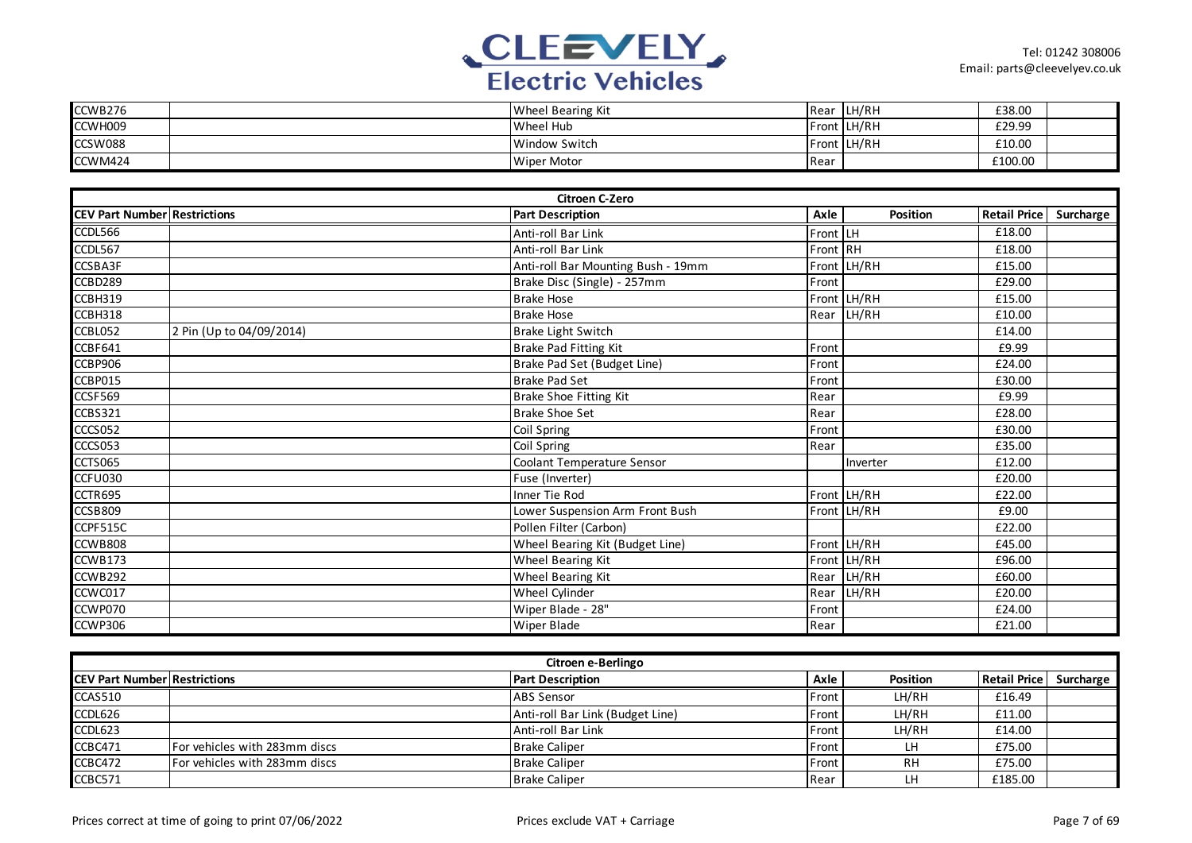| CEV Part Number | Restrictions | Part Description | Axle | Position | Retail Price | Surcharge |
|---|---|---|---|---|---|---|
| CCWB276 | | Wheel Bearing Kit | Rear | LH/RH | £38.00 | |
| CCWH009 | | Wheel Hub | Front | LH/RH | £29.99 | |
| CCSW088 | | Window Switch | Front | LH/RH | £10.00 | |
| CCWM424 | | Wiper Motor | Rear | | £100.00 | |

## Citroen C-Zero

| CEV Part Number | Restrictions | Part Description | Axle | Position | Retail Price | Surcharge |
|---|---|---|---|---|---|---|
| CCDL566 | | Anti-roll Bar Link | Front | LH | £18.00 | |
| CCDL567 | | Anti-roll Bar Link | Front | RH | £18.00 | |
| CCSBA3F | | Anti-roll Bar Mounting Bush - 19mm | Front | LH/RH | £15.00 | |
| CCBD289 | | Brake Disc (Single) - 257mm | Front | | £29.00 | |
| CCBH319 | | Brake Hose | Front | LH/RH | £15.00 | |
| CCBH318 | | Brake Hose | Rear | LH/RH | £10.00 | |
| CCBL052 | 2 Pin (Up to 04/09/2014) | Brake Light Switch | | | £14.00 | |
| CCBF641 | | Brake Pad Fitting Kit | Front | | £9.99 | |
| CCBP906 | | Brake Pad Set (Budget Line) | Front | | £24.00 | |
| CCBP015 | | Brake Pad Set | Front | | £30.00 | |
| CCSF569 | | Brake Shoe Fitting Kit | Rear | | £9.99 | |
| CCBS321 | | Brake Shoe Set | Rear | | £28.00 | |
| CCCS052 | | Coil Spring | Front | | £30.00 | |
| CCCS053 | | Coil Spring | Rear | | £35.00 | |
| CCTS065 | | Coolant Temperature Sensor | | Inverter | £12.00 | |
| CCFU030 | | Fuse (Inverter) | | | £20.00 | |
| CCTR695 | | Inner Tie Rod | Front | LH/RH | £22.00 | |
| CCSB809 | | Lower Suspension Arm Front Bush | Front | LH/RH | £9.00 | |
| CCPF515C | | Pollen Filter (Carbon) | | | £22.00 | |
| CCWB808 | | Wheel Bearing Kit (Budget Line) | Front | LH/RH | £45.00 | |
| CCWB173 | | Wheel Bearing Kit | Front | LH/RH | £96.00 | |
| CCWB292 | | Wheel Bearing Kit | Rear | LH/RH | £60.00 | |
| CCWC017 | | Wheel Cylinder | Rear | LH/RH | £20.00 | |
| CCWP070 | | Wiper Blade - 28" | Front | | £24.00 | |
| CCWP306 | | Wiper Blade | Rear | | £21.00 | |

## Citroen e-Berlingo

| CEV Part Number | Restrictions | Part Description | Axle | Position | Retail Price | Surcharge |
|---|---|---|---|---|---|---|
| CCAS510 | | ABS Sensor | Front | LH/RH | £16.49 | |
| CCDL626 | | Anti-roll Bar Link (Budget Line) | Front | LH/RH | £11.00 | |
| CCDL623 | | Anti-roll Bar Link | Front | LH/RH | £14.00 | |
| CCBC471 | For vehicles with 283mm discs | Brake Caliper | Front | LH | £75.00 | |
| CCBC472 | For vehicles with 283mm discs | Brake Caliper | Front | RH | £75.00 | |
| CCBC571 | | Brake Caliper | Rear | LH | £185.00 | |

Prices correct at time of going to print 07/06/2022 — Prices exclude VAT + Carriage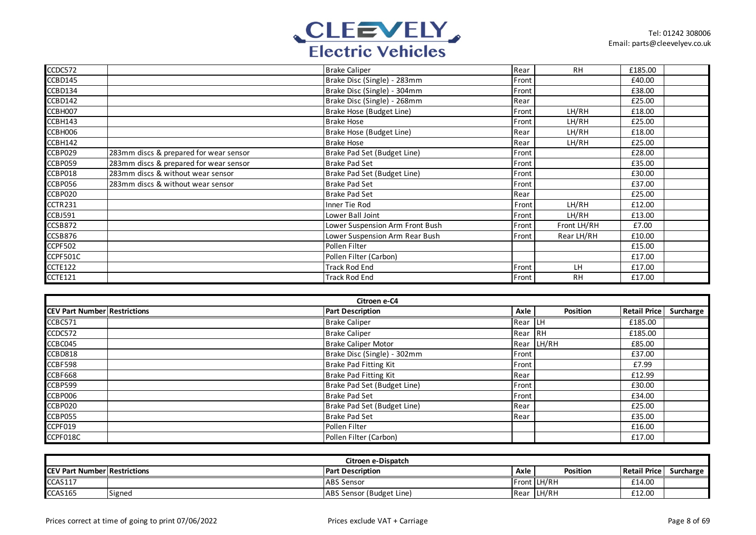| | | | | | | |
|---|---|---|---|---|---|---|
| CCDC572 | | Brake Caliper | Rear | RH | £185.00 | |
| CCBD145 | | Brake Disc (Single) - 283mm | Front | | £40.00 | |
| CCBD134 | | Brake Disc (Single) - 304mm | Front | | £38.00 | |
| CCBD142 | | Brake Disc (Single) - 268mm | Rear | | £25.00 | |
| CCBH007 | | Brake Hose (Budget Line) | Front | LH/RH | £18.00 | |
| CCBH143 | | Brake Hose | Front | LH/RH | £25.00 | |
| CCBH006 | | Brake Hose (Budget Line) | Rear | LH/RH | £18.00 | |
| CCBH142 | | Brake Hose | Rear | LH/RH | £25.00 | |
| CCBP029 | 283mm discs & prepared for wear sensor | Brake Pad Set (Budget Line) | Front | | £28.00 | |
| CCBP059 | 283mm discs & prepared for wear sensor | Brake Pad Set | Front | | £35.00 | |
| CCBP018 | 283mm discs & without wear sensor | Brake Pad Set (Budget Line) | Front | | £30.00 | |
| CCBP056 | 283mm discs & without wear sensor | Brake Pad Set | Front | | £37.00 | |
| CCBP020 | | Brake Pad Set | Rear | | £25.00 | |
| CCTR231 | | Inner Tie Rod | Front | LH/RH | £12.00 | |
| CCBJ591 | | Lower Ball Joint | Front | LH/RH | £13.00 | |
| CCSB872 | | Lower Suspension Arm Front Bush | Front | Front LH/RH | £7.00 | |
| CCSB876 | | Lower Suspension Arm Rear Bush | Front | Rear LH/RH | £10.00 | |
| CCPF502 | | Pollen Filter | | | £15.00 | |
| CCPF501C | | Pollen Filter (Carbon) | | | £17.00 | |
| CCTE122 | | Track Rod End | Front | LH | £17.00 | |
| CCTE121 | | Track Rod End | Front | RH | £17.00 | |

## Citroen e-C4

| CEV Part Number | Restrictions | Part Description | Axle | Position | Retail Price | Surcharge |
|---|---|---|---|---|---|---|
| CCBC571 | | Brake Caliper | Rear | LH | £185.00 | |
| CCDC572 | | Brake Caliper | Rear | RH | £185.00 | |
| CCBC045 | | Brake Caliper Motor | Rear | LH/RH | £85.00 | |
| CCBD818 | | Brake Disc (Single) - 302mm | Front | | £37.00 | |
| CCBF598 | | Brake Pad Fitting Kit | Front | | £7.99 | |
| CCBF668 | | Brake Pad Fitting Kit | Rear | | £12.99 | |
| CCBP599 | | Brake Pad Set (Budget Line) | Front | | £30.00 | |
| CCBP006 | | Brake Pad Set | Front | | £34.00 | |
| CCBP020 | | Brake Pad Set (Budget Line) | Rear | | £25.00 | |
| CCBP055 | | Brake Pad Set | Rear | | £35.00 | |
| CCPF019 | | Pollen Filter | | | £16.00 | |
| CCPF018C | | Pollen Filter (Carbon) | | | £17.00 | |

## Citroen e-Dispatch

| CEV Part Number | Restrictions | Part Description | Axle | Position | Retail Price | Surcharge |
|---|---|---|---|---|---|---|
| CCAS117 | | ABS Sensor | Front | LH/RH | £14.00 | |
| CCAS165 | Signed | ABS Sensor (Budget Line) | Rear | LH/RH | £12.00 | |

Prices correct at time of going to print 07/06/2022

Prices exclude VAT + Carriage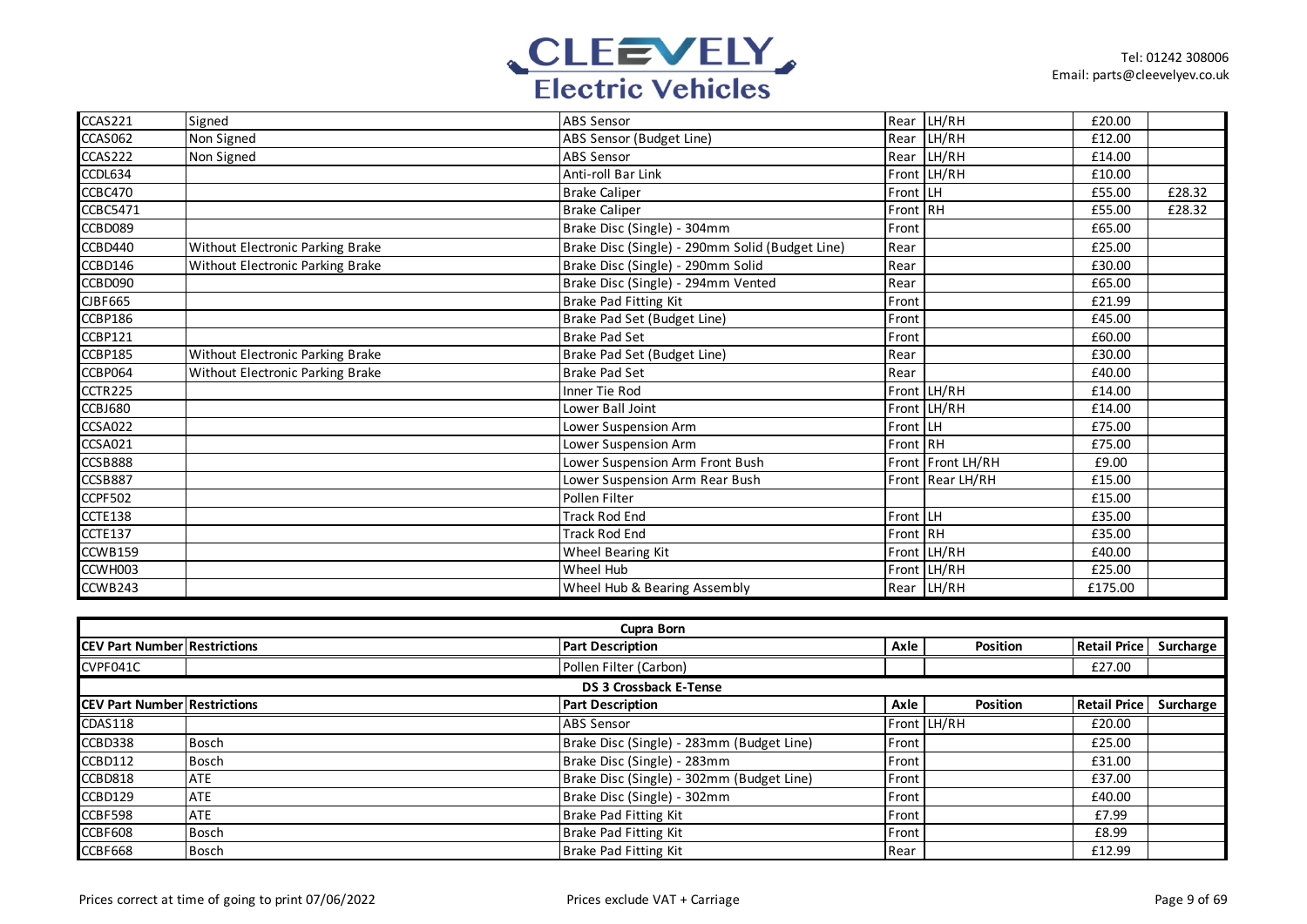| CEV Part Number | Restrictions | Part Description | Axle | Position | Retail Price | Surcharge |
|---|---|---|---|---|---|---|
| CCAS221 | Signed | ABS Sensor | Rear | LH/RH | £20.00 | |
| CCAS062 | Non Signed | ABS Sensor (Budget Line) | Rear | LH/RH | £12.00 | |
| CCAS222 | Non Signed | ABS Sensor | Rear | LH/RH | £14.00 | |
| CCDL634 | | Anti-roll Bar Link | Front | LH/RH | £10.00 | |
| CCBC470 | | Brake Caliper | Front | LH | £55.00 | £28.32 |
| CCBC5471 | | Brake Caliper | Front | RH | £55.00 | £28.32 |
| CCBD089 | | Brake Disc (Single) - 304mm | Front | | £65.00 | |
| CCBD440 | Without Electronic Parking Brake | Brake Disc (Single) - 290mm Solid (Budget Line) | Rear | | £25.00 | |
| CCBD146 | Without Electronic Parking Brake | Brake Disc (Single) - 290mm Solid | Rear | | £30.00 | |
| CCBD090 | | Brake Disc (Single) - 294mm Vented | Rear | | £65.00 | |
| CJBF665 | | Brake Pad Fitting Kit | Front | | £21.99 | |
| CCBP186 | | Brake Pad Set (Budget Line) | Front | | £45.00 | |
| CCBP121 | | Brake Pad Set | Front | | £60.00 | |
| CCBP185 | Without Electronic Parking Brake | Brake Pad Set (Budget Line) | Rear | | £30.00 | |
| CCBP064 | Without Electronic Parking Brake | Brake Pad Set | Rear | | £40.00 | |
| CCTR225 | | Inner Tie Rod | Front | LH/RH | £14.00 | |
| CCBJ680 | | Lower Ball Joint | Front | LH/RH | £14.00 | |
| CCSA022 | | Lower Suspension Arm | Front | LH | £75.00 | |
| CCSA021 | | Lower Suspension Arm | Front | RH | £75.00 | |
| CCSB888 | | Lower Suspension Arm Front Bush | Front | Front LH/RH | £9.00 | |
| CCSB887 | | Lower Suspension Arm Rear Bush | Front | Rear LH/RH | £15.00 | |
| CCPF502 | | Pollen Filter | | | £15.00 | |
| CCTE138 | | Track Rod End | Front | LH | £35.00 | |
| CCTE137 | | Track Rod End | Front | RH | £35.00 | |
| CCWB159 | | Wheel Bearing Kit | Front | LH/RH | £40.00 | |
| CCWH003 | | Wheel Hub | Front | LH/RH | £25.00 | |
| CCWB243 | | Wheel Hub & Bearing Assembly | Rear | LH/RH | £175.00 | |

## Cupra Born

| CEV Part Number | Restrictions | Part Description | Axle | Position | Retail Price | Surcharge |
|---|---|---|---|---|---|---|
| CVPF041C | | Pollen Filter (Carbon) | | | £27.00 | |

## DS 3 Crossback E-Tense

| CEV Part Number | Restrictions | Part Description | Axle | Position | Retail Price | Surcharge |
|---|---|---|---|---|---|---|
| CDAS118 | | ABS Sensor | Front | LH/RH | £20.00 | |
| CCBD338 | Bosch | Brake Disc (Single) - 283mm (Budget Line) | Front | | £25.00 | |
| CCBD112 | Bosch | Brake Disc (Single) - 283mm | Front | | £31.00 | |
| CCBD818 | ATE | Brake Disc (Single) - 302mm (Budget Line) | Front | | £37.00 | |
| CCBD129 | ATE | Brake Disc (Single) - 302mm | Front | | £40.00 | |
| CCBF598 | ATE | Brake Pad Fitting Kit | Front | | £7.99 | |
| CCBF608 | Bosch | Brake Pad Fitting Kit | Front | | £8.99 | |
| CCBF668 | Bosch | Brake Pad Fitting Kit | Rear | | £12.99 | |

Prices correct at time of going to print 07/06/2022

Prices exclude VAT + Carriage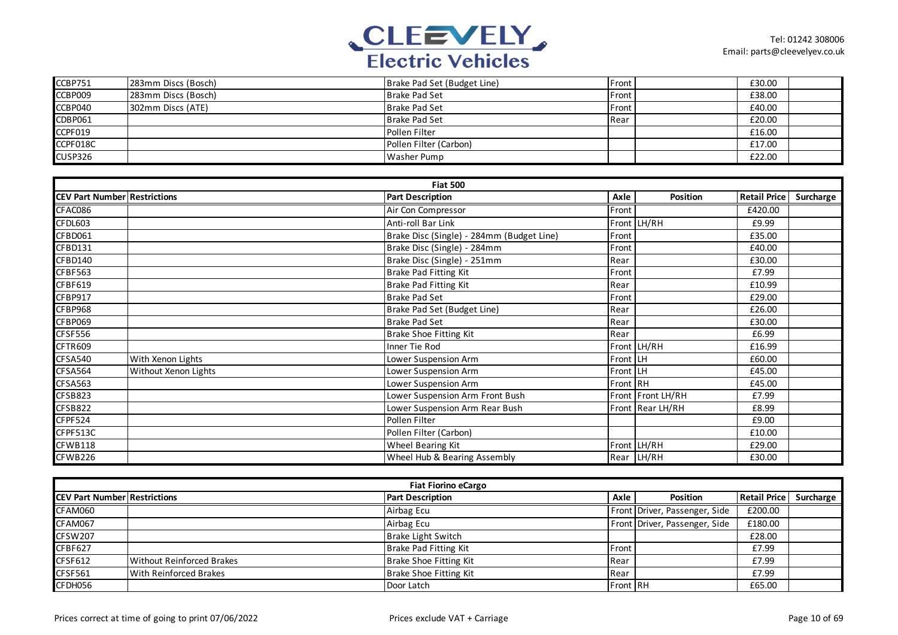| CEV Part Number | Restrictions | Part Description | Axle | Position | Retail Price | Surcharge |
|---|---|---|---|---|---|---|
| CCBP751 | 283mm Discs (Bosch) | Brake Pad Set (Budget Line) | Front | | £30.00 | |
| CCBP009 | 283mm Discs (Bosch) | Brake Pad Set | Front | | £38.00 | |
| CCBP040 | 302mm Discs (ATE) | Brake Pad Set | Front | | £40.00 | |
| CDBP061 | | Brake Pad Set | Rear | | £20.00 | |
| CCPF019 | | Pollen Filter | | | £16.00 | |
| CCPF018C | | Pollen Filter (Carbon) | | | £17.00 | |
| CUSP326 | | Washer Pump | | | £22.00 | |

| Fiat 500 | | | | | | |
|---|---|---|---|---|---|---|
| **CEV Part Number** | **Restrictions** | **Part Description** | **Axle** | **Position** | **Retail Price** | **Surcharge** |
| CFAC086 | | Air Con Compressor | Front | | £420.00 | |
| CFDL603 | | Anti-roll Bar Link | Front | LH/RH | £9.99 | |
| CFBD061 | | Brake Disc (Single) - 284mm (Budget Line) | Front | | £35.00 | |
| CFBD131 | | Brake Disc (Single) - 284mm | Front | | £40.00 | |
| CFBD140 | | Brake Disc (Single) - 251mm | Rear | | £30.00 | |
| CFBF563 | | Brake Pad Fitting Kit | Front | | £7.99 | |
| CFBF619 | | Brake Pad Fitting Kit | Rear | | £10.99 | |
| CFBP917 | | Brake Pad Set | Front | | £29.00 | |
| CFBP968 | | Brake Pad Set (Budget Line) | Rear | | £26.00 | |
| CFBP069 | | Brake Pad Set | Rear | | £30.00 | |
| CFSF556 | | Brake Shoe Fitting Kit | Rear | | £6.99 | |
| CFTR609 | | Inner Tie Rod | Front | LH/RH | £16.99 | |
| CFSA540 | With Xenon Lights | Lower Suspension Arm | Front | LH | £60.00 | |
| CFSA564 | Without Xenon Lights | Lower Suspension Arm | Front | LH | £45.00 | |
| CFSA563 | | Lower Suspension Arm | Front | RH | £45.00 | |
| CFSB823 | | Lower Suspension Arm Front Bush | Front | Front LH/RH | £7.99 | |
| CFSB822 | | Lower Suspension Arm Rear Bush | Front | Rear LH/RH | £8.99 | |
| CFPF524 | | Pollen Filter | | | £9.00 | |
| CFPF513C | | Pollen Filter (Carbon) | | | £10.00 | |
| CFWB118 | | Wheel Bearing Kit | Front | LH/RH | £29.00 | |
| CFWB226 | | Wheel Hub & Bearing Assembly | Rear | LH/RH | £30.00 | |

| Fiat Fiorino eCargo | | | | | | |
|---|---|---|---|---|---|---|
| **CEV Part Number** | **Restrictions** | **Part Description** | **Axle** | **Position** | **Retail Price** | **Surcharge** |
| CFAM060 | | Airbag Ecu | Front | Driver, Passenger, Side | £200.00 | |
| CFAM067 | | Airbag Ecu | Front | Driver, Passenger, Side | £180.00 | |
| CFSW207 | | Brake Light Switch | | | £28.00 | |
| CFBF627 | | Brake Pad Fitting Kit | Front | | £7.99 | |
| CFSF612 | Without Reinforced Brakes | Brake Shoe Fitting Kit | Rear | | £7.99 | |
| CFSF561 | With Reinforced Brakes | Brake Shoe Fitting Kit | Rear | | £7.99 | |
| CFDH056 | | Door Latch | Front | RH | £65.00 | |

Prices correct at time of going to print 07/06/2022

Prices exclude VAT + Carriage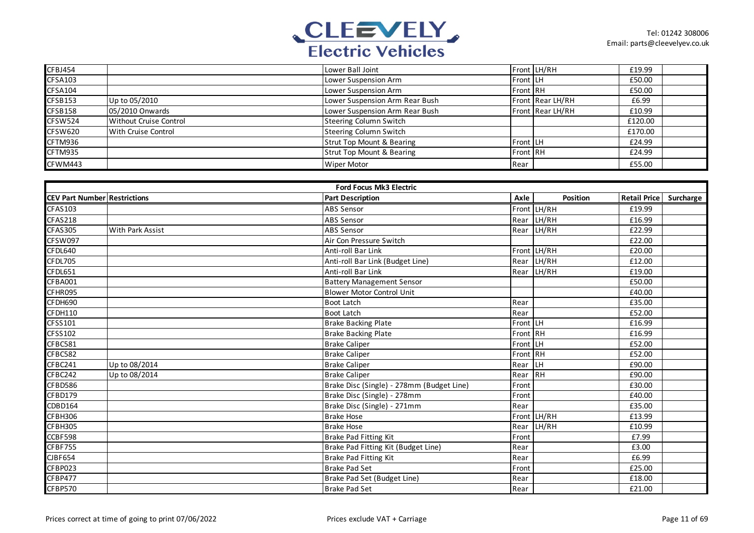| | | | | | | |
|---|---|---|---|---|---|---|
| CFBJ454 | | Lower Ball Joint | Front | LH/RH | £19.99 | |
| CFSA103 | | Lower Suspension Arm | Front | LH | £50.00 | |
| CFSA104 | | Lower Suspension Arm | Front | RH | £50.00 | |
| CFSB153 | Up to 05/2010 | Lower Suspension Arm Rear Bush | Front | Rear LH/RH | £6.99 | |
| CFSB158 | 05/2010 Onwards | Lower Suspension Arm Rear Bush | Front | Rear LH/RH | £10.99 | |
| CFSW524 | Without Cruise Control | Steering Column Switch | | | £120.00 | |
| CFSW620 | With Cruise Control | Steering Column Switch | | | £170.00 | |
| CFTM936 | | Strut Top Mount & Bearing | Front | LH | £24.99 | |
| CFTM935 | | Strut Top Mount & Bearing | Front | RH | £24.99 | |
| CFWM443 | | Wiper Motor | Rear | | £55.00 | |

**Ford Focus Mk3 Electric**

| CEV Part Number | Restrictions | Part Description | Axle | Position | Retail Price | Surcharge |
|---|---|---|---|---|---|---|
| CFAS103 | | ABS Sensor | Front | LH/RH | £19.99 | |
| CFAS218 | | ABS Sensor | Rear | LH/RH | £16.99 | |
| CFAS305 | With Park Assist | ABS Sensor | Rear | LH/RH | £22.99 | |
| CFSW097 | | Air Con Pressure Switch | | | £22.00 | |
| CFDL640 | | Anti-roll Bar Link | Front | LH/RH | £20.00 | |
| CFDL705 | | Anti-roll Bar Link (Budget Line) | Rear | LH/RH | £12.00 | |
| CFDL651 | | Anti-roll Bar Link | Rear | LH/RH | £19.00 | |
| CFBA001 | | Battery Management Sensor | | | £50.00 | |
| CFHR095 | | Blower Motor Control Unit | | | £40.00 | |
| CFDH690 | | Boot Latch | Rear | | £35.00 | |
| CFDH110 | | Boot Latch | Rear | | £52.00 | |
| CFSS101 | | Brake Backing Plate | Front | LH | £16.99 | |
| CFSS102 | | Brake Backing Plate | Front | RH | £16.99 | |
| CFBC581 | | Brake Caliper | Front | LH | £52.00 | |
| CFBC582 | | Brake Caliper | Front | RH | £52.00 | |
| CFBC241 | Up to 08/2014 | Brake Caliper | Rear | LH | £90.00 | |
| CFBC242 | Up to 08/2014 | Brake Caliper | Rear | RH | £90.00 | |
| CFBD586 | | Brake Disc (Single) - 278mm (Budget Line) | Front | | £30.00 | |
| CFBD179 | | Brake Disc (Single) - 278mm | Front | | £40.00 | |
| CDBD164 | | Brake Disc (Single) - 271mm | Rear | | £35.00 | |
| CFBH306 | | Brake Hose | Front | LH/RH | £13.99 | |
| CFBH305 | | Brake Hose | Rear | LH/RH | £10.99 | |
| CCBF598 | | Brake Pad Fitting Kit | Front | | £7.99 | |
| CFBF755 | | Brake Pad Fitting Kit (Budget Line) | Rear | | £3.00 | |
| CJBF654 | | Brake Pad Fitting Kit | Rear | | £6.99 | |
| CFBP023 | | Brake Pad Set | Front | | £25.00 | |
| CFBP477 | | Brake Pad Set (Budget Line) | Rear | | £18.00 | |
| CFBP570 | | Brake Pad Set | Rear | | £21.00 | |

Prices correct at time of going to print 07/06/2022

Prices exclude VAT + Carriage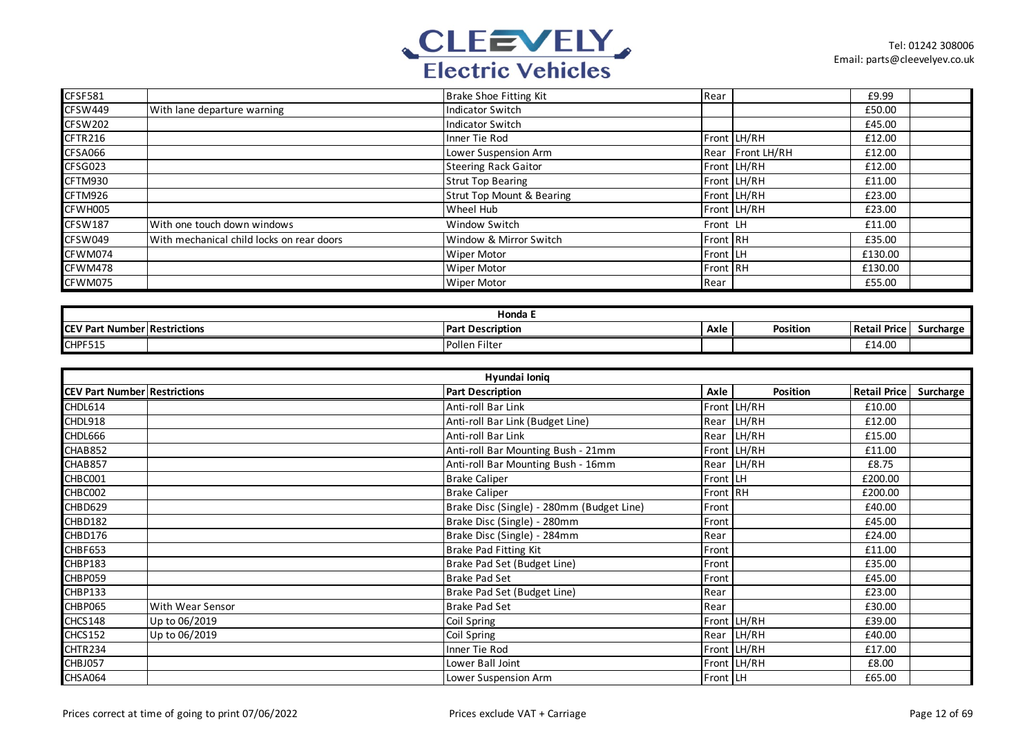| CEV Part Number | Restrictions | Part Description | Axle | Position | Retail Price | Surcharge |
|---|---|---|---|---|---|---|
| CFSF581 | | Brake Shoe Fitting Kit | Rear | | £9.99 | |
| CFSW449 | With lane departure warning | Indicator Switch | | | £50.00 | |
| CFSW202 | | Indicator Switch | | | £45.00 | |
| CFTR216 | | Inner Tie Rod | Front | LH/RH | £12.00 | |
| CFSA066 | | Lower Suspension Arm | Rear | Front LH/RH | £12.00 | |
| CFSG023 | | Steering Rack Gaitor | Front | LH/RH | £12.00 | |
| CFTM930 | | Strut Top Bearing | Front | LH/RH | £11.00 | |
| CFTM926 | | Strut Top Mount & Bearing | Front | LH/RH | £23.00 | |
| CFWH005 | | Wheel Hub | Front | LH/RH | £23.00 | |
| CFSW187 | With one touch down windows | Window Switch | Front | LH | £11.00 | |
| CFSW049 | With mechanical child locks on rear doors | Window & Mirror Switch | Front | RH | £35.00 | |
| CFWM074 | | Wiper Motor | Front | LH | £130.00 | |
| CFWM478 | | Wiper Motor | Front | RH | £130.00 | |
| CFWM075 | | Wiper Motor | Rear | | £55.00 | |

## Honda E

| CEV Part Number | Restrictions | Part Description | Axle | Position | Retail Price | Surcharge |
|---|---|---|---|---|---|---|
| CHPF515 | | Pollen Filter | | | £14.00 | |

## Hyundai Ioniq

| CEV Part Number | Restrictions | Part Description | Axle | Position | Retail Price | Surcharge |
|---|---|---|---|---|---|---|
| CHDL614 | | Anti-roll Bar Link | Front | LH/RH | £10.00 | |
| CHDL918 | | Anti-roll Bar Link (Budget Line) | Rear | LH/RH | £12.00 | |
| CHDL666 | | Anti-roll Bar Link | Rear | LH/RH | £15.00 | |
| CHAB852 | | Anti-roll Bar Mounting Bush - 21mm | Front | LH/RH | £11.00 | |
| CHAB857 | | Anti-roll Bar Mounting Bush - 16mm | Rear | LH/RH | £8.75 | |
| CHBC001 | | Brake Caliper | Front | LH | £200.00 | |
| CHBC002 | | Brake Caliper | Front | RH | £200.00 | |
| CHBD629 | | Brake Disc (Single) - 280mm (Budget Line) | Front | | £40.00 | |
| CHBD182 | | Brake Disc (Single) - 280mm | Front | | £45.00 | |
| CHBD176 | | Brake Disc (Single) - 284mm | Rear | | £24.00 | |
| CHBF653 | | Brake Pad Fitting Kit | Front | | £11.00 | |
| CHBP183 | | Brake Pad Set (Budget Line) | Front | | £35.00 | |
| CHBP059 | | Brake Pad Set | Front | | £45.00 | |
| CHBP133 | | Brake Pad Set (Budget Line) | Rear | | £23.00 | |
| CHBP065 | With Wear Sensor | Brake Pad Set | Rear | | £30.00 | |
| CHCS148 | Up to 06/2019 | Coil Spring | Front | LH/RH | £39.00 | |
| CHCS152 | Up to 06/2019 | Coil Spring | Rear | LH/RH | £40.00 | |
| CHTR234 | | Inner Tie Rod | Front | LH/RH | £17.00 | |
| CHBJ057 | | Lower Ball Joint | Front | LH/RH | £8.00 | |
| CHSA064 | | Lower Suspension Arm | Front | LH | £65.00 | |

Prices correct at time of going to print 07/06/2022

Prices exclude VAT + Carriage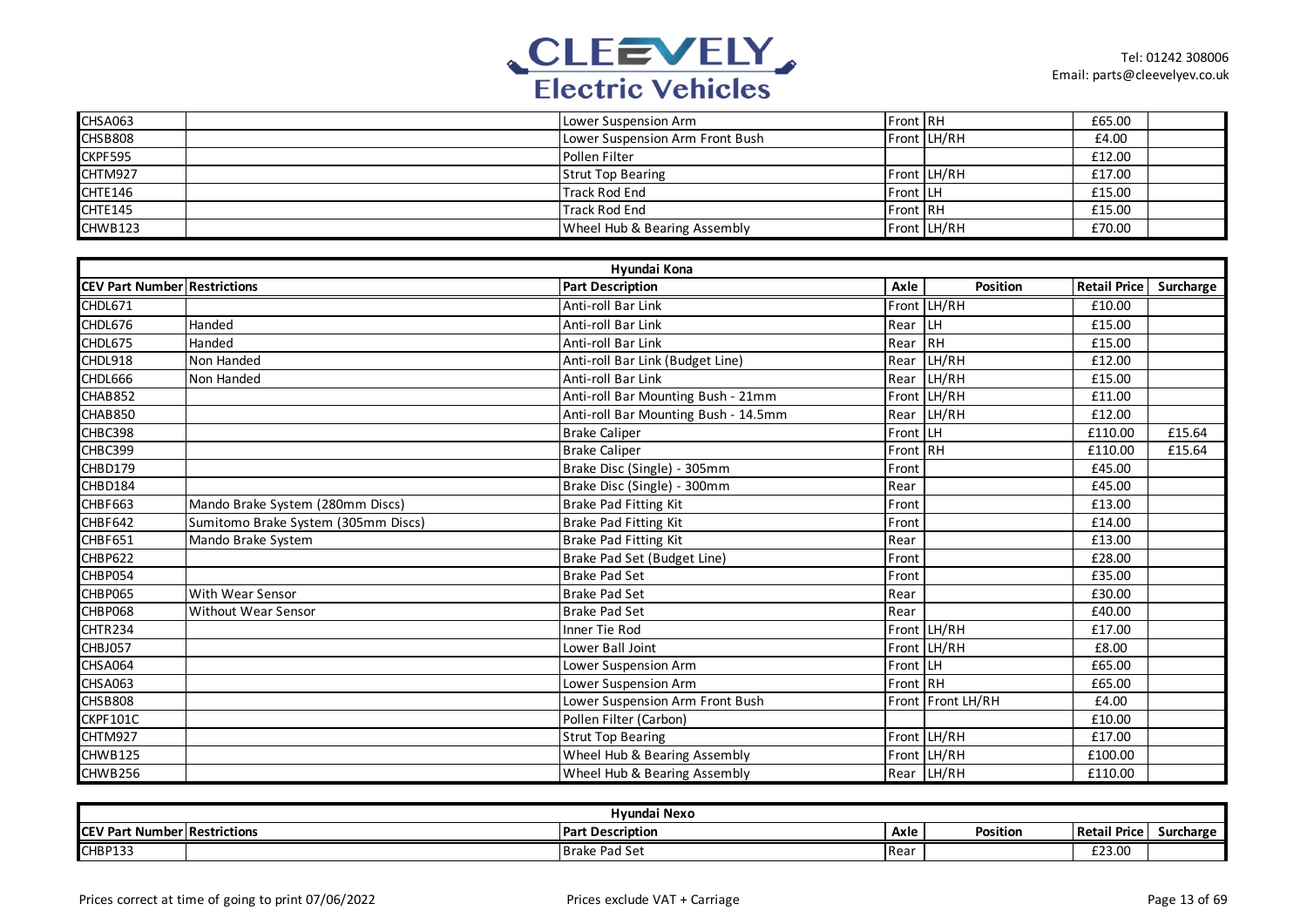| CEV Part Number | Restrictions | Part Description | Axle | Position | Retail Price | Surcharge |
|---|---|---|---|---|---|---|
| CHSA063 | | Lower Suspension Arm | Front | RH | £65.00 | |
| CHSB808 | | Lower Suspension Arm Front Bush | Front | LH/RH | £4.00 | |
| CKPF595 | | Pollen Filter | | | £12.00 | |
| CHTM927 | | Strut Top Bearing | Front | LH/RH | £17.00 | |
| CHTE146 | | Track Rod End | Front | LH | £15.00 | |
| CHTE145 | | Track Rod End | Front | RH | £15.00 | |
| CHWB123 | | Wheel Hub & Bearing Assembly | Front | LH/RH | £70.00 | |

## Hyundai Kona

| CEV Part Number | Restrictions | Part Description | Axle | Position | Retail Price | Surcharge |
|---|---|---|---|---|---|---|
| CHDL671 | | Anti-roll Bar Link | Front | LH/RH | £10.00 | |
| CHDL676 | Handed | Anti-roll Bar Link | Rear | LH | £15.00 | |
| CHDL675 | Handed | Anti-roll Bar Link | Rear | RH | £15.00 | |
| CHDL918 | Non Handed | Anti-roll Bar Link (Budget Line) | Rear | LH/RH | £12.00 | |
| CHDL666 | Non Handed | Anti-roll Bar Link | Rear | LH/RH | £15.00 | |
| CHAB852 | | Anti-roll Bar Mounting Bush - 21mm | Front | LH/RH | £11.00 | |
| CHAB850 | | Anti-roll Bar Mounting Bush - 14.5mm | Rear | LH/RH | £12.00 | |
| CHBC398 | | Brake Caliper | Front | LH | £110.00 | £15.64 |
| CHBC399 | | Brake Caliper | Front | RH | £110.00 | £15.64 |
| CHBD179 | | Brake Disc (Single) - 305mm | Front | | £45.00 | |
| CHBD184 | | Brake Disc (Single) - 300mm | Rear | | £45.00 | |
| CHBF663 | Mando Brake System (280mm Discs) | Brake Pad Fitting Kit | Front | | £13.00 | |
| CHBF642 | Sumitomo Brake System (305mm Discs) | Brake Pad Fitting Kit | Front | | £14.00 | |
| CHBF651 | Mando Brake System | Brake Pad Fitting Kit | Rear | | £13.00 | |
| CHBP622 | | Brake Pad Set (Budget Line) | Front | | £28.00 | |
| CHBP054 | | Brake Pad Set | Front | | £35.00 | |
| CHBP065 | With Wear Sensor | Brake Pad Set | Rear | | £30.00 | |
| CHBP068 | Without Wear Sensor | Brake Pad Set | Rear | | £40.00 | |
| CHTR234 | | Inner Tie Rod | Front | LH/RH | £17.00 | |
| CHBJ057 | | Lower Ball Joint | Front | LH/RH | £8.00 | |
| CHSA064 | | Lower Suspension Arm | Front | LH | £65.00 | |
| CHSA063 | | Lower Suspension Arm | Front | RH | £65.00 | |
| CHSB808 | | Lower Suspension Arm Front Bush | Front | Front LH/RH | £4.00 | |
| CKPF101C | | Pollen Filter (Carbon) | | | £10.00 | |
| CHTM927 | | Strut Top Bearing | Front | LH/RH | £17.00 | |
| CHWB125 | | Wheel Hub & Bearing Assembly | Front | LH/RH | £100.00 | |
| CHWB256 | | Wheel Hub & Bearing Assembly | Rear | LH/RH | £110.00 | |

## Hyundai Nexo

| CEV Part Number | Restrictions | Part Description | Axle | Position | Retail Price | Surcharge |
|---|---|---|---|---|---|---|
| CHBP133 | | Brake Pad Set | Rear | | £23.00 | |

Prices correct at time of going to print 07/06/2022

Prices exclude VAT + Carriage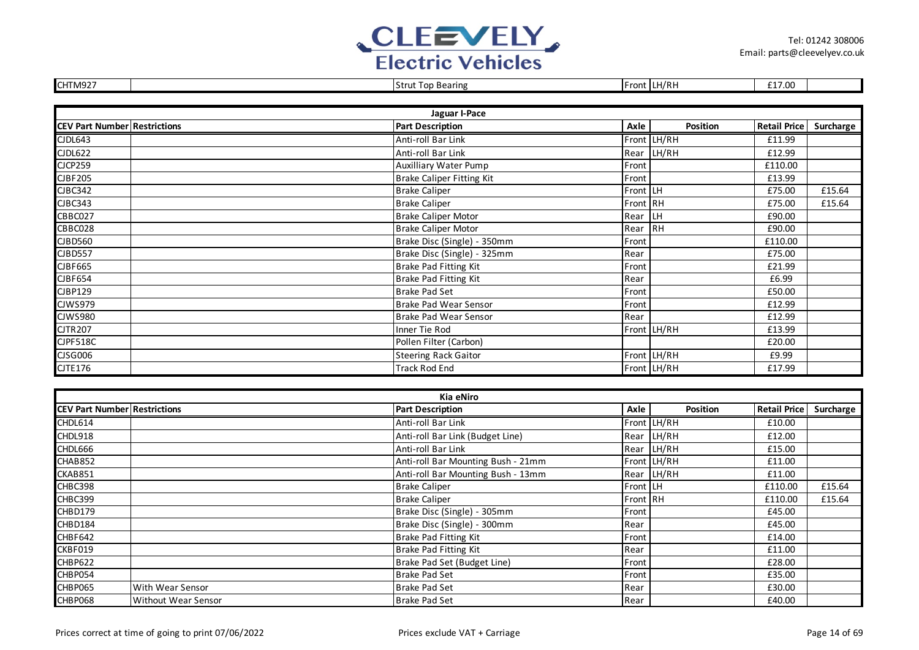| CHTM927 | | Strut Top Bearing | Front | LH/RH | £17.00 | |
|---|---|---|---|---|---|---|

| Jaguar I-Pace | | | | | | |
|---|---|---|---|---|---|---|
| **CEV Part Number** | **Restrictions** | **Part Description** | **Axle** | **Position** | **Retail Price** | **Surcharge** |
| CJDL643 | | Anti-roll Bar Link | Front | LH/RH | £11.99 | |
| CJDL622 | | Anti-roll Bar Link | Rear | LH/RH | £12.99 | |
| CJCP259 | | Auxilliary Water Pump | Front | | £110.00 | |
| CJBF205 | | Brake Caliper Fitting Kit | Front | | £13.99 | |
| CJBC342 | | Brake Caliper | Front | LH | £75.00 | £15.64 |
| CJBC343 | | Brake Caliper | Front | RH | £75.00 | £15.64 |
| CBBC027 | | Brake Caliper Motor | Rear | LH | £90.00 | |
| CBBC028 | | Brake Caliper Motor | Rear | RH | £90.00 | |
| CJBD560 | | Brake Disc (Single) - 350mm | Front | | £110.00 | |
| CJBD557 | | Brake Disc (Single) - 325mm | Rear | | £75.00 | |
| CJBF665 | | Brake Pad Fitting Kit | Front | | £21.99 | |
| CJBF654 | | Brake Pad Fitting Kit | Rear | | £6.99 | |
| CJBP129 | | Brake Pad Set | Front | | £50.00 | |
| CJWS979 | | Brake Pad Wear Sensor | Front | | £12.99 | |
| CJWS980 | | Brake Pad Wear Sensor | Rear | | £12.99 | |
| CJTR207 | | Inner Tie Rod | Front | LH/RH | £13.99 | |
| CJPF518C | | Pollen Filter (Carbon) | | | £20.00 | |
| CJSG006 | | Steering Rack Gaitor | Front | LH/RH | £9.99 | |
| CJTE176 | | Track Rod End | Front | LH/RH | £17.99 | |

| Kia eNiro | | | | | | |
|---|---|---|---|---|---|---|
| **CEV Part Number** | **Restrictions** | **Part Description** | **Axle** | **Position** | **Retail Price** | **Surcharge** |
| CHDL614 | | Anti-roll Bar Link | Front | LH/RH | £10.00 | |
| CHDL918 | | Anti-roll Bar Link (Budget Line) | Rear | LH/RH | £12.00 | |
| CHDL666 | | Anti-roll Bar Link | Rear | LH/RH | £15.00 | |
| CHAB852 | | Anti-roll Bar Mounting Bush - 21mm | Front | LH/RH | £11.00 | |
| CKAB851 | | Anti-roll Bar Mounting Bush - 13mm | Rear | LH/RH | £11.00 | |
| CHBC398 | | Brake Caliper | Front | LH | £110.00 | £15.64 |
| CHBC399 | | Brake Caliper | Front | RH | £110.00 | £15.64 |
| CHBD179 | | Brake Disc (Single) - 305mm | Front | | £45.00 | |
| CHBD184 | | Brake Disc (Single) - 300mm | Rear | | £45.00 | |
| CHBF642 | | Brake Pad Fitting Kit | Front | | £14.00 | |
| CKBF019 | | Brake Pad Fitting Kit | Rear | | £11.00 | |
| CHBP622 | | Brake Pad Set (Budget Line) | Front | | £28.00 | |
| CHBP054 | | Brake Pad Set | Front | | £35.00 | |
| CHBP065 | With Wear Sensor | Brake Pad Set | Rear | | £30.00 | |
| CHBP068 | Without Wear Sensor | Brake Pad Set | Rear | | £40.00 | |

Prices correct at time of going to print 07/06/2022

Prices exclude VAT + Carriage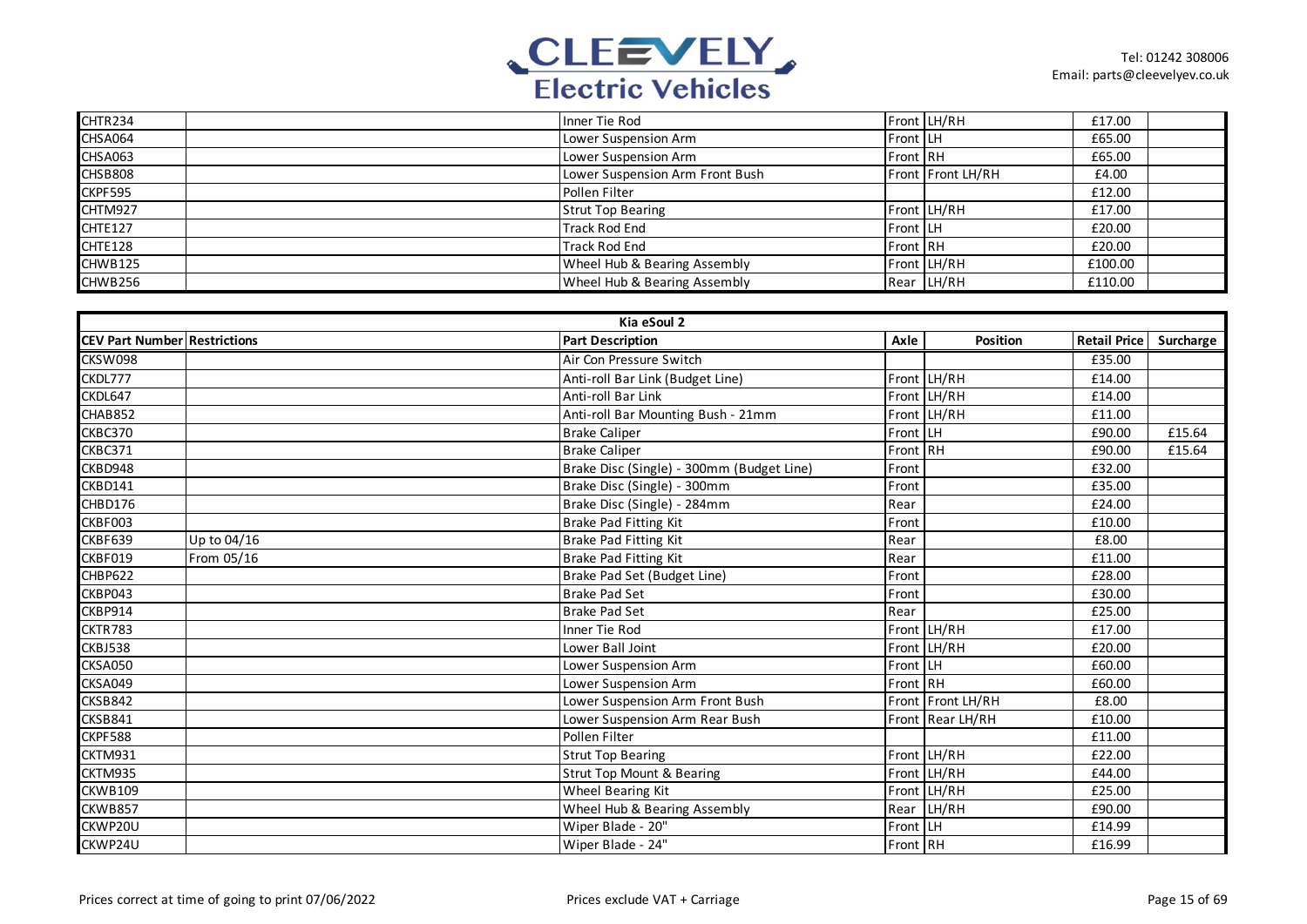| | | | | | | |
|---|---|---|---|---|---|---|
| CHTR234 | | Inner Tie Rod | Front | LH/RH | £17.00 | |
| CHSA064 | | Lower Suspension Arm | Front | LH | £65.00 | |
| CHSA063 | | Lower Suspension Arm | Front | RH | £65.00 | |
| CHSB808 | | Lower Suspension Arm Front Bush | Front | Front LH/RH | £4.00 | |
| CKPF595 | | Pollen Filter | | | £12.00 | |
| CHTM927 | | Strut Top Bearing | Front | LH/RH | £17.00 | |
| CHTE127 | | Track Rod End | Front | LH | £20.00 | |
| CHTE128 | | Track Rod End | Front | RH | £20.00 | |
| CHWB125 | | Wheel Hub & Bearing Assembly | Front | LH/RH | £100.00 | |
| CHWB256 | | Wheel Hub & Bearing Assembly | Rear | LH/RH | £110.00 | |

**Kia eSoul 2**

| CEV Part Number | Restrictions | Part Description | Axle | Position | Retail Price | Surcharge |
|---|---|---|---|---|---|---|
| CKSW098 | | Air Con Pressure Switch | | | £35.00 | |
| CKDL777 | | Anti-roll Bar Link (Budget Line) | Front | LH/RH | £14.00 | |
| CKDL647 | | Anti-roll Bar Link | Front | LH/RH | £14.00 | |
| CHAB852 | | Anti-roll Bar Mounting Bush - 21mm | Front | LH/RH | £11.00 | |
| CKBC370 | | Brake Caliper | Front | LH | £90.00 | £15.64 |
| CKBC371 | | Brake Caliper | Front | RH | £90.00 | £15.64 |
| CKBD948 | | Brake Disc (Single) - 300mm (Budget Line) | Front | | £32.00 | |
| CKBD141 | | Brake Disc (Single) - 300mm | Front | | £35.00 | |
| CHBD176 | | Brake Disc (Single) - 284mm | Rear | | £24.00 | |
| CKBF003 | | Brake Pad Fitting Kit | Front | | £10.00 | |
| CKBF639 | Up to 04/16 | Brake Pad Fitting Kit | Rear | | £8.00 | |
| CKBF019 | From 05/16 | Brake Pad Fitting Kit | Rear | | £11.00 | |
| CHBP622 | | Brake Pad Set (Budget Line) | Front | | £28.00 | |
| CKBP043 | | Brake Pad Set | Front | | £30.00 | |
| CKBP914 | | Brake Pad Set | Rear | | £25.00 | |
| CKTR783 | | Inner Tie Rod | Front | LH/RH | £17.00 | |
| CKBJ538 | | Lower Ball Joint | Front | LH/RH | £20.00 | |
| CKSA050 | | Lower Suspension Arm | Front | LH | £60.00 | |
| CKSA049 | | Lower Suspension Arm | Front | RH | £60.00 | |
| CKSB842 | | Lower Suspension Arm Front Bush | Front | Front LH/RH | £8.00 | |
| CKSB841 | | Lower Suspension Arm Rear Bush | Front | Rear LH/RH | £10.00 | |
| CKPF588 | | Pollen Filter | | | £11.00 | |
| CKTM931 | | Strut Top Bearing | Front | LH/RH | £22.00 | |
| CKTM935 | | Strut Top Mount & Bearing | Front | LH/RH | £44.00 | |
| CKWB109 | | Wheel Bearing Kit | Front | LH/RH | £25.00 | |
| CKWB857 | | Wheel Hub & Bearing Assembly | Rear | LH/RH | £90.00 | |
| CKWP20U | | Wiper Blade - 20" | Front | LH | £14.99 | |
| CKWP24U | | Wiper Blade - 24" | Front | RH | £16.99 | |

Prices correct at time of going to print 07/06/2022

Prices exclude VAT + Carriage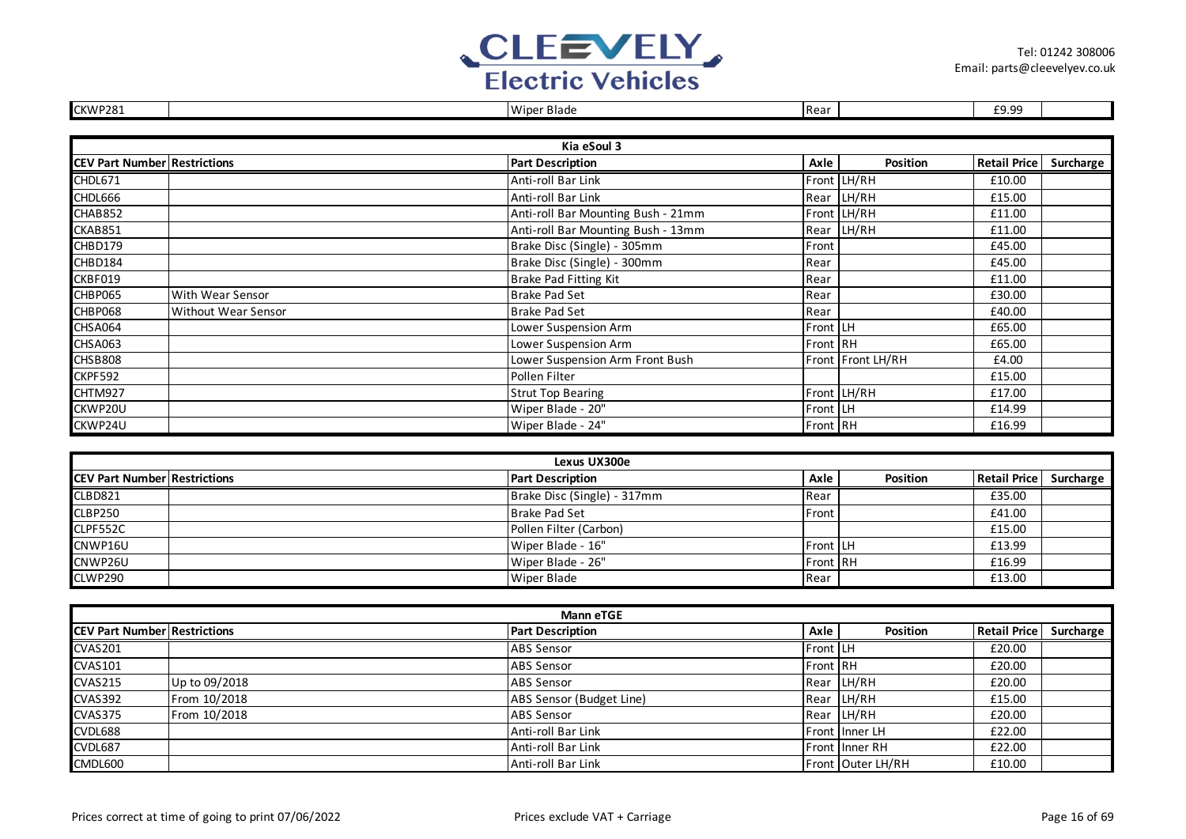| CKWP281 | | Wiper Blade | Rear | | £9.99 | |
|---|---|---|---|---|---|---|

| Kia eSoul 3 | | | | | | |
|---|---|---|---|---|---|---|
| **CEV Part Number** | **Restrictions** | **Part Description** | **Axle** | **Position** | **Retail Price** | **Surcharge** |
| CHDL671 | | Anti-roll Bar Link | Front | LH/RH | £10.00 | |
| CHDL666 | | Anti-roll Bar Link | Rear | LH/RH | £15.00 | |
| CHAB852 | | Anti-roll Bar Mounting Bush - 21mm | Front | LH/RH | £11.00 | |
| CKAB851 | | Anti-roll Bar Mounting Bush - 13mm | Rear | LH/RH | £11.00 | |
| CHBD179 | | Brake Disc (Single) - 305mm | Front | | £45.00 | |
| CHBD184 | | Brake Disc (Single) - 300mm | Rear | | £45.00 | |
| CKBF019 | | Brake Pad Fitting Kit | Rear | | £11.00 | |
| CHBP065 | With Wear Sensor | Brake Pad Set | Rear | | £30.00 | |
| CHBP068 | Without Wear Sensor | Brake Pad Set | Rear | | £40.00 | |
| CHSA064 | | Lower Suspension Arm | Front | LH | £65.00 | |
| CHSA063 | | Lower Suspension Arm | Front | RH | £65.00 | |
| CHSB808 | | Lower Suspension Arm Front Bush | Front | Front LH/RH | £4.00 | |
| CKPF592 | | Pollen Filter | | | £15.00 | |
| CHTM927 | | Strut Top Bearing | Front | LH/RH | £17.00 | |
| CKWP20U | | Wiper Blade - 20" | Front | LH | £14.99 | |
| CKWP24U | | Wiper Blade - 24" | Front | RH | £16.99 | |

| Lexus UX300e | | | | | | |
|---|---|---|---|---|---|---|
| **CEV Part Number** | **Restrictions** | **Part Description** | **Axle** | **Position** | **Retail Price** | **Surcharge** |
| CLBD821 | | Brake Disc (Single) - 317mm | Rear | | £35.00 | |
| CLBP250 | | Brake Pad Set | Front | | £41.00 | |
| CLPF552C | | Pollen Filter (Carbon) | | | £15.00 | |
| CNWP16U | | Wiper Blade - 16" | Front | LH | £13.99 | |
| CNWP26U | | Wiper Blade - 26" | Front | RH | £16.99 | |
| CLWP290 | | Wiper Blade | Rear | | £13.00 | |

| Mann eTGE | | | | | | |
|---|---|---|---|---|---|---|
| **CEV Part Number** | **Restrictions** | **Part Description** | **Axle** | **Position** | **Retail Price** | **Surcharge** |
| CVAS201 | | ABS Sensor | Front | LH | £20.00 | |
| CVAS101 | | ABS Sensor | Front | RH | £20.00 | |
| CVAS215 | Up to 09/2018 | ABS Sensor | Rear | LH/RH | £20.00 | |
| CVAS392 | From 10/2018 | ABS Sensor (Budget Line) | Rear | LH/RH | £15.00 | |
| CVAS375 | From 10/2018 | ABS Sensor | Rear | LH/RH | £20.00 | |
| CVDL688 | | Anti-roll Bar Link | Front | Inner LH | £22.00 | |
| CVDL687 | | Anti-roll Bar Link | Front | Inner RH | £22.00 | |
| CMDL600 | | Anti-roll Bar Link | Front | Outer LH/RH | £10.00 | |

Prices correct at time of going to print 07/06/2022

Prices exclude VAT + Carriage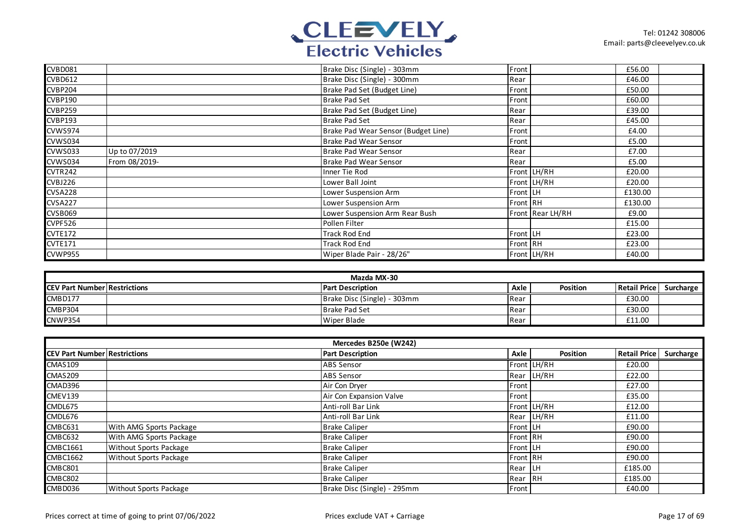| CEV Part Number | Restrictions | Part Description | Axle | Position | Retail Price | Surcharge |
|---|---|---|---|---|---|---|
| CVBD081 | | Brake Disc (Single) - 303mm | Front | | £56.00 | |
| CVBD612 | | Brake Disc (Single) - 300mm | Rear | | £46.00 | |
| CVBP204 | | Brake Pad Set (Budget Line) | Front | | £50.00 | |
| CVBP190 | | Brake Pad Set | Front | | £60.00 | |
| CVBP259 | | Brake Pad Set (Budget Line) | Rear | | £39.00 | |
| CVBP193 | | Brake Pad Set | Rear | | £45.00 | |
| CVWS974 | | Brake Pad Wear Sensor (Budget Line) | Front | | £4.00 | |
| CVWS034 | | Brake Pad Wear Sensor | Front | | £5.00 | |
| CVWS033 | Up to 07/2019 | Brake Pad Wear Sensor | Rear | | £7.00 | |
| CVWS034 | From 08/2019- | Brake Pad Wear Sensor | Rear | | £5.00 | |
| CVTR242 | | Inner Tie Rod | Front | LH/RH | £20.00 | |
| CVBJ226 | | Lower Ball Joint | Front | LH/RH | £20.00 | |
| CVSA228 | | Lower Suspension Arm | Front | LH | £130.00 | |
| CVSA227 | | Lower Suspension Arm | Front | RH | £130.00 | |
| CVSB069 | | Lower Suspension Arm Rear Bush | Front | Rear LH/RH | £9.00 | |
| CVPF526 | | Pollen Filter | | | £15.00 | |
| CVTE172 | | Track Rod End | Front | LH | £23.00 | |
| CVTE171 | | Track Rod End | Front | RH | £23.00 | |
| CVWP955 | | Wiper Blade Pair - 28/26" | Front | LH/RH | £40.00 | |

## Mazda MX-30

| CEV Part Number | Restrictions | Part Description | Axle | Position | Retail Price | Surcharge |
|---|---|---|---|---|---|---|
| CMBD177 | | Brake Disc (Single) - 303mm | Rear | | £30.00 | |
| CMBP304 | | Brake Pad Set | Rear | | £30.00 | |
| CNWP354 | | Wiper Blade | Rear | | £11.00 | |

## Mercedes B250e (W242)

| CEV Part Number | Restrictions | Part Description | Axle | Position | Retail Price | Surcharge |
|---|---|---|---|---|---|---|
| CMAS109 | | ABS Sensor | Front | LH/RH | £20.00 | |
| CMAS209 | | ABS Sensor | Rear | LH/RH | £22.00 | |
| CMAD396 | | Air Con Dryer | Front | | £27.00 | |
| CMEV139 | | Air Con Expansion Valve | Front | | £35.00 | |
| CMDL675 | | Anti-roll Bar Link | Front | LH/RH | £12.00 | |
| CMDL676 | | Anti-roll Bar Link | Rear | LH/RH | £11.00 | |
| CMBC631 | With AMG Sports Package | Brake Caliper | Front | LH | £90.00 | |
| CMBC632 | With AMG Sports Package | Brake Caliper | Front | RH | £90.00 | |
| CMBC1661 | Without Sports Package | Brake Caliper | Front | LH | £90.00 | |
| CMBC1662 | Without Sports Package | Brake Caliper | Front | RH | £90.00 | |
| CMBC801 | | Brake Caliper | Rear | LH | £185.00 | |
| CMBC802 | | Brake Caliper | Rear | RH | £185.00 | |
| CMBD036 | Without Sports Package | Brake Disc (Single) - 295mm | Front | | £40.00 | |

Prices correct at time of going to print 07/06/2022

Prices exclude VAT + Carriage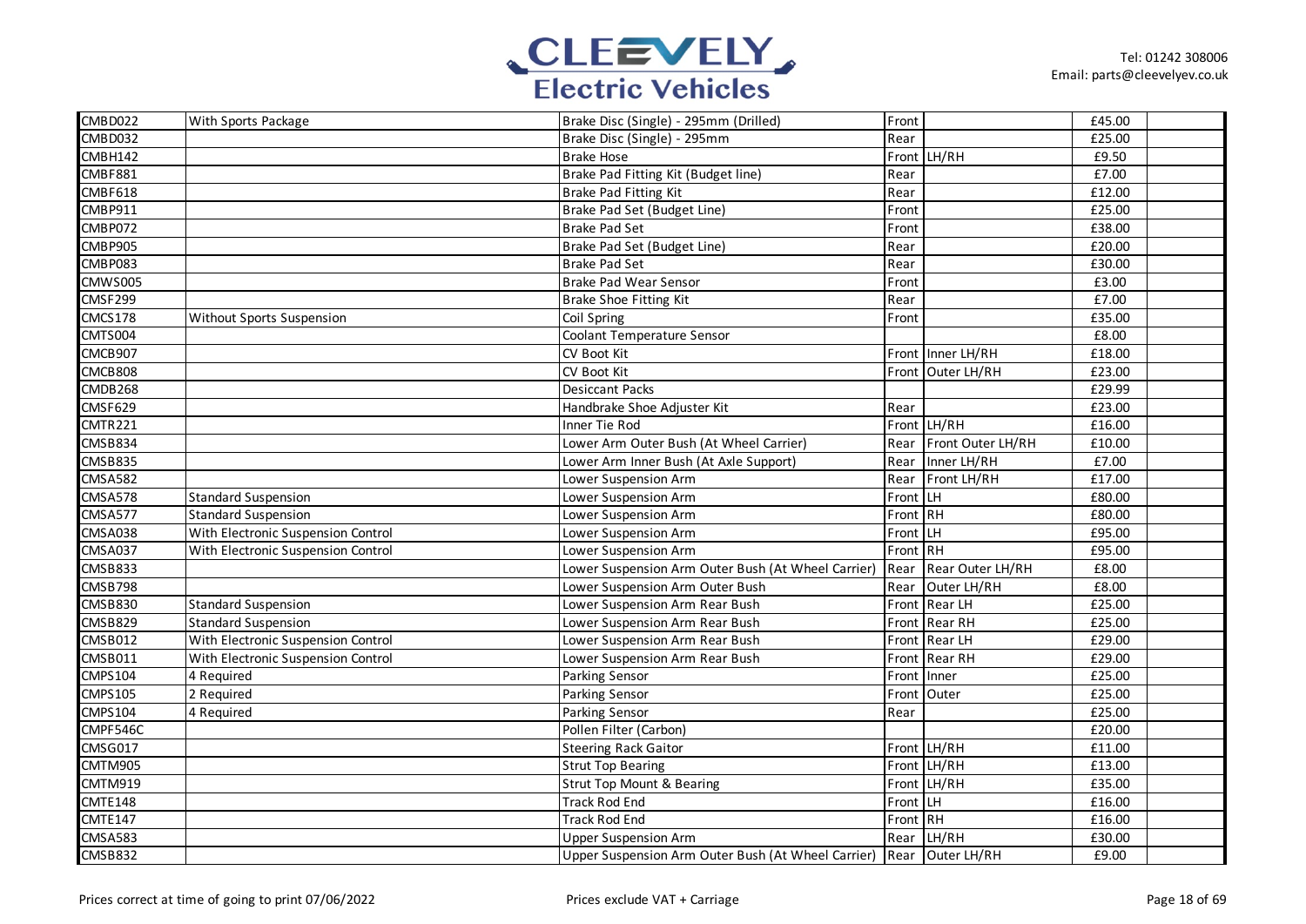| | | | | | | |
|---|---|---|---|---|---|---|
| CMBD022 | With Sports Package | Brake Disc (Single) - 295mm (Drilled) | Front | | £45.00 | |
| CMBD032 | | Brake Disc (Single) - 295mm | Rear | | £25.00 | |
| CMBH142 | | Brake Hose | Front | LH/RH | £9.50 | |
| CMBF881 | | Brake Pad Fitting Kit (Budget line) | Rear | | £7.00 | |
| CMBF618 | | Brake Pad Fitting Kit | Rear | | £12.00 | |
| CMBP911 | | Brake Pad Set (Budget Line) | Front | | £25.00 | |
| CMBP072 | | Brake Pad Set | Front | | £38.00 | |
| CMBP905 | | Brake Pad Set (Budget Line) | Rear | | £20.00 | |
| CMBP083 | | Brake Pad Set | Rear | | £30.00 | |
| CMWS005 | | Brake Pad Wear Sensor | Front | | £3.00 | |
| CMSF299 | | Brake Shoe Fitting Kit | Rear | | £7.00 | |
| CMCS178 | Without Sports Suspension | Coil Spring | Front | | £35.00 | |
| CMTS004 | | Coolant Temperature Sensor | | | £8.00 | |
| CMCB907 | | CV Boot Kit | Front | Inner LH/RH | £18.00 | |
| CMCB808 | | CV Boot Kit | Front | Outer LH/RH | £23.00 | |
| CMDB268 | | Desiccant Packs | | | £29.99 | |
| CMSF629 | | Handbrake Shoe Adjuster Kit | Rear | | £23.00 | |
| CMTR221 | | Inner Tie Rod | Front | LH/RH | £16.00 | |
| CMSB834 | | Lower Arm Outer Bush (At Wheel Carrier) | Rear | Front Outer LH/RH | £10.00 | |
| CMSB835 | | Lower Arm Inner Bush (At Axle Support) | Rear | Inner LH/RH | £7.00 | |
| CMSA582 | | Lower Suspension Arm | Rear | Front LH/RH | £17.00 | |
| CMSA578 | Standard Suspension | Lower Suspension Arm | Front | LH | £80.00 | |
| CMSA577 | Standard Suspension | Lower Suspension Arm | Front | RH | £80.00 | |
| CMSA038 | With Electronic Suspension Control | Lower Suspension Arm | Front | LH | £95.00 | |
| CMSA037 | With Electronic Suspension Control | Lower Suspension Arm | Front | RH | £95.00 | |
| CMSB833 | | Lower Suspension Arm Outer Bush (At Wheel Carrier) | Rear | Rear Outer LH/RH | £8.00 | |
| CMSB798 | | Lower Suspension Arm Outer Bush | Rear | Outer LH/RH | £8.00 | |
| CMSB830 | Standard Suspension | Lower Suspension Arm Rear Bush | Front | Rear LH | £25.00 | |
| CMSB829 | Standard Suspension | Lower Suspension Arm Rear Bush | Front | Rear RH | £25.00 | |
| CMSB012 | With Electronic Suspension Control | Lower Suspension Arm Rear Bush | Front | Rear LH | £29.00 | |
| CMSB011 | With Electronic Suspension Control | Lower Suspension Arm Rear Bush | Front | Rear RH | £29.00 | |
| CMPS104 | 4 Required | Parking Sensor | Front | Inner | £25.00 | |
| CMPS105 | 2 Required | Parking Sensor | Front | Outer | £25.00 | |
| CMPS104 | 4 Required | Parking Sensor | Rear | | £25.00 | |
| CMPF546C | | Pollen Filter (Carbon) | | | £20.00 | |
| CMSG017 | | Steering Rack Gaitor | Front | LH/RH | £11.00 | |
| CMTM905 | | Strut Top Bearing | Front | LH/RH | £13.00 | |
| CMTM919 | | Strut Top Mount & Bearing | Front | LH/RH | £35.00 | |
| CMTE148 | | Track Rod End | Front | LH | £16.00 | |
| CMTE147 | | Track Rod End | Front | RH | £16.00 | |
| CMSA583 | | Upper Suspension Arm | Rear | LH/RH | £30.00 | |
| CMSB832 | | Upper Suspension Arm Outer Bush (At Wheel Carrier) | Rear | Outer LH/RH | £9.00 | |

Prices correct at time of going to print 07/06/2022

Prices exclude VAT + Carriage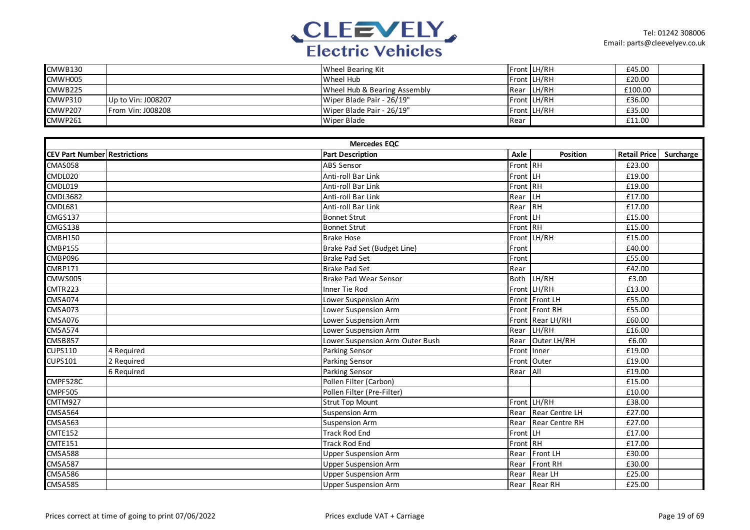| | | | | | | |
|---|---|---|---|---|---|---|
| CMWB130 | | Wheel Bearing Kit | Front | LH/RH | £45.00 | |
| CMWH005 | | Wheel Hub | Front | LH/RH | £20.00 | |
| CMWB225 | | Wheel Hub & Bearing Assembly | Rear | LH/RH | £100.00 | |
| CMWP310 | Up to Vin: J008207 | Wiper Blade Pair - 26/19" | Front | LH/RH | £36.00 | |
| CMWP207 | From Vin: J008208 | Wiper Blade Pair - 26/19" | Front | LH/RH | £35.00 | |
| CMWP261 | | Wiper Blade | Rear | | £11.00 | |

| Mercedes EQC | | | | | | |
|---|---|---|---|---|---|---|
| **CEV Part Number** | **Restrictions** | **Part Description** | **Axle** | **Position** | **Retail Price** | **Surcharge** |
| CMAS058 | | ABS Sensor | Front | RH | £23.00 | |
| CMDL020 | | Anti-roll Bar Link | Front | LH | £19.00 | |
| CMDL019 | | Anti-roll Bar Link | Front | RH | £19.00 | |
| CMDL3682 | | Anti-roll Bar Link | Rear | LH | £17.00 | |
| CMDL681 | | Anti-roll Bar Link | Rear | RH | £17.00 | |
| CMGS137 | | Bonnet Strut | Front | LH | £15.00 | |
| CMGS138 | | Bonnet Strut | Front | RH | £15.00 | |
| CMBH150 | | Brake Hose | Front | LH/RH | £15.00 | |
| CMBP155 | | Brake Pad Set (Budget Line) | Front | | £40.00 | |
| CMBP096 | | Brake Pad Set | Front | | £55.00 | |
| CMBP171 | | Brake Pad Set | Rear | | £42.00 | |
| CMWS005 | | Brake Pad Wear Sensor | Both | LH/RH | £3.00 | |
| CMTR223 | | Inner Tie Rod | Front | LH/RH | £13.00 | |
| CMSA074 | | Lower Suspension Arm | Front | Front LH | £55.00 | |
| CMSA073 | | Lower Suspension Arm | Front | Front RH | £55.00 | |
| CMSA076 | | Lower Suspension Arm | Front | Rear LH/RH | £60.00 | |
| CMSA574 | | Lower Suspension Arm | Rear | LH/RH | £16.00 | |
| CMSB857 | | Lower Suspension Arm Outer Bush | Rear | Outer LH/RH | £6.00 | |
| CUPS110 | 4 Required | Parking Sensor | Front | Inner | £19.00 | |
| CUPS101 | 2 Required | Parking Sensor | Front | Outer | £19.00 | |
| | 6 Required | Parking Sensor | Rear | All | £19.00 | |
| CMPF528C | | Pollen Filter (Carbon) | | | £15.00 | |
| CMPF505 | | Pollen Filter (Pre-Filter) | | | £10.00 | |
| CMTM927 | | Strut Top Mount | Front | LH/RH | £38.00 | |
| CMSA564 | | Suspension Arm | Rear | Rear Centre LH | £27.00 | |
| CMSA563 | | Suspension Arm | Rear | Rear Centre RH | £27.00 | |
| CMTE152 | | Track Rod End | Front | LH | £17.00 | |
| CMTE151 | | Track Rod End | Front | RH | £17.00 | |
| CMSA588 | | Upper Suspension Arm | Rear | Front LH | £30.00 | |
| CMSA587 | | Upper Suspension Arm | Rear | Front RH | £30.00 | |
| CMSA586 | | Upper Suspension Arm | Rear | Rear LH | £25.00 | |
| CMSA585 | | Upper Suspension Arm | Rear | Rear RH | £25.00 | |

Prices correct at time of going to print 07/06/2022

Prices exclude VAT + Carriage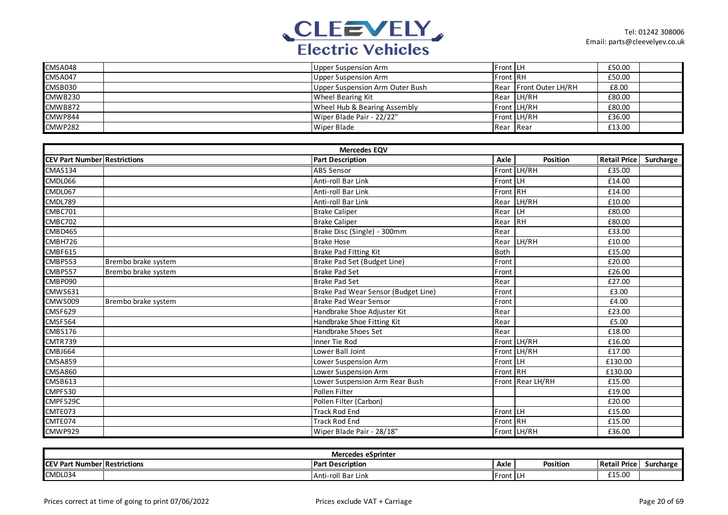| CEV Part Number | Restrictions | Part Description | Axle | Position | Retail Price | Surcharge |
|---|---|---|---|---|---|---|
| CMSA048 | | Upper Suspension Arm | Front | LH | £50.00 | |
| CMSA047 | | Upper Suspension Arm | Front | RH | £50.00 | |
| CMSB030 | | Upper Suspension Arm Outer Bush | Rear | Front Outer LH/RH | £8.00 | |
| CMWB230 | | Wheel Bearing Kit | Rear | LH/RH | £80.00 | |
| CMWB872 | | Wheel Hub & Bearing Assembly | Front | LH/RH | £80.00 | |
| CMWP844 | | Wiper Blade Pair - 22/22" | Front | LH/RH | £36.00 | |
| CMWP282 | | Wiper Blade | Rear | Rear | £13.00 | |

## Mercedes EQV

| CEV Part Number | Restrictions | Part Description | Axle | Position | Retail Price | Surcharge |
|---|---|---|---|---|---|---|
| CMAS134 | | ABS Sensor | Front | LH/RH | £35.00 | |
| CMDL066 | | Anti-roll Bar Link | Front | LH | £14.00 | |
| CMDL067 | | Anti-roll Bar Link | Front | RH | £14.00 | |
| CMDL789 | | Anti-roll Bar Link | Rear | LH/RH | £10.00 | |
| CMBC701 | | Brake Caliper | Rear | LH | £80.00 | |
| CMBC702 | | Brake Caliper | Rear | RH | £80.00 | |
| CMBD465 | | Brake Disc (Single) - 300mm | Rear | | £33.00 | |
| CMBH726 | | Brake Hose | Rear | LH/RH | £10.00 | |
| CMBF615 | | Brake Pad Fitting Kit | Both | | £15.00 | |
| CMBP553 | Brembo brake system | Brake Pad Set (Budget Line) | Front | | £20.00 | |
| CMBP557 | Brembo brake system | Brake Pad Set | Front | | £26.00 | |
| CMBP090 | | Brake Pad Set | Rear | | £27.00 | |
| CMWS631 | | Brake Pad Wear Sensor (Budget Line) | Front | | £3.00 | |
| CMWS009 | Brembo brake system | Brake Pad Wear Sensor | Front | | £4.00 | |
| CMSF629 | | Handbrake Shoe Adjuster Kit | Rear | | £23.00 | |
| CMSF564 | | Handbrake Shoe Fitting Kit | Rear | | £5.00 | |
| CMBS176 | | Handbrake Shoes Set | Rear | | £18.00 | |
| CMTR739 | | Inner Tie Rod | Front | LH/RH | £16.00 | |
| CMBJ664 | | Lower Ball Joint | Front | LH/RH | £17.00 | |
| CMSA859 | | Lower Suspension Arm | Front | LH | £130.00 | |
| CMSA860 | | Lower Suspension Arm | Front | RH | £130.00 | |
| CMSB613 | | Lower Suspension Arm Rear Bush | Front | Rear LH/RH | £15.00 | |
| CMPF530 | | Pollen Filter | | | £19.00 | |
| CMPF529C | | Pollen Filter (Carbon) | | | £20.00 | |
| CMTE073 | | Track Rod End | Front | LH | £15.00 | |
| CMTE074 | | Track Rod End | Front | RH | £15.00 | |
| CMWP929 | | Wiper Blade Pair - 28/18" | Front | LH/RH | £36.00 | |

## Mercedes eSprinter

| CEV Part Number | Restrictions | Part Description | Axle | Position | Retail Price | Surcharge |
|---|---|---|---|---|---|---|
| CMDL034 | | Anti-roll Bar Link | Front | LH | £15.00 | |

Prices correct at time of going to print 07/06/2022

Prices exclude VAT + Carriage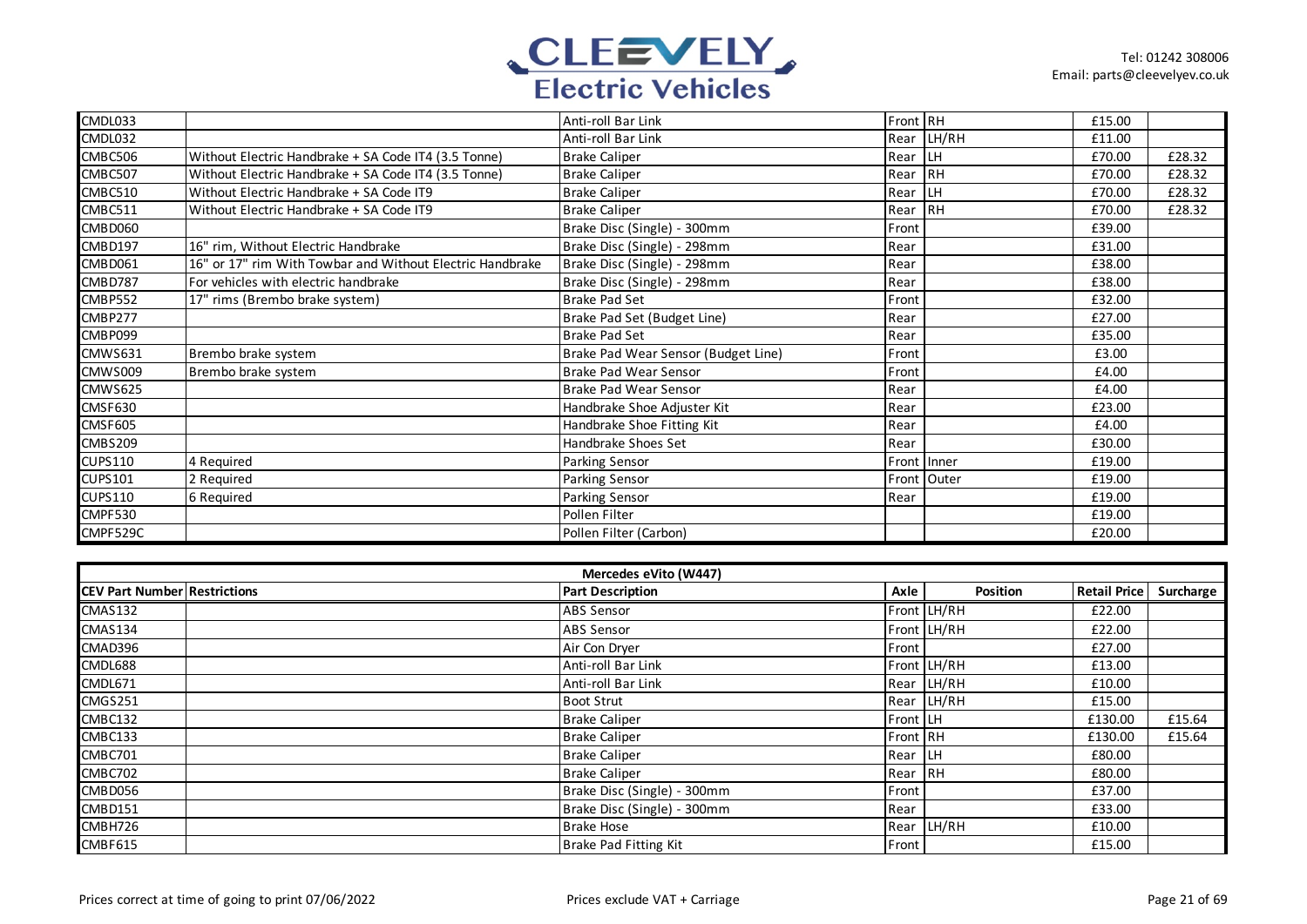| CEV Part Number | Restrictions | Part Description | Axle | Position | Retail Price | Surcharge |
|---|---|---|---|---|---|---|
| CMDL033 | | Anti-roll Bar Link | Front | RH | £15.00 | |
| CMDL032 | | Anti-roll Bar Link | Rear | LH/RH | £11.00 | |
| CMBC506 | Without Electric Handbrake + SA Code IT4 (3.5 Tonne) | Brake Caliper | Rear | LH | £70.00 | £28.32 |
| CMBC507 | Without Electric Handbrake + SA Code IT4 (3.5 Tonne) | Brake Caliper | Rear | RH | £70.00 | £28.32 |
| CMBC510 | Without Electric Handbrake + SA Code IT9 | Brake Caliper | Rear | LH | £70.00 | £28.32 |
| CMBC511 | Without Electric Handbrake + SA Code IT9 | Brake Caliper | Rear | RH | £70.00 | £28.32 |
| CMBD060 | | Brake Disc (Single) - 300mm | Front | | £39.00 | |
| CMBD197 | 16" rim, Without Electric Handbrake | Brake Disc (Single) - 298mm | Rear | | £31.00 | |
| CMBD061 | 16" or 17" rim With Towbar and Without Electric Handbrake | Brake Disc (Single) - 298mm | Rear | | £38.00 | |
| CMBD787 | For vehicles with electric handbrake | Brake Disc (Single) - 298mm | Rear | | £38.00 | |
| CMBP552 | 17" rims (Brembo brake system) | Brake Pad Set | Front | | £32.00 | |
| CMBP277 | | Brake Pad Set (Budget Line) | Rear | | £27.00 | |
| CMBP099 | | Brake Pad Set | Rear | | £35.00 | |
| CMWS631 | Brembo brake system | Brake Pad Wear Sensor (Budget Line) | Front | | £3.00 | |
| CMWS009 | Brembo brake system | Brake Pad Wear Sensor | Front | | £4.00 | |
| CMWS625 | | Brake Pad Wear Sensor | Rear | | £4.00 | |
| CMSF630 | | Handbrake Shoe Adjuster Kit | Rear | | £23.00 | |
| CMSF605 | | Handbrake Shoe Fitting Kit | Rear | | £4.00 | |
| CMBS209 | | Handbrake Shoes Set | Rear | | £30.00 | |
| CUPS110 | 4 Required | Parking Sensor | Front | Inner | £19.00 | |
| CUPS101 | 2 Required | Parking Sensor | Front | Outer | £19.00 | |
| CUPS110 | 6 Required | Parking Sensor | Rear | | £19.00 | |
| CMPF530 | | Pollen Filter | | | £19.00 | |
| CMPF529C | | Pollen Filter (Carbon) | | | £20.00 | |

| Mercedes eVito (W447) | | | | | | |
|---|---|---|---|---|---|---|
| **CEV Part Number** | **Restrictions** | **Part Description** | **Axle** | **Position** | **Retail Price** | **Surcharge** |
| CMAS132 | | ABS Sensor | Front | LH/RH | £22.00 | |
| CMAS134 | | ABS Sensor | Front | LH/RH | £22.00 | |
| CMAD396 | | Air Con Dryer | Front | | £27.00 | |
| CMDL688 | | Anti-roll Bar Link | Front | LH/RH | £13.00 | |
| CMDL671 | | Anti-roll Bar Link | Rear | LH/RH | £10.00 | |
| CMGS251 | | Boot Strut | Rear | LH/RH | £15.00 | |
| CMBC132 | | Brake Caliper | Front | LH | £130.00 | £15.64 |
| CMBC133 | | Brake Caliper | Front | RH | £130.00 | £15.64 |
| CMBC701 | | Brake Caliper | Rear | LH | £80.00 | |
| CMBC702 | | Brake Caliper | Rear | RH | £80.00 | |
| CMBD056 | | Brake Disc (Single) - 300mm | Front | | £37.00 | |
| CMBD151 | | Brake Disc (Single) - 300mm | Rear | | £33.00 | |
| CMBH726 | | Brake Hose | Rear | LH/RH | £10.00 | |
| CMBF615 | | Brake Pad Fitting Kit | Front | | £15.00 | |

Prices correct at time of going to print 07/06/2022

Prices exclude VAT + Carriage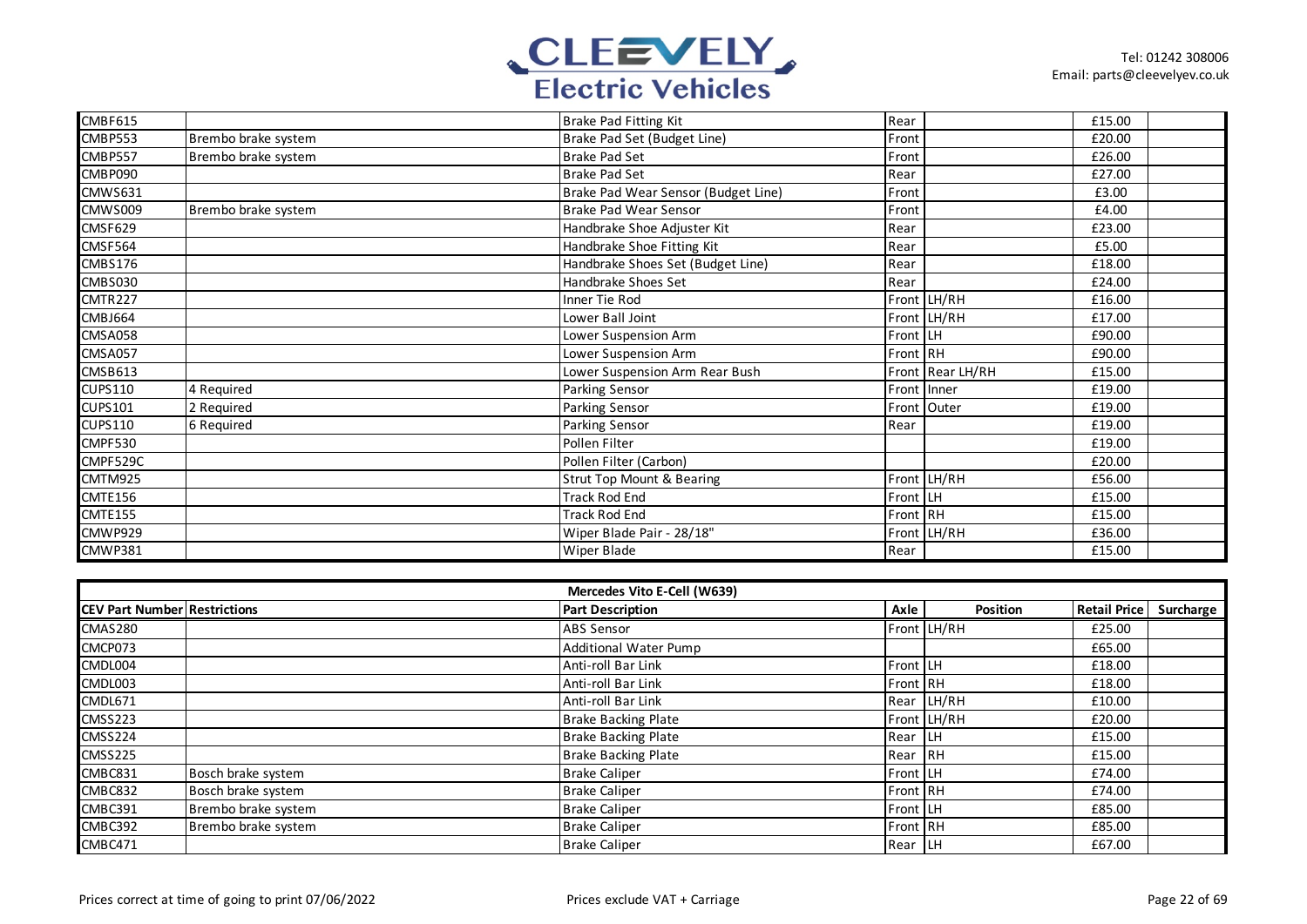| | | | | | | |
|---|---|---|---|---|---|---|
| CMBF615 | | Brake Pad Fitting Kit | Rear | | £15.00 | |
| CMBP553 | Brembo brake system | Brake Pad Set (Budget Line) | Front | | £20.00 | |
| CMBP557 | Brembo brake system | Brake Pad Set | Front | | £26.00 | |
| CMBP090 | | Brake Pad Set | Rear | | £27.00 | |
| CMWS631 | | Brake Pad Wear Sensor (Budget Line) | Front | | £3.00 | |
| CMWS009 | Brembo brake system | Brake Pad Wear Sensor | Front | | £4.00 | |
| CMSF629 | | Handbrake Shoe Adjuster Kit | Rear | | £23.00 | |
| CMSF564 | | Handbrake Shoe Fitting Kit | Rear | | £5.00 | |
| CMBS176 | | Handbrake Shoes Set (Budget Line) | Rear | | £18.00 | |
| CMBS030 | | Handbrake Shoes Set | Rear | | £24.00 | |
| CMTR227 | | Inner Tie Rod | Front | LH/RH | £16.00 | |
| CMBJ664 | | Lower Ball Joint | Front | LH/RH | £17.00 | |
| CMSA058 | | Lower Suspension Arm | Front | LH | £90.00 | |
| CMSA057 | | Lower Suspension Arm | Front | RH | £90.00 | |
| CMSB613 | | Lower Suspension Arm Rear Bush | Front | Rear LH/RH | £15.00 | |
| CUPS110 | 4 Required | Parking Sensor | Front | Inner | £19.00 | |
| CUPS101 | 2 Required | Parking Sensor | Front | Outer | £19.00 | |
| CUPS110 | 6 Required | Parking Sensor | Rear | | £19.00 | |
| CMPF530 | | Pollen Filter | | | £19.00 | |
| CMPF529C | | Pollen Filter (Carbon) | | | £20.00 | |
| CMTM925 | | Strut Top Mount & Bearing | Front | LH/RH | £56.00 | |
| CMTE156 | | Track Rod End | Front | LH | £15.00 | |
| CMTE155 | | Track Rod End | Front | RH | £15.00 | |
| CMWP929 | | Wiper Blade Pair - 28/18" | Front | LH/RH | £36.00 | |
| CMWP381 | | Wiper Blade | Rear | | £15.00 | |

| Mercedes Vito E-Cell (W639) | | | | | | |
|---|---|---|---|---|---|---|
| **CEV Part Number** | **Restrictions** | **Part Description** | **Axle** | **Position** | **Retail Price** | **Surcharge** |
| CMAS280 | | ABS Sensor | Front | LH/RH | £25.00 | |
| CMCP073 | | Additional Water Pump | | | £65.00 | |
| CMDL004 | | Anti-roll Bar Link | Front | LH | £18.00 | |
| CMDL003 | | Anti-roll Bar Link | Front | RH | £18.00 | |
| CMDL671 | | Anti-roll Bar Link | Rear | LH/RH | £10.00 | |
| CMSS223 | | Brake Backing Plate | Front | LH/RH | £20.00 | |
| CMSS224 | | Brake Backing Plate | Rear | LH | £15.00 | |
| CMSS225 | | Brake Backing Plate | Rear | RH | £15.00 | |
| CMBC831 | Bosch brake system | Brake Caliper | Front | LH | £74.00 | |
| CMBC832 | Bosch brake system | Brake Caliper | Front | RH | £74.00 | |
| CMBC391 | Brembo brake system | Brake Caliper | Front | LH | £85.00 | |
| CMBC392 | Brembo brake system | Brake Caliper | Front | RH | £85.00 | |
| CMBC471 | | Brake Caliper | Rear | LH | £67.00 | |

Prices correct at time of going to print 07/06/2022

Prices exclude VAT + Carriage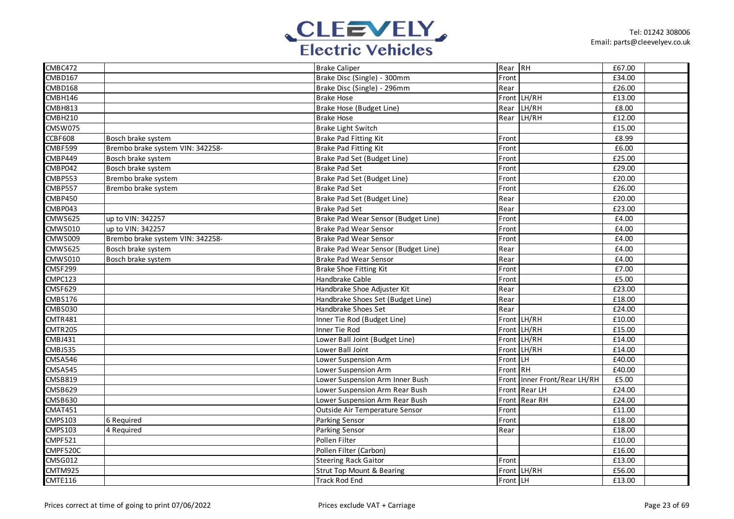| | | | | | | |
|---|---|---|---|---|---|---|
| CMBC472 | | Brake Caliper | Rear | RH | £67.00 | |
| CMBD167 | | Brake Disc (Single) - 300mm | Front | | £34.00 | |
| CMBD168 | | Brake Disc (Single) - 296mm | Rear | | £26.00 | |
| CMBH146 | | Brake Hose | Front | LH/RH | £13.00 | |
| CMBH813 | | Brake Hose (Budget Line) | Rear | LH/RH | £8.00 | |
| CMBH210 | | Brake Hose | Rear | LH/RH | £12.00 | |
| CMSW075 | | Brake Light Switch | | | £15.00 | |
| CCBF608 | Bosch brake system | Brake Pad Fitting Kit | Front | | £8.99 | |
| CMBF599 | Brembo brake system VIN: 342258- | Brake Pad Fitting Kit | Front | | £6.00 | |
| CMBP449 | Bosch brake system | Brake Pad Set (Budget Line) | Front | | £25.00 | |
| CMBP042 | Bosch brake system | Brake Pad Set | Front | | £29.00 | |
| CMBP553 | Brembo brake system | Brake Pad Set (Budget Line) | Front | | £20.00 | |
| CMBP557 | Brembo brake system | Brake Pad Set | Front | | £26.00 | |
| CMBP450 | | Brake Pad Set (Budget Line) | Rear | | £20.00 | |
| CMBP043 | | Brake Pad Set | Rear | | £23.00 | |
| CMWS625 | up to VIN: 342257 | Brake Pad Wear Sensor (Budget Line) | Front | | £4.00 | |
| CMWS010 | up to VIN: 342257 | Brake Pad Wear Sensor | Front | | £4.00 | |
| CMWS009 | Brembo brake system VIN: 342258- | Brake Pad Wear Sensor | Front | | £4.00 | |
| CMWS625 | Bosch brake system | Brake Pad Wear Sensor (Budget Line) | Rear | | £4.00 | |
| CMWS010 | Bosch brake system | Brake Pad Wear Sensor | Rear | | £4.00 | |
| CMSF299 | | Brake Shoe Fitting Kit | Front | | £7.00 | |
| CMPC123 | | Handbrake Cable | Front | | £5.00 | |
| CMSF629 | | Handbrake Shoe Adjuster Kit | Rear | | £23.00 | |
| CMBS176 | | Handbrake Shoes Set (Budget Line) | Rear | | £18.00 | |
| CMBS030 | | Handbrake Shoes Set | Rear | | £24.00 | |
| CMTR481 | | Inner Tie Rod (Budget Line) | Front | LH/RH | £10.00 | |
| CMTR205 | | Inner Tie Rod | Front | LH/RH | £15.00 | |
| CMBJ431 | | Lower Ball Joint (Budget Line) | Front | LH/RH | £14.00 | |
| CMBJ535 | | Lower Ball Joint | Front | LH/RH | £14.00 | |
| CMSA546 | | Lower Suspension Arm | Front | LH | £40.00 | |
| CMSA545 | | Lower Suspension Arm | Front | RH | £40.00 | |
| CMSB819 | | Lower Suspension Arm Inner Bush | Front | Inner Front/Rear LH/RH | £5.00 | |
| CMSB629 | | Lower Suspension Arm Rear Bush | Front | Rear LH | £24.00 | |
| CMSB630 | | Lower Suspension Arm Rear Bush | Front | Rear RH | £24.00 | |
| CMAT451 | | Outside Air Temperature Sensor | Front | | £11.00 | |
| CMPS103 | 6 Required | Parking Sensor | Front | | £18.00 | |
| CMPS103 | 4 Required | Parking Sensor | Rear | | £18.00 | |
| CMPF521 | | Pollen Filter | | | £10.00 | |
| CMPF520C | | Pollen Filter (Carbon) | | | £16.00 | |
| CMSG012 | | Steering Rack Gaitor | Front | | £13.00 | |
| CMTM925 | | Strut Top Mount & Bearing | Front | LH/RH | £56.00 | |
| CMTE116 | | Track Rod End | Front | LH | £13.00 | |

Prices correct at time of going to print 07/06/2022

Prices exclude VAT + Carriage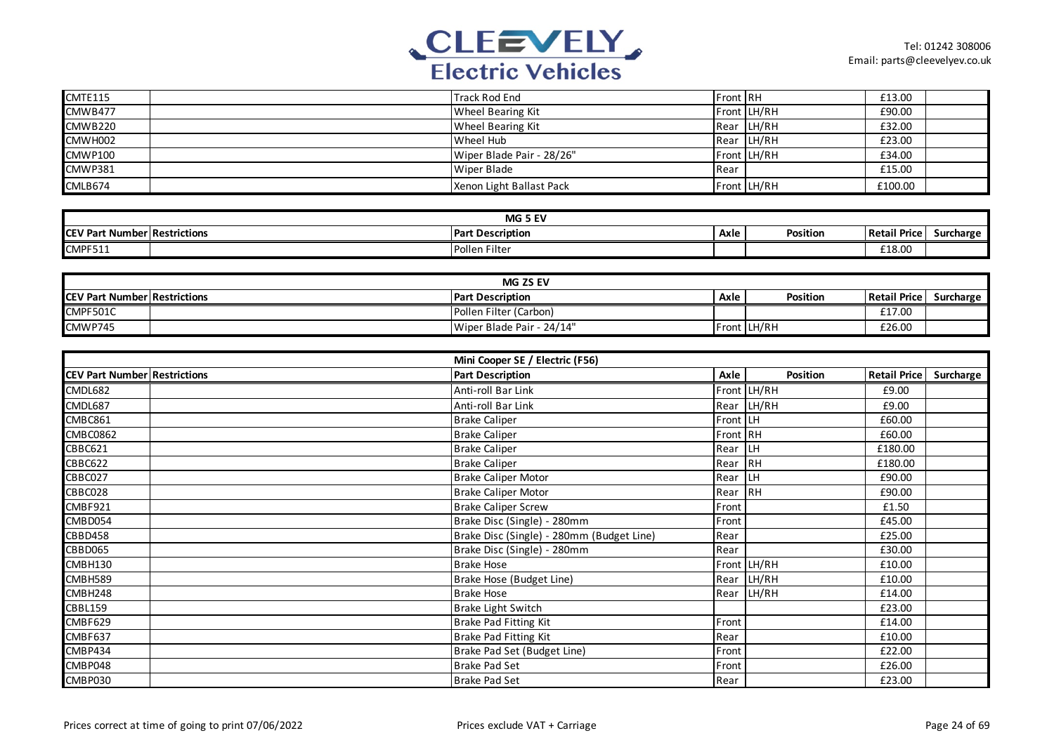| CEV Part Number | Restrictions | Part Description | Axle | Position | Retail Price | Surcharge |
|---|---|---|---|---|---|---|
| CMTE115 | | Track Rod End | Front | RH | £13.00 | |
| CMWB477 | | Wheel Bearing Kit | Front | LH/RH | £90.00 | |
| CMWB220 | | Wheel Bearing Kit | Rear | LH/RH | £32.00 | |
| CMWH002 | | Wheel Hub | Rear | LH/RH | £23.00 | |
| CMWP100 | | Wiper Blade Pair - 28/26" | Front | LH/RH | £34.00 | |
| CMWP381 | | Wiper Blade | Rear | | £15.00 | |
| CMLB674 | | Xenon Light Ballast Pack | Front | LH/RH | £100.00 | |

| MG 5 EV | | | | | | |
|---|---|---|---|---|---|---|
| **CEV Part Number** | **Restrictions** | **Part Description** | **Axle** | **Position** | **Retail Price** | **Surcharge** |
| CMPF511 | | Pollen Filter | | | £18.00 | |

| MG ZS EV | | | | | | |
|---|---|---|---|---|---|---|
| **CEV Part Number** | **Restrictions** | **Part Description** | **Axle** | **Position** | **Retail Price** | **Surcharge** |
| CMPF501C | | Pollen Filter (Carbon) | | | £17.00 | |
| CMWP745 | | Wiper Blade Pair - 24/14" | Front | LH/RH | £26.00 | |

| Mini Cooper SE / Electric (F56) | | | | | | |
|---|---|---|---|---|---|---|
| **CEV Part Number** | **Restrictions** | **Part Description** | **Axle** | **Position** | **Retail Price** | **Surcharge** |
| CMDL682 | | Anti-roll Bar Link | Front | LH/RH | £9.00 | |
| CMDL687 | | Anti-roll Bar Link | Rear | LH/RH | £9.00 | |
| CMBC861 | | Brake Caliper | Front | LH | £60.00 | |
| CMBC0862 | | Brake Caliper | Front | RH | £60.00 | |
| CBBC621 | | Brake Caliper | Rear | LH | £180.00 | |
| CBBC622 | | Brake Caliper | Rear | RH | £180.00 | |
| CBBC027 | | Brake Caliper Motor | Rear | LH | £90.00 | |
| CBBC028 | | Brake Caliper Motor | Rear | RH | £90.00 | |
| CMBF921 | | Brake Caliper Screw | Front | | £1.50 | |
| CMBD054 | | Brake Disc (Single) - 280mm | Front | | £45.00 | |
| CBBD458 | | Brake Disc (Single) - 280mm (Budget Line) | Rear | | £25.00 | |
| CBBD065 | | Brake Disc (Single) - 280mm | Rear | | £30.00 | |
| CMBH130 | | Brake Hose | Front | LH/RH | £10.00 | |
| CMBH589 | | Brake Hose (Budget Line) | Rear | LH/RH | £10.00 | |
| CMBH248 | | Brake Hose | Rear | LH/RH | £14.00 | |
| CBBL159 | | Brake Light Switch | | | £23.00 | |
| CMBF629 | | Brake Pad Fitting Kit | Front | | £14.00 | |
| CMBF637 | | Brake Pad Fitting Kit | Rear | | £10.00 | |
| CMBP434 | | Brake Pad Set (Budget Line) | Front | | £22.00 | |
| CMBP048 | | Brake Pad Set | Front | | £26.00 | |
| CMBP030 | | Brake Pad Set | Rear | | £23.00 | |

Prices correct at time of going to print 07/06/2022

Prices exclude VAT + Carriage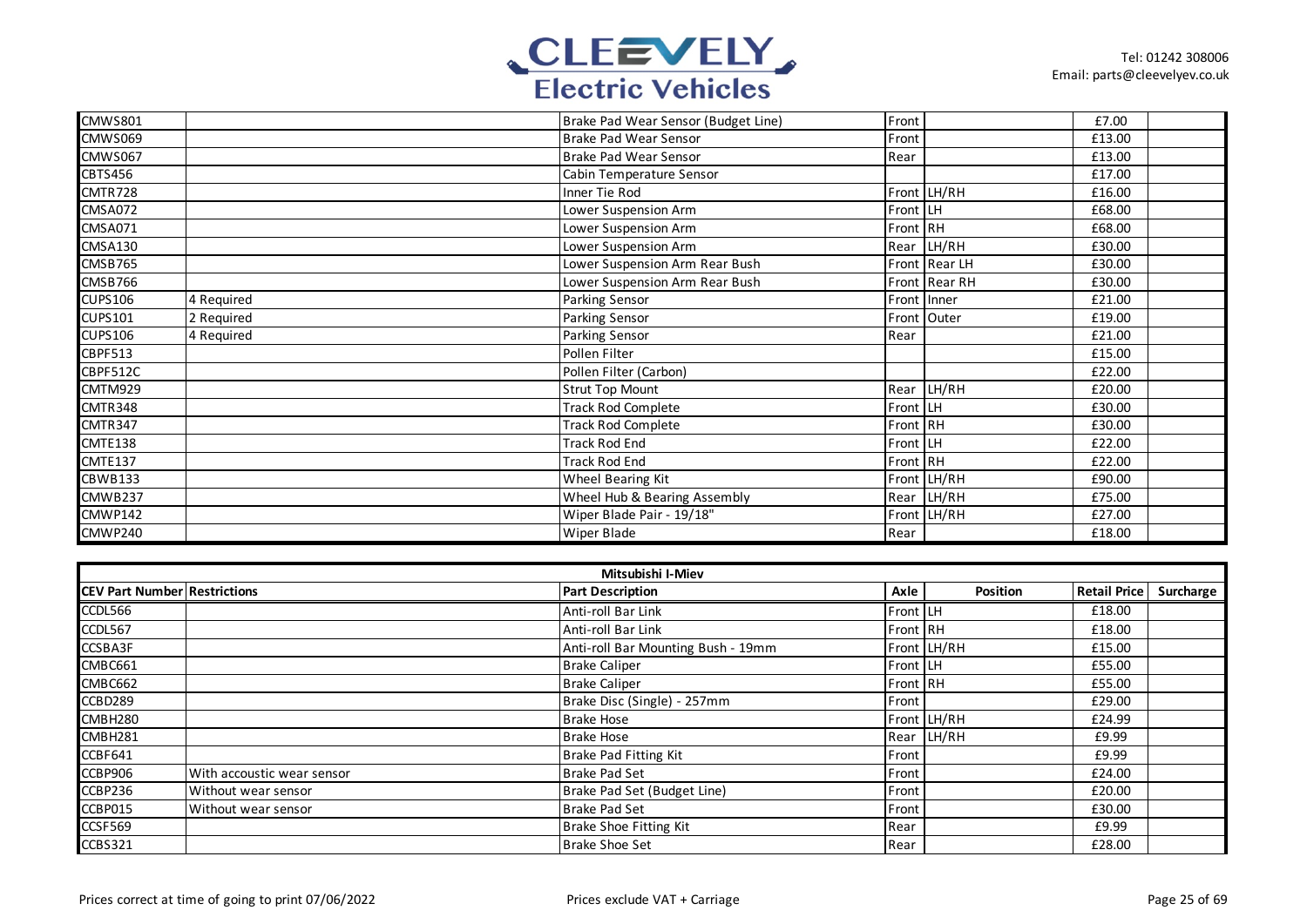| CMWS801 | | Brake Pad Wear Sensor (Budget Line) | Front | | £7.00 | |
|---|---|---|---|---|---|---|
| CMWS069 | | Brake Pad Wear Sensor | Front | | £13.00 | |
| CMWS067 | | Brake Pad Wear Sensor | Rear | | £13.00 | |
| CBTS456 | | Cabin Temperature Sensor | | | £17.00 | |
| CMTR728 | | Inner Tie Rod | Front | LH/RH | £16.00 | |
| CMSA072 | | Lower Suspension Arm | Front | LH | £68.00 | |
| CMSA071 | | Lower Suspension Arm | Front | RH | £68.00 | |
| CMSA130 | | Lower Suspension Arm | Rear | LH/RH | £30.00 | |
| CMSB765 | | Lower Suspension Arm Rear Bush | Front | Rear LH | £30.00 | |
| CMSB766 | | Lower Suspension Arm Rear Bush | Front | Rear RH | £30.00 | |
| CUPS106 | 4 Required | Parking Sensor | Front | Inner | £21.00 | |
| CUPS101 | 2 Required | Parking Sensor | Front | Outer | £19.00 | |
| CUPS106 | 4 Required | Parking Sensor | Rear | | £21.00 | |
| CBPF513 | | Pollen Filter | | | £15.00 | |
| CBPF512C | | Pollen Filter (Carbon) | | | £22.00 | |
| CMTM929 | | Strut Top Mount | Rear | LH/RH | £20.00 | |
| CMTR348 | | Track Rod Complete | Front | LH | £30.00 | |
| CMTR347 | | Track Rod Complete | Front | RH | £30.00 | |
| CMTE138 | | Track Rod End | Front | LH | £22.00 | |
| CMTE137 | | Track Rod End | Front | RH | £22.00 | |
| CBWB133 | | Wheel Bearing Kit | Front | LH/RH | £90.00 | |
| CMWB237 | | Wheel Hub & Bearing Assembly | Rear | LH/RH | £75.00 | |
| CMWP142 | | Wiper Blade Pair - 19/18" | Front | LH/RH | £27.00 | |
| CMWP240 | | Wiper Blade | Rear | | £18.00 | |

| Mitsubishi I-Miev | | | | | | |
|---|---|---|---|---|---|---|
| **CEV Part Number** | **Restrictions** | **Part Description** | **Axle** | **Position** | **Retail Price** | **Surcharge** |
| CCDL566 | | Anti-roll Bar Link | Front | LH | £18.00 | |
| CCDL567 | | Anti-roll Bar Link | Front | RH | £18.00 | |
| CCSBA3F | | Anti-roll Bar Mounting Bush - 19mm | Front | LH/RH | £15.00 | |
| CMBC661 | | Brake Caliper | Front | LH | £55.00 | |
| CMBC662 | | Brake Caliper | Front | RH | £55.00 | |
| CCBD289 | | Brake Disc (Single) - 257mm | Front | | £29.00 | |
| CMBH280 | | Brake Hose | Front | LH/RH | £24.99 | |
| CMBH281 | | Brake Hose | Rear | LH/RH | £9.99 | |
| CCBF641 | | Brake Pad Fitting Kit | Front | | £9.99 | |
| CCBP906 | With accoustic wear sensor | Brake Pad Set | Front | | £24.00 | |
| CCBP236 | Without wear sensor | Brake Pad Set (Budget Line) | Front | | £20.00 | |
| CCBP015 | Without wear sensor | Brake Pad Set | Front | | £30.00 | |
| CCSF569 | | Brake Shoe Fitting Kit | Rear | | £9.99 | |
| CCBS321 | | Brake Shoe Set | Rear | | £28.00 | |

Prices correct at time of going to print 07/06/2022

Prices exclude VAT + Carriage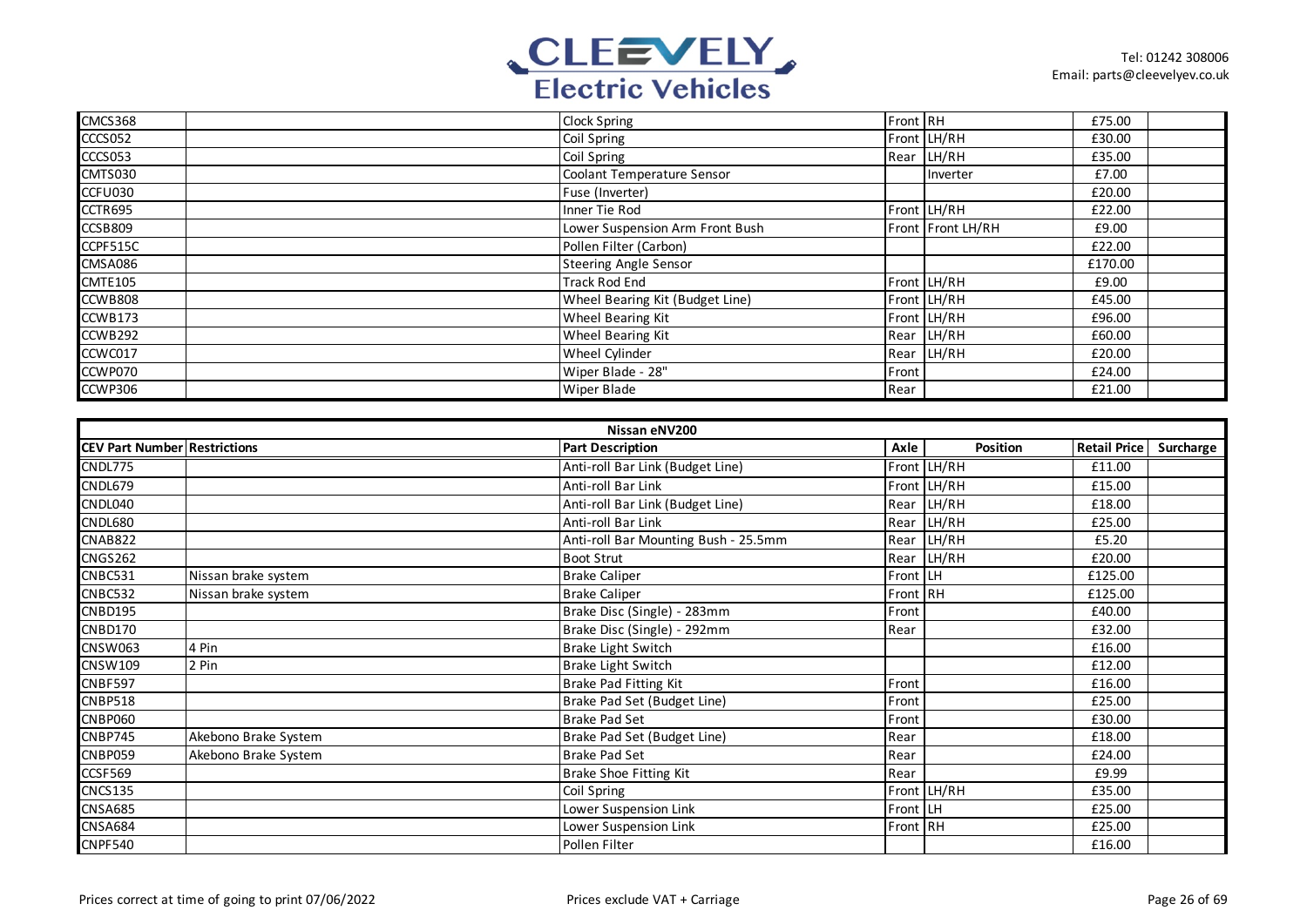| | | | | | | |
|---|---|---|---|---|---|---|
| CMCS368 | | Clock Spring | Front | RH | £75.00 | |
| CCCS052 | | Coil Spring | Front | LH/RH | £30.00 | |
| CCCS053 | | Coil Spring | Rear | LH/RH | £35.00 | |
| CMTS030 | | Coolant Temperature Sensor | | Inverter | £7.00 | |
| CCFU030 | | Fuse (Inverter) | | | £20.00 | |
| CCTR695 | | Inner Tie Rod | Front | LH/RH | £22.00 | |
| CCSB809 | | Lower Suspension Arm Front Bush | Front | Front LH/RH | £9.00 | |
| CCPF515C | | Pollen Filter (Carbon) | | | £22.00 | |
| CMSA086 | | Steering Angle Sensor | | | £170.00 | |
| CMTE105 | | Track Rod End | Front | LH/RH | £9.00 | |
| CCWB808 | | Wheel Bearing Kit (Budget Line) | Front | LH/RH | £45.00 | |
| CCWB173 | | Wheel Bearing Kit | Front | LH/RH | £96.00 | |
| CCWB292 | | Wheel Bearing Kit | Rear | LH/RH | £60.00 | |
| CCWC017 | | Wheel Cylinder | Rear | LH/RH | £20.00 | |
| CCWP070 | | Wiper Blade - 28" | Front | | £24.00 | |
| CCWP306 | | Wiper Blade | Rear | | £21.00 | |

## Nissan eNV200

| CEV Part Number | Restrictions | Part Description | Axle | Position | Retail Price | Surcharge |
|---|---|---|---|---|---|---|
| CNDL775 | | Anti-roll Bar Link (Budget Line) | Front | LH/RH | £11.00 | |
| CNDL679 | | Anti-roll Bar Link | Front | LH/RH | £15.00 | |
| CNDL040 | | Anti-roll Bar Link (Budget Line) | Rear | LH/RH | £18.00 | |
| CNDL680 | | Anti-roll Bar Link | Rear | LH/RH | £25.00 | |
| CNAB822 | | Anti-roll Bar Mounting Bush - 25.5mm | Rear | LH/RH | £5.20 | |
| CNGS262 | | Boot Strut | Rear | LH/RH | £20.00 | |
| CNBC531 | Nissan brake system | Brake Caliper | Front | LH | £125.00 | |
| CNBC532 | Nissan brake system | Brake Caliper | Front | RH | £125.00 | |
| CNBD195 | | Brake Disc (Single) - 283mm | Front | | £40.00 | |
| CNBD170 | | Brake Disc (Single) - 292mm | Rear | | £32.00 | |
| CNSW063 | 4 Pin | Brake Light Switch | | | £16.00 | |
| CNSW109 | 2 Pin | Brake Light Switch | | | £12.00 | |
| CNBF597 | | Brake Pad Fitting Kit | Front | | £16.00 | |
| CNBP518 | | Brake Pad Set (Budget Line) | Front | | £25.00 | |
| CNBP060 | | Brake Pad Set | Front | | £30.00 | |
| CNBP745 | Akebono Brake System | Brake Pad Set (Budget Line) | Rear | | £18.00 | |
| CNBP059 | Akebono Brake System | Brake Pad Set | Rear | | £24.00 | |
| CCSF569 | | Brake Shoe Fitting Kit | Rear | | £9.99 | |
| CNCS135 | | Coil Spring | Front | LH/RH | £35.00 | |
| CNSA685 | | Lower Suspension Link | Front | LH | £25.00 | |
| CNSA684 | | Lower Suspension Link | Front | RH | £25.00 | |
| CNPF540 | | Pollen Filter | | | £16.00 | |

Prices correct at time of going to print 07/06/2022

Prices exclude VAT + Carriage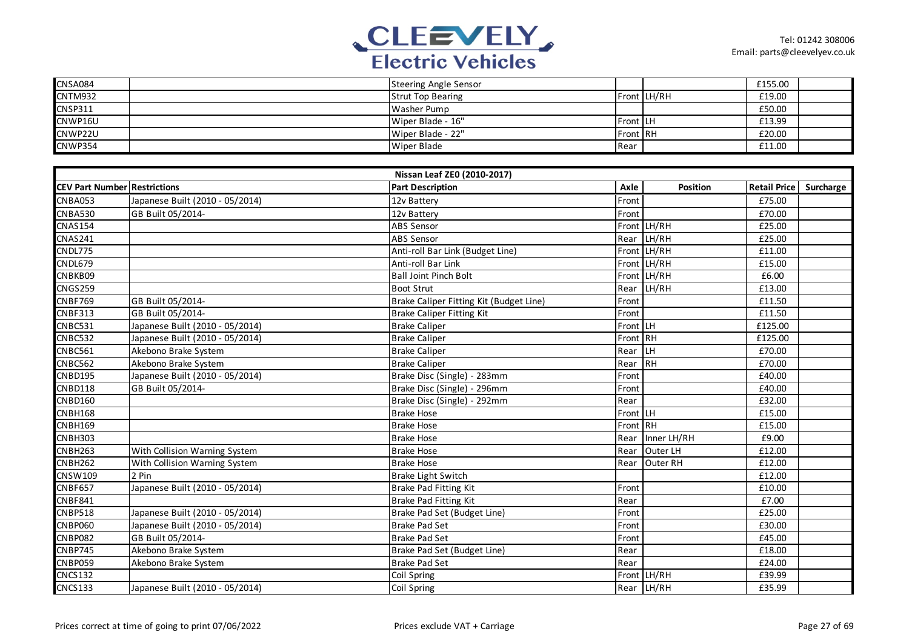| | | | | | | |
|---|---|---|---|---|---|---|
| CNSA084 | | Steering Angle Sensor | | | £155.00 | |
| CNTM932 | | Strut Top Bearing | Front | LH/RH | £19.00 | |
| CNSP311 | | Washer Pump | | | £50.00 | |
| CNWP16U | | Wiper Blade - 16" | Front | LH | £13.99 | |
| CNWP22U | | Wiper Blade - 22" | Front | RH | £20.00 | |
| CNWP354 | | Wiper Blade | Rear | | £11.00 | |

| Nissan Leaf ZE0 (2010-2017) | | | | | | |
|---|---|---|---|---|---|---|
| **CEV Part Number** | **Restrictions** | **Part Description** | **Axle** | **Position** | **Retail Price** | **Surcharge** |
| CNBA053 | Japanese Built (2010 - 05/2014) | 12v Battery | Front | | £75.00 | |
| CNBA530 | GB Built 05/2014- | 12v Battery | Front | | £70.00 | |
| CNAS154 | | ABS Sensor | Front | LH/RH | £25.00 | |
| CNAS241 | | ABS Sensor | Rear | LH/RH | £25.00 | |
| CNDL775 | | Anti-roll Bar Link (Budget Line) | Front | LH/RH | £11.00 | |
| CNDL679 | | Anti-roll Bar Link | Front | LH/RH | £15.00 | |
| CNBKB09 | | Ball Joint Pinch Bolt | Front | LH/RH | £6.00 | |
| CNGS259 | | Boot Strut | Rear | LH/RH | £13.00 | |
| CNBF769 | GB Built 05/2014- | Brake Caliper Fitting Kit (Budget Line) | Front | | £11.50 | |
| CNBF313 | GB Built 05/2014- | Brake Caliper Fitting Kit | Front | | £11.50 | |
| CNBC531 | Japanese Built (2010 - 05/2014) | Brake Caliper | Front | LH | £125.00 | |
| CNBC532 | Japanese Built (2010 - 05/2014) | Brake Caliper | Front | RH | £125.00 | |
| CNBC561 | Akebono Brake System | Brake Caliper | Rear | LH | £70.00 | |
| CNBC562 | Akebono Brake System | Brake Caliper | Rear | RH | £70.00 | |
| CNBD195 | Japanese Built (2010 - 05/2014) | Brake Disc (Single) - 283mm | Front | | £40.00 | |
| CNBD118 | GB Built 05/2014- | Brake Disc (Single) - 296mm | Front | | £40.00 | |
| CNBD160 | | Brake Disc (Single) - 292mm | Rear | | £32.00 | |
| CNBH168 | | Brake Hose | Front | LH | £15.00 | |
| CNBH169 | | Brake Hose | Front | RH | £15.00 | |
| CNBH303 | | Brake Hose | Rear | Inner LH/RH | £9.00 | |
| CNBH263 | With Collision Warning System | Brake Hose | Rear | Outer LH | £12.00 | |
| CNBH262 | With Collision Warning System | Brake Hose | Rear | Outer RH | £12.00 | |
| CNSW109 | 2 Pin | Brake Light Switch | | | £12.00 | |
| CNBF657 | Japanese Built (2010 - 05/2014) | Brake Pad Fitting Kit | Front | | £10.00 | |
| CNBF841 | | Brake Pad Fitting Kit | Rear | | £7.00 | |
| CNBP518 | Japanese Built (2010 - 05/2014) | Brake Pad Set (Budget Line) | Front | | £25.00 | |
| CNBP060 | Japanese Built (2010 - 05/2014) | Brake Pad Set | Front | | £30.00 | |
| CNBP082 | GB Built 05/2014- | Brake Pad Set | Front | | £45.00 | |
| CNBP745 | Akebono Brake System | Brake Pad Set (Budget Line) | Rear | | £18.00 | |
| CNBP059 | Akebono Brake System | Brake Pad Set | Rear | | £24.00 | |
| CNCS132 | | Coil Spring | Front | LH/RH | £39.99 | |
| CNCS133 | Japanese Built (2010 - 05/2014) | Coil Spring | Rear | LH/RH | £35.99 | |

Prices correct at time of going to print 07/06/2022

Prices exclude VAT + Carriage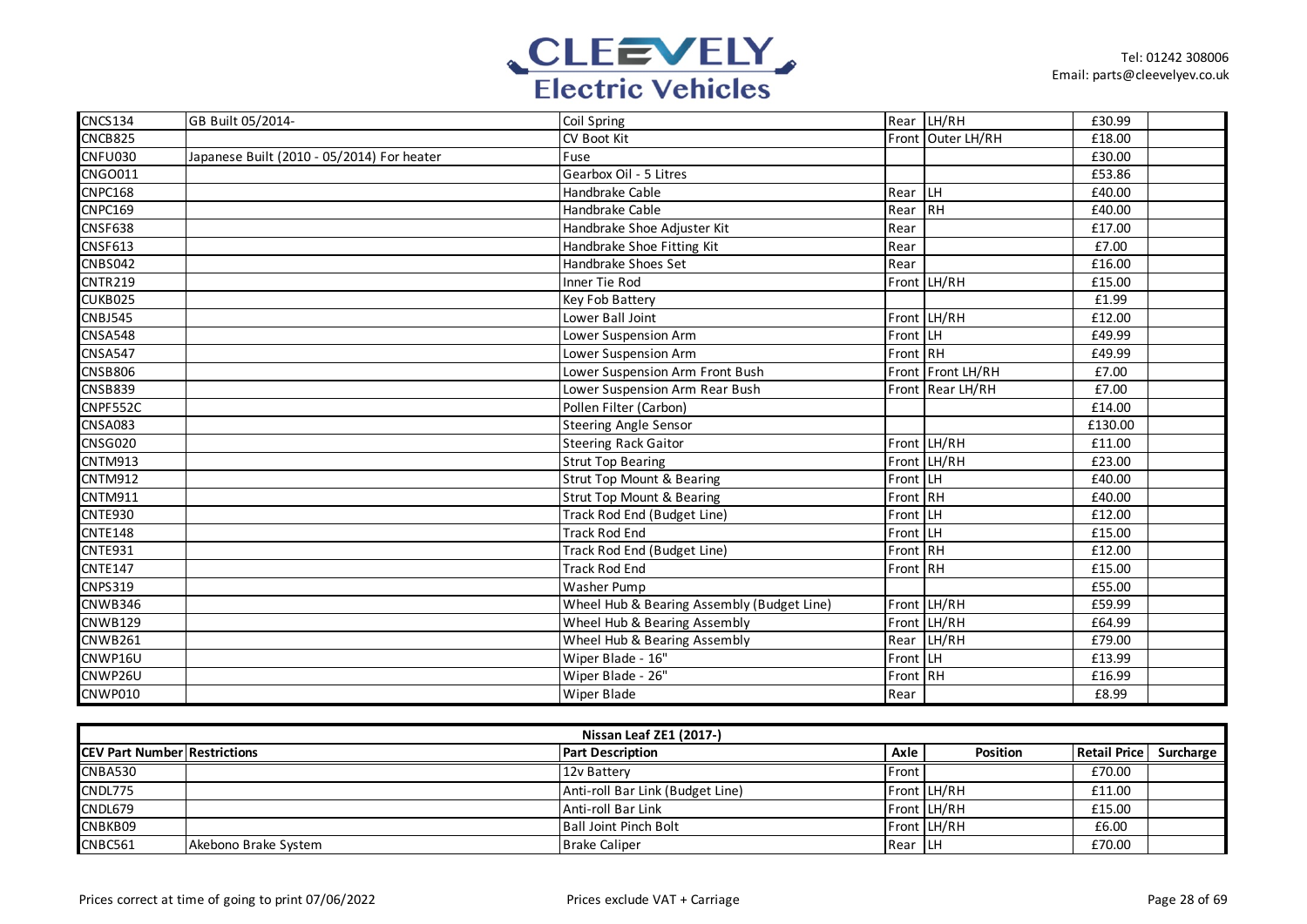| | | | | | | |
|---|---|---|---|---|---|---|
| CNCS134 | GB Built 05/2014- | Coil Spring | Rear | LH/RH | £30.99 | |
| CNCB825 | | CV Boot Kit | Front | Outer LH/RH | £18.00 | |
| CNFU030 | Japanese Built (2010 - 05/2014) For heater | Fuse | | | £30.00 | |
| CNGO011 | | Gearbox Oil - 5 Litres | | | £53.86 | |
| CNPC168 | | Handbrake Cable | Rear | LH | £40.00 | |
| CNPC169 | | Handbrake Cable | Rear | RH | £40.00 | |
| CNSF638 | | Handbrake Shoe Adjuster Kit | Rear | | £17.00 | |
| CNSF613 | | Handbrake Shoe Fitting Kit | Rear | | £7.00 | |
| CNBS042 | | Handbrake Shoes Set | Rear | | £16.00 | |
| CNTR219 | | Inner Tie Rod | Front | LH/RH | £15.00 | |
| CUKB025 | | Key Fob Battery | | | £1.99 | |
| CNBJ545 | | Lower Ball Joint | Front | LH/RH | £12.00 | |
| CNSA548 | | Lower Suspension Arm | Front | LH | £49.99 | |
| CNSA547 | | Lower Suspension Arm | Front | RH | £49.99 | |
| CNSB806 | | Lower Suspension Arm Front Bush | Front | Front LH/RH | £7.00 | |
| CNSB839 | | Lower Suspension Arm Rear Bush | Front | Rear LH/RH | £7.00 | |
| CNPF552C | | Pollen Filter (Carbon) | | | £14.00 | |
| CNSA083 | | Steering Angle Sensor | | | £130.00 | |
| CNSG020 | | Steering Rack Gaitor | Front | LH/RH | £11.00 | |
| CNTM913 | | Strut Top Bearing | Front | LH/RH | £23.00 | |
| CNTM912 | | Strut Top Mount & Bearing | Front | LH | £40.00 | |
| CNTM911 | | Strut Top Mount & Bearing | Front | RH | £40.00 | |
| CNTE930 | | Track Rod End (Budget Line) | Front | LH | £12.00 | |
| CNTE148 | | Track Rod End | Front | LH | £15.00 | |
| CNTE931 | | Track Rod End (Budget Line) | Front | RH | £12.00 | |
| CNTE147 | | Track Rod End | Front | RH | £15.00 | |
| CNPS319 | | Washer Pump | | | £55.00 | |
| CNWB346 | | Wheel Hub & Bearing Assembly (Budget Line) | Front | LH/RH | £59.99 | |
| CNWB129 | | Wheel Hub & Bearing Assembly | Front | LH/RH | £64.99 | |
| CNWB261 | | Wheel Hub & Bearing Assembly | Rear | LH/RH | £79.00 | |
| CNWP16U | | Wiper Blade - 16" | Front | LH | £13.99 | |
| CNWP26U | | Wiper Blade - 26" | Front | RH | £16.99 | |
| CNWP010 | | Wiper Blade | Rear | | £8.99 | |

| **Nissan Leaf ZE1 (2017-)** | | | | | | |
|---|---|---|---|---|---|---|
| **CEV Part Number** | **Restrictions** | **Part Description** | **Axle** | **Position** | **Retail Price** | **Surcharge** |
| CNBA530 | | 12v Battery | Front | | £70.00 | |
| CNDL775 | | Anti-roll Bar Link (Budget Line) | Front | LH/RH | £11.00 | |
| CNDL679 | | Anti-roll Bar Link | Front | LH/RH | £15.00 | |
| CNBKB09 | | Ball Joint Pinch Bolt | Front | LH/RH | £6.00 | |
| CNBC561 | Akebono Brake System | Brake Caliper | Rear | LH | £70.00 | |

Prices correct at time of going to print 07/06/2022 &nbsp;&nbsp;&nbsp; Prices exclude VAT + Carriage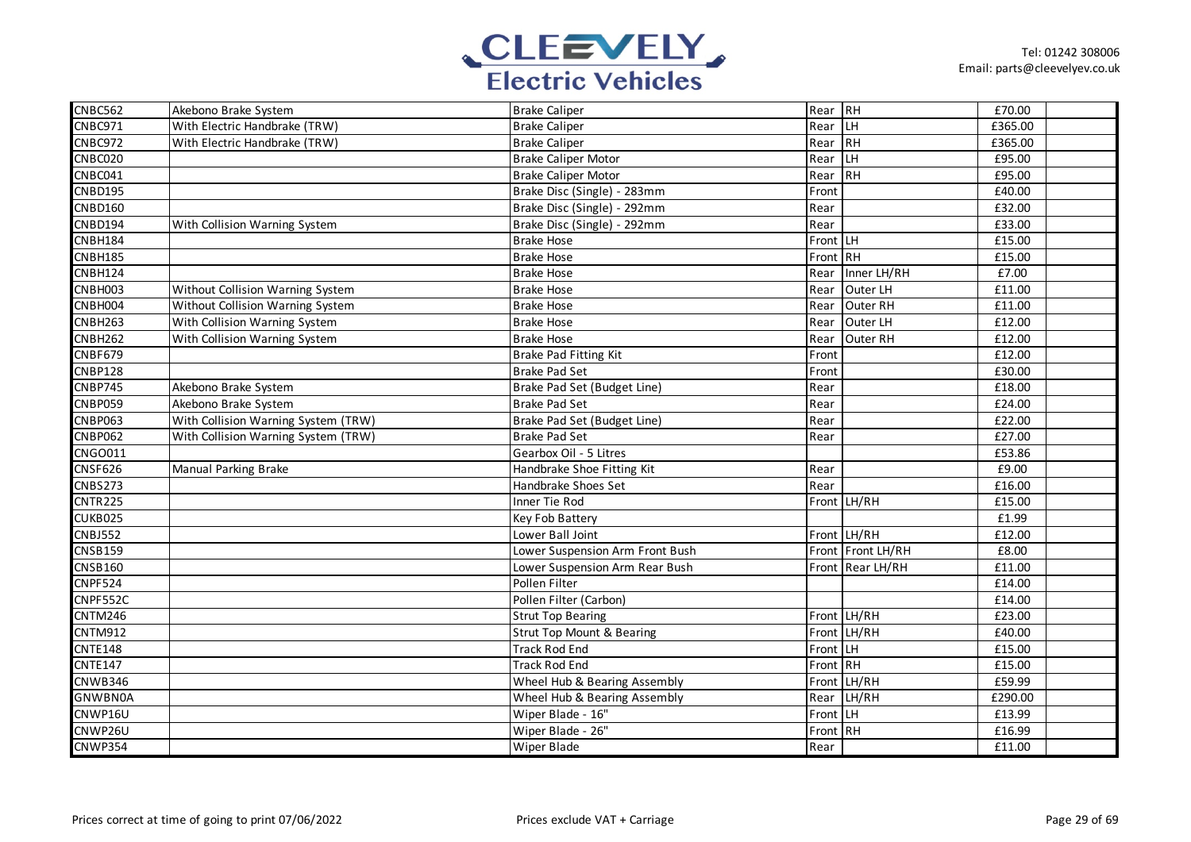| | | | | | | |
|---|---|---|---|---|---|---|
| CNBC562 | Akebono Brake System | Brake Caliper | Rear | RH | £70.00 | |
| CNBC971 | With Electric Handbrake (TRW) | Brake Caliper | Rear | LH | £365.00 | |
| CNBC972 | With Electric Handbrake (TRW) | Brake Caliper | Rear | RH | £365.00 | |
| CNBC020 | | Brake Caliper Motor | Rear | LH | £95.00 | |
| CNBC041 | | Brake Caliper Motor | Rear | RH | £95.00 | |
| CNBD195 | | Brake Disc (Single) - 283mm | Front | | £40.00 | |
| CNBD160 | | Brake Disc (Single) - 292mm | Rear | | £32.00 | |
| CNBD194 | With Collision Warning System | Brake Disc (Single) - 292mm | Rear | | £33.00 | |
| CNBH184 | | Brake Hose | Front | LH | £15.00 | |
| CNBH185 | | Brake Hose | Front | RH | £15.00 | |
| CNBH124 | | Brake Hose | Rear | Inner LH/RH | £7.00 | |
| CNBH003 | Without Collision Warning System | Brake Hose | Rear | Outer LH | £11.00 | |
| CNBH004 | Without Collision Warning System | Brake Hose | Rear | Outer RH | £11.00 | |
| CNBH263 | With Collision Warning System | Brake Hose | Rear | Outer LH | £12.00 | |
| CNBH262 | With Collision Warning System | Brake Hose | Rear | Outer RH | £12.00 | |
| CNBF679 | | Brake Pad Fitting Kit | Front | | £12.00 | |
| CNBP128 | | Brake Pad Set | Front | | £30.00 | |
| CNBP745 | Akebono Brake System | Brake Pad Set (Budget Line) | Rear | | £18.00 | |
| CNBP059 | Akebono Brake System | Brake Pad Set | Rear | | £24.00 | |
| CNBP063 | With Collision Warning System (TRW) | Brake Pad Set (Budget Line) | Rear | | £22.00 | |
| CNBP062 | With Collision Warning System (TRW) | Brake Pad Set | Rear | | £27.00 | |
| CNGO011 | | Gearbox Oil - 5 Litres | | | £53.86 | |
| CNSF626 | Manual Parking Brake | Handbrake Shoe Fitting Kit | Rear | | £9.00 | |
| CNBS273 | | Handbrake Shoes Set | Rear | | £16.00 | |
| CNTR225 | | Inner Tie Rod | Front | LH/RH | £15.00 | |
| CUKB025 | | Key Fob Battery | | | £1.99 | |
| CNBJ552 | | Lower Ball Joint | Front | LH/RH | £12.00 | |
| CNSB159 | | Lower Suspension Arm Front Bush | Front | Front LH/RH | £8.00 | |
| CNSB160 | | Lower Suspension Arm Rear Bush | Front | Rear LH/RH | £11.00 | |
| CNPF524 | | Pollen Filter | | | £14.00 | |
| CNPF552C | | Pollen Filter (Carbon) | | | £14.00 | |
| CNTM246 | | Strut Top Bearing | Front | LH/RH | £23.00 | |
| CNTM912 | | Strut Top Mount & Bearing | Front | LH/RH | £40.00 | |
| CNTE148 | | Track Rod End | Front | LH | £15.00 | |
| CNTE147 | | Track Rod End | Front | RH | £15.00 | |
| CNWB346 | | Wheel Hub & Bearing Assembly | Front | LH/RH | £59.99 | |
| GNWBN0A | | Wheel Hub & Bearing Assembly | Rear | LH/RH | £290.00 | |
| CNWP16U | | Wiper Blade - 16" | Front | LH | £13.99 | |
| CNWP26U | | Wiper Blade - 26" | Front | RH | £16.99 | |
| CNWP354 | | Wiper Blade | Rear | | £11.00 | |

Prices correct at time of going to print 07/06/2022

Prices exclude VAT + Carriage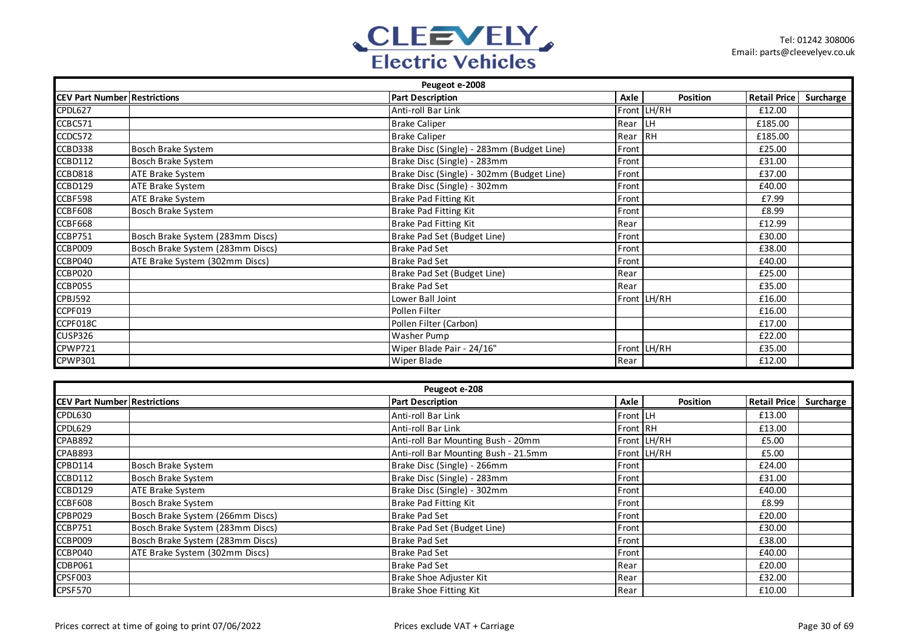| Peugeot e-2008 | | | | | | |
|---|---|---|---|---|---|---|
| **CEV Part Number** | **Restrictions** | **Part Description** | **Axle** | **Position** | **Retail Price** | **Surcharge** |
| CPDL627 | | Anti-roll Bar Link | Front | LH/RH | £12.00 | |
| CCBC571 | | Brake Caliper | Rear | LH | £185.00 | |
| CCDC572 | | Brake Caliper | Rear | RH | £185.00 | |
| CCBD338 | Bosch Brake System | Brake Disc (Single) - 283mm (Budget Line) | Front | | £25.00 | |
| CCBD112 | Bosch Brake System | Brake Disc (Single) - 283mm | Front | | £31.00 | |
| CCBD818 | ATE Brake System | Brake Disc (Single) - 302mm (Budget Line) | Front | | £37.00 | |
| CCBD129 | ATE Brake System | Brake Disc (Single) - 302mm | Front | | £40.00 | |
| CCBF598 | ATE Brake System | Brake Pad Fitting Kit | Front | | £7.99 | |
| CCBF608 | Bosch Brake System | Brake Pad Fitting Kit | Front | | £8.99 | |
| CCBF668 | | Brake Pad Fitting Kit | Rear | | £12.99 | |
| CCBP751 | Bosch Brake System (283mm Discs) | Brake Pad Set (Budget Line) | Front | | £30.00 | |
| CCBP009 | Bosch Brake System (283mm Discs) | Brake Pad Set | Front | | £38.00 | |
| CCBP040 | ATE Brake System (302mm Discs) | Brake Pad Set | Front | | £40.00 | |
| CCBP020 | | Brake Pad Set (Budget Line) | Rear | | £25.00 | |
| CCBP055 | | Brake Pad Set | Rear | | £35.00 | |
| CPBJ592 | | Lower Ball Joint | Front | LH/RH | £16.00 | |
| CCPF019 | | Pollen Filter | | | £16.00 | |
| CCPF018C | | Pollen Filter (Carbon) | | | £17.00 | |
| CUSP326 | | Washer Pump | | | £22.00 | |
| CPWP721 | | Wiper Blade Pair - 24/16" | Front | LH/RH | £35.00 | |
| CPWP301 | | Wiper Blade | Rear | | £12.00 | |

| Peugeot e-208 | | | | | | |
|---|---|---|---|---|---|---|
| **CEV Part Number** | **Restrictions** | **Part Description** | **Axle** | **Position** | **Retail Price** | **Surcharge** |
| CPDL630 | | Anti-roll Bar Link | Front | LH | £13.00 | |
| CPDL629 | | Anti-roll Bar Link | Front | RH | £13.00 | |
| CPAB892 | | Anti-roll Bar Mounting Bush - 20mm | Front | LH/RH | £5.00 | |
| CPAB893 | | Anti-roll Bar Mounting Bush - 21.5mm | Front | LH/RH | £5.00 | |
| CPBD114 | Bosch Brake System | Brake Disc (Single) - 266mm | Front | | £24.00 | |
| CCBD112 | Bosch Brake System | Brake Disc (Single) - 283mm | Front | | £31.00 | |
| CCBD129 | ATE Brake System | Brake Disc (Single) - 302mm | Front | | £40.00 | |
| CCBF608 | Bosch Brake System | Brake Pad Fitting Kit | Front | | £8.99 | |
| CPBP029 | Bosch Brake System (266mm Discs) | Brake Pad Set | Front | | £20.00 | |
| CCBP751 | Bosch Brake System (283mm Discs) | Brake Pad Set (Budget Line) | Front | | £30.00 | |
| CCBP009 | Bosch Brake System (283mm Discs) | Brake Pad Set | Front | | £38.00 | |
| CCBP040 | ATE Brake System (302mm Discs) | Brake Pad Set | Front | | £40.00 | |
| CDBP061 | | Brake Pad Set | Rear | | £20.00 | |
| CPSF003 | | Brake Shoe Adjuster Kit | Rear | | £32.00 | |
| CPSF570 | | Brake Shoe Fitting Kit | Rear | | £10.00 | |

Prices correct at time of going to print 07/06/2022

Prices exclude VAT + Carriage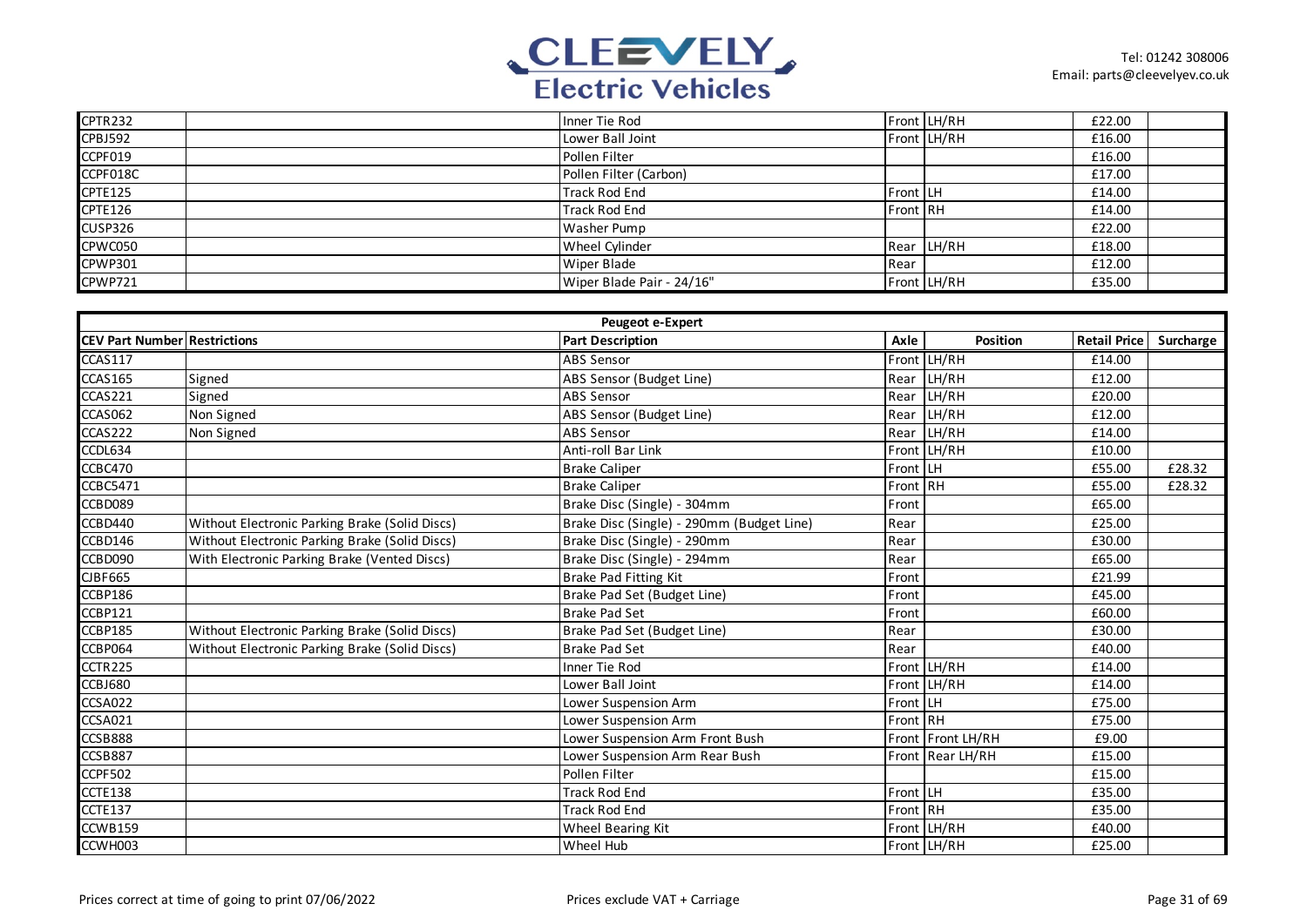| | | | | | | |
|---|---|---|---|---|---|---|
| CPTR232 | | Inner Tie Rod | Front | LH/RH | £22.00 | |
| CPBJ592 | | Lower Ball Joint | Front | LH/RH | £16.00 | |
| CCPF019 | | Pollen Filter | | | £16.00 | |
| CCPF018C | | Pollen Filter (Carbon) | | | £17.00 | |
| CPTE125 | | Track Rod End | Front | LH | £14.00 | |
| CPTE126 | | Track Rod End | Front | RH | £14.00 | |
| CUSP326 | | Washer Pump | | | £22.00 | |
| CPWC050 | | Wheel Cylinder | Rear | LH/RH | £18.00 | |
| CPWP301 | | Wiper Blade | Rear | | £12.00 | |
| CPWP721 | | Wiper Blade Pair - 24/16" | Front | LH/RH | £35.00 | |

| Peugeot e-Expert | | | | | | |
|---|---|---|---|---|---|---|
| **CEV Part Number** | **Restrictions** | **Part Description** | **Axle** | **Position** | **Retail Price** | **Surcharge** |
| CCAS117 | | ABS Sensor | Front | LH/RH | £14.00 | |
| CCAS165 | Signed | ABS Sensor (Budget Line) | Rear | LH/RH | £12.00 | |
| CCAS221 | Signed | ABS Sensor | Rear | LH/RH | £20.00 | |
| CCAS062 | Non Signed | ABS Sensor (Budget Line) | Rear | LH/RH | £12.00 | |
| CCAS222 | Non Signed | ABS Sensor | Rear | LH/RH | £14.00 | |
| CCDL634 | | Anti-roll Bar Link | Front | LH/RH | £10.00 | |
| CCBC470 | | Brake Caliper | Front | LH | £55.00 | £28.32 |
| CCBC5471 | | Brake Caliper | Front | RH | £55.00 | £28.32 |
| CCBD089 | | Brake Disc (Single) - 304mm | Front | | £65.00 | |
| CCBD440 | Without Electronic Parking Brake (Solid Discs) | Brake Disc (Single) - 290mm (Budget Line) | Rear | | £25.00 | |
| CCBD146 | Without Electronic Parking Brake (Solid Discs) | Brake Disc (Single) - 290mm | Rear | | £30.00 | |
| CCBD090 | With Electronic Parking Brake (Vented Discs) | Brake Disc (Single) - 294mm | Rear | | £65.00 | |
| CJBF665 | | Brake Pad Fitting Kit | Front | | £21.99 | |
| CCBP186 | | Brake Pad Set (Budget Line) | Front | | £45.00 | |
| CCBP121 | | Brake Pad Set | Front | | £60.00 | |
| CCBP185 | Without Electronic Parking Brake (Solid Discs) | Brake Pad Set (Budget Line) | Rear | | £30.00 | |
| CCBP064 | Without Electronic Parking Brake (Solid Discs) | Brake Pad Set | Rear | | £40.00 | |
| CCTR225 | | Inner Tie Rod | Front | LH/RH | £14.00 | |
| CCBJ680 | | Lower Ball Joint | Front | LH/RH | £14.00 | |
| CCSA022 | | Lower Suspension Arm | Front | LH | £75.00 | |
| CCSA021 | | Lower Suspension Arm | Front | RH | £75.00 | |
| CCSB888 | | Lower Suspension Arm Front Bush | Front | Front LH/RH | £9.00 | |
| CCSB887 | | Lower Suspension Arm Rear Bush | Front | Rear LH/RH | £15.00 | |
| CCPF502 | | Pollen Filter | | | £15.00 | |
| CCTE138 | | Track Rod End | Front | LH | £35.00 | |
| CCTE137 | | Track Rod End | Front | RH | £35.00 | |
| CCWB159 | | Wheel Bearing Kit | Front | LH/RH | £40.00 | |
| CCWH003 | | Wheel Hub | Front | LH/RH | £25.00 | |

Prices correct at time of going to print 07/06/2022

Prices exclude VAT + Carriage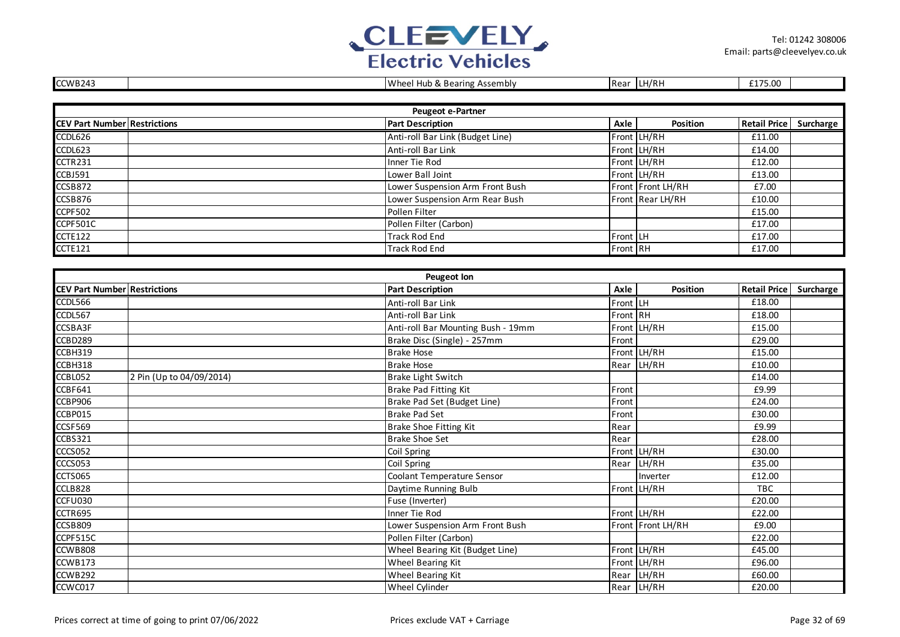| CEV Part Number | Restrictions | Part Description | Axle | Position | Retail Price | Surcharge |
|---|---|---|---|---|---|---|
| CCWB243 | | Wheel Hub & Bearing Assembly | Rear | LH/RH | £175.00 | |

## Peugeot e-Partner

| CEV Part Number | Restrictions | Part Description | Axle | Position | Retail Price | Surcharge |
|---|---|---|---|---|---|---|
| CCDL626 | | Anti-roll Bar Link (Budget Line) | Front | LH/RH | £11.00 | |
| CCDL623 | | Anti-roll Bar Link | Front | LH/RH | £14.00 | |
| CCTR231 | | Inner Tie Rod | Front | LH/RH | £12.00 | |
| CCBJ591 | | Lower Ball Joint | Front | LH/RH | £13.00 | |
| CCSB872 | | Lower Suspension Arm Front Bush | Front | Front LH/RH | £7.00 | |
| CCSB876 | | Lower Suspension Arm Rear Bush | Front | Rear LH/RH | £10.00 | |
| CCPF502 | | Pollen Filter | | | £15.00 | |
| CCPF501C | | Pollen Filter (Carbon) | | | £17.00 | |
| CCTE122 | | Track Rod End | Front | LH | £17.00 | |
| CCTE121 | | Track Rod End | Front | RH | £17.00 | |

## Peugeot Ion

| CEV Part Number | Restrictions | Part Description | Axle | Position | Retail Price | Surcharge |
|---|---|---|---|---|---|---|
| CCDL566 | | Anti-roll Bar Link | Front | LH | £18.00 | |
| CCDL567 | | Anti-roll Bar Link | Front | RH | £18.00 | |
| CCSBA3F | | Anti-roll Bar Mounting Bush - 19mm | Front | LH/RH | £15.00 | |
| CCBD289 | | Brake Disc (Single) - 257mm | Front | | £29.00 | |
| CCBH319 | | Brake Hose | Front | LH/RH | £15.00 | |
| CCBH318 | | Brake Hose | Rear | LH/RH | £10.00 | |
| CCBL052 | 2 Pin (Up to 04/09/2014) | Brake Light Switch | | | £14.00 | |
| CCBF641 | | Brake Pad Fitting Kit | Front | | £9.99 | |
| CCBP906 | | Brake Pad Set (Budget Line) | Front | | £24.00 | |
| CCBP015 | | Brake Pad Set | Front | | £30.00 | |
| CCSF569 | | Brake Shoe Fitting Kit | Rear | | £9.99 | |
| CCBS321 | | Brake Shoe Set | Rear | | £28.00 | |
| CCCS052 | | Coil Spring | Front | LH/RH | £30.00 | |
| CCCS053 | | Coil Spring | Rear | LH/RH | £35.00 | |
| CCTS065 | | Coolant Temperature Sensor | | Inverter | £12.00 | |
| CCLB828 | | Daytime Running Bulb | Front | LH/RH | TBC | |
| CCFU030 | | Fuse (Inverter) | | | £20.00 | |
| CCTR695 | | Inner Tie Rod | Front | LH/RH | £22.00 | |
| CCSB809 | | Lower Suspension Arm Front Bush | Front | Front LH/RH | £9.00 | |
| CCPF515C | | Pollen Filter (Carbon) | | | £22.00 | |
| CCWB808 | | Wheel Bearing Kit (Budget Line) | Front | LH/RH | £45.00 | |
| CCWB173 | | Wheel Bearing Kit | Front | LH/RH | £96.00 | |
| CCWB292 | | Wheel Bearing Kit | Rear | LH/RH | £60.00 | |
| CCWC017 | | Wheel Cylinder | Rear | LH/RH | £20.00 | |

Prices correct at time of going to print 07/06/2022

Prices exclude VAT + Carriage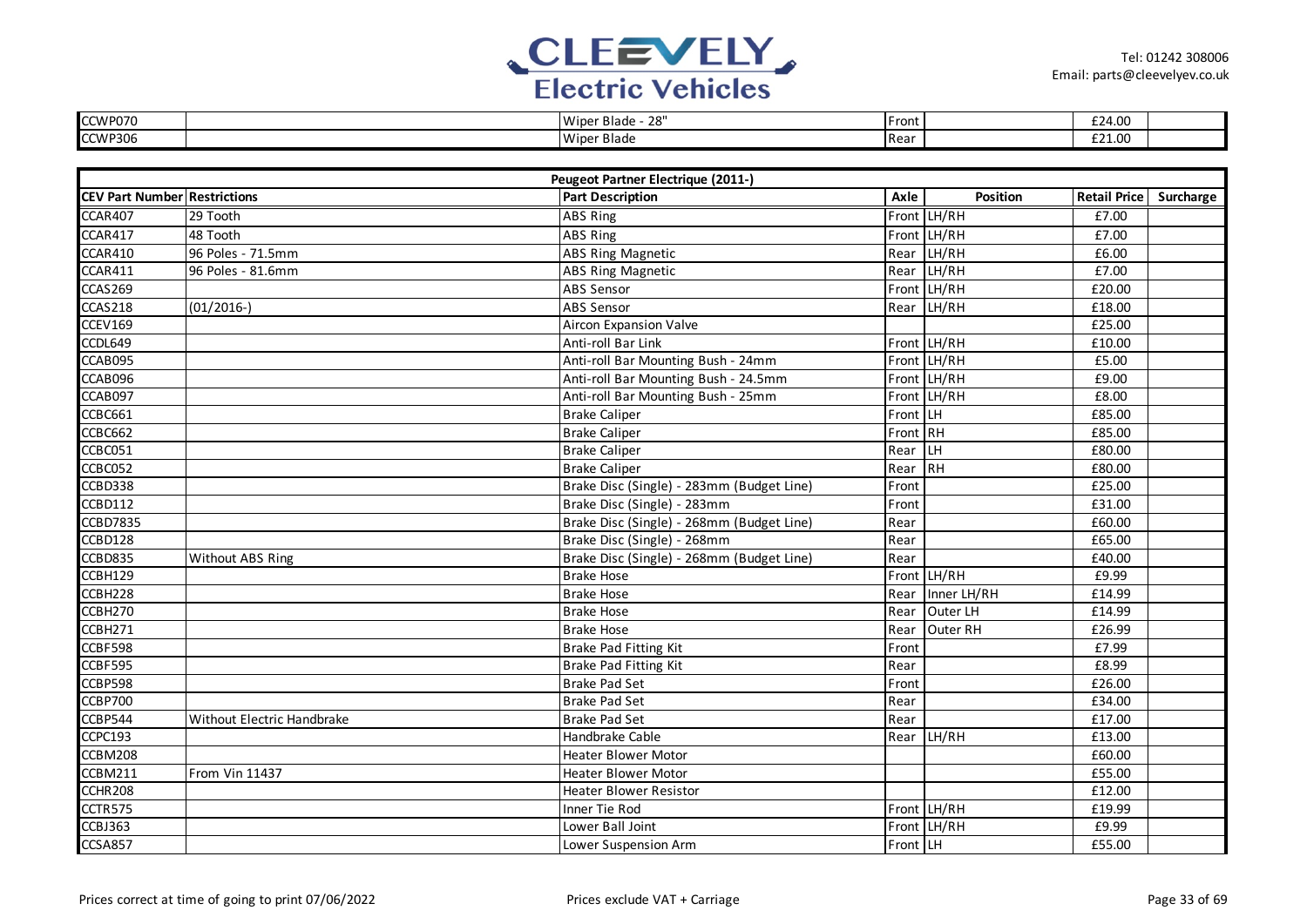| | | | | | | |
|---|---|---|---|---|---|---|
| CCWP070 | | Wiper Blade - 28" | Front | | £24.00 | |
| CCWP306 | | Wiper Blade | Rear | | £21.00 | |

| Peugeot Partner Electrique (2011-) | | | | | | |
|---|---|---|---|---|---|---|
| **CEV Part Number** | **Restrictions** | **Part Description** | **Axle** | **Position** | **Retail Price** | **Surcharge** |
| CCAR407 | 29 Tooth | ABS Ring | Front | LH/RH | £7.00 | |
| CCAR417 | 48 Tooth | ABS Ring | Front | LH/RH | £7.00 | |
| CCAR410 | 96 Poles - 71.5mm | ABS Ring Magnetic | Rear | LH/RH | £6.00 | |
| CCAR411 | 96 Poles - 81.6mm | ABS Ring Magnetic | Rear | LH/RH | £7.00 | |
| CCAS269 | | ABS Sensor | Front | LH/RH | £20.00 | |
| CCAS218 | (01/2016-) | ABS Sensor | Rear | LH/RH | £18.00 | |
| CCEV169 | | Aircon Expansion Valve | | | £25.00 | |
| CCDL649 | | Anti-roll Bar Link | Front | LH/RH | £10.00 | |
| CCAB095 | | Anti-roll Bar Mounting Bush - 24mm | Front | LH/RH | £5.00 | |
| CCAB096 | | Anti-roll Bar Mounting Bush - 24.5mm | Front | LH/RH | £9.00 | |
| CCAB097 | | Anti-roll Bar Mounting Bush - 25mm | Front | LH/RH | £8.00 | |
| CCBC661 | | Brake Caliper | Front | LH | £85.00 | |
| CCBC662 | | Brake Caliper | Front | RH | £85.00 | |
| CCBC051 | | Brake Caliper | Rear | LH | £80.00 | |
| CCBC052 | | Brake Caliper | Rear | RH | £80.00 | |
| CCBD338 | | Brake Disc (Single) - 283mm (Budget Line) | Front | | £25.00 | |
| CCBD112 | | Brake Disc (Single) - 283mm | Front | | £31.00 | |
| CCBD7835 | | Brake Disc (Single) - 268mm (Budget Line) | Rear | | £60.00 | |
| CCBD128 | | Brake Disc (Single) - 268mm | Rear | | £65.00 | |
| CCBD835 | Without ABS Ring | Brake Disc (Single) - 268mm (Budget Line) | Rear | | £40.00 | |
| CCBH129 | | Brake Hose | Front | LH/RH | £9.99 | |
| CCBH228 | | Brake Hose | Rear | Inner LH/RH | £14.99 | |
| CCBH270 | | Brake Hose | Rear | Outer LH | £14.99 | |
| CCBH271 | | Brake Hose | Rear | Outer RH | £26.99 | |
| CCBF598 | | Brake Pad Fitting Kit | Front | | £7.99 | |
| CCBF595 | | Brake Pad Fitting Kit | Rear | | £8.99 | |
| CCBP598 | | Brake Pad Set | Front | | £26.00 | |
| CCBP700 | | Brake Pad Set | Rear | | £34.00 | |
| CCBP544 | Without Electric Handbrake | Brake Pad Set | Rear | | £17.00 | |
| CCPC193 | | Handbrake Cable | Rear | LH/RH | £13.00 | |
| CCBM208 | | Heater Blower Motor | | | £60.00 | |
| CCBM211 | From Vin 11437 | Heater Blower Motor | | | £55.00 | |
| CCHR208 | | Heater Blower Resistor | | | £12.00 | |
| CCTR575 | | Inner Tie Rod | Front | LH/RH | £19.99 | |
| CCBJ363 | | Lower Ball Joint | Front | LH/RH | £9.99 | |
| CCSA857 | | Lower Suspension Arm | Front | LH | £55.00 | |

Prices correct at time of going to print 07/06/2022 — Prices exclude VAT + Carriage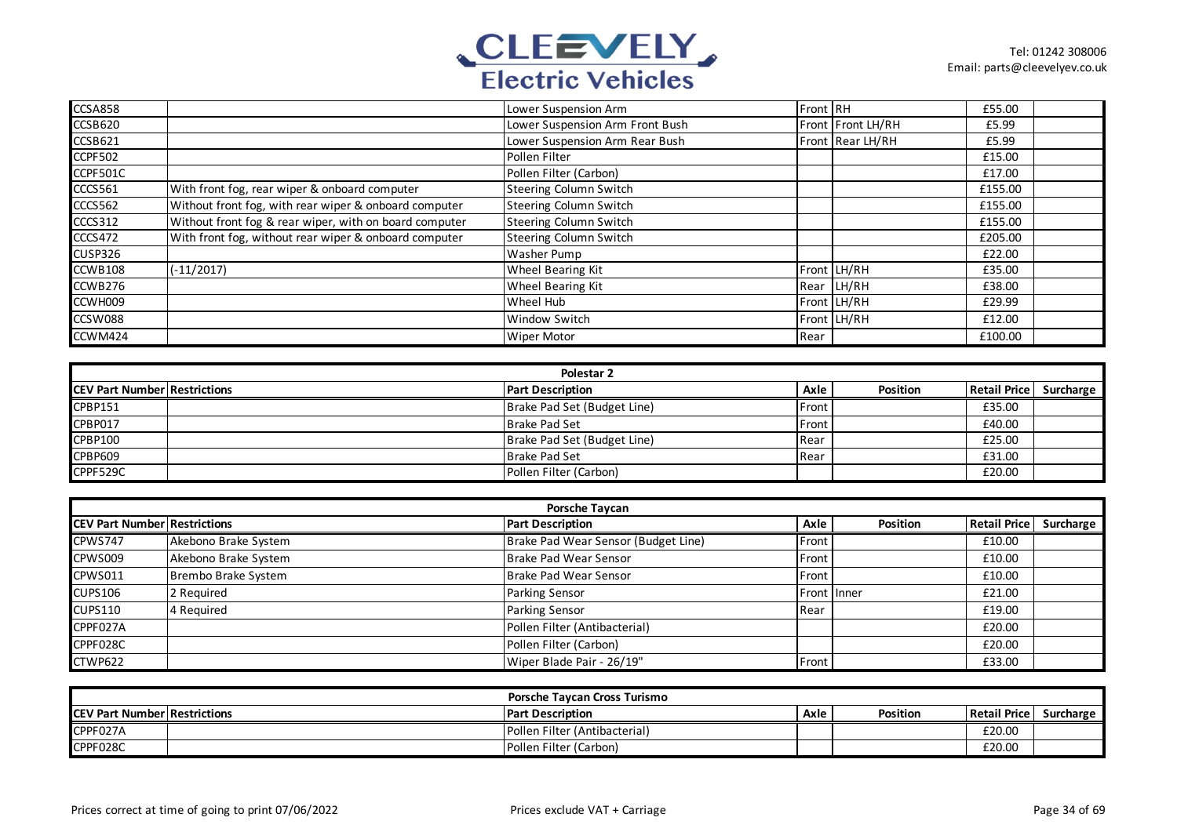| CEV Part Number | Restrictions | Part Description | Axle | Position | Retail Price | Surcharge |
|---|---|---|---|---|---|---|
| CCSA858 | | Lower Suspension Arm | Front | RH | £55.00 | |
| CCSB620 | | Lower Suspension Arm Front Bush | Front | Front LH/RH | £5.99 | |
| CCSB621 | | Lower Suspension Arm Rear Bush | Front | Rear LH/RH | £5.99 | |
| CCPF502 | | Pollen Filter | | | £15.00 | |
| CCPF501C | | Pollen Filter (Carbon) | | | £17.00 | |
| CCCS561 | With front fog, rear wiper & onboard computer | Steering Column Switch | | | £155.00 | |
| CCCS562 | Without front fog, with rear wiper & onboard computer | Steering Column Switch | | | £155.00 | |
| CCCS312 | Without front fog & rear wiper, with on board computer | Steering Column Switch | | | £155.00 | |
| CCCS472 | With front fog, without rear wiper & onboard computer | Steering Column Switch | | | £205.00 | |
| CUSP326 | | Washer Pump | | | £22.00 | |
| CCWB108 | (-11/2017) | Wheel Bearing Kit | Front | LH/RH | £35.00 | |
| CCWB276 | | Wheel Bearing Kit | Rear | LH/RH | £38.00 | |
| CCWH009 | | Wheel Hub | Front | LH/RH | £29.99 | |
| CCSW088 | | Window Switch | Front | LH/RH | £12.00 | |
| CCWM424 | | Wiper Motor | Rear | | £100.00 | |

**Polestar 2**

| CEV Part Number | Restrictions | Part Description | Axle | Position | Retail Price | Surcharge |
|---|---|---|---|---|---|---|
| CPBP151 | | Brake Pad Set (Budget Line) | Front | | £35.00 | |
| CPBP017 | | Brake Pad Set | Front | | £40.00 | |
| CPBP100 | | Brake Pad Set (Budget Line) | Rear | | £25.00 | |
| CPBP609 | | Brake Pad Set | Rear | | £31.00 | |
| CPPF529C | | Pollen Filter (Carbon) | | | £20.00 | |

**Porsche Taycan**

| CEV Part Number | Restrictions | Part Description | Axle | Position | Retail Price | Surcharge |
|---|---|---|---|---|---|---|
| CPWS747 | Akebono Brake System | Brake Pad Wear Sensor (Budget Line) | Front | | £10.00 | |
| CPWS009 | Akebono Brake System | Brake Pad Wear Sensor | Front | | £10.00 | |
| CPWS011 | Brembo Brake System | Brake Pad Wear Sensor | Front | | £10.00 | |
| CUPS106 | 2 Required | Parking Sensor | Front | Inner | £21.00 | |
| CUPS110 | 4 Required | Parking Sensor | Rear | | £19.00 | |
| CPPF027A | | Pollen Filter (Antibacterial) | | | £20.00 | |
| CPPF028C | | Pollen Filter (Carbon) | | | £20.00 | |
| CTWP622 | | Wiper Blade Pair - 26/19" | Front | | £33.00 | |

**Porsche Taycan Cross Turismo**

| CEV Part Number | Restrictions | Part Description | Axle | Position | Retail Price | Surcharge |
|---|---|---|---|---|---|---|
| CPPF027A | | Pollen Filter (Antibacterial) | | | £20.00 | |
| CPPF028C | | Pollen Filter (Carbon) | | | £20.00 | |

Prices correct at time of going to print 07/06/2022 — Prices exclude VAT + Carriage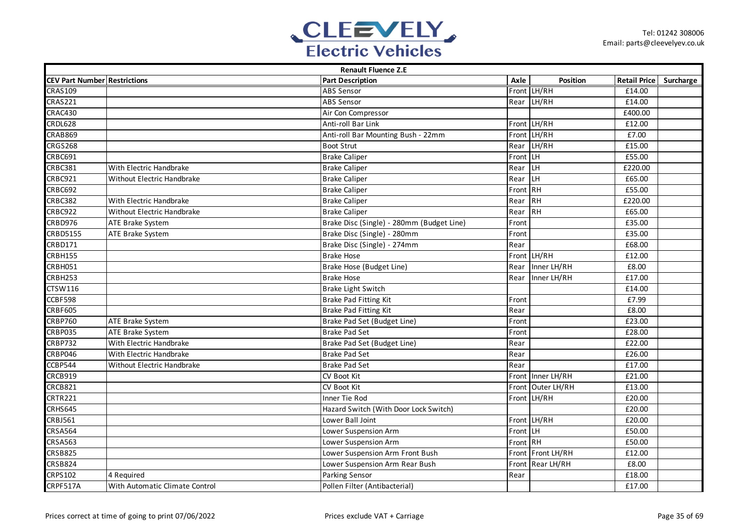| Renault Fluence Z.E | | | | | | |
|---|---|---|---|---|---|---|
| **CEV Part Number** | **Restrictions** | **Part Description** | **Axle** | **Position** | **Retail Price** | **Surcharge** |
| CRAS109 | | ABS Sensor | Front | LH/RH | £14.00 | |
| CRAS221 | | ABS Sensor | Rear | LH/RH | £14.00 | |
| CRAC430 | | Air Con Compressor | | | £400.00 | |
| CRDL628 | | Anti-roll Bar Link | Front | LH/RH | £12.00 | |
| CRAB869 | | Anti-roll Bar Mounting Bush - 22mm | Front | LH/RH | £7.00 | |
| CRGS268 | | Boot Strut | Rear | LH/RH | £15.00 | |
| CRBC691 | | Brake Caliper | Front | LH | £55.00 | |
| CRBC381 | With Electric Handbrake | Brake Caliper | Rear | LH | £220.00 | |
| CRBC921 | Without Electric Handbrake | Brake Caliper | Rear | LH | £65.00 | |
| CRBC692 | | Brake Caliper | Front | RH | £55.00 | |
| CRBC382 | With Electric Handbrake | Brake Caliper | Rear | RH | £220.00 | |
| CRBC922 | Without Electric Handbrake | Brake Caliper | Rear | RH | £65.00 | |
| CRBD976 | ATE Brake System | Brake Disc (Single) - 280mm (Budget Line) | Front | | £35.00 | |
| CRBD5155 | ATE Brake System | Brake Disc (Single) - 280mm | Front | | £35.00 | |
| CRBD171 | | Brake Disc (Single) - 274mm | Rear | | £68.00 | |
| CRBH155 | | Brake Hose | Front | LH/RH | £12.00 | |
| CRBH051 | | Brake Hose (Budget Line) | Rear | Inner LH/RH | £8.00 | |
| CRBH253 | | Brake Hose | Rear | Inner LH/RH | £17.00 | |
| CTSW116 | | Brake Light Switch | | | £14.00 | |
| CCBF598 | | Brake Pad Fitting Kit | Front | | £7.99 | |
| CRBF605 | | Brake Pad Fitting Kit | Rear | | £8.00 | |
| CRBP760 | ATE Brake System | Brake Pad Set (Budget Line) | Front | | £23.00 | |
| CRBP035 | ATE Brake System | Brake Pad Set | Front | | £28.00 | |
| CRBP732 | With Electric Handbrake | Brake Pad Set (Budget Line) | Rear | | £22.00 | |
| CRBP046 | With Electric Handbrake | Brake Pad Set | Rear | | £26.00 | |
| CCBP544 | Without Electric Handbrake | Brake Pad Set | Rear | | £17.00 | |
| CRCB919 | | CV Boot Kit | Front | Inner LH/RH | £21.00 | |
| CRCB821 | | CV Boot Kit | Front | Outer LH/RH | £13.00 | |
| CRTR221 | | Inner Tie Rod | Front | LH/RH | £20.00 | |
| CRHS645 | | Hazard Switch (With Door Lock Switch) | | | £20.00 | |
| CRBJ561 | | Lower Ball Joint | Front | LH/RH | £20.00 | |
| CRSA564 | | Lower Suspension Arm | Front | LH | £50.00 | |
| CRSA563 | | Lower Suspension Arm | Front | RH | £50.00 | |
| CRSB825 | | Lower Suspension Arm Front Bush | Front | Front LH/RH | £12.00 | |
| CRSB824 | | Lower Suspension Arm Rear Bush | Front | Rear LH/RH | £8.00 | |
| CRPS102 | 4 Required | Parking Sensor | Rear | | £18.00 | |
| CRPF517A | With Automatic Climate Control | Pollen Filter (Antibacterial) | | | £17.00 | |

Prices correct at time of going to print 07/06/2022

Prices exclude VAT + Carriage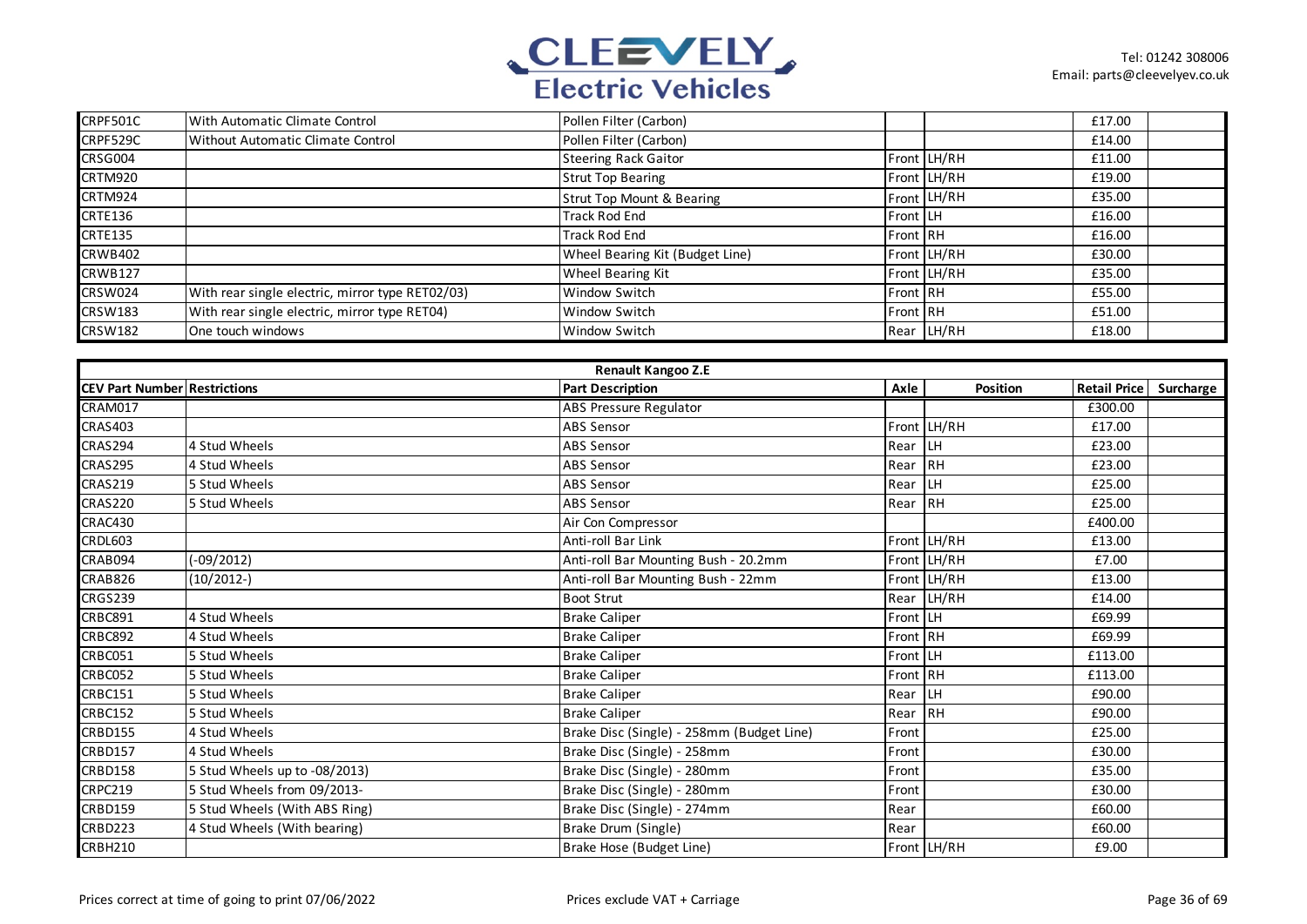| | | | | | | |
|---|---|---|---|---|---|---|
| CRPF501C | With Automatic Climate Control | Pollen Filter (Carbon) | | | £17.00 | |
| CRPF529C | Without Automatic Climate Control | Pollen Filter (Carbon) | | | £14.00 | |
| CRSG004 | | Steering Rack Gaitor | Front | LH/RH | £11.00 | |
| CRTM920 | | Strut Top Bearing | Front | LH/RH | £19.00 | |
| CRTM924 | | Strut Top Mount & Bearing | Front | LH/RH | £35.00 | |
| CRTE136 | | Track Rod End | Front | LH | £16.00 | |
| CRTE135 | | Track Rod End | Front | RH | £16.00 | |
| CRWB402 | | Wheel Bearing Kit (Budget Line) | Front | LH/RH | £30.00 | |
| CRWB127 | | Wheel Bearing Kit | Front | LH/RH | £35.00 | |
| CRSW024 | With rear single electric, mirror type RET02/03) | Window Switch | Front | RH | £55.00 | |
| CRSW183 | With rear single electric, mirror type RET04) | Window Switch | Front | RH | £51.00 | |
| CRSW182 | One touch windows | Window Switch | Rear | LH/RH | £18.00 | |

**Renault Kangoo Z.E**

| CEV Part Number | Restrictions | Part Description | Axle | Position | Retail Price | Surcharge |
|---|---|---|---|---|---|---|
| CRAM017 | | ABS Pressure Regulator | | | £300.00 | |
| CRAS403 | | ABS Sensor | Front | LH/RH | £17.00 | |
| CRAS294 | 4 Stud Wheels | ABS Sensor | Rear | LH | £23.00 | |
| CRAS295 | 4 Stud Wheels | ABS Sensor | Rear | RH | £23.00 | |
| CRAS219 | 5 Stud Wheels | ABS Sensor | Rear | LH | £25.00 | |
| CRAS220 | 5 Stud Wheels | ABS Sensor | Rear | RH | £25.00 | |
| CRAC430 | | Air Con Compressor | | | £400.00 | |
| CRDL603 | | Anti-roll Bar Link | Front | LH/RH | £13.00 | |
| CRAB094 | (-09/2012) | Anti-roll Bar Mounting Bush - 20.2mm | Front | LH/RH | £7.00 | |
| CRAB826 | (10/2012-) | Anti-roll Bar Mounting Bush - 22mm | Front | LH/RH | £13.00 | |
| CRGS239 | | Boot Strut | Rear | LH/RH | £14.00 | |
| CRBC891 | 4 Stud Wheels | Brake Caliper | Front | LH | £69.99 | |
| CRBC892 | 4 Stud Wheels | Brake Caliper | Front | RH | £69.99 | |
| CRBC051 | 5 Stud Wheels | Brake Caliper | Front | LH | £113.00 | |
| CRBC052 | 5 Stud Wheels | Brake Caliper | Front | RH | £113.00 | |
| CRBC151 | 5 Stud Wheels | Brake Caliper | Rear | LH | £90.00 | |
| CRBC152 | 5 Stud Wheels | Brake Caliper | Rear | RH | £90.00 | |
| CRBD155 | 4 Stud Wheels | Brake Disc (Single) - 258mm (Budget Line) | Front | | £25.00 | |
| CRBD157 | 4 Stud Wheels | Brake Disc (Single) - 258mm | Front | | £30.00 | |
| CRBD158 | 5 Stud Wheels up to -08/2013) | Brake Disc (Single) - 280mm | Front | | £35.00 | |
| CRPC219 | 5 Stud Wheels from 09/2013- | Brake Disc (Single) - 280mm | Front | | £30.00 | |
| CRBD159 | 5 Stud Wheels (With ABS Ring) | Brake Disc (Single) - 274mm | Rear | | £60.00 | |
| CRBD223 | 4 Stud Wheels (With bearing) | Brake Drum (Single) | Rear | | £60.00 | |
| CRBH210 | | Brake Hose (Budget Line) | Front | LH/RH | £9.00 | |

Prices correct at time of going to print 07/06/2022

Prices exclude VAT + Carriage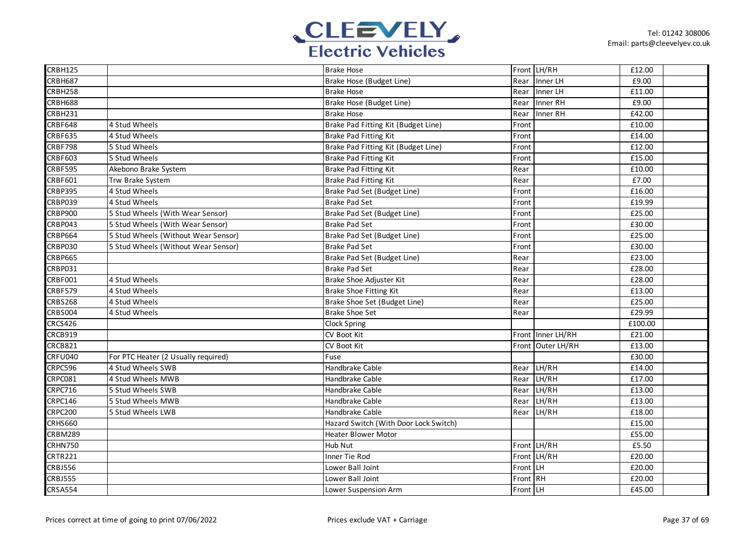| | | | | | | |
|---|---|---|---|---|---|---|
| CRBH125 | | Brake Hose | Front | LH/RH | £12.00 | |
| CRBH687 | | Brake Hose (Budget Line) | Rear | Inner LH | £9.00 | |
| CRBH258 | | Brake Hose | Rear | Inner LH | £11.00 | |
| CRBH688 | | Brake Hose (Budget Line) | Rear | Inner RH | £9.00 | |
| CRBH231 | | Brake Hose | Rear | Inner RH | £42.00 | |
| CRBF648 | 4 Stud Wheels | Brake Pad Fitting Kit (Budget Line) | Front | | £10.00 | |
| CRBF635 | 4 Stud Wheels | Brake Pad Fitting Kit | Front | | £14.00 | |
| CRBF798 | 5 Stud Wheels | Brake Pad Fitting Kit (Budget Line) | Front | | £12.00 | |
| CRBF603 | 5 Stud Wheels | Brake Pad Fitting Kit | Front | | £15.00 | |
| CRBF595 | Akebono Brake System | Brake Pad Fitting Kit | Rear | | £10.00 | |
| CRBF601 | Trw Brake System | Brake Pad Fitting Kit | Rear | | £7.00 | |
| CRBP395 | 4 Stud Wheels | Brake Pad Set (Budget Line) | Front | | £16.00 | |
| CRBP039 | 4 Stud Wheels | Brake Pad Set | Front | | £19.99 | |
| CRBP900 | 5 Stud Wheels (With Wear Sensor) | Brake Pad Set (Budget Line) | Front | | £25.00 | |
| CRBP043 | 5 Stud Wheels (With Wear Sensor) | Brake Pad Set | Front | | £30.00 | |
| CRBP664 | 5 Stud Wheels (Without Wear Sensor) | Brake Pad Set (Budget Line) | Front | | £25.00 | |
| CRBP030 | 5 Stud Wheels (Without Wear Sensor) | Brake Pad Set | Front | | £30.00 | |
| CRBP665 | | Brake Pad Set (Budget Line) | Rear | | £23.00 | |
| CRBP031 | | Brake Pad Set | Rear | | £28.00 | |
| CRBF001 | 4 Stud Wheels | Brake Shoe Adjuster Kit | Rear | | £28.00 | |
| CRBF579 | 4 Stud Wheels | Brake Shoe Fitting Kit | Rear | | £13.00 | |
| CRBS268 | 4 Stud Wheels | Brake Shoe Set (Budget Line) | Rear | | £25.00 | |
| CRBS004 | 4 Stud Wheels | Brake Shoe Set | Rear | | £29.99 | |
| CRCS426 | | Clock Spring | | | £100.00 | |
| CRCB919 | | CV Boot Kit | Front | Inner LH/RH | £21.00 | |
| CRCB821 | | CV Boot Kit | Front | Outer LH/RH | £13.00 | |
| CRFU040 | For PTC Heater (2 Usually required) | Fuse | | | £30.00 | |
| CRPC596 | 4 Stud Wheels SWB | Handbrake Cable | Rear | LH/RH | £14.00 | |
| CRPC081 | 4 Stud Wheels MWB | Handbrake Cable | Rear | LH/RH | £17.00 | |
| CRPC716 | 5 Stud Wheels SWB | Handbrake Cable | Rear | LH/RH | £13.00 | |
| CRPC146 | 5 Stud Wheels MWB | Handbrake Cable | Rear | LH/RH | £13.00 | |
| CRPC200 | 5 Stud Wheels LWB | Handbrake Cable | Rear | LH/RH | £18.00 | |
| CRHS660 | | Hazard Switch (With Door Lock Switch) | | | £15.00 | |
| CRBM289 | | Heater Blower Motor | | | £55.00 | |
| CRHN750 | | Hub Nut | Front | LH/RH | £5.50 | |
| CRTR221 | | Inner Tie Rod | Front | LH/RH | £20.00 | |
| CRBJ556 | | Lower Ball Joint | Front | LH | £20.00 | |
| CRBJ555 | | Lower Ball Joint | Front | RH | £20.00 | |
| CRSA554 | | Lower Suspension Arm | Front | LH | £45.00 | |

Prices correct at time of going to print 07/06/2022

Prices exclude VAT + Carriage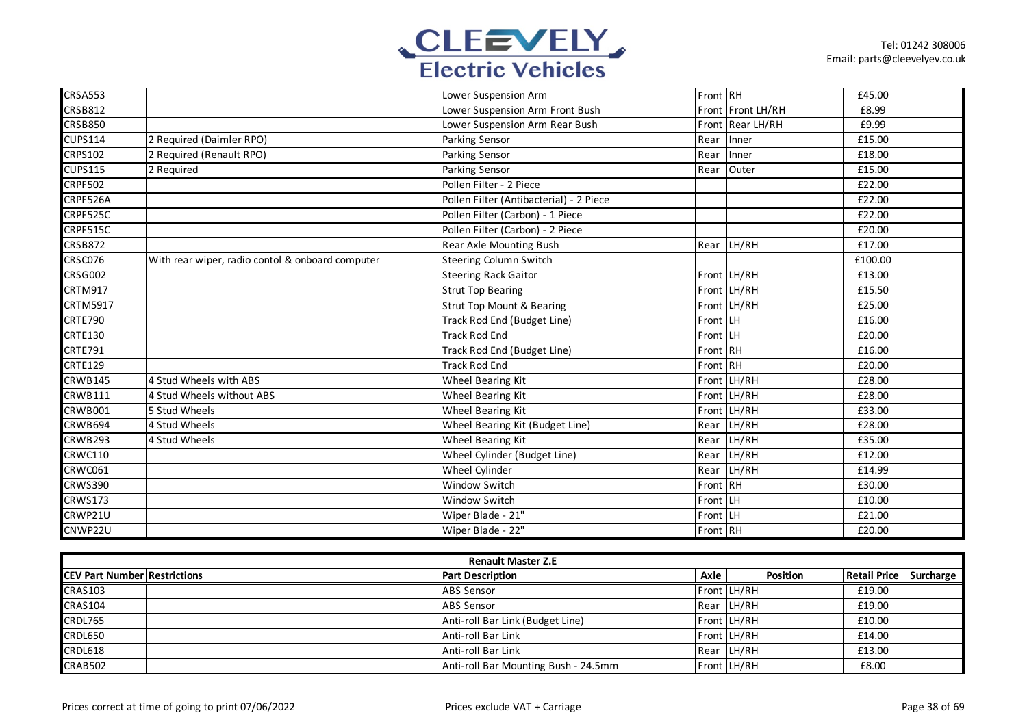| CRSA553 | | Lower Suspension Arm | Front | RH | £45.00 | |
|---|---|---|---|---|---|---|
| CRSB812 | | Lower Suspension Arm Front Bush | Front | Front LH/RH | £8.99 | |
| CRSB850 | | Lower Suspension Arm Rear Bush | Front | Rear LH/RH | £9.99 | |
| CUPS114 | 2 Required (Daimler RPO) | Parking Sensor | Rear | Inner | £15.00 | |
| CRPS102 | 2 Required (Renault RPO) | Parking Sensor | Rear | Inner | £18.00 | |
| CUPS115 | 2 Required | Parking Sensor | Rear | Outer | £15.00 | |
| CRPF502 | | Pollen Filter - 2 Piece | | | £22.00 | |
| CRPF526A | | Pollen Filter (Antibacterial) - 2 Piece | | | £22.00 | |
| CRPF525C | | Pollen Filter (Carbon) - 1 Piece | | | £22.00 | |
| CRPF515C | | Pollen Filter (Carbon) - 2 Piece | | | £20.00 | |
| CRSB872 | | Rear Axle Mounting Bush | Rear | LH/RH | £17.00 | |
| CRSC076 | With rear wiper, radio contol & onboard computer | Steering Column Switch | | | £100.00 | |
| CRSG002 | | Steering Rack Gaitor | Front | LH/RH | £13.00 | |
| CRTM917 | | Strut Top Bearing | Front | LH/RH | £15.50 | |
| CRTM5917 | | Strut Top Mount & Bearing | Front | LH/RH | £25.00 | |
| CRTE790 | | Track Rod End (Budget Line) | Front | LH | £16.00 | |
| CRTE130 | | Track Rod End | Front | LH | £20.00 | |
| CRTE791 | | Track Rod End (Budget Line) | Front | RH | £16.00 | |
| CRTE129 | | Track Rod End | Front | RH | £20.00 | |
| CRWB145 | 4 Stud Wheels with ABS | Wheel Bearing Kit | Front | LH/RH | £28.00 | |
| CRWB111 | 4 Stud Wheels without ABS | Wheel Bearing Kit | Front | LH/RH | £28.00 | |
| CRWB001 | 5 Stud Wheels | Wheel Bearing Kit | Front | LH/RH | £33.00 | |
| CRWB694 | 4 Stud Wheels | Wheel Bearing Kit (Budget Line) | Rear | LH/RH | £28.00 | |
| CRWB293 | 4 Stud Wheels | Wheel Bearing Kit | Rear | LH/RH | £35.00 | |
| CRWC110 | | Wheel Cylinder (Budget Line) | Rear | LH/RH | £12.00 | |
| CRWC061 | | Wheel Cylinder | Rear | LH/RH | £14.99 | |
| CRWS390 | | Window Switch | Front | RH | £30.00 | |
| CRWS173 | | Window Switch | Front | LH | £10.00 | |
| CRWP21U | | Wiper Blade - 21" | Front | LH | £21.00 | |
| CNWP22U | | Wiper Blade - 22" | Front | RH | £20.00 | |

**Renault Master Z.E**

| CEV Part Number | Restrictions | Part Description | Axle | Position | Retail Price | Surcharge |
|---|---|---|---|---|---|---|
| CRAS103 | | ABS Sensor | Front | LH/RH | £19.00 | |
| CRAS104 | | ABS Sensor | Rear | LH/RH | £19.00 | |
| CRDL765 | | Anti-roll Bar Link (Budget Line) | Front | LH/RH | £10.00 | |
| CRDL650 | | Anti-roll Bar Link | Front | LH/RH | £14.00 | |
| CRDL618 | | Anti-roll Bar Link | Rear | LH/RH | £13.00 | |
| CRAB502 | | Anti-roll Bar Mounting Bush - 24.5mm | Front | LH/RH | £8.00 | |

Prices correct at time of going to print 07/06/2022

Prices exclude VAT + Carriage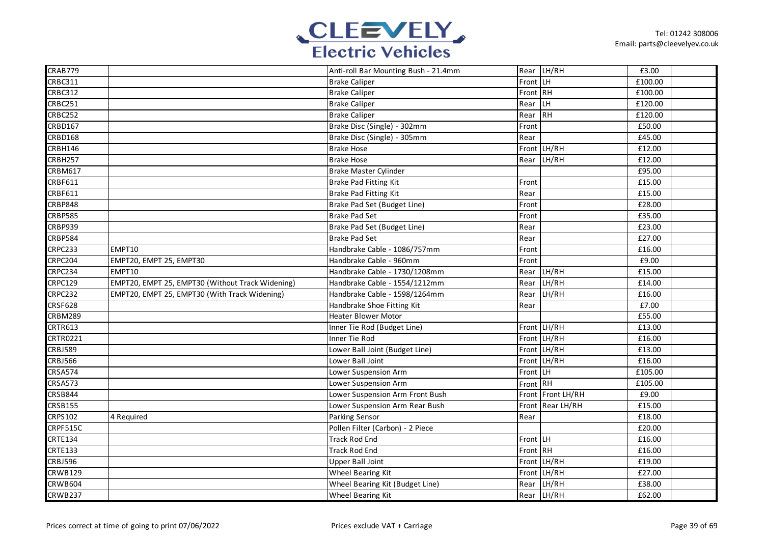| | | | | | | |
|---|---|---|---|---|---|---|
| CRAB779 | | Anti-roll Bar Mounting Bush - 21.4mm | Rear | LH/RH | £3.00 | |
| CRBC311 | | Brake Caliper | Front | LH | £100.00 | |
| CRBC312 | | Brake Caliper | Front | RH | £100.00 | |
| CRBC251 | | Brake Caliper | Rear | LH | £120.00 | |
| CRBC252 | | Brake Caliper | Rear | RH | £120.00 | |
| CRBD167 | | Brake Disc (Single) - 302mm | Front | | £50.00 | |
| CRBD168 | | Brake Disc (Single) - 305mm | Rear | | £45.00 | |
| CRBH146 | | Brake Hose | Front | LH/RH | £12.00 | |
| CRBH257 | | Brake Hose | Rear | LH/RH | £12.00 | |
| CRBM617 | | Brake Master Cylinder | | | £95.00 | |
| CRBF611 | | Brake Pad Fitting Kit | Front | | £15.00 | |
| CRBF611 | | Brake Pad Fitting Kit | Rear | | £15.00 | |
| CRBP848 | | Brake Pad Set (Budget Line) | Front | | £28.00 | |
| CRBP585 | | Brake Pad Set | Front | | £35.00 | |
| CRBP939 | | Brake Pad Set (Budget Line) | Rear | | £23.00 | |
| CRBP584 | | Brake Pad Set | Rear | | £27.00 | |
| CRPC233 | EMPT10 | Handbrake Cable - 1086/757mm | Front | | £16.00 | |
| CRPC204 | EMPT20, EMPT 25, EMPT30 | Handbrake Cable - 960mm | Front | | £9.00 | |
| CRPC234 | EMPT10 | Handbrake Cable - 1730/1208mm | Rear | LH/RH | £15.00 | |
| CRPC129 | EMPT20, EMPT 25, EMPT30 (Without Track Widening) | Handbrake Cable - 1554/1212mm | Rear | LH/RH | £14.00 | |
| CRPC232 | EMPT20, EMPT 25, EMPT30 (With Track Widening) | Handbrake Cable - 1598/1264mm | Rear | LH/RH | £16.00 | |
| CRSF628 | | Handbrake Shoe Fitting Kit | Rear | | £7.00 | |
| CRBM289 | | Heater Blower Motor | | | £55.00 | |
| CRTR613 | | Inner Tie Rod (Budget Line) | Front | LH/RH | £13.00 | |
| CRTR0221 | | Inner Tie Rod | Front | LH/RH | £16.00 | |
| CRBJ589 | | Lower Ball Joint (Budget Line) | Front | LH/RH | £13.00 | |
| CRBJ566 | | Lower Ball Joint | Front | LH/RH | £16.00 | |
| CRSA574 | | Lower Suspension Arm | Front | LH | £105.00 | |
| CRSA573 | | Lower Suspension Arm | Front | RH | £105.00 | |
| CRSB844 | | Lower Suspension Arm Front Bush | Front | Front LH/RH | £9.00 | |
| CRSB155 | | Lower Suspension Arm Rear Bush | Front | Rear LH/RH | £15.00 | |
| CRPS102 | 4 Required | Parking Sensor | Rear | | £18.00 | |
| CRPF515C | | Pollen Filter (Carbon) - 2 Piece | | | £20.00 | |
| CRTE134 | | Track Rod End | Front | LH | £16.00 | |
| CRTE133 | | Track Rod End | Front | RH | £16.00 | |
| CRBJ596 | | Upper Ball Joint | Front | LH/RH | £19.00 | |
| CRWB129 | | Wheel Bearing Kit | Front | LH/RH | £27.00 | |
| CRWB604 | | Wheel Bearing Kit (Budget Line) | Rear | LH/RH | £38.00 | |
| CRWB237 | | Wheel Bearing Kit | Rear | LH/RH | £62.00 | |

Prices correct at time of going to print 07/06/2022

Prices exclude VAT + Carriage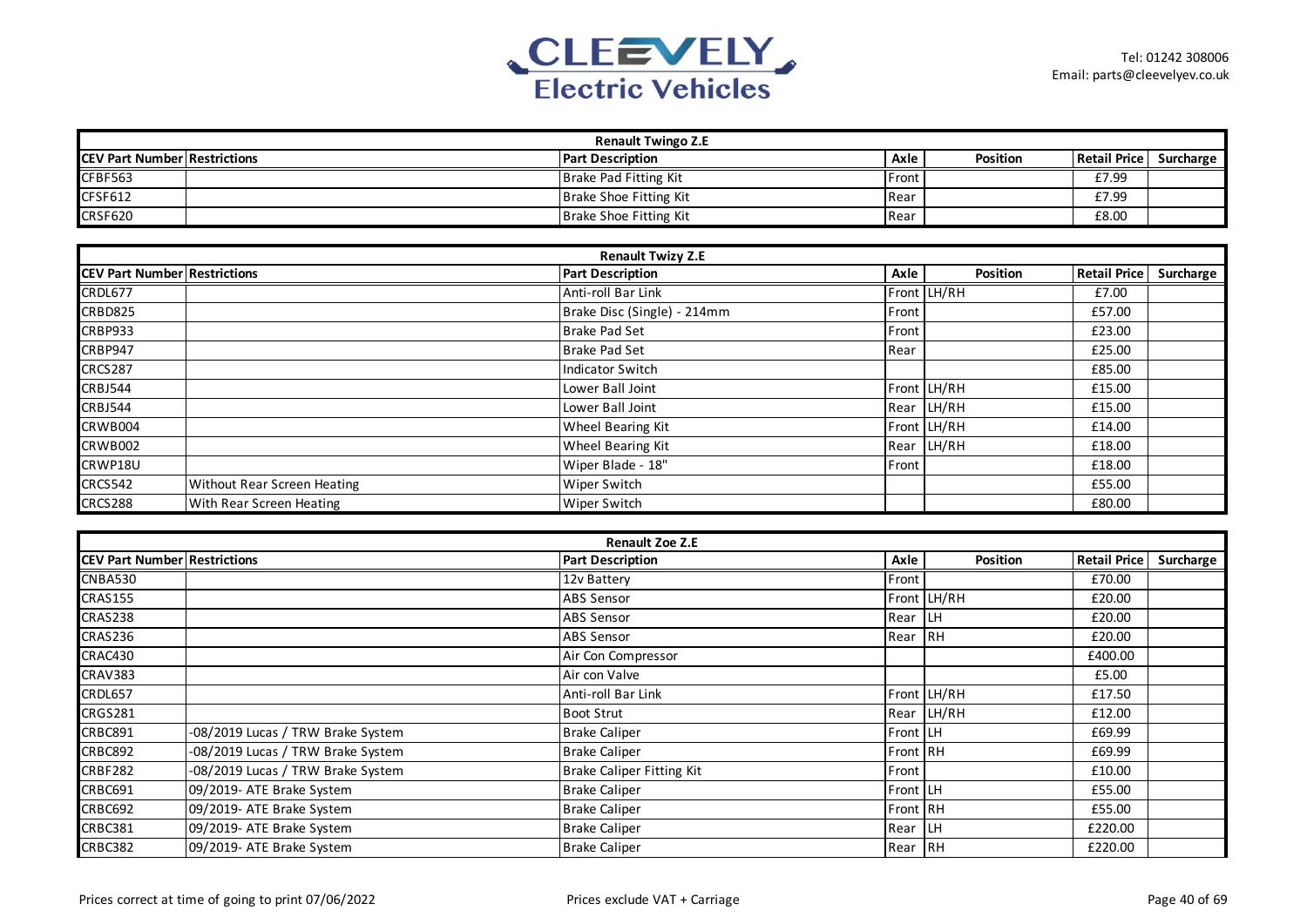| Renault Twingo Z.E | | | | | | |
|---|---|---|---|---|---|---|
| **CEV Part Number** | **Restrictions** | **Part Description** | **Axle** | **Position** | **Retail Price** | **Surcharge** |
| CFBF563 | | Brake Pad Fitting Kit | Front | | £7.99 | |
| CFSF612 | | Brake Shoe Fitting Kit | Rear | | £7.99 | |
| CRSF620 | | Brake Shoe Fitting Kit | Rear | | £8.00 | |

| Renault Twizy Z.E | | | | | | |
|---|---|---|---|---|---|---|
| **CEV Part Number** | **Restrictions** | **Part Description** | **Axle** | **Position** | **Retail Price** | **Surcharge** |
| CRDL677 | | Anti-roll Bar Link | Front | LH/RH | £7.00 | |
| CRBD825 | | Brake Disc (Single) - 214mm | Front | | £57.00 | |
| CRBP933 | | Brake Pad Set | Front | | £23.00 | |
| CRBP947 | | Brake Pad Set | Rear | | £25.00 | |
| CRCS287 | | Indicator Switch | | | £85.00 | |
| CRBJ544 | | Lower Ball Joint | Front | LH/RH | £15.00 | |
| CRBJ544 | | Lower Ball Joint | Rear | LH/RH | £15.00 | |
| CRWB004 | | Wheel Bearing Kit | Front | LH/RH | £14.00 | |
| CRWB002 | | Wheel Bearing Kit | Rear | LH/RH | £18.00 | |
| CRWP18U | | Wiper Blade - 18" | Front | | £18.00 | |
| CRCS542 | Without Rear Screen Heating | Wiper Switch | | | £55.00 | |
| CRCS288 | With Rear Screen Heating | Wiper Switch | | | £80.00 | |

| Renault Zoe Z.E | | | | | | |
|---|---|---|---|---|---|---|
| **CEV Part Number** | **Restrictions** | **Part Description** | **Axle** | **Position** | **Retail Price** | **Surcharge** |
| CNBA530 | | 12v Battery | Front | | £70.00 | |
| CRAS155 | | ABS Sensor | Front | LH/RH | £20.00 | |
| CRAS238 | | ABS Sensor | Rear | LH | £20.00 | |
| CRAS236 | | ABS Sensor | Rear | RH | £20.00 | |
| CRAC430 | | Air Con Compressor | | | £400.00 | |
| CRAV383 | | Air con Valve | | | £5.00 | |
| CRDL657 | | Anti-roll Bar Link | Front | LH/RH | £17.50 | |
| CRGS281 | | Boot Strut | Rear | LH/RH | £12.00 | |
| CRBC891 | -08/2019 Lucas / TRW Brake System | Brake Caliper | Front | LH | £69.99 | |
| CRBC892 | -08/2019 Lucas / TRW Brake System | Brake Caliper | Front | RH | £69.99 | |
| CRBF282 | -08/2019 Lucas / TRW Brake System | Brake Caliper Fitting Kit | Front | | £10.00 | |
| CRBC691 | 09/2019- ATE Brake System | Brake Caliper | Front | LH | £55.00 | |
| CRBC692 | 09/2019- ATE Brake System | Brake Caliper | Front | RH | £55.00 | |
| CRBC381 | 09/2019- ATE Brake System | Brake Caliper | Rear | LH | £220.00 | |
| CRBC382 | 09/2019- ATE Brake System | Brake Caliper | Rear | RH | £220.00 | |

Prices correct at time of going to print 07/06/2022

Prices exclude VAT + Carriage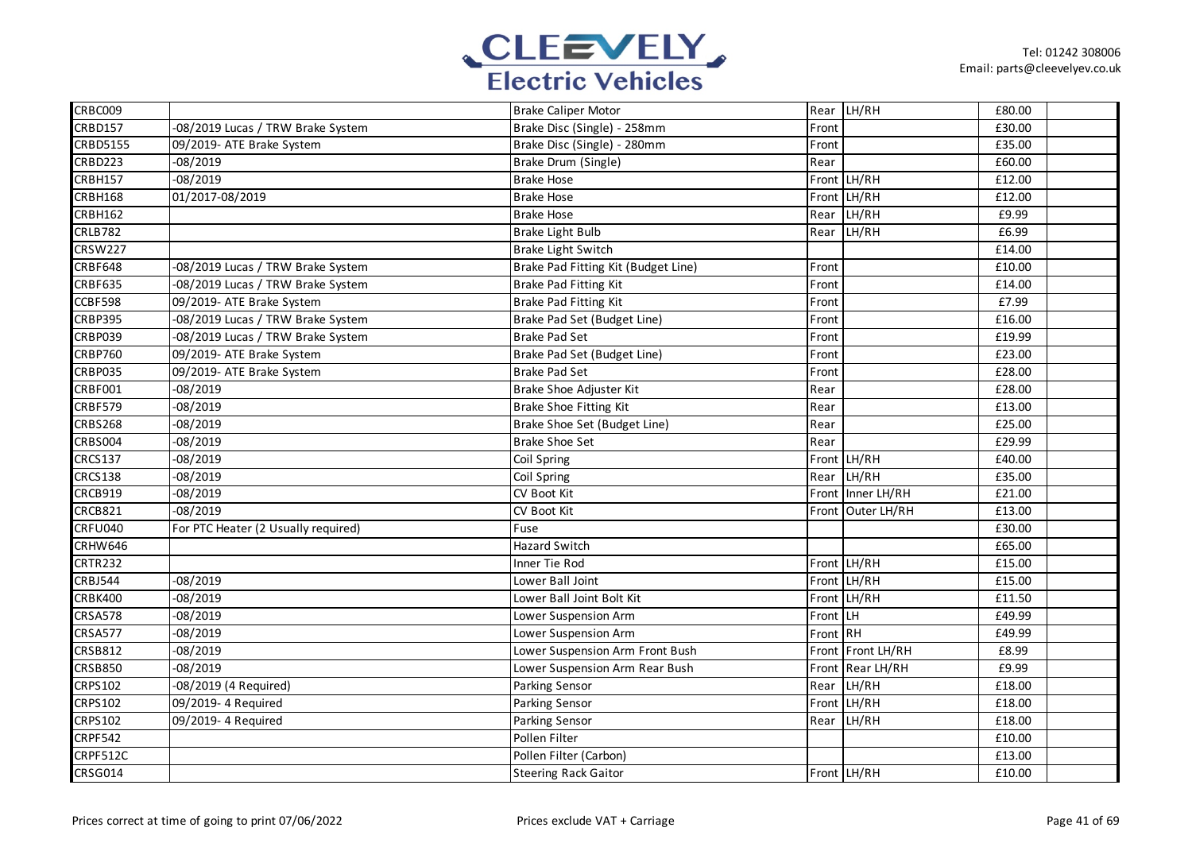| | | | | | | |
|---|---|---|---|---|---|---|
| CRBC009 | | Brake Caliper Motor | Rear | LH/RH | £80.00 | |
| CRBD157 | -08/2019 Lucas / TRW Brake System | Brake Disc (Single) - 258mm | Front | | £30.00 | |
| CRBD5155 | 09/2019- ATE Brake System | Brake Disc (Single) - 280mm | Front | | £35.00 | |
| CRBD223 | -08/2019 | Brake Drum (Single) | Rear | | £60.00 | |
| CRBH157 | -08/2019 | Brake Hose | Front | LH/RH | £12.00 | |
| CRBH168 | 01/2017-08/2019 | Brake Hose | Front | LH/RH | £12.00 | |
| CRBH162 | | Brake Hose | Rear | LH/RH | £9.99 | |
| CRLB782 | | Brake Light Bulb | Rear | LH/RH | £6.99 | |
| CRSW227 | | Brake Light Switch | | | £14.00 | |
| CRBF648 | -08/2019 Lucas / TRW Brake System | Brake Pad Fitting Kit (Budget Line) | Front | | £10.00 | |
| CRBF635 | -08/2019 Lucas / TRW Brake System | Brake Pad Fitting Kit | Front | | £14.00 | |
| CCBF598 | 09/2019- ATE Brake System | Brake Pad Fitting Kit | Front | | £7.99 | |
| CRBP395 | -08/2019 Lucas / TRW Brake System | Brake Pad Set (Budget Line) | Front | | £16.00 | |
| CRBP039 | -08/2019 Lucas / TRW Brake System | Brake Pad Set | Front | | £19.99 | |
| CRBP760 | 09/2019- ATE Brake System | Brake Pad Set (Budget Line) | Front | | £23.00 | |
| CRBP035 | 09/2019- ATE Brake System | Brake Pad Set | Front | | £28.00 | |
| CRBF001 | -08/2019 | Brake Shoe Adjuster Kit | Rear | | £28.00 | |
| CRBF579 | -08/2019 | Brake Shoe Fitting Kit | Rear | | £13.00 | |
| CRBS268 | -08/2019 | Brake Shoe Set (Budget Line) | Rear | | £25.00 | |
| CRBS004 | -08/2019 | Brake Shoe Set | Rear | | £29.99 | |
| CRCS137 | -08/2019 | Coil Spring | Front | LH/RH | £40.00 | |
| CRCS138 | -08/2019 | Coil Spring | Rear | LH/RH | £35.00 | |
| CRCB919 | -08/2019 | CV Boot Kit | Front | Inner LH/RH | £21.00 | |
| CRCB821 | -08/2019 | CV Boot Kit | Front | Outer LH/RH | £13.00 | |
| CRFU040 | For PTC Heater (2 Usually required) | Fuse | | | £30.00 | |
| CRHW646 | | Hazard Switch | | | £65.00 | |
| CRTR232 | | Inner Tie Rod | Front | LH/RH | £15.00 | |
| CRBJ544 | -08/2019 | Lower Ball Joint | Front | LH/RH | £15.00 | |
| CRBK400 | -08/2019 | Lower Ball Joint Bolt Kit | Front | LH/RH | £11.50 | |
| CRSA578 | -08/2019 | Lower Suspension Arm | Front | LH | £49.99 | |
| CRSA577 | -08/2019 | Lower Suspension Arm | Front | RH | £49.99 | |
| CRSB812 | -08/2019 | Lower Suspension Arm Front Bush | Front | Front LH/RH | £8.99 | |
| CRSB850 | -08/2019 | Lower Suspension Arm Rear Bush | Front | Rear LH/RH | £9.99 | |
| CRPS102 | -08/2019 (4 Required) | Parking Sensor | Rear | LH/RH | £18.00 | |
| CRPS102 | 09/2019- 4 Required | Parking Sensor | Front | LH/RH | £18.00 | |
| CRPS102 | 09/2019- 4 Required | Parking Sensor | Rear | LH/RH | £18.00 | |
| CRPF542 | | Pollen Filter | | | £10.00 | |
| CRPF512C | | Pollen Filter (Carbon) | | | £13.00 | |
| CRSG014 | | Steering Rack Gaitor | Front | LH/RH | £10.00 | |

Prices correct at time of going to print 07/06/2022 — Prices exclude VAT + Carriage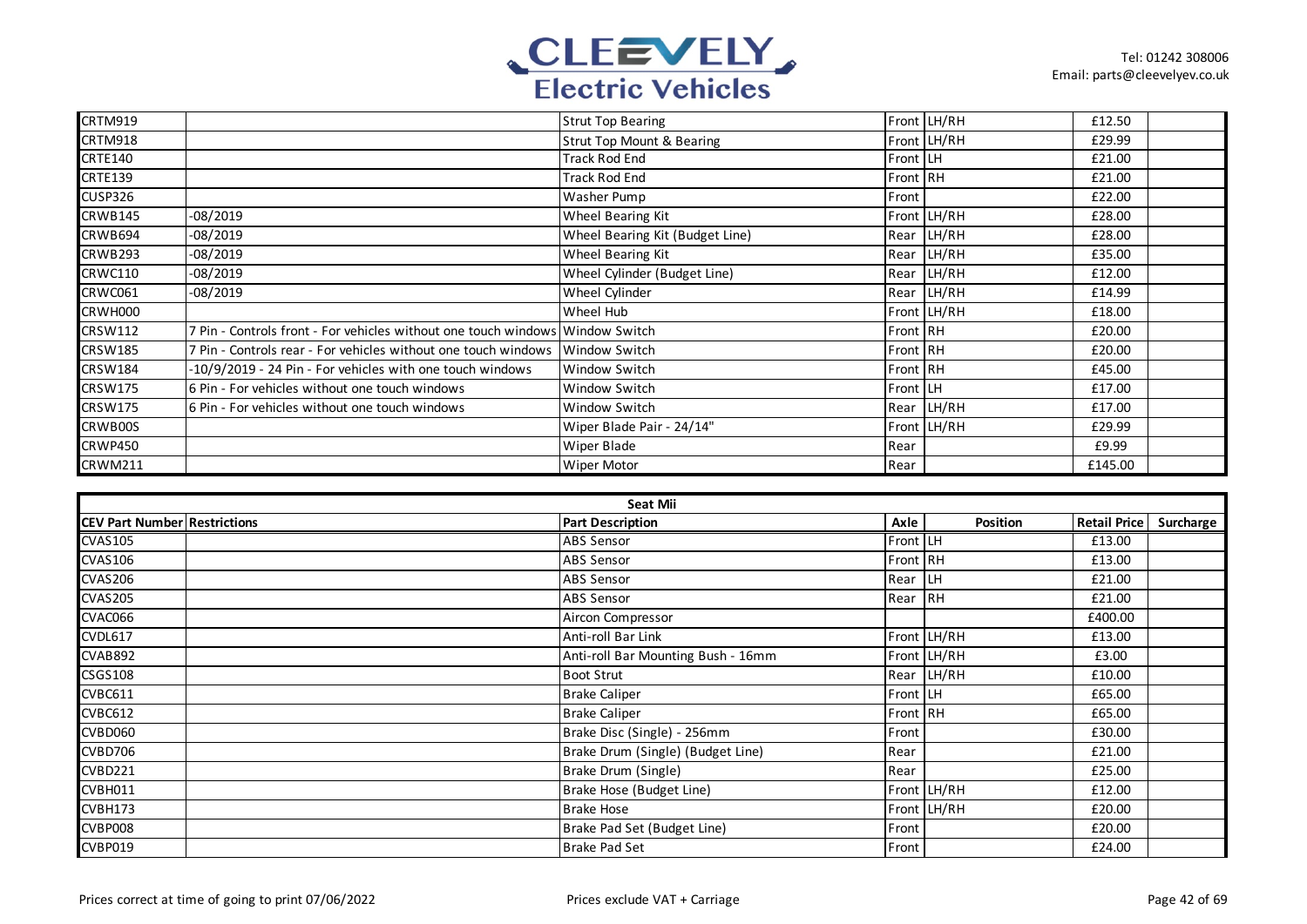| CRTM919 | | Strut Top Bearing | Front | LH/RH | £12.50 | |
|---|---|---|---|---|---|---|
| CRTM918 | | Strut Top Mount & Bearing | Front | LH/RH | £29.99 | |
| CRTE140 | | Track Rod End | Front | LH | £21.00 | |
| CRTE139 | | Track Rod End | Front | RH | £21.00 | |
| CUSP326 | | Washer Pump | Front | | £22.00 | |
| CRWB145 | -08/2019 | Wheel Bearing Kit | Front | LH/RH | £28.00 | |
| CRWB694 | -08/2019 | Wheel Bearing Kit (Budget Line) | Rear | LH/RH | £28.00 | |
| CRWB293 | -08/2019 | Wheel Bearing Kit | Rear | LH/RH | £35.00 | |
| CRWC110 | -08/2019 | Wheel Cylinder (Budget Line) | Rear | LH/RH | £12.00 | |
| CRWC061 | -08/2019 | Wheel Cylinder | Rear | LH/RH | £14.99 | |
| CRWH000 | | Wheel Hub | Front | LH/RH | £18.00 | |
| CRSW112 | 7 Pin - Controls front - For vehicles without one touch windows | Window Switch | Front | RH | £20.00 | |
| CRSW185 | 7 Pin - Controls rear - For vehicles without one touch windows | Window Switch | Front | RH | £20.00 | |
| CRSW184 | -10/9/2019 - 24 Pin - For vehicles with one touch windows | Window Switch | Front | RH | £45.00 | |
| CRSW175 | 6 Pin - For vehicles without one touch windows | Window Switch | Front | LH | £17.00 | |
| CRSW175 | 6 Pin - For vehicles without one touch windows | Window Switch | Rear | LH/RH | £17.00 | |
| CRWB00S | | Wiper Blade Pair - 24/14" | Front | LH/RH | £29.99 | |
| CRWP450 | | Wiper Blade | Rear | | £9.99 | |
| CRWM211 | | Wiper Motor | Rear | | £145.00 | |

## Seat Mii

| CEV Part Number | Restrictions | Part Description | Axle | Position | Retail Price | Surcharge |
|---|---|---|---|---|---|---|
| CVAS105 | | ABS Sensor | Front | LH | £13.00 | |
| CVAS106 | | ABS Sensor | Front | RH | £13.00 | |
| CVAS206 | | ABS Sensor | Rear | LH | £21.00 | |
| CVAS205 | | ABS Sensor | Rear | RH | £21.00 | |
| CVAC066 | | Aircon Compressor | | | £400.00 | |
| CVDL617 | | Anti-roll Bar Link | Front | LH/RH | £13.00 | |
| CVAB892 | | Anti-roll Bar Mounting Bush - 16mm | Front | LH/RH | £3.00 | |
| CSGS108 | | Boot Strut | Rear | LH/RH | £10.00 | |
| CVBC611 | | Brake Caliper | Front | LH | £65.00 | |
| CVBC612 | | Brake Caliper | Front | RH | £65.00 | |
| CVBD060 | | Brake Disc (Single) - 256mm | Front | | £30.00 | |
| CVBD706 | | Brake Drum (Single) (Budget Line) | Rear | | £21.00 | |
| CVBD221 | | Brake Drum (Single) | Rear | | £25.00 | |
| CVBH011 | | Brake Hose (Budget Line) | Front | LH/RH | £12.00 | |
| CVBH173 | | Brake Hose | Front | LH/RH | £20.00 | |
| CVBP008 | | Brake Pad Set (Budget Line) | Front | | £20.00 | |
| CVBP019 | | Brake Pad Set | Front | | £24.00 | |

Prices correct at time of going to print 07/06/2022

Prices exclude VAT + Carriage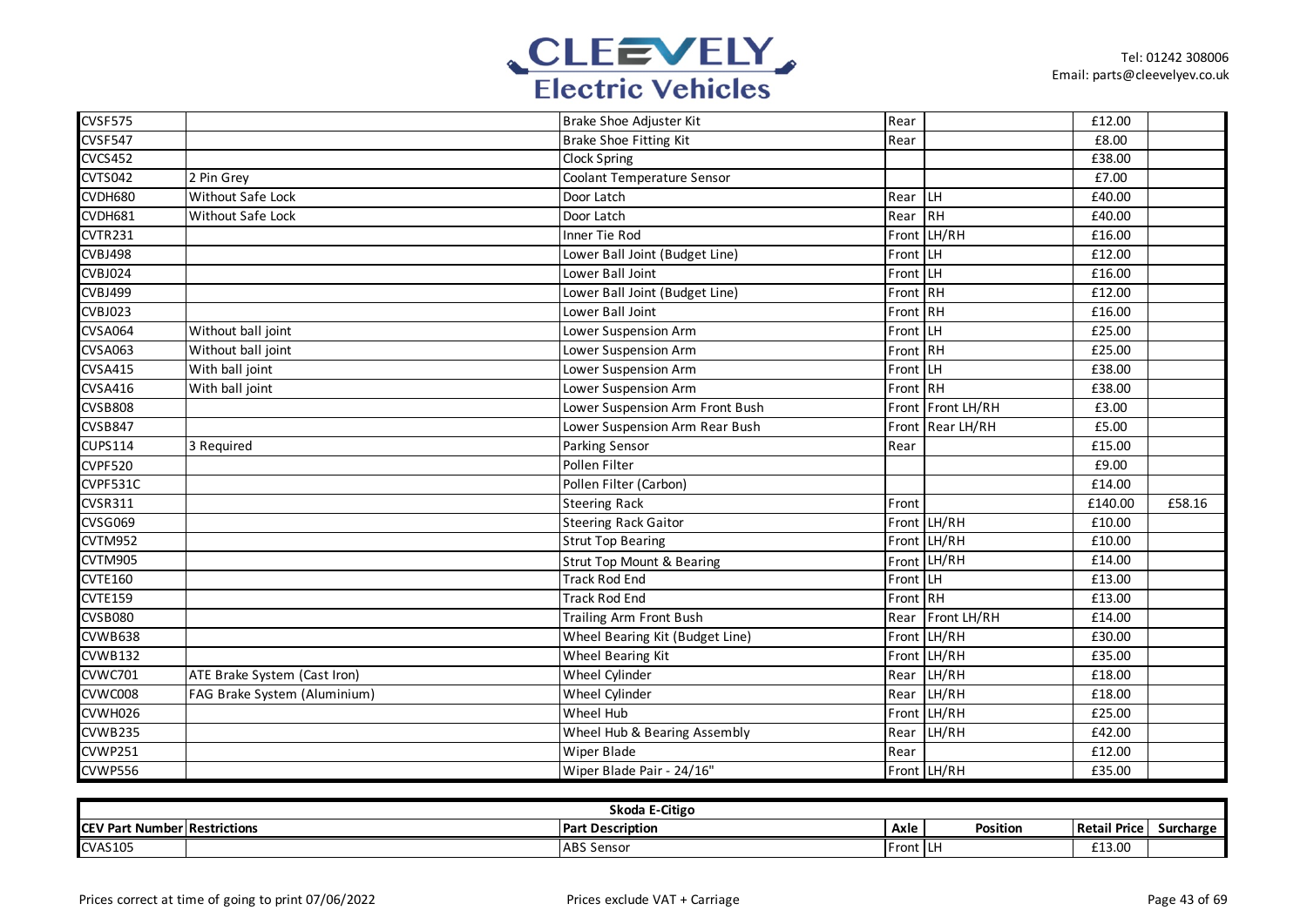| | | | | | | |
|---|---|---|---|---|---|---|
| CVSF575 | | Brake Shoe Adjuster Kit | Rear | | £12.00 | |
| CVSF547 | | Brake Shoe Fitting Kit | Rear | | £8.00 | |
| CVCS452 | | Clock Spring | | | £38.00 | |
| CVTS042 | 2 Pin Grey | Coolant Temperature Sensor | | | £7.00 | |
| CVDH680 | Without Safe Lock | Door Latch | Rear | LH | £40.00 | |
| CVDH681 | Without Safe Lock | Door Latch | Rear | RH | £40.00 | |
| CVTR231 | | Inner Tie Rod | Front | LH/RH | £16.00 | |
| CVBJ498 | | Lower Ball Joint (Budget Line) | Front | LH | £12.00 | |
| CVBJ024 | | Lower Ball Joint | Front | LH | £16.00 | |
| CVBJ499 | | Lower Ball Joint (Budget Line) | Front | RH | £12.00 | |
| CVBJ023 | | Lower Ball Joint | Front | RH | £16.00 | |
| CVSA064 | Without ball joint | Lower Suspension Arm | Front | LH | £25.00 | |
| CVSA063 | Without ball joint | Lower Suspension Arm | Front | RH | £25.00 | |
| CVSA415 | With ball joint | Lower Suspension Arm | Front | LH | £38.00 | |
| CVSA416 | With ball joint | Lower Suspension Arm | Front | RH | £38.00 | |
| CVSB808 | | Lower Suspension Arm Front Bush | Front | Front LH/RH | £3.00 | |
| CVSB847 | | Lower Suspension Arm Rear Bush | Front | Rear LH/RH | £5.00 | |
| CUPS114 | 3 Required | Parking Sensor | Rear | | £15.00 | |
| CVPF520 | | Pollen Filter | | | £9.00 | |
| CVPF531C | | Pollen Filter (Carbon) | | | £14.00 | |
| CVSR311 | | Steering Rack | Front | | £140.00 | £58.16 |
| CVSG069 | | Steering Rack Gaitor | Front | LH/RH | £10.00 | |
| CVTM952 | | Strut Top Bearing | Front | LH/RH | £10.00 | |
| CVTM905 | | Strut Top Mount & Bearing | Front | LH/RH | £14.00 | |
| CVTE160 | | Track Rod End | Front | LH | £13.00 | |
| CVTE159 | | Track Rod End | Front | RH | £13.00 | |
| CVSB080 | | Trailing Arm Front Bush | Rear | Front LH/RH | £14.00 | |
| CVWB638 | | Wheel Bearing Kit (Budget Line) | Front | LH/RH | £30.00 | |
| CVWB132 | | Wheel Bearing Kit | Front | LH/RH | £35.00 | |
| CVWC701 | ATE Brake System (Cast Iron) | Wheel Cylinder | Rear | LH/RH | £18.00 | |
| CVWC008 | FAG Brake System (Aluminium) | Wheel Cylinder | Rear | LH/RH | £18.00 | |
| CVWH026 | | Wheel Hub | Front | LH/RH | £25.00 | |
| CVWB235 | | Wheel Hub & Bearing Assembly | Rear | LH/RH | £42.00 | |
| CVWP251 | | Wiper Blade | Rear | | £12.00 | |
| CVWP556 | | Wiper Blade Pair - 24/16" | Front | LH/RH | £35.00 | |

**Skoda E-Citigo**

| CEV Part Number | Restrictions | Part Description | Axle | Position | Retail Price | Surcharge |
|---|---|---|---|---|---|---|
| CVAS105 | | ABS Sensor | Front | LH | £13.00 | |

Prices correct at time of going to print 07/06/2022

Prices exclude VAT + Carriage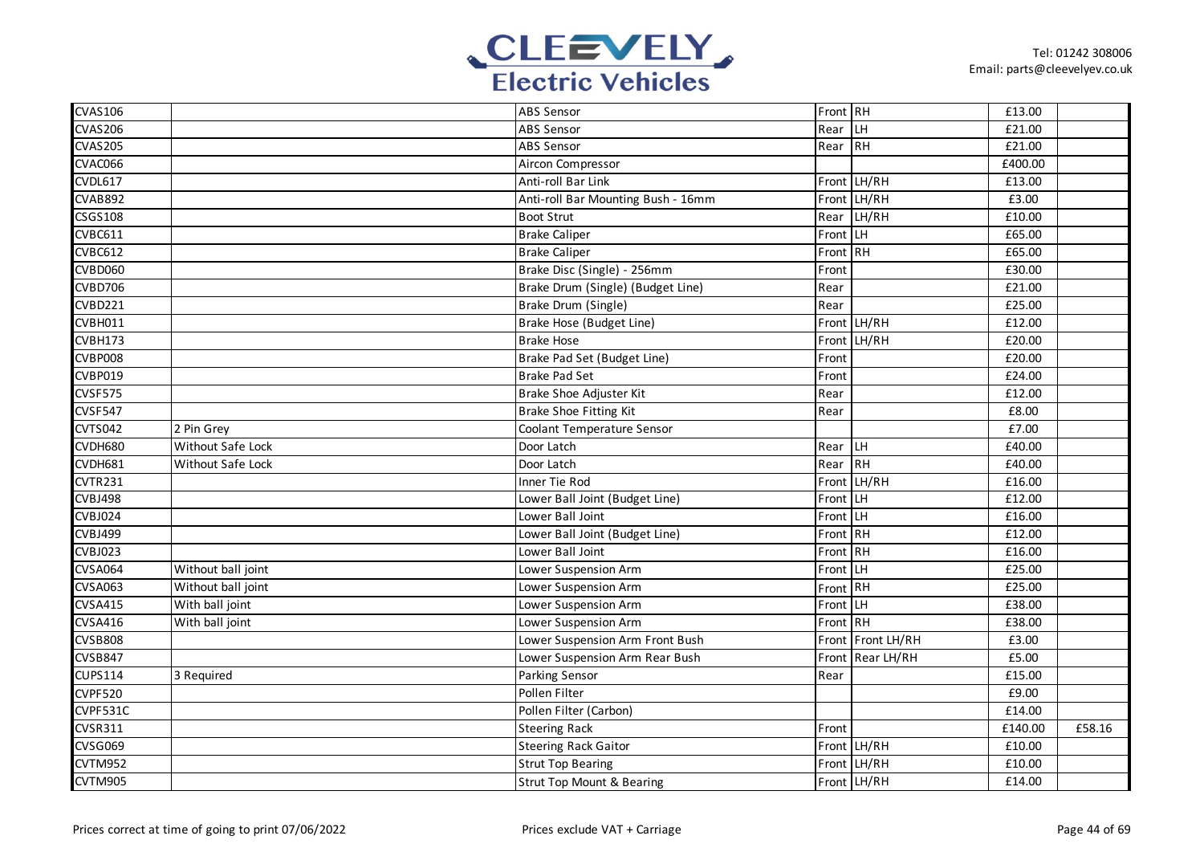| | | | | | | |
|---|---|---|---|---|---|---|
| CVAS106 | | ABS Sensor | Front | RH | £13.00 | |
| CVAS206 | | ABS Sensor | Rear | LH | £21.00 | |
| CVAS205 | | ABS Sensor | Rear | RH | £21.00 | |
| CVAC066 | | Aircon Compressor | | | £400.00 | |
| CVDL617 | | Anti-roll Bar Link | Front | LH/RH | £13.00 | |
| CVAB892 | | Anti-roll Bar Mounting Bush - 16mm | Front | LH/RH | £3.00 | |
| CSGS108 | | Boot Strut | Rear | LH/RH | £10.00 | |
| CVBC611 | | Brake Caliper | Front | LH | £65.00 | |
| CVBC612 | | Brake Caliper | Front | RH | £65.00 | |
| CVBD060 | | Brake Disc (Single) - 256mm | Front | | £30.00 | |
| CVBD706 | | Brake Drum (Single) (Budget Line) | Rear | | £21.00 | |
| CVBD221 | | Brake Drum (Single) | Rear | | £25.00 | |
| CVBH011 | | Brake Hose (Budget Line) | Front | LH/RH | £12.00 | |
| CVBH173 | | Brake Hose | Front | LH/RH | £20.00 | |
| CVBP008 | | Brake Pad Set (Budget Line) | Front | | £20.00 | |
| CVBP019 | | Brake Pad Set | Front | | £24.00 | |
| CVSF575 | | Brake Shoe Adjuster Kit | Rear | | £12.00 | |
| CVSF547 | | Brake Shoe Fitting Kit | Rear | | £8.00 | |
| CVTS042 | 2 Pin Grey | Coolant Temperature Sensor | | | £7.00 | |
| CVDH680 | Without Safe Lock | Door Latch | Rear | LH | £40.00 | |
| CVDH681 | Without Safe Lock | Door Latch | Rear | RH | £40.00 | |
| CVTR231 | | Inner Tie Rod | Front | LH/RH | £16.00 | |
| CVBJ498 | | Lower Ball Joint (Budget Line) | Front | LH | £12.00 | |
| CVBJ024 | | Lower Ball Joint | Front | LH | £16.00 | |
| CVBJ499 | | Lower Ball Joint (Budget Line) | Front | RH | £12.00 | |
| CVBJ023 | | Lower Ball Joint | Front | RH | £16.00 | |
| CVSA064 | Without ball joint | Lower Suspension Arm | Front | LH | £25.00 | |
| CVSA063 | Without ball joint | Lower Suspension Arm | Front | RH | £25.00 | |
| CVSA415 | With ball joint | Lower Suspension Arm | Front | LH | £38.00 | |
| CVSA416 | With ball joint | Lower Suspension Arm | Front | RH | £38.00 | |
| CVSB808 | | Lower Suspension Arm Front Bush | Front | Front LH/RH | £3.00 | |
| CVSB847 | | Lower Suspension Arm Rear Bush | Front | Rear LH/RH | £5.00 | |
| CUPS114 | 3 Required | Parking Sensor | Rear | | £15.00 | |
| CVPF520 | | Pollen Filter | | | £9.00 | |
| CVPF531C | | Pollen Filter (Carbon) | | | £14.00 | |
| CVSR311 | | Steering Rack | Front | | £140.00 | £58.16 |
| CVSG069 | | Steering Rack Gaitor | Front | LH/RH | £10.00 | |
| CVTM952 | | Strut Top Bearing | Front | LH/RH | £10.00 | |
| CVTM905 | | Strut Top Mount & Bearing | Front | LH/RH | £14.00 | |

Prices correct at time of going to print 07/06/2022

Prices exclude VAT + Carriage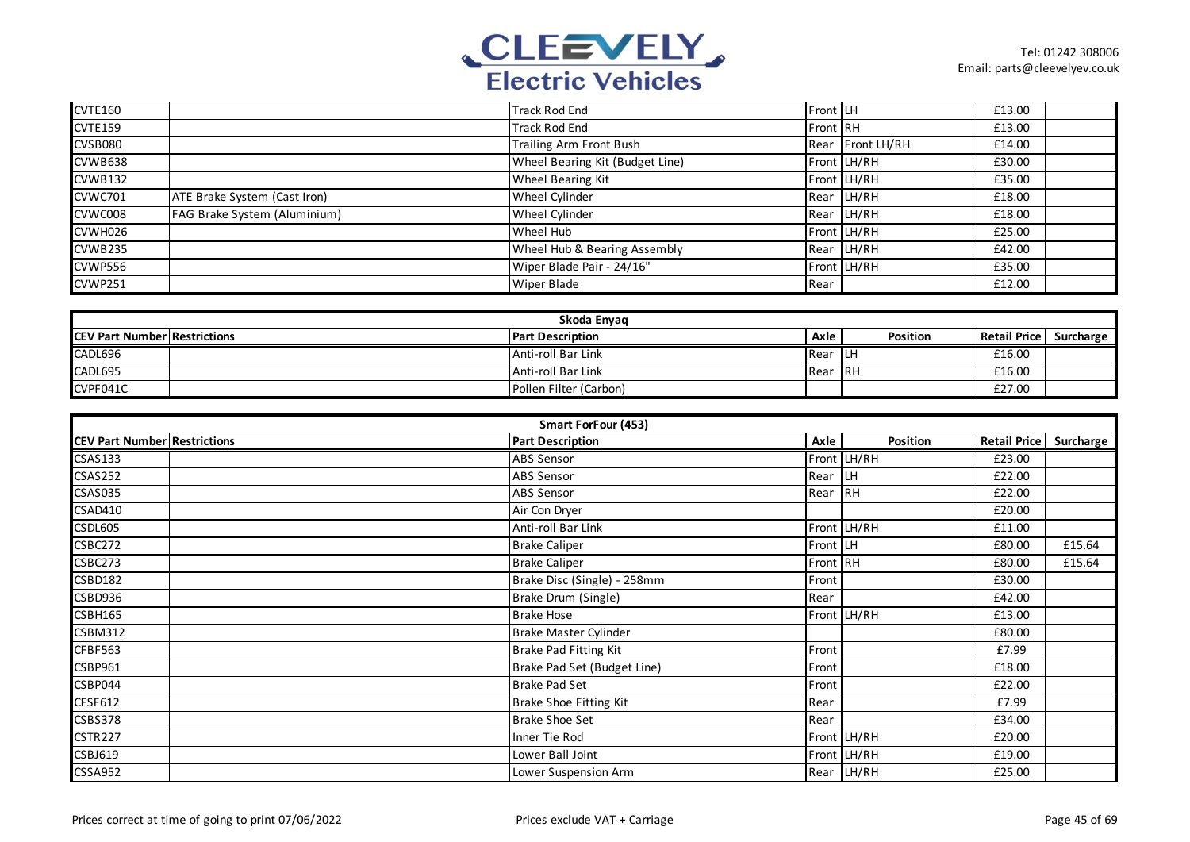| CVTE160 | | Track Rod End | Front | LH | £13.00 | |
|---|---|---|---|---|---|---|
| CVTE159 | | Track Rod End | Front | RH | £13.00 | |
| CVSB080 | | Trailing Arm Front Bush | Rear | Front LH/RH | £14.00 | |
| CVWB638 | | Wheel Bearing Kit (Budget Line) | Front | LH/RH | £30.00 | |
| CVWB132 | | Wheel Bearing Kit | Front | LH/RH | £35.00 | |
| CVWC701 | ATE Brake System (Cast Iron) | Wheel Cylinder | Rear | LH/RH | £18.00 | |
| CVWC008 | FAG Brake System (Aluminium) | Wheel Cylinder | Rear | LH/RH | £18.00 | |
| CVWH026 | | Wheel Hub | Front | LH/RH | £25.00 | |
| CVWB235 | | Wheel Hub & Bearing Assembly | Rear | LH/RH | £42.00 | |
| CVWP556 | | Wiper Blade Pair - 24/16" | Front | LH/RH | £35.00 | |
| CVWP251 | | Wiper Blade | Rear | | £12.00 | |

**Skoda Enyaq**

| CEV Part Number | Restrictions | Part Description | Axle | Position | Retail Price | Surcharge |
|---|---|---|---|---|---|---|
| CADL696 | | Anti-roll Bar Link | Rear | LH | £16.00 | |
| CADL695 | | Anti-roll Bar Link | Rear | RH | £16.00 | |
| CVPF041C | | Pollen Filter (Carbon) | | | £27.00 | |

**Smart ForFour (453)**

| CEV Part Number | Restrictions | Part Description | Axle | Position | Retail Price | Surcharge |
|---|---|---|---|---|---|---|
| CSAS133 | | ABS Sensor | Front | LH/RH | £23.00 | |
| CSAS252 | | ABS Sensor | Rear | LH | £22.00 | |
| CSAS035 | | ABS Sensor | Rear | RH | £22.00 | |
| CSAD410 | | Air Con Dryer | | | £20.00 | |
| CSDL605 | | Anti-roll Bar Link | Front | LH/RH | £11.00 | |
| CSBC272 | | Brake Caliper | Front | LH | £80.00 | £15.64 |
| CSBC273 | | Brake Caliper | Front | RH | £80.00 | £15.64 |
| CSBD182 | | Brake Disc (Single) - 258mm | Front | | £30.00 | |
| CSBD936 | | Brake Drum (Single) | Rear | | £42.00 | |
| CSBH165 | | Brake Hose | Front | LH/RH | £13.00 | |
| CSBM312 | | Brake Master Cylinder | | | £80.00 | |
| CFBF563 | | Brake Pad Fitting Kit | Front | | £7.99 | |
| CSBP961 | | Brake Pad Set (Budget Line) | Front | | £18.00 | |
| CSBP044 | | Brake Pad Set | Front | | £22.00 | |
| CFSF612 | | Brake Shoe Fitting Kit | Rear | | £7.99 | |
| CSBS378 | | Brake Shoe Set | Rear | | £34.00 | |
| CSTR227 | | Inner Tie Rod | Front | LH/RH | £20.00 | |
| CSBJ619 | | Lower Ball Joint | Front | LH/RH | £19.00 | |
| CSSA952 | | Lower Suspension Arm | Rear | LH/RH | £25.00 | |

Prices correct at time of going to print 07/06/2022

Prices exclude VAT + Carriage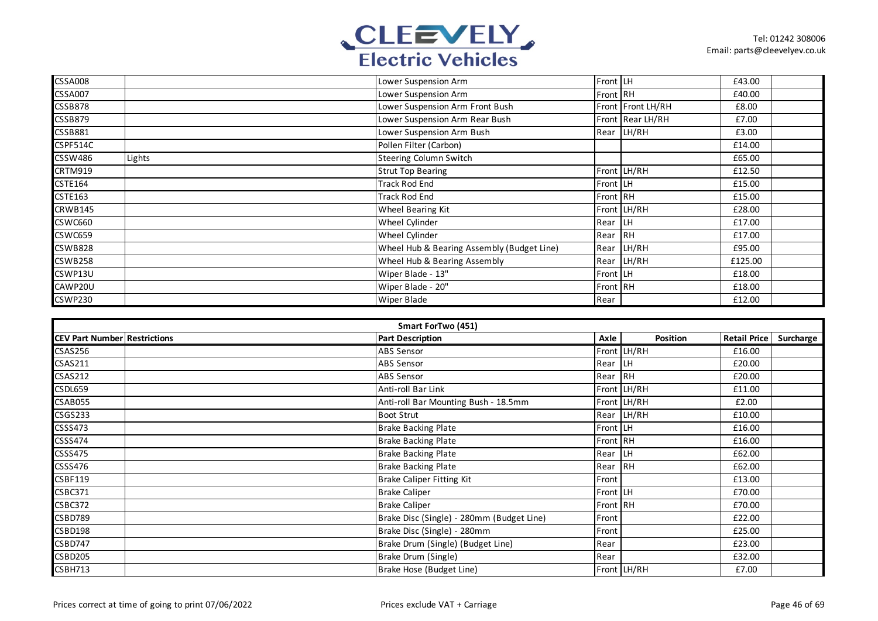| | | | | | | |
|---|---|---|---|---|---|---|
| CSSA008 | | Lower Suspension Arm | Front | LH | £43.00 | |
| CSSA007 | | Lower Suspension Arm | Front | RH | £40.00 | |
| CSSB878 | | Lower Suspension Arm Front Bush | Front | Front LH/RH | £8.00 | |
| CSSB879 | | Lower Suspension Arm Rear Bush | Front | Rear LH/RH | £7.00 | |
| CSSB881 | | Lower Suspension Arm Bush | Rear | LH/RH | £3.00 | |
| CSPF514C | | Pollen Filter (Carbon) | | | £14.00 | |
| CSSW486 | Lights | Steering Column Switch | | | £65.00 | |
| CRTM919 | | Strut Top Bearing | Front | LH/RH | £12.50 | |
| CSTE164 | | Track Rod End | Front | LH | £15.00 | |
| CSTE163 | | Track Rod End | Front | RH | £15.00 | |
| CRWB145 | | Wheel Bearing Kit | Front | LH/RH | £28.00 | |
| CSWC660 | | Wheel Cylinder | Rear | LH | £17.00 | |
| CSWC659 | | Wheel Cylinder | Rear | RH | £17.00 | |
| CSWB828 | | Wheel Hub & Bearing Assembly (Budget Line) | Rear | LH/RH | £95.00 | |
| CSWB258 | | Wheel Hub & Bearing Assembly | Rear | LH/RH | £125.00 | |
| CSWP13U | | Wiper Blade - 13" | Front | LH | £18.00 | |
| CAWP20U | | Wiper Blade - 20" | Front | RH | £18.00 | |
| CSWP230 | | Wiper Blade | Rear | | £12.00 | |

| Smart ForTwo (451) | | | | | | |
|---|---|---|---|---|---|---|
| **CEV Part Number** | **Restrictions** | **Part Description** | **Axle** | **Position** | **Retail Price** | **Surcharge** |
| CSAS256 | | ABS Sensor | Front | LH/RH | £16.00 | |
| CSAS211 | | ABS Sensor | Rear | LH | £20.00 | |
| CSAS212 | | ABS Sensor | Rear | RH | £20.00 | |
| CSDL659 | | Anti-roll Bar Link | Front | LH/RH | £11.00 | |
| CSAB055 | | Anti-roll Bar Mounting Bush - 18.5mm | Front | LH/RH | £2.00 | |
| CSGS233 | | Boot Strut | Rear | LH/RH | £10.00 | |
| CSSS473 | | Brake Backing Plate | Front | LH | £16.00 | |
| CSSS474 | | Brake Backing Plate | Front | RH | £16.00 | |
| CSSS475 | | Brake Backing Plate | Rear | LH | £62.00 | |
| CSSS476 | | Brake Backing Plate | Rear | RH | £62.00 | |
| CSBF119 | | Brake Caliper Fitting Kit | Front | | £13.00 | |
| CSBC371 | | Brake Caliper | Front | LH | £70.00 | |
| CSBC372 | | Brake Caliper | Front | RH | £70.00 | |
| CSBD789 | | Brake Disc (Single) - 280mm (Budget Line) | Front | | £22.00 | |
| CSBD198 | | Brake Disc (Single) - 280mm | Front | | £25.00 | |
| CSBD747 | | Brake Drum (Single) (Budget Line) | Rear | | £23.00 | |
| CSBD205 | | Brake Drum (Single) | Rear | | £32.00 | |
| CSBH713 | | Brake Hose (Budget Line) | Front | LH/RH | £7.00 | |

Prices correct at time of going to print 07/06/2022

Prices exclude VAT + Carriage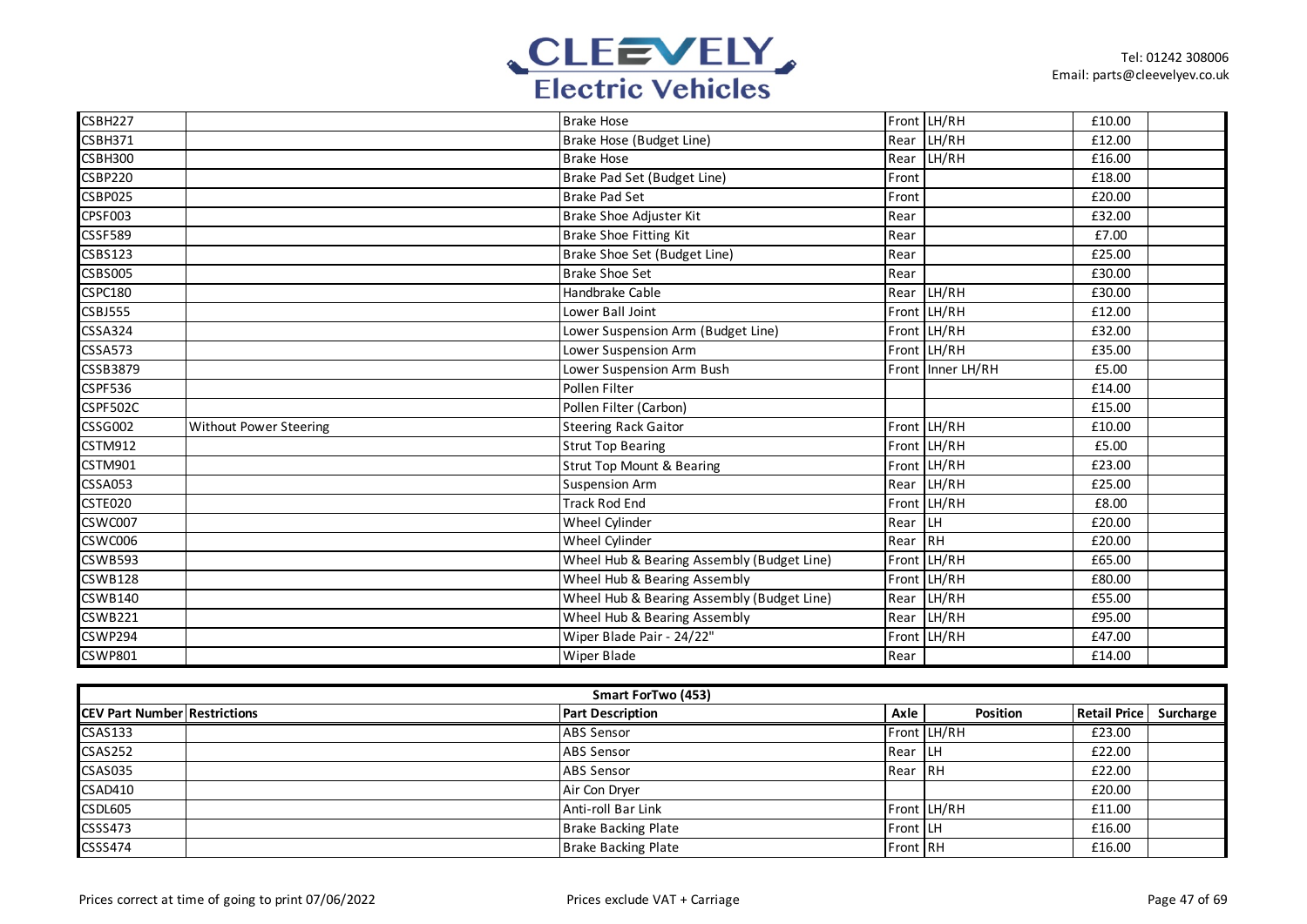| | | | | | | |
|---|---|---|---|---|---|---|
| CSBH227 | | Brake Hose | Front | LH/RH | £10.00 | |
| CSBH371 | | Brake Hose (Budget Line) | Rear | LH/RH | £12.00 | |
| CSBH300 | | Brake Hose | Rear | LH/RH | £16.00 | |
| CSBP220 | | Brake Pad Set (Budget Line) | Front | | £18.00 | |
| CSBP025 | | Brake Pad Set | Front | | £20.00 | |
| CPSF003 | | Brake Shoe Adjuster Kit | Rear | | £32.00 | |
| CSSF589 | | Brake Shoe Fitting Kit | Rear | | £7.00 | |
| CSBS123 | | Brake Shoe Set (Budget Line) | Rear | | £25.00 | |
| CSBS005 | | Brake Shoe Set | Rear | | £30.00 | |
| CSPC180 | | Handbrake Cable | Rear | LH/RH | £30.00 | |
| CSBJ555 | | Lower Ball Joint | Front | LH/RH | £12.00 | |
| CSSA324 | | Lower Suspension Arm (Budget Line) | Front | LH/RH | £32.00 | |
| CSSA573 | | Lower Suspension Arm | Front | LH/RH | £35.00 | |
| CSSB3879 | | Lower Suspension Arm Bush | Front | Inner LH/RH | £5.00 | |
| CSPF536 | | Pollen Filter | | | £14.00 | |
| CSPF502C | | Pollen Filter (Carbon) | | | £15.00 | |
| CSSG002 | Without Power Steering | Steering Rack Gaitor | Front | LH/RH | £10.00 | |
| CSTM912 | | Strut Top Bearing | Front | LH/RH | £5.00 | |
| CSTM901 | | Strut Top Mount & Bearing | Front | LH/RH | £23.00 | |
| CSSA053 | | Suspension Arm | Rear | LH/RH | £25.00 | |
| CSTE020 | | Track Rod End | Front | LH/RH | £8.00 | |
| CSWC007 | | Wheel Cylinder | Rear | LH | £20.00 | |
| CSWC006 | | Wheel Cylinder | Rear | RH | £20.00 | |
| CSWB593 | | Wheel Hub & Bearing Assembly (Budget Line) | Front | LH/RH | £65.00 | |
| CSWB128 | | Wheel Hub & Bearing Assembly | Front | LH/RH | £80.00 | |
| CSWB140 | | Wheel Hub & Bearing Assembly (Budget Line) | Rear | LH/RH | £55.00 | |
| CSWB221 | | Wheel Hub & Bearing Assembly | Rear | LH/RH | £95.00 | |
| CSWP294 | | Wiper Blade Pair - 24/22" | Front | LH/RH | £47.00 | |
| CSWP801 | | Wiper Blade | Rear | | £14.00 | |

**Smart ForTwo (453)**

| CEV Part Number | Restrictions | Part Description | Axle | Position | Retail Price | Surcharge |
|---|---|---|---|---|---|---|
| CSAS133 | | ABS Sensor | Front | LH/RH | £23.00 | |
| CSAS252 | | ABS Sensor | Rear | LH | £22.00 | |
| CSAS035 | | ABS Sensor | Rear | RH | £22.00 | |
| CSAD410 | | Air Con Dryer | | | £20.00 | |
| CSDL605 | | Anti-roll Bar Link | Front | LH/RH | £11.00 | |
| CSSS473 | | Brake Backing Plate | Front | LH | £16.00 | |
| CSSS474 | | Brake Backing Plate | Front | RH | £16.00 | |

Prices correct at time of going to print 07/06/2022

Prices exclude VAT + Carriage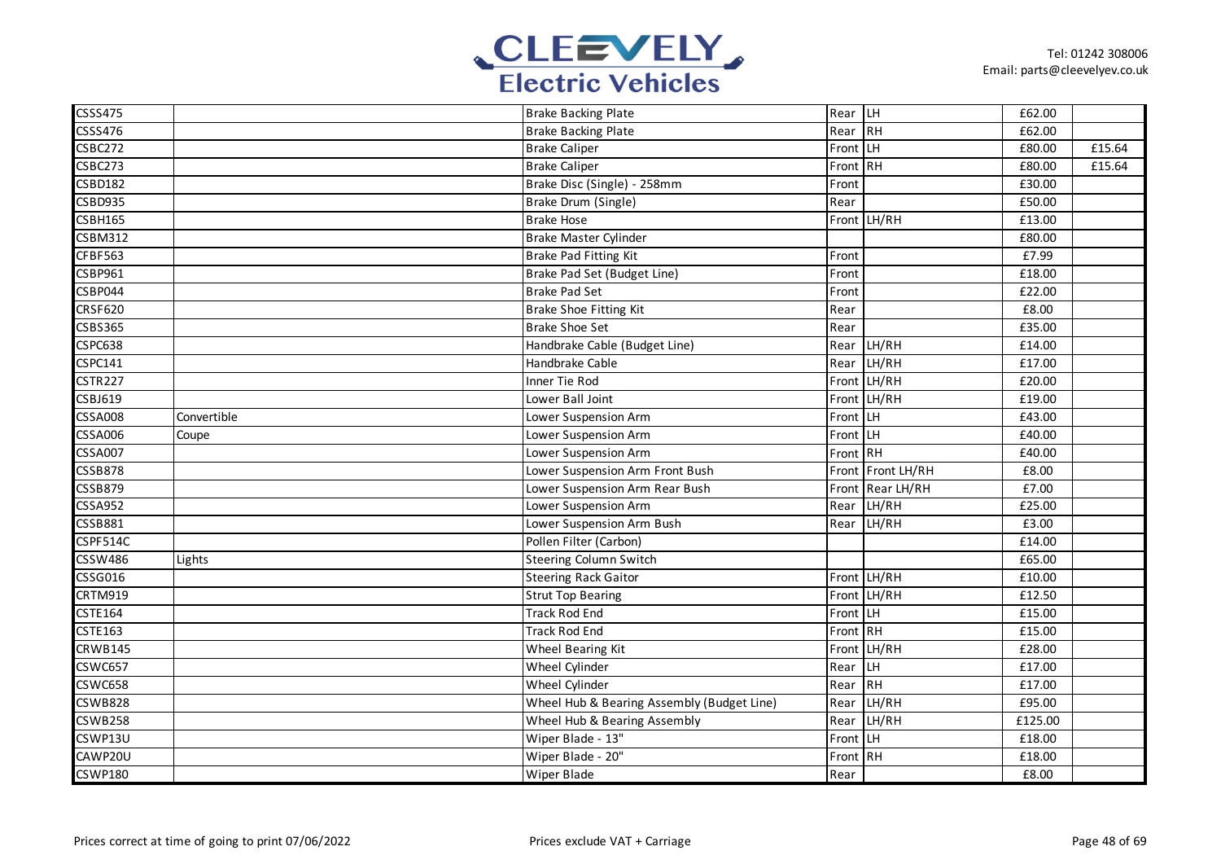| | | | | | | |
|---|---|---|---|---|---|---|
| CSSS475 | | Brake Backing Plate | Rear | LH | £62.00 | |
| CSSS476 | | Brake Backing Plate | Rear | RH | £62.00 | |
| CSBC272 | | Brake Caliper | Front | LH | £80.00 | £15.64 |
| CSBC273 | | Brake Caliper | Front | RH | £80.00 | £15.64 |
| CSBD182 | | Brake Disc (Single) - 258mm | Front | | £30.00 | |
| CSBD935 | | Brake Drum (Single) | Rear | | £50.00 | |
| CSBH165 | | Brake Hose | Front | LH/RH | £13.00 | |
| CSBM312 | | Brake Master Cylinder | | | £80.00 | |
| CFBF563 | | Brake Pad Fitting Kit | Front | | £7.99 | |
| CSBP961 | | Brake Pad Set (Budget Line) | Front | | £18.00 | |
| CSBP044 | | Brake Pad Set | Front | | £22.00 | |
| CRSF620 | | Brake Shoe Fitting Kit | Rear | | £8.00 | |
| CSBS365 | | Brake Shoe Set | Rear | | £35.00 | |
| CSPC638 | | Handbrake Cable (Budget Line) | Rear | LH/RH | £14.00 | |
| CSPC141 | | Handbrake Cable | Rear | LH/RH | £17.00 | |
| CSTR227 | | Inner Tie Rod | Front | LH/RH | £20.00 | |
| CSBJ619 | | Lower Ball Joint | Front | LH/RH | £19.00 | |
| CSSA008 | Convertible | Lower Suspension Arm | Front | LH | £43.00 | |
| CSSA006 | Coupe | Lower Suspension Arm | Front | LH | £40.00 | |
| CSSA007 | | Lower Suspension Arm | Front | RH | £40.00 | |
| CSSB878 | | Lower Suspension Arm Front Bush | Front | Front LH/RH | £8.00 | |
| CSSB879 | | Lower Suspension Arm Rear Bush | Front | Rear LH/RH | £7.00 | |
| CSSA952 | | Lower Suspension Arm | Rear | LH/RH | £25.00 | |
| CSSB881 | | Lower Suspension Arm Bush | Rear | LH/RH | £3.00 | |
| CSPF514C | | Pollen Filter (Carbon) | | | £14.00 | |
| CSSW486 | Lights | Steering Column Switch | | | £65.00 | |
| CSSG016 | | Steering Rack Gaitor | Front | LH/RH | £10.00 | |
| CRTM919 | | Strut Top Bearing | Front | LH/RH | £12.50 | |
| CSTE164 | | Track Rod End | Front | LH | £15.00 | |
| CSTE163 | | Track Rod End | Front | RH | £15.00 | |
| CRWB145 | | Wheel Bearing Kit | Front | LH/RH | £28.00 | |
| CSWC657 | | Wheel Cylinder | Rear | LH | £17.00 | |
| CSWC658 | | Wheel Cylinder | Rear | RH | £17.00 | |
| CSWB828 | | Wheel Hub & Bearing Assembly (Budget Line) | Rear | LH/RH | £95.00 | |
| CSWB258 | | Wheel Hub & Bearing Assembly | Rear | LH/RH | £125.00 | |
| CSWP13U | | Wiper Blade - 13" | Front | LH | £18.00 | |
| CAWP20U | | Wiper Blade - 20" | Front | RH | £18.00 | |
| CSWP180 | | Wiper Blade | Rear | | £8.00 | |

Prices correct at time of going to print 07/06/2022

Prices exclude VAT + Carriage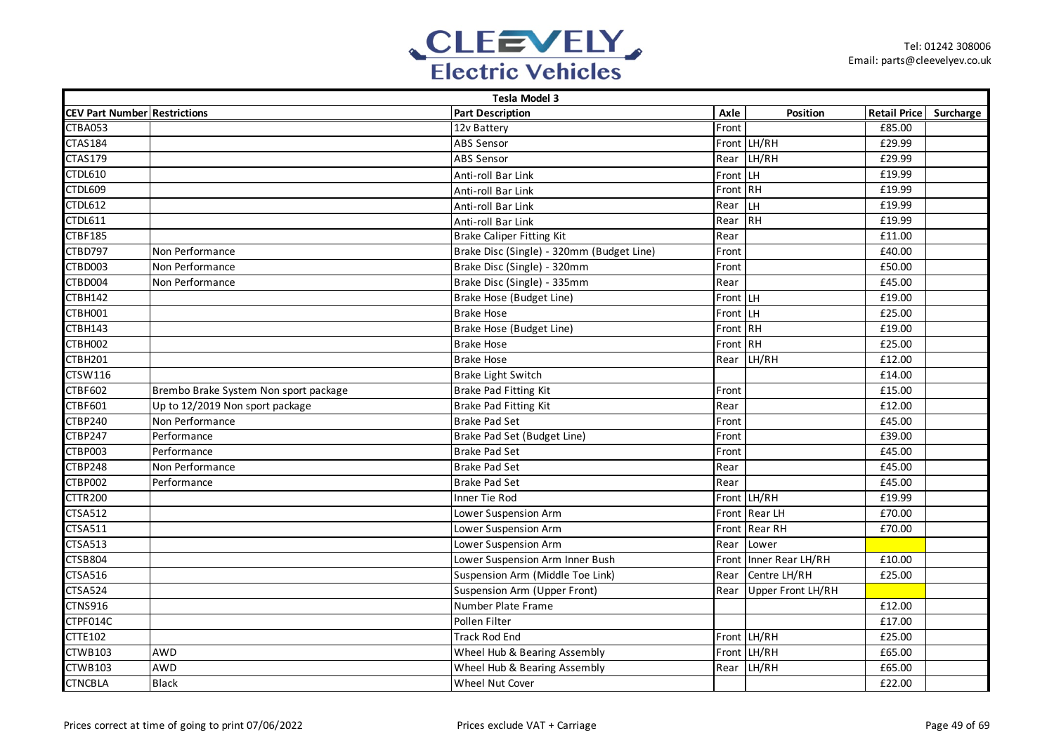# CLEEVELY Electric Vehicles

Tel: 01242 308006
Email: parts@cleevelyev.co.uk

| Tesla Model 3 | | | | | | |
|---|---|---|---|---|---|---|
| **CEV Part Number** | **Restrictions** | **Part Description** | **Axle** | **Position** | **Retail Price** | **Surcharge** |
| CTBA053 | | 12v Battery | Front | | £85.00 | |
| CTAS184 | | ABS Sensor | Front | LH/RH | £29.99 | |
| CTAS179 | | ABS Sensor | Rear | LH/RH | £29.99 | |
| CTDL610 | | Anti-roll Bar Link | Front | LH | £19.99 | |
| CTDL609 | | Anti-roll Bar Link | Front | RH | £19.99 | |
| CTDL612 | | Anti-roll Bar Link | Rear | LH | £19.99 | |
| CTDL611 | | Anti-roll Bar Link | Rear | RH | £19.99 | |
| CTBF185 | | Brake Caliper Fitting Kit | Rear | | £11.00 | |
| CTBD797 | Non Performance | Brake Disc (Single) - 320mm (Budget Line) | Front | | £40.00 | |
| CTBD003 | Non Performance | Brake Disc (Single) - 320mm | Front | | £50.00 | |
| CTBD004 | Non Performance | Brake Disc (Single) - 335mm | Rear | | £45.00 | |
| CTBH142 | | Brake Hose (Budget Line) | Front | LH | £19.00 | |
| CTBH001 | | Brake Hose | Front | LH | £25.00 | |
| CTBH143 | | Brake Hose (Budget Line) | Front | RH | £19.00 | |
| CTBH002 | | Brake Hose | Front | RH | £25.00 | |
| CTBH201 | | Brake Hose | Rear | LH/RH | £12.00 | |
| CTSW116 | | Brake Light Switch | | | £14.00 | |
| CTBF602 | Brembo Brake System Non sport package | Brake Pad Fitting Kit | Front | | £15.00 | |
| CTBF601 | Up to 12/2019 Non sport package | Brake Pad Fitting Kit | Rear | | £12.00 | |
| CTBP240 | Non Performance | Brake Pad Set | Front | | £45.00 | |
| CTBP247 | Performance | Brake Pad Set (Budget Line) | Front | | £39.00 | |
| CTBP003 | Performance | Brake Pad Set | Front | | £45.00 | |
| CTBP248 | Non Performance | Brake Pad Set | Rear | | £45.00 | |
| CTBP002 | Performance | Brake Pad Set | Rear | | £45.00 | |
| CTTR200 | | Inner Tie Rod | Front | LH/RH | £19.99 | |
| CTSA512 | | Lower Suspension Arm | Front | Rear LH | £70.00 | |
| CTSA511 | | Lower Suspension Arm | Front | Rear RH | £70.00 | |
| CTSA513 | | Lower Suspension Arm | Rear | Lower | | |
| CTSB804 | | Lower Suspension Arm Inner Bush | Front | Inner Rear LH/RH | £10.00 | |
| CTSA516 | | Suspension Arm (Middle Toe Link) | Rear | Centre LH/RH | £25.00 | |
| CTSA524 | | Suspension Arm (Upper Front) | Rear | Upper Front LH/RH | | |
| CTNS916 | | Number Plate Frame | | | £12.00 | |
| CTPF014C | | Pollen Filter | | | £17.00 | |
| CTTE102 | | Track Rod End | Front | LH/RH | £25.00 | |
| CTWB103 | AWD | Wheel Hub & Bearing Assembly | Front | LH/RH | £65.00 | |
| CTWB103 | AWD | Wheel Hub & Bearing Assembly | Rear | LH/RH | £65.00 | |
| CTNCBLA | Black | Wheel Nut Cover | | | £22.00 | |

Prices correct at time of going to print 07/06/2022

Prices exclude VAT + Carriage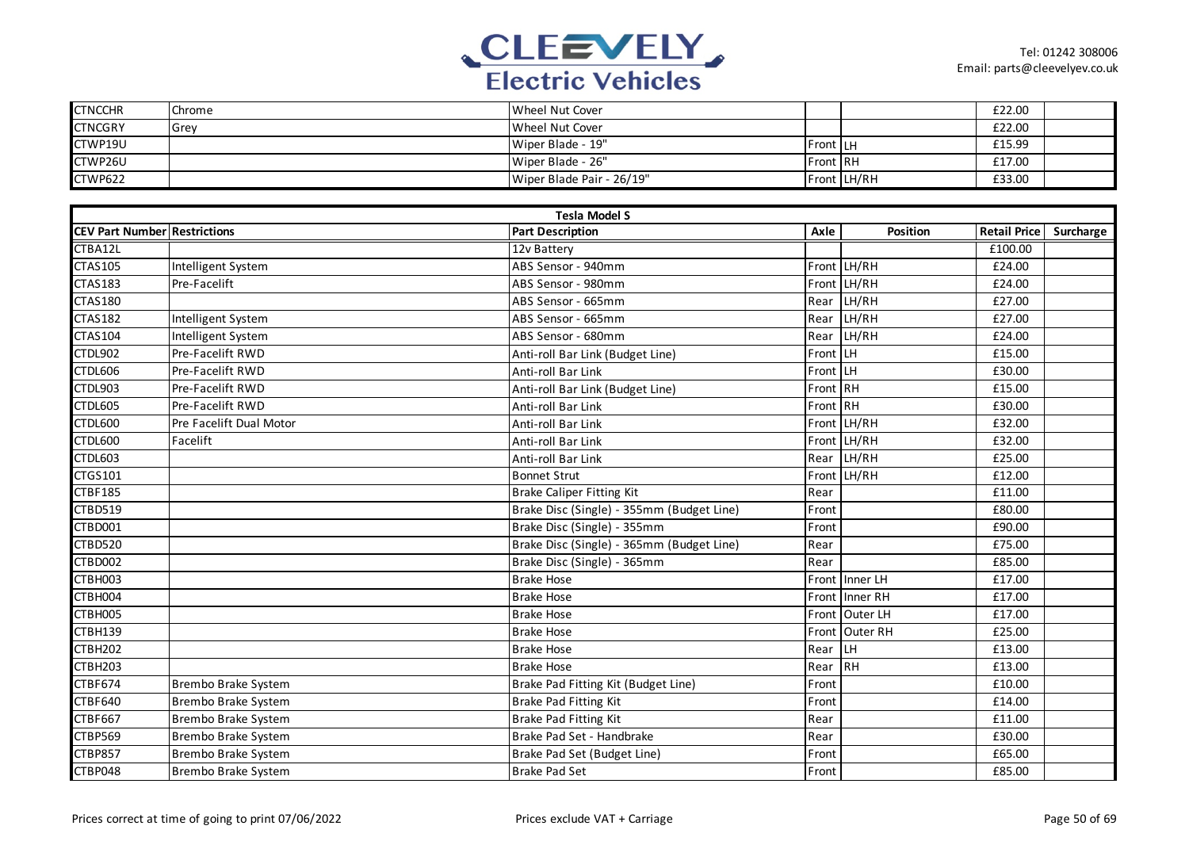| | | | | | | |
|---|---|---|---|---|---|---|
| CTNCCHR | Chrome | Wheel Nut Cover | | | £22.00 | |
| CTNCGRY | Grey | Wheel Nut Cover | | | £22.00 | |
| CTWP19U | | Wiper Blade - 19" | Front | LH | £15.99 | |
| CTWP26U | | Wiper Blade - 26" | Front | RH | £17.00 | |
| CTWP622 | | Wiper Blade Pair - 26/19" | Front | LH/RH | £33.00 | |

| Tesla Model S | | | | | | |
|---|---|---|---|---|---|---|
| **CEV Part Number** | **Restrictions** | **Part Description** | **Axle** | **Position** | **Retail Price** | **Surcharge** |
| CTBA12L | | 12v Battery | | | £100.00 | |
| CTAS105 | Intelligent System | ABS Sensor - 940mm | Front | LH/RH | £24.00 | |
| CTAS183 | Pre-Facelift | ABS Sensor - 980mm | Front | LH/RH | £24.00 | |
| CTAS180 | | ABS Sensor - 665mm | Rear | LH/RH | £27.00 | |
| CTAS182 | Intelligent System | ABS Sensor - 665mm | Rear | LH/RH | £27.00 | |
| CTAS104 | Intelligent System | ABS Sensor - 680mm | Rear | LH/RH | £24.00 | |
| CTDL902 | Pre-Facelift RWD | Anti-roll Bar Link (Budget Line) | Front | LH | £15.00 | |
| CTDL606 | Pre-Facelift RWD | Anti-roll Bar Link | Front | LH | £30.00 | |
| CTDL903 | Pre-Facelift RWD | Anti-roll Bar Link (Budget Line) | Front | RH | £15.00 | |
| CTDL605 | Pre-Facelift RWD | Anti-roll Bar Link | Front | RH | £30.00 | |
| CTDL600 | Pre Facelift Dual Motor | Anti-roll Bar Link | Front | LH/RH | £32.00 | |
| CTDL600 | Facelift | Anti-roll Bar Link | Front | LH/RH | £32.00 | |
| CTDL603 | | Anti-roll Bar Link | Rear | LH/RH | £25.00 | |
| CTGS101 | | Bonnet Strut | Front | LH/RH | £12.00 | |
| CTBF185 | | Brake Caliper Fitting Kit | Rear | | £11.00 | |
| CTBD519 | | Brake Disc (Single) - 355mm (Budget Line) | Front | | £80.00 | |
| CTBD001 | | Brake Disc (Single) - 355mm | Front | | £90.00 | |
| CTBD520 | | Brake Disc (Single) - 365mm (Budget Line) | Rear | | £75.00 | |
| CTBD002 | | Brake Disc (Single) - 365mm | Rear | | £85.00 | |
| CTBH003 | | Brake Hose | Front | Inner LH | £17.00 | |
| CTBH004 | | Brake Hose | Front | Inner RH | £17.00 | |
| CTBH005 | | Brake Hose | Front | Outer LH | £17.00 | |
| CTBH139 | | Brake Hose | Front | Outer RH | £25.00 | |
| CTBH202 | | Brake Hose | Rear | LH | £13.00 | |
| CTBH203 | | Brake Hose | Rear | RH | £13.00 | |
| CTBF674 | Brembo Brake System | Brake Pad Fitting Kit (Budget Line) | Front | | £10.00 | |
| CTBF640 | Brembo Brake System | Brake Pad Fitting Kit | Front | | £14.00 | |
| CTBF667 | Brembo Brake System | Brake Pad Fitting Kit | Rear | | £11.00 | |
| CTBP569 | Brembo Brake System | Brake Pad Set - Handbrake | Rear | | £30.00 | |
| CTBP857 | Brembo Brake System | Brake Pad Set (Budget Line) | Front | | £65.00 | |
| CTBP048 | Brembo Brake System | Brake Pad Set | Front | | £85.00 | |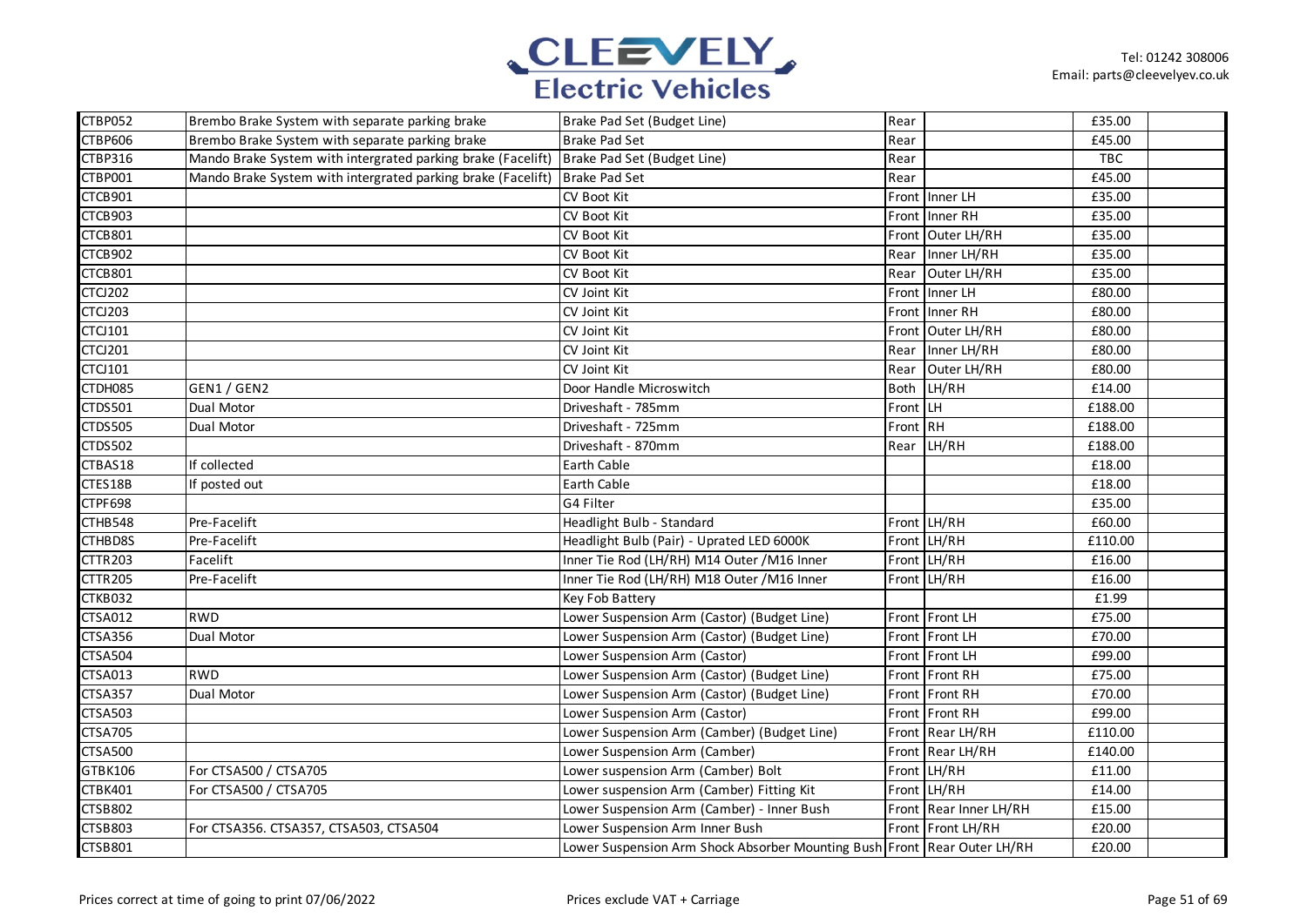| | | | | | | |
|---|---|---|---|---|---|---|
| CTBP052 | Brembo Brake System with separate parking brake | Brake Pad Set (Budget Line) | Rear | | £35.00 | |
| CTBP606 | Brembo Brake System with separate parking brake | Brake Pad Set | Rear | | £45.00 | |
| CTBP316 | Mando Brake System with intergrated parking brake (Facelift) | Brake Pad Set (Budget Line) | Rear | | TBC | |
| CTBP001 | Mando Brake System with intergrated parking brake (Facelift) | Brake Pad Set | Rear | | £45.00 | |
| CTCB901 | | CV Boot Kit | Front | Inner LH | £35.00 | |
| CTCB903 | | CV Boot Kit | Front | Inner RH | £35.00 | |
| CTCB801 | | CV Boot Kit | Front | Outer LH/RH | £35.00 | |
| CTCB902 | | CV Boot Kit | Rear | Inner LH/RH | £35.00 | |
| CTCB801 | | CV Boot Kit | Rear | Outer LH/RH | £35.00 | |
| CTCJ202 | | CV Joint Kit | Front | Inner LH | £80.00 | |
| CTCJ203 | | CV Joint Kit | Front | Inner RH | £80.00 | |
| CTCJ101 | | CV Joint Kit | Front | Outer LH/RH | £80.00 | |
| CTCJ201 | | CV Joint Kit | Rear | Inner LH/RH | £80.00 | |
| CTCJ101 | | CV Joint Kit | Rear | Outer LH/RH | £80.00 | |
| CTDH085 | GEN1 / GEN2 | Door Handle Microswitch | Both | LH/RH | £14.00 | |
| CTDS501 | Dual Motor | Driveshaft - 785mm | Front | LH | £188.00 | |
| CTDS505 | Dual Motor | Driveshaft - 725mm | Front | RH | £188.00 | |
| CTDS502 | | Driveshaft - 870mm | Rear | LH/RH | £188.00 | |
| CTBAS18 | If collected | Earth Cable | | | £18.00 | |
| CTES18B | If posted out | Earth Cable | | | £18.00 | |
| CTPF698 | | G4 Filter | | | £35.00 | |
| CTHB548 | Pre-Facelift | Headlight Bulb - Standard | Front | LH/RH | £60.00 | |
| CTHBD8S | Pre-Facelift | Headlight Bulb (Pair) - Uprated LED 6000K | Front | LH/RH | £110.00 | |
| CTTR203 | Facelift | Inner Tie Rod (LH/RH) M14 Outer /M16 Inner | Front | LH/RH | £16.00 | |
| CTTR205 | Pre-Facelift | Inner Tie Rod (LH/RH) M18 Outer /M16 Inner | Front | LH/RH | £16.00 | |
| CTKB032 | | Key Fob Battery | | | £1.99 | |
| CTSA012 | RWD | Lower Suspension Arm (Castor) (Budget Line) | Front | Front LH | £75.00 | |
| CTSA356 | Dual Motor | Lower Suspension Arm (Castor) (Budget Line) | Front | Front LH | £70.00 | |
| CTSA504 | | Lower Suspension Arm (Castor) | Front | Front LH | £99.00 | |
| CTSA013 | RWD | Lower Suspension Arm (Castor) (Budget Line) | Front | Front RH | £75.00 | |
| CTSA357 | Dual Motor | Lower Suspension Arm (Castor) (Budget Line) | Front | Front RH | £70.00 | |
| CTSA503 | | Lower Suspension Arm (Castor) | Front | Front RH | £99.00 | |
| CTSA705 | | Lower Suspension Arm (Camber) (Budget Line) | Front | Rear LH/RH | £110.00 | |
| CTSA500 | | Lower Suspension Arm (Camber) | Front | Rear LH/RH | £140.00 | |
| GTBK106 | For CTSA500 / CTSA705 | Lower suspension Arm (Camber) Bolt | Front | LH/RH | £11.00 | |
| CTBK401 | For CTSA500 / CTSA705 | Lower suspension Arm (Camber) Fitting Kit | Front | LH/RH | £14.00 | |
| CTSB802 | | Lower Suspension Arm (Camber) - Inner Bush | Front | Rear Inner LH/RH | £15.00 | |
| CTSB803 | For CTSA356. CTSA357, CTSA503, CTSA504 | Lower Suspension Arm Inner Bush | Front | Front LH/RH | £20.00 | |
| CTSB801 | | Lower Suspension Arm Shock Absorber Mounting Bush | Front | Rear Outer LH/RH | £20.00 | |

Prices correct at time of going to print 07/06/2022

Prices exclude VAT + Carriage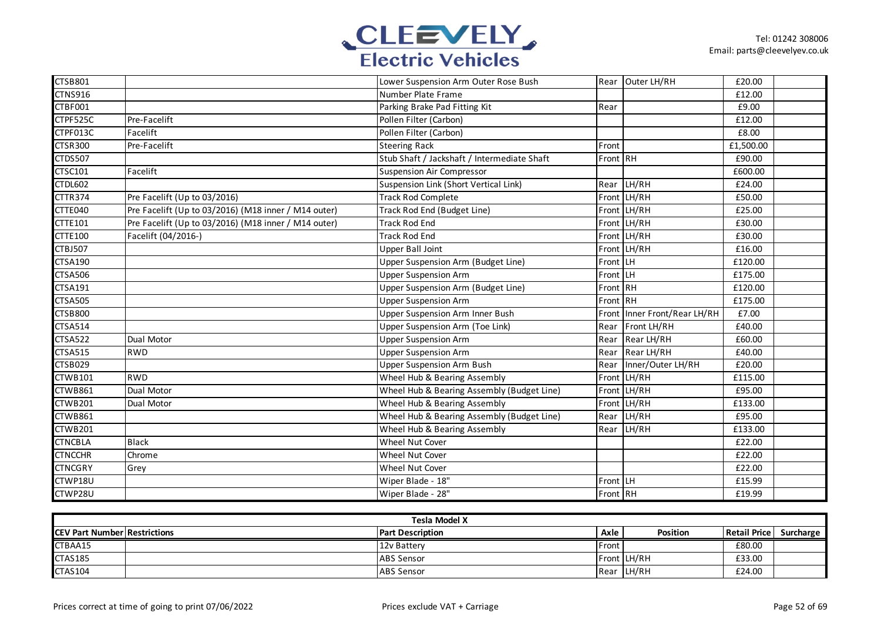| | | | | | | |
|---|---|---|---|---|---|---|
| CTSB801 | | Lower Suspension Arm Outer Rose Bush | Rear | Outer LH/RH | £20.00 | |
| CTNS916 | | Number Plate Frame | | | £12.00 | |
| CTBF001 | | Parking Brake Pad Fitting Kit | Rear | | £9.00 | |
| CTPF525C | Pre-Facelift | Pollen Filter (Carbon) | | | £12.00 | |
| CTPF013C | Facelift | Pollen Filter (Carbon) | | | £8.00 | |
| CTSR300 | Pre-Facelift | Steering Rack | Front | | £1,500.00 | |
| CTDS507 | | Stub Shaft / Jackshaft / Intermediate Shaft | Front | RH | £90.00 | |
| CTSC101 | Facelift | Suspension Air Compressor | | | £600.00 | |
| CTDL602 | | Suspension Link (Short Vertical Link) | Rear | LH/RH | £24.00 | |
| CTTR374 | Pre Facelift (Up to 03/2016) | Track Rod Complete | Front | LH/RH | £50.00 | |
| CTTE040 | Pre Facelift (Up to 03/2016) (M18 inner / M14 outer) | Track Rod End (Budget Line) | Front | LH/RH | £25.00 | |
| CTTE101 | Pre Facelift (Up to 03/2016) (M18 inner / M14 outer) | Track Rod End | Front | LH/RH | £30.00 | |
| CTTE100 | Facelift (04/2016-) | Track Rod End | Front | LH/RH | £30.00 | |
| CTBJ507 | | Upper Ball Joint | Front | LH/RH | £16.00 | |
| CTSA190 | | Upper Suspension Arm (Budget Line) | Front | LH | £120.00 | |
| CTSA506 | | Upper Suspension Arm | Front | LH | £175.00 | |
| CTSA191 | | Upper Suspension Arm (Budget Line) | Front | RH | £120.00 | |
| CTSA505 | | Upper Suspension Arm | Front | RH | £175.00 | |
| CTSB800 | | Upper Suspension Arm Inner Bush | Front | Inner Front/Rear LH/RH | £7.00 | |
| CTSA514 | | Upper Suspension Arm (Toe Link) | Rear | Front LH/RH | £40.00 | |
| CTSA522 | Dual Motor | Upper Suspension Arm | Rear | Rear LH/RH | £60.00 | |
| CTSA515 | RWD | Upper Suspension Arm | Rear | Rear LH/RH | £40.00 | |
| CTSB029 | | Upper Suspension Arm Bush | Rear | Inner/Outer LH/RH | £20.00 | |
| CTWB101 | RWD | Wheel Hub & Bearing Assembly | Front | LH/RH | £115.00 | |
| CTWB861 | Dual Motor | Wheel Hub & Bearing Assembly (Budget Line) | Front | LH/RH | £95.00 | |
| CTWB201 | Dual Motor | Wheel Hub & Bearing Assembly | Front | LH/RH | £133.00 | |
| CTWB861 | | Wheel Hub & Bearing Assembly (Budget Line) | Rear | LH/RH | £95.00 | |
| CTWB201 | | Wheel Hub & Bearing Assembly | Rear | LH/RH | £133.00 | |
| CTNCBLA | Black | Wheel Nut Cover | | | £22.00 | |
| CTNCCHR | Chrome | Wheel Nut Cover | | | £22.00 | |
| CTNCGRY | Grey | Wheel Nut Cover | | | £22.00 | |
| CTWP18U | | Wiper Blade - 18" | Front | LH | £15.99 | |
| CTWP28U | | Wiper Blade - 28" | Front | RH | £19.99 | |

**Tesla Model X**

| CEV Part Number | Restrictions | Part Description | Axle | Position | Retail Price | Surcharge |
|---|---|---|---|---|---|---|
| CTBAA15 | | 12v Battery | Front | | £80.00 | |
| CTAS185 | | ABS Sensor | Front | LH/RH | £33.00 | |
| CTAS104 | | ABS Sensor | Rear | LH/RH | £24.00 | |

Prices correct at time of going to print 07/06/2022 — Prices exclude VAT + Carriage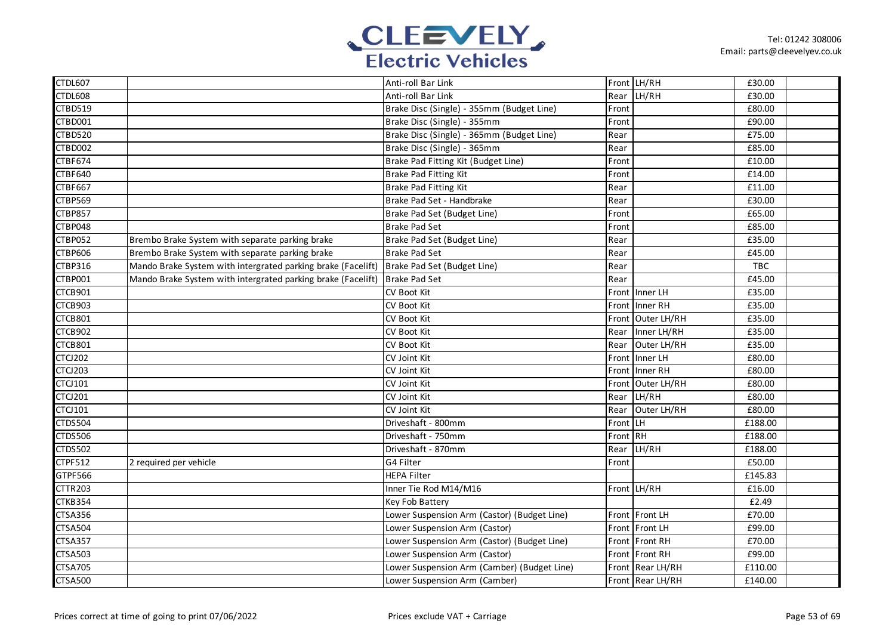| | | | | | | |
|---|---|---|---|---|---|---|
| CTDL607 | | Anti-roll Bar Link | Front | LH/RH | £30.00 | |
| CTDL608 | | Anti-roll Bar Link | Rear | LH/RH | £30.00 | |
| CTBD519 | | Brake Disc (Single) - 355mm (Budget Line) | Front | | £80.00 | |
| CTBD001 | | Brake Disc (Single) - 355mm | Front | | £90.00 | |
| CTBD520 | | Brake Disc (Single) - 365mm (Budget Line) | Rear | | £75.00 | |
| CTBD002 | | Brake Disc (Single) - 365mm | Rear | | £85.00 | |
| CTBF674 | | Brake Pad Fitting Kit (Budget Line) | Front | | £10.00 | |
| CTBF640 | | Brake Pad Fitting Kit | Front | | £14.00 | |
| CTBF667 | | Brake Pad Fitting Kit | Rear | | £11.00 | |
| CTBP569 | | Brake Pad Set - Handbrake | Rear | | £30.00 | |
| CTBP857 | | Brake Pad Set (Budget Line) | Front | | £65.00 | |
| CTBP048 | | Brake Pad Set | Front | | £85.00 | |
| CTBP052 | Brembo Brake System with separate parking brake | Brake Pad Set (Budget Line) | Rear | | £35.00 | |
| CTBP606 | Brembo Brake System with separate parking brake | Brake Pad Set | Rear | | £45.00 | |
| CTBP316 | Mando Brake System with intergrated parking brake (Facelift) | Brake Pad Set (Budget Line) | Rear | | TBC | |
| CTBP001 | Mando Brake System with intergrated parking brake (Facelift) | Brake Pad Set | Rear | | £45.00 | |
| CTCB901 | | CV Boot Kit | Front | Inner LH | £35.00 | |
| CTCB903 | | CV Boot Kit | Front | Inner RH | £35.00 | |
| CTCB801 | | CV Boot Kit | Front | Outer LH/RH | £35.00 | |
| CTCB902 | | CV Boot Kit | Rear | Inner LH/RH | £35.00 | |
| CTCB801 | | CV Boot Kit | Rear | Outer LH/RH | £35.00 | |
| CTCJ202 | | CV Joint Kit | Front | Inner LH | £80.00 | |
| CTCJ203 | | CV Joint Kit | Front | Inner RH | £80.00 | |
| CTCJ101 | | CV Joint Kit | Front | Outer LH/RH | £80.00 | |
| CTCJ201 | | CV Joint Kit | Rear | LH/RH | £80.00 | |
| CTCJ101 | | CV Joint Kit | Rear | Outer LH/RH | £80.00 | |
| CTDS504 | | Driveshaft - 800mm | Front | LH | £188.00 | |
| CTDS506 | | Driveshaft - 750mm | Front | RH | £188.00 | |
| CTDS502 | | Driveshaft - 870mm | Rear | LH/RH | £188.00 | |
| CTPF512 | 2 required per vehicle | G4 Filter | Front | | £50.00 | |
| GTPF566 | | HEPA Filter | | | £145.83 | |
| CTTR203 | | Inner Tie Rod M14/M16 | Front | LH/RH | £16.00 | |
| CTKB354 | | Key Fob Battery | | | £2.49 | |
| CTSA356 | | Lower Suspension Arm (Castor) (Budget Line) | Front | Front LH | £70.00 | |
| CTSA504 | | Lower Suspension Arm (Castor) | Front | Front LH | £99.00 | |
| CTSA357 | | Lower Suspension Arm (Castor) (Budget Line) | Front | Front RH | £70.00 | |
| CTSA503 | | Lower Suspension Arm (Castor) | Front | Front RH | £99.00 | |
| CTSA705 | | Lower Suspension Arm (Camber) (Budget Line) | Front | Rear LH/RH | £110.00 | |
| CTSA500 | | Lower Suspension Arm (Camber) | Front | Rear LH/RH | £140.00 | |

Prices correct at time of going to print 07/06/2022

Prices exclude VAT + Carriage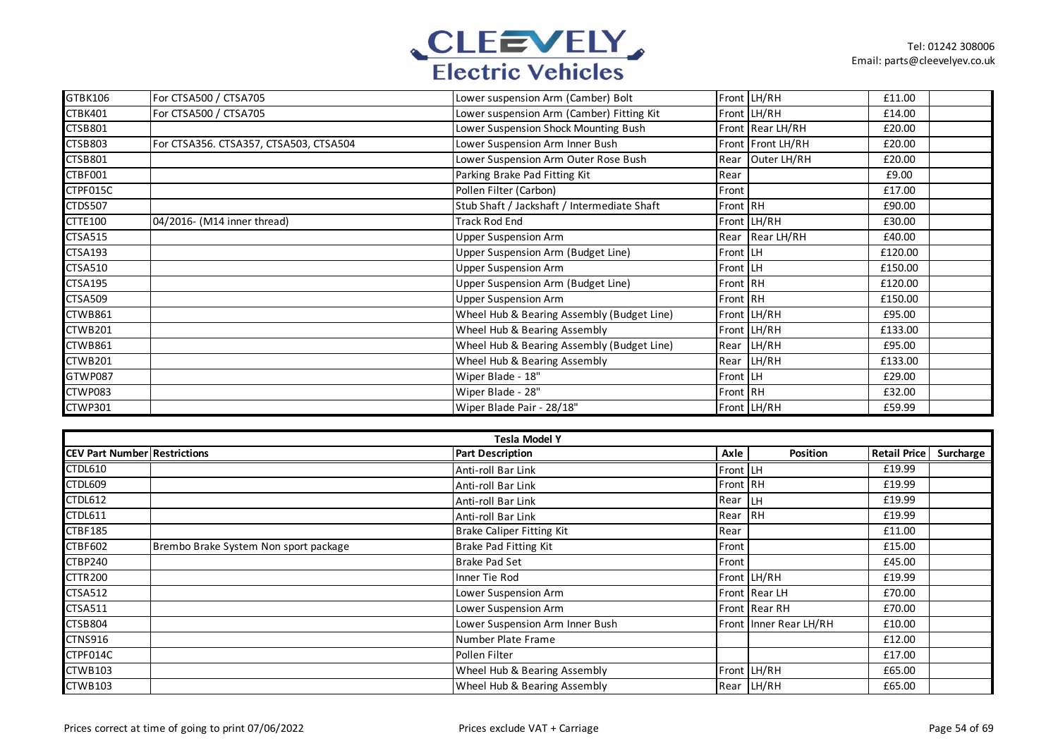| | | | | | | |
|---|---|---|---|---|---|---|
| GTBK106 | For CTSA500 / CTSA705 | Lower suspension Arm (Camber) Bolt | Front | LH/RH | £11.00 | |
| CTBK401 | For CTSA500 / CTSA705 | Lower suspension Arm (Camber) Fitting Kit | Front | LH/RH | £14.00 | |
| CTSB801 | | Lower Suspension Shock Mounting Bush | Front | Rear LH/RH | £20.00 | |
| CTSB803 | For CTSA356. CTSA357, CTSA503, CTSA504 | Lower Suspension Arm Inner Bush | Front | Front LH/RH | £20.00 | |
| CTSB801 | | Lower Suspension Arm Outer Rose Bush | Rear | Outer LH/RH | £20.00 | |
| CTBF001 | | Parking Brake Pad Fitting Kit | Rear | | £9.00 | |
| CTPF015C | | Pollen Filter (Carbon) | Front | | £17.00 | |
| CTDS507 | | Stub Shaft / Jackshaft / Intermediate Shaft | Front | RH | £90.00 | |
| CTTE100 | 04/2016- (M14 inner thread) | Track Rod End | Front | LH/RH | £30.00 | |
| CTSA515 | | Upper Suspension Arm | Rear | Rear LH/RH | £40.00 | |
| CTSA193 | | Upper Suspension Arm (Budget Line) | Front | LH | £120.00 | |
| CTSA510 | | Upper Suspension Arm | Front | LH | £150.00 | |
| CTSA195 | | Upper Suspension Arm (Budget Line) | Front | RH | £120.00 | |
| CTSA509 | | Upper Suspension Arm | Front | RH | £150.00 | |
| CTWB861 | | Wheel Hub & Bearing Assembly (Budget Line) | Front | LH/RH | £95.00 | |
| CTWB201 | | Wheel Hub & Bearing Assembly | Front | LH/RH | £133.00 | |
| CTWB861 | | Wheel Hub & Bearing Assembly (Budget Line) | Rear | LH/RH | £95.00 | |
| CTWB201 | | Wheel Hub & Bearing Assembly | Rear | LH/RH | £133.00 | |
| GTWP087 | | Wiper Blade - 18" | Front | LH | £29.00 | |
| CTWP083 | | Wiper Blade - 28" | Front | RH | £32.00 | |
| CTWP301 | | Wiper Blade Pair - 28/18" | Front | LH/RH | £59.99 | |

**Tesla Model Y**

| CEV Part Number | Restrictions | Part Description | Axle | Position | Retail Price | Surcharge |
|---|---|---|---|---|---|---|
| CTDL610 | | Anti-roll Bar Link | Front | LH | £19.99 | |
| CTDL609 | | Anti-roll Bar Link | Front | RH | £19.99 | |
| CTDL612 | | Anti-roll Bar Link | Rear | LH | £19.99 | |
| CTDL611 | | Anti-roll Bar Link | Rear | RH | £19.99 | |
| CTBF185 | | Brake Caliper Fitting Kit | Rear | | £11.00 | |
| CTBF602 | Brembo Brake System Non sport package | Brake Pad Fitting Kit | Front | | £15.00 | |
| CTBP240 | | Brake Pad Set | Front | | £45.00 | |
| CTTR200 | | Inner Tie Rod | Front | LH/RH | £19.99 | |
| CTSA512 | | Lower Suspension Arm | Front | Rear LH | £70.00 | |
| CTSA511 | | Lower Suspension Arm | Front | Rear RH | £70.00 | |
| CTSB804 | | Lower Suspension Arm Inner Bush | Front | Inner Rear LH/RH | £10.00 | |
| CTNS916 | | Number Plate Frame | | | £12.00 | |
| CTPF014C | | Pollen Filter | | | £17.00 | |
| CTWB103 | | Wheel Hub & Bearing Assembly | Front | LH/RH | £65.00 | |
| CTWB103 | | Wheel Hub & Bearing Assembly | Rear | LH/RH | £65.00 | |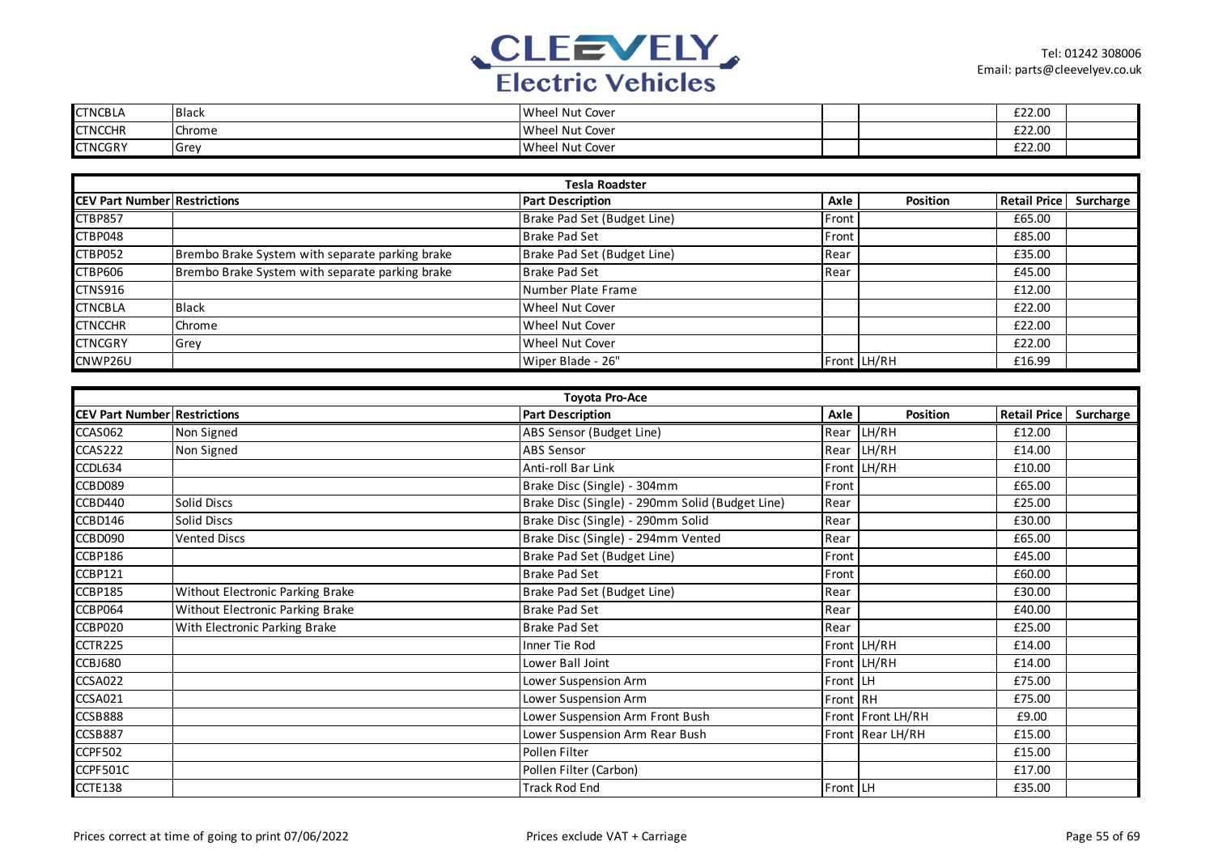| | | | | | | |
|---|---|---|---|---|---|---|
| CTNCBLA | Black | Wheel Nut Cover | | | £22.00 | |
| CTNCCHR | Chrome | Wheel Nut Cover | | | £22.00 | |
| CTNCGRY | Grey | Wheel Nut Cover | | | £22.00 | |

| Tesla Roadster | | | | | | |
|---|---|---|---|---|---|---|
| **CEV Part Number** | **Restrictions** | **Part Description** | **Axle** | **Position** | **Retail Price** | **Surcharge** |
| CTBP857 | | Brake Pad Set (Budget Line) | Front | | £65.00 | |
| CTBP048 | | Brake Pad Set | Front | | £85.00 | |
| CTBP052 | Brembo Brake System with separate parking brake | Brake Pad Set (Budget Line) | Rear | | £35.00 | |
| CTBP606 | Brembo Brake System with separate parking brake | Brake Pad Set | Rear | | £45.00 | |
| CTNS916 | | Number Plate Frame | | | £12.00 | |
| CTNCBLA | Black | Wheel Nut Cover | | | £22.00 | |
| CTNCCHR | Chrome | Wheel Nut Cover | | | £22.00 | |
| CTNCGRY | Grey | Wheel Nut Cover | | | £22.00 | |
| CNWP26U | | Wiper Blade - 26" | Front | LH/RH | £16.99 | |

| Toyota Pro-Ace | | | | | | |
|---|---|---|---|---|---|---|
| **CEV Part Number** | **Restrictions** | **Part Description** | **Axle** | **Position** | **Retail Price** | **Surcharge** |
| CCAS062 | Non Signed | ABS Sensor (Budget Line) | Rear | LH/RH | £12.00 | |
| CCAS222 | Non Signed | ABS Sensor | Rear | LH/RH | £14.00 | |
| CCDL634 | | Anti-roll Bar Link | Front | LH/RH | £10.00 | |
| CCBD089 | | Brake Disc (Single) - 304mm | Front | | £65.00 | |
| CCBD440 | Solid Discs | Brake Disc (Single) - 290mm Solid (Budget Line) | Rear | | £25.00 | |
| CCBD146 | Solid Discs | Brake Disc (Single) - 290mm Solid | Rear | | £30.00 | |
| CCBD090 | Vented Discs | Brake Disc (Single) - 294mm Vented | Rear | | £65.00 | |
| CCBP186 | | Brake Pad Set (Budget Line) | Front | | £45.00 | |
| CCBP121 | | Brake Pad Set | Front | | £60.00 | |
| CCBP185 | Without Electronic Parking Brake | Brake Pad Set (Budget Line) | Rear | | £30.00 | |
| CCBP064 | Without Electronic Parking Brake | Brake Pad Set | Rear | | £40.00 | |
| CCBP020 | With Electronic Parking Brake | Brake Pad Set | Rear | | £25.00 | |
| CCTR225 | | Inner Tie Rod | Front | LH/RH | £14.00 | |
| CCBJ680 | | Lower Ball Joint | Front | LH/RH | £14.00 | |
| CCSA022 | | Lower Suspension Arm | Front | LH | £75.00 | |
| CCSA021 | | Lower Suspension Arm | Front | RH | £75.00 | |
| CCSB888 | | Lower Suspension Arm Front Bush | Front | Front LH/RH | £9.00 | |
| CCSB887 | | Lower Suspension Arm Rear Bush | Front | Rear LH/RH | £15.00 | |
| CCPF502 | | Pollen Filter | | | £15.00 | |
| CCPF501C | | Pollen Filter (Carbon) | | | £17.00 | |
| CCTE138 | | Track Rod End | Front | LH | £35.00 | |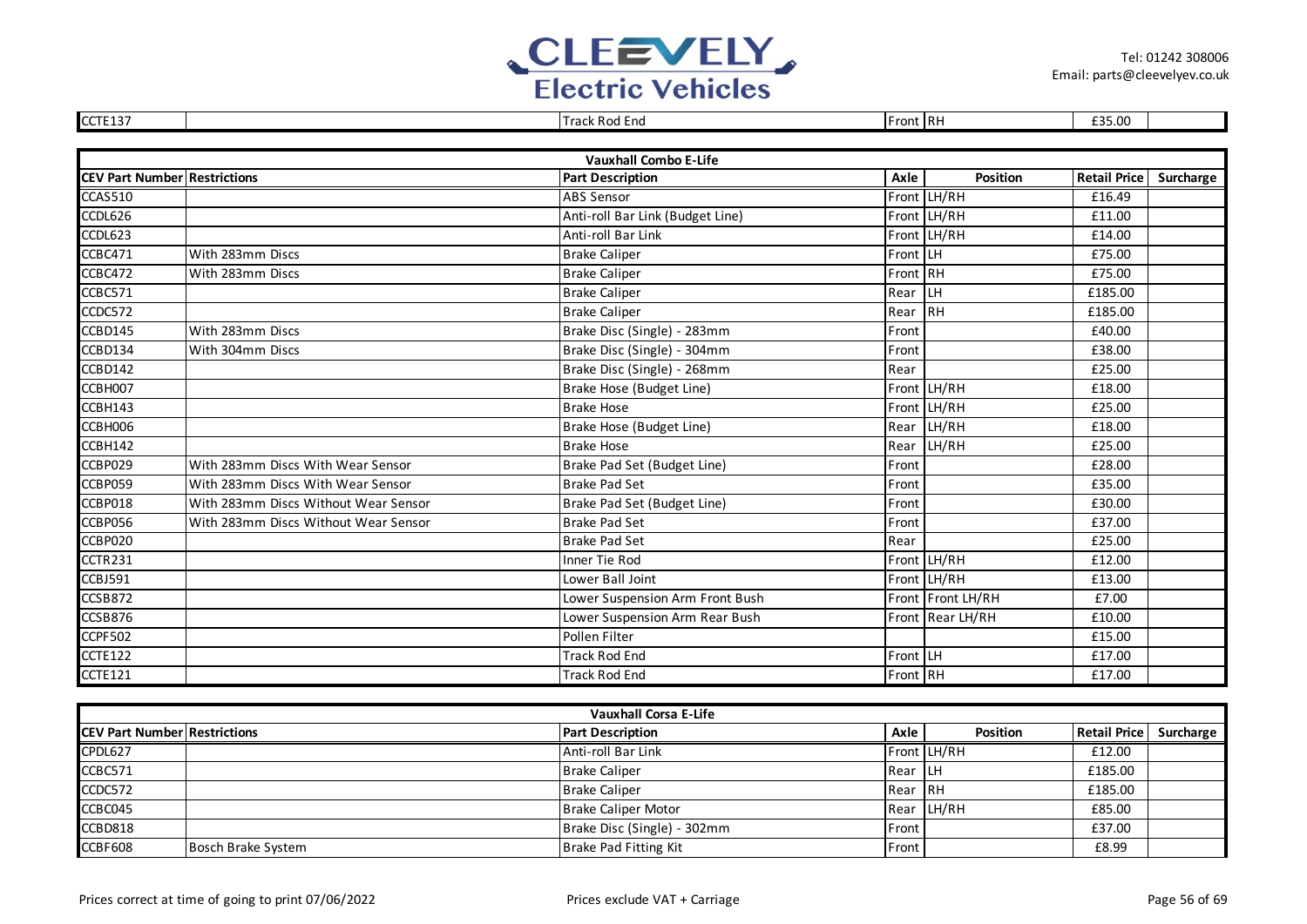| | | | | | | |
|---|---|---|---|---|---|---|
| CCTE137 | | Track Rod End | Front | RH | £35.00 | |

| Vauxhall Combo E-Life | | | | | | |
|---|---|---|---|---|---|---|
| **CEV Part Number** | **Restrictions** | **Part Description** | **Axle** | **Position** | **Retail Price** | **Surcharge** |
| CCAS510 | | ABS Sensor | Front | LH/RH | £16.49 | |
| CCDL626 | | Anti-roll Bar Link (Budget Line) | Front | LH/RH | £11.00 | |
| CCDL623 | | Anti-roll Bar Link | Front | LH/RH | £14.00 | |
| CCBC471 | With 283mm Discs | Brake Caliper | Front | LH | £75.00 | |
| CCBC472 | With 283mm Discs | Brake Caliper | Front | RH | £75.00 | |
| CCBC571 | | Brake Caliper | Rear | LH | £185.00 | |
| CCDC572 | | Brake Caliper | Rear | RH | £185.00 | |
| CCBD145 | With 283mm Discs | Brake Disc (Single) - 283mm | Front | | £40.00 | |
| CCBD134 | With 304mm Discs | Brake Disc (Single) - 304mm | Front | | £38.00 | |
| CCBD142 | | Brake Disc (Single) - 268mm | Rear | | £25.00 | |
| CCBH007 | | Brake Hose (Budget Line) | Front | LH/RH | £18.00 | |
| CCBH143 | | Brake Hose | Front | LH/RH | £25.00 | |
| CCBH006 | | Brake Hose (Budget Line) | Rear | LH/RH | £18.00 | |
| CCBH142 | | Brake Hose | Rear | LH/RH | £25.00 | |
| CCBP029 | With 283mm Discs With Wear Sensor | Brake Pad Set (Budget Line) | Front | | £28.00 | |
| CCBP059 | With 283mm Discs With Wear Sensor | Brake Pad Set | Front | | £35.00 | |
| CCBP018 | With 283mm Discs Without Wear Sensor | Brake Pad Set (Budget Line) | Front | | £30.00 | |
| CCBP056 | With 283mm Discs Without Wear Sensor | Brake Pad Set | Front | | £37.00 | |
| CCBP020 | | Brake Pad Set | Rear | | £25.00 | |
| CCTR231 | | Inner Tie Rod | Front | LH/RH | £12.00 | |
| CCBJ591 | | Lower Ball Joint | Front | LH/RH | £13.00 | |
| CCSB872 | | Lower Suspension Arm Front Bush | Front | Front LH/RH | £7.00 | |
| CCSB876 | | Lower Suspension Arm Rear Bush | Front | Rear LH/RH | £10.00 | |
| CCPF502 | | Pollen Filter | | | £15.00 | |
| CCTE122 | | Track Rod End | Front | LH | £17.00 | |
| CCTE121 | | Track Rod End | Front | RH | £17.00 | |

| Vauxhall Corsa E-Life | | | | | | |
|---|---|---|---|---|---|---|
| **CEV Part Number** | **Restrictions** | **Part Description** | **Axle** | **Position** | **Retail Price** | **Surcharge** |
| CPDL627 | | Anti-roll Bar Link | Front | LH/RH | £12.00 | |
| CCBC571 | | Brake Caliper | Rear | LH | £185.00 | |
| CCDC572 | | Brake Caliper | Rear | RH | £185.00 | |
| CCBC045 | | Brake Caliper Motor | Rear | LH/RH | £85.00 | |
| CCBD818 | | Brake Disc (Single) - 302mm | Front | | £37.00 | |
| CCBF608 | Bosch Brake System | Brake Pad Fitting Kit | Front | | £8.99 | |

Prices correct at time of going to print 07/06/2022

Prices exclude VAT + Carriage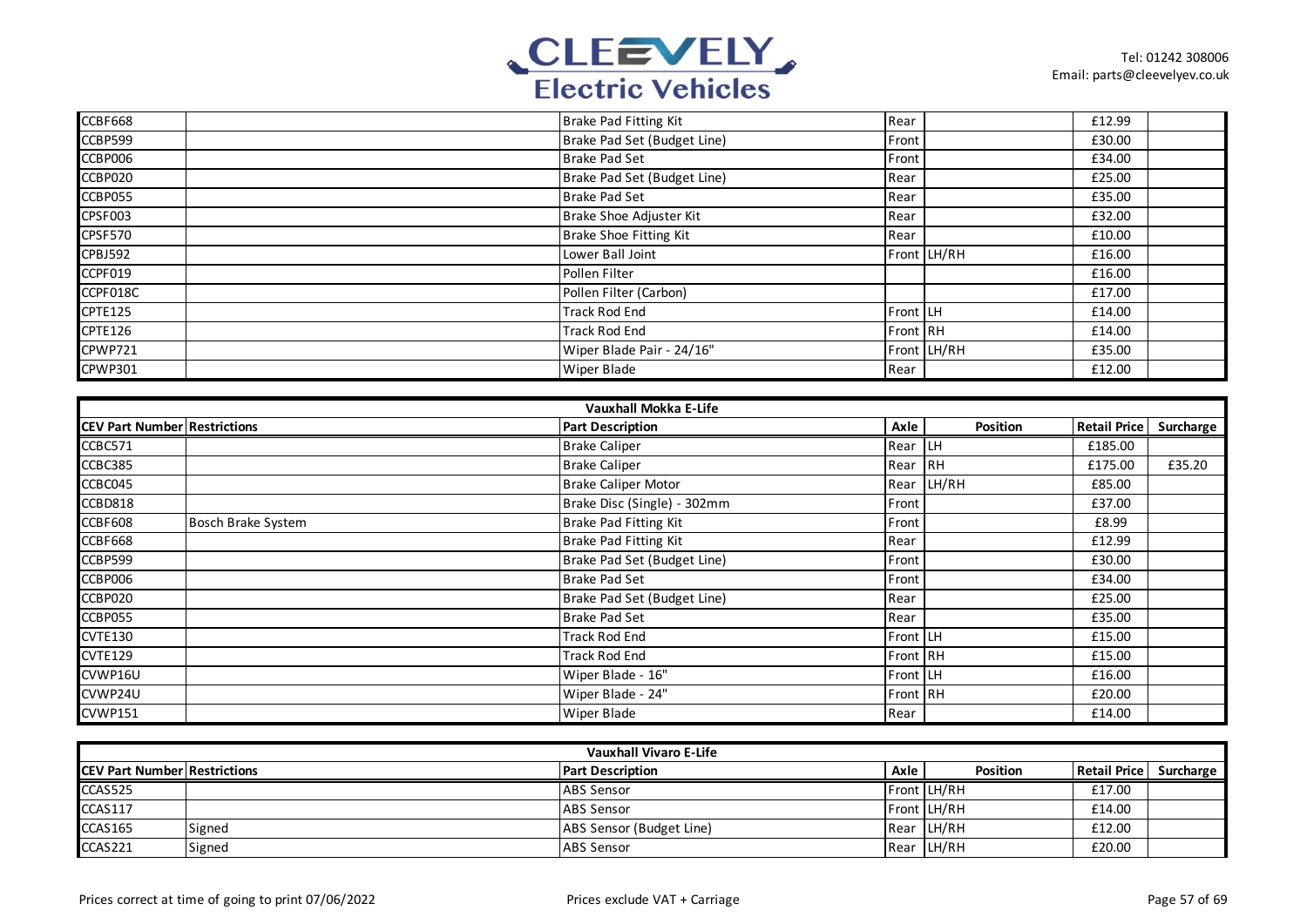| CEV Part Number | Restrictions | Part Description | Axle | Position | Retail Price | Surcharge |
|---|---|---|---|---|---|---|
| CCBF668 | | Brake Pad Fitting Kit | Rear | | £12.99 | |
| CCBP599 | | Brake Pad Set (Budget Line) | Front | | £30.00 | |
| CCBP006 | | Brake Pad Set | Front | | £34.00 | |
| CCBP020 | | Brake Pad Set (Budget Line) | Rear | | £25.00 | |
| CCBP055 | | Brake Pad Set | Rear | | £35.00 | |
| CPSF003 | | Brake Shoe Adjuster Kit | Rear | | £32.00 | |
| CPSF570 | | Brake Shoe Fitting Kit | Rear | | £10.00 | |
| CPBJ592 | | Lower Ball Joint | Front | LH/RH | £16.00 | |
| CCPF019 | | Pollen Filter | | | £16.00 | |
| CCPF018C | | Pollen Filter (Carbon) | | | £17.00 | |
| CPTE125 | | Track Rod End | Front | LH | £14.00 | |
| CPTE126 | | Track Rod End | Front | RH | £14.00 | |
| CPWP721 | | Wiper Blade Pair - 24/16" | Front | LH/RH | £35.00 | |
| CPWP301 | | Wiper Blade | Rear | | £12.00 | |

## Vauxhall Mokka E-Life

| CEV Part Number | Restrictions | Part Description | Axle | Position | Retail Price | Surcharge |
|---|---|---|---|---|---|---|
| CCBC571 | | Brake Caliper | Rear | LH | £185.00 | |
| CCBC385 | | Brake Caliper | Rear | RH | £175.00 | £35.20 |
| CCBC045 | | Brake Caliper Motor | Rear | LH/RH | £85.00 | |
| CCBD818 | | Brake Disc (Single) - 302mm | Front | | £37.00 | |
| CCBF608 | Bosch Brake System | Brake Pad Fitting Kit | Front | | £8.99 | |
| CCBF668 | | Brake Pad Fitting Kit | Rear | | £12.99 | |
| CCBP599 | | Brake Pad Set (Budget Line) | Front | | £30.00 | |
| CCBP006 | | Brake Pad Set | Front | | £34.00 | |
| CCBP020 | | Brake Pad Set (Budget Line) | Rear | | £25.00 | |
| CCBP055 | | Brake Pad Set | Rear | | £35.00 | |
| CVTE130 | | Track Rod End | Front | LH | £15.00 | |
| CVTE129 | | Track Rod End | Front | RH | £15.00 | |
| CVWP16U | | Wiper Blade - 16" | Front | LH | £16.00 | |
| CVWP24U | | Wiper Blade - 24" | Front | RH | £20.00 | |
| CVWP151 | | Wiper Blade | Rear | | £14.00 | |

## Vauxhall Vivaro E-Life

| CEV Part Number | Restrictions | Part Description | Axle | Position | Retail Price | Surcharge |
|---|---|---|---|---|---|---|
| CCAS525 | | ABS Sensor | Front | LH/RH | £17.00 | |
| CCAS117 | | ABS Sensor | Front | LH/RH | £14.00 | |
| CCAS165 | Signed | ABS Sensor (Budget Line) | Rear | LH/RH | £12.00 | |
| CCAS221 | Signed | ABS Sensor | Rear | LH/RH | £20.00 | |

Prices correct at time of going to print 07/06/2022

Prices exclude VAT + Carriage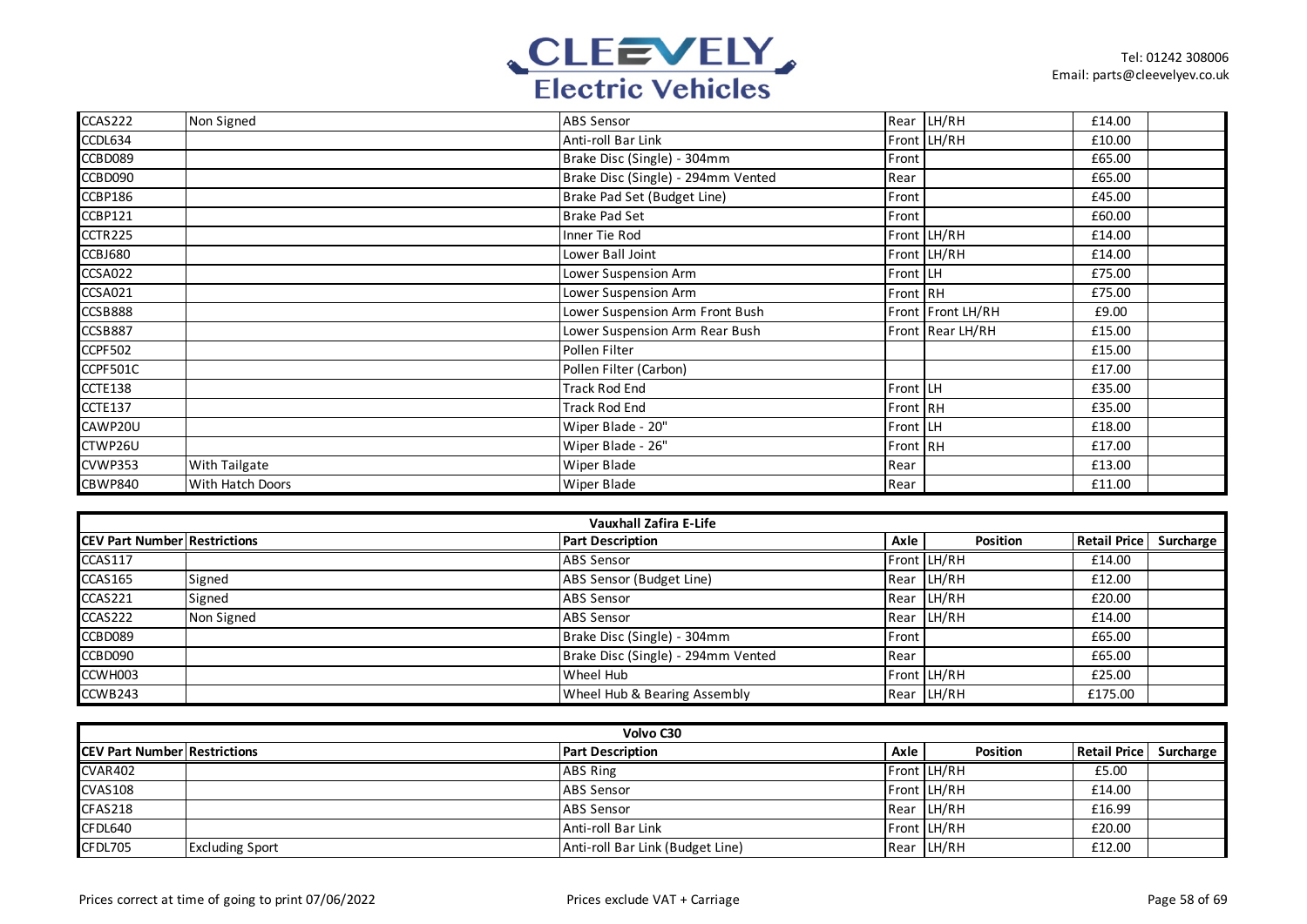| CEV Part Number | Restrictions | Part Description | Axle | Position | Retail Price | Surcharge |
|---|---|---|---|---|---|---|
| CCAS222 | Non Signed | ABS Sensor | Rear | LH/RH | £14.00 | |
| CCDL634 | | Anti-roll Bar Link | Front | LH/RH | £10.00 | |
| CCBD089 | | Brake Disc (Single) - 304mm | Front | | £65.00 | |
| CCBD090 | | Brake Disc (Single) - 294mm Vented | Rear | | £65.00 | |
| CCBP186 | | Brake Pad Set (Budget Line) | Front | | £45.00 | |
| CCBP121 | | Brake Pad Set | Front | | £60.00 | |
| CCTR225 | | Inner Tie Rod | Front | LH/RH | £14.00 | |
| CCBJ680 | | Lower Ball Joint | Front | LH/RH | £14.00 | |
| CCSA022 | | Lower Suspension Arm | Front | LH | £75.00 | |
| CCSA021 | | Lower Suspension Arm | Front | RH | £75.00 | |
| CCSB888 | | Lower Suspension Arm Front Bush | Front | Front LH/RH | £9.00 | |
| CCSB887 | | Lower Suspension Arm Rear Bush | Front | Rear LH/RH | £15.00 | |
| CCPF502 | | Pollen Filter | | | £15.00 | |
| CCPF501C | | Pollen Filter (Carbon) | | | £17.00 | |
| CCTE138 | | Track Rod End | Front | LH | £35.00 | |
| CCTE137 | | Track Rod End | Front | RH | £35.00 | |
| CAWP20U | | Wiper Blade - 20" | Front | LH | £18.00 | |
| CTWP26U | | Wiper Blade - 26" | Front | RH | £17.00 | |
| CVWP353 | With Tailgate | Wiper Blade | Rear | | £13.00 | |
| CBWP840 | With Hatch Doors | Wiper Blade | Rear | | £11.00 | |

| Vauxhall Zafira E-Life | | | | | | |
|---|---|---|---|---|---|---|
| **CEV Part Number** | **Restrictions** | **Part Description** | **Axle** | **Position** | **Retail Price** | **Surcharge** |
| CCAS117 | | ABS Sensor | Front | LH/RH | £14.00 | |
| CCAS165 | Signed | ABS Sensor (Budget Line) | Rear | LH/RH | £12.00 | |
| CCAS221 | Signed | ABS Sensor | Rear | LH/RH | £20.00 | |
| CCAS222 | Non Signed | ABS Sensor | Rear | LH/RH | £14.00 | |
| CCBD089 | | Brake Disc (Single) - 304mm | Front | | £65.00 | |
| CCBD090 | | Brake Disc (Single) - 294mm Vented | Rear | | £65.00 | |
| CCWH003 | | Wheel Hub | Front | LH/RH | £25.00 | |
| CCWB243 | | Wheel Hub & Bearing Assembly | Rear | LH/RH | £175.00 | |

| Volvo C30 | | | | | | |
|---|---|---|---|---|---|---|
| **CEV Part Number** | **Restrictions** | **Part Description** | **Axle** | **Position** | **Retail Price** | **Surcharge** |
| CVAR402 | | ABS Ring | Front | LH/RH | £5.00 | |
| CVAS108 | | ABS Sensor | Front | LH/RH | £14.00 | |
| CFAS218 | | ABS Sensor | Rear | LH/RH | £16.99 | |
| CFDL640 | | Anti-roll Bar Link | Front | LH/RH | £20.00 | |
| CFDL705 | Excluding Sport | Anti-roll Bar Link (Budget Line) | Rear | LH/RH | £12.00 | |

Prices correct at time of going to print 07/06/2022

Prices exclude VAT + Carriage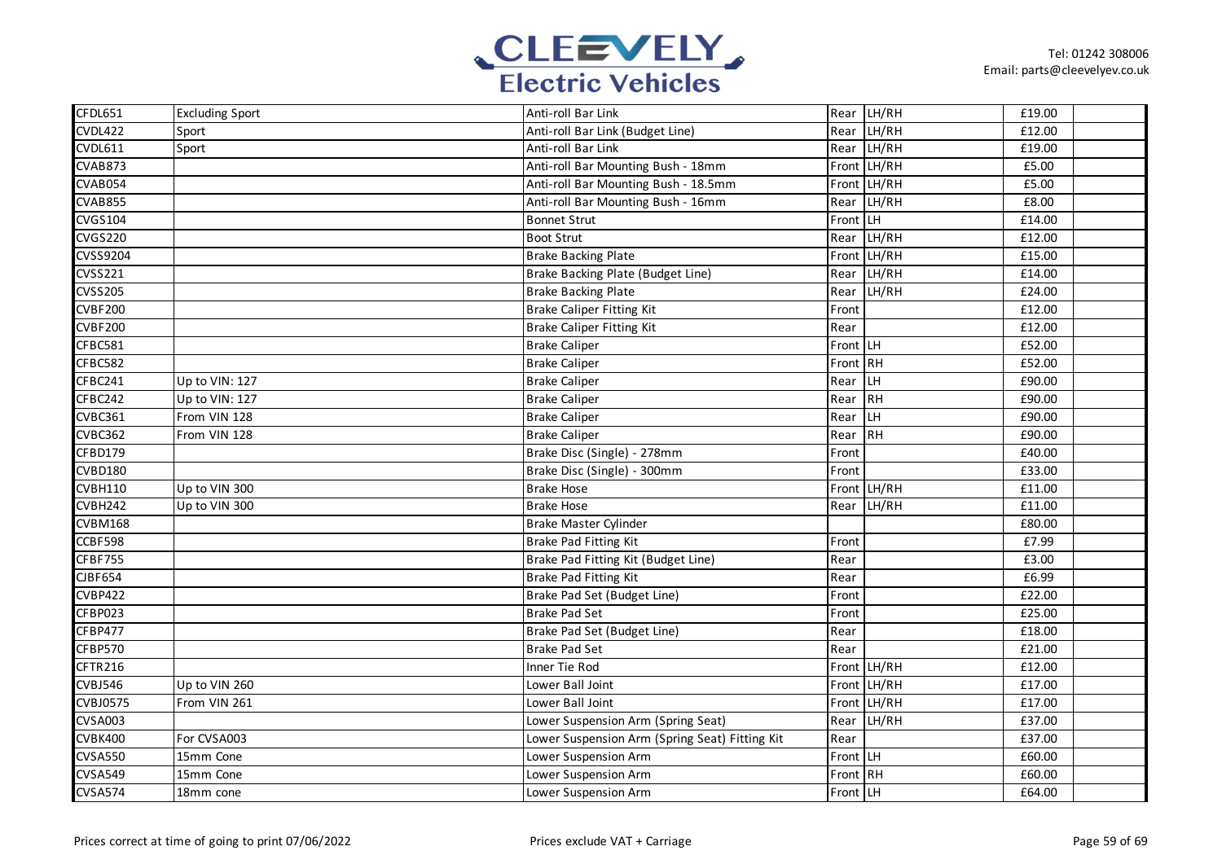| CFDL651 | Excluding Sport | Anti-roll Bar Link | Rear | LH/RH | £19.00 | |
|---|---|---|---|---|---|---|
| CVDL422 | Sport | Anti-roll Bar Link (Budget Line) | Rear | LH/RH | £12.00 | |
| CVDL611 | Sport | Anti-roll Bar Link | Rear | LH/RH | £19.00 | |
| CVAB873 | | Anti-roll Bar Mounting Bush - 18mm | Front | LH/RH | £5.00 | |
| CVAB054 | | Anti-roll Bar Mounting Bush - 18.5mm | Front | LH/RH | £5.00 | |
| CVAB855 | | Anti-roll Bar Mounting Bush - 16mm | Rear | LH/RH | £8.00 | |
| CVGS104 | | Bonnet Strut | Front | LH | £14.00 | |
| CVGS220 | | Boot Strut | Rear | LH/RH | £12.00 | |
| CVSS9204 | | Brake Backing Plate | Front | LH/RH | £15.00 | |
| CVSS221 | | Brake Backing Plate (Budget Line) | Rear | LH/RH | £14.00 | |
| CVSS205 | | Brake Backing Plate | Rear | LH/RH | £24.00 | |
| CVBF200 | | Brake Caliper Fitting Kit | Front | | £12.00 | |
| CVBF200 | | Brake Caliper Fitting Kit | Rear | | £12.00 | |
| CFBC581 | | Brake Caliper | Front | LH | £52.00 | |
| CFBC582 | | Brake Caliper | Front | RH | £52.00 | |
| CFBC241 | Up to VIN: 127 | Brake Caliper | Rear | LH | £90.00 | |
| CFBC242 | Up to VIN: 127 | Brake Caliper | Rear | RH | £90.00 | |
| CVBC361 | From VIN 128 | Brake Caliper | Rear | LH | £90.00 | |
| CVBC362 | From VIN 128 | Brake Caliper | Rear | RH | £90.00 | |
| CFBD179 | | Brake Disc (Single) - 278mm | Front | | £40.00 | |
| CVBD180 | | Brake Disc (Single) - 300mm | Front | | £33.00 | |
| CVBH110 | Up to VIN 300 | Brake Hose | Front | LH/RH | £11.00 | |
| CVBH242 | Up to VIN 300 | Brake Hose | Rear | LH/RH | £11.00 | |
| CVBM168 | | Brake Master Cylinder | | | £80.00 | |
| CCBF598 | | Brake Pad Fitting Kit | Front | | £7.99 | |
| CFBF755 | | Brake Pad Fitting Kit (Budget Line) | Rear | | £3.00 | |
| CJBF654 | | Brake Pad Fitting Kit | Rear | | £6.99 | |
| CVBP422 | | Brake Pad Set (Budget Line) | Front | | £22.00 | |
| CFBP023 | | Brake Pad Set | Front | | £25.00 | |
| CFBP477 | | Brake Pad Set (Budget Line) | Rear | | £18.00 | |
| CFBP570 | | Brake Pad Set | Rear | | £21.00 | |
| CFTR216 | | Inner Tie Rod | Front | LH/RH | £12.00 | |
| CVBJ546 | Up to VIN 260 | Lower Ball Joint | Front | LH/RH | £17.00 | |
| CVBJ0575 | From VIN 261 | Lower Ball Joint | Front | LH/RH | £17.00 | |
| CVSA003 | | Lower Suspension Arm (Spring Seat) | Rear | LH/RH | £37.00 | |
| CVBK400 | For CVSA003 | Lower Suspension Arm (Spring Seat) Fitting Kit | Rear | | £37.00 | |
| CVSA550 | 15mm Cone | Lower Suspension Arm | Front | LH | £60.00 | |
| CVSA549 | 15mm Cone | Lower Suspension Arm | Front | RH | £60.00 | |
| CVSA574 | 18mm cone | Lower Suspension Arm | Front | LH | £64.00 | |

Prices correct at time of going to print 07/06/2022

Prices exclude VAT + Carriage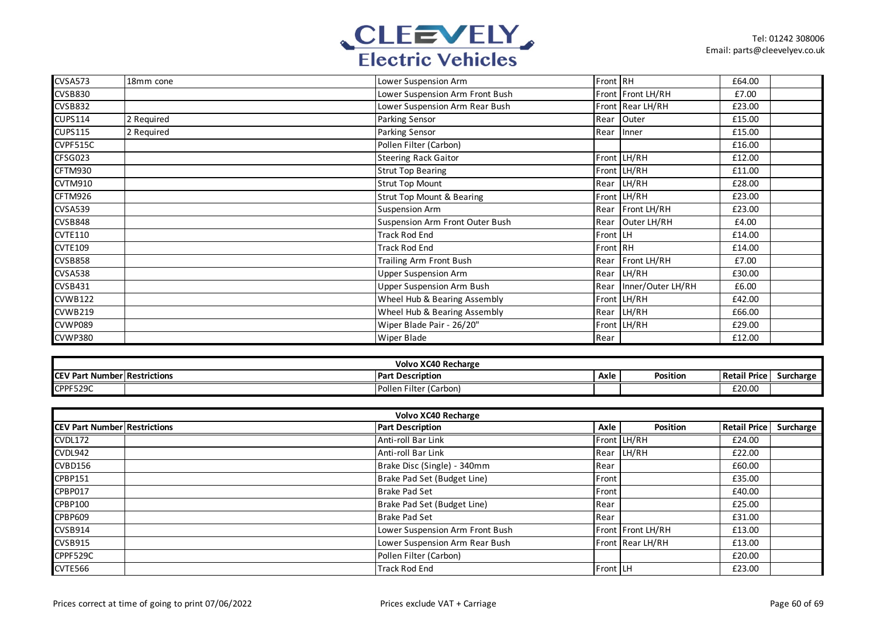| CEV Part Number | Restrictions | Part Description | Axle | Position | Retail Price | Surcharge |
|---|---|---|---|---|---|---|
| CVSA573 | 18mm cone | Lower Suspension Arm | Front | RH | £64.00 | |
| CVSB830 | | Lower Suspension Arm Front Bush | Front | Front LH/RH | £7.00 | |
| CVSB832 | | Lower Suspension Arm Rear Bush | Front | Rear LH/RH | £23.00 | |
| CUPS114 | 2 Required | Parking Sensor | Rear | Outer | £15.00 | |
| CUPS115 | 2 Required | Parking Sensor | Rear | Inner | £15.00 | |
| CVPF515C | | Pollen Filter (Carbon) | | | £16.00 | |
| CFSG023 | | Steering Rack Gaitor | Front | LH/RH | £12.00 | |
| CFTM930 | | Strut Top Bearing | Front | LH/RH | £11.00 | |
| CVTM910 | | Strut Top Mount | Rear | LH/RH | £28.00 | |
| CFTM926 | | Strut Top Mount & Bearing | Front | LH/RH | £23.00 | |
| CVSA539 | | Suspension Arm | Rear | Front LH/RH | £23.00 | |
| CVSB848 | | Suspension Arm Front Outer Bush | Rear | Outer LH/RH | £4.00 | |
| CVTE110 | | Track Rod End | Front | LH | £14.00 | |
| CVTE109 | | Track Rod End | Front | RH | £14.00 | |
| CVSB858 | | Trailing Arm Front Bush | Rear | Front LH/RH | £7.00 | |
| CVSA538 | | Upper Suspension Arm | Rear | LH/RH | £30.00 | |
| CVSB431 | | Upper Suspension Arm Bush | Rear | Inner/Outer LH/RH | £6.00 | |
| CVWB122 | | Wheel Hub & Bearing Assembly | Front | LH/RH | £42.00 | |
| CVWB219 | | Wheel Hub & Bearing Assembly | Rear | LH/RH | £66.00 | |
| CVWP089 | | Wiper Blade Pair - 26/20" | Front | LH/RH | £29.00 | |
| CVWP380 | | Wiper Blade | Rear | | £12.00 | |

**Volvo XC40 Recharge**

| CEV Part Number | Restrictions | Part Description | Axle | Position | Retail Price | Surcharge |
|---|---|---|---|---|---|---|
| CPPF529C | | Pollen Filter (Carbon) | | | £20.00 | |

**Volvo XC40 Recharge**

| CEV Part Number | Restrictions | Part Description | Axle | Position | Retail Price | Surcharge |
|---|---|---|---|---|---|---|
| CVDL172 | | Anti-roll Bar Link | Front | LH/RH | £24.00 | |
| CVDL942 | | Anti-roll Bar Link | Rear | LH/RH | £22.00 | |
| CVBD156 | | Brake Disc (Single) - 340mm | Rear | | £60.00 | |
| CPBP151 | | Brake Pad Set (Budget Line) | Front | | £35.00 | |
| CPBP017 | | Brake Pad Set | Front | | £40.00 | |
| CPBP100 | | Brake Pad Set (Budget Line) | Rear | | £25.00 | |
| CPBP609 | | Brake Pad Set | Rear | | £31.00 | |
| CVSB914 | | Lower Suspension Arm Front Bush | Front | Front LH/RH | £13.00 | |
| CVSB915 | | Lower Suspension Arm Rear Bush | Front | Rear LH/RH | £13.00 | |
| CPPF529C | | Pollen Filter (Carbon) | | | £20.00 | |
| CVTE566 | | Track Rod End | Front | LH | £23.00 | |

Prices correct at time of going to print 07/06/2022

Prices exclude VAT + Carriage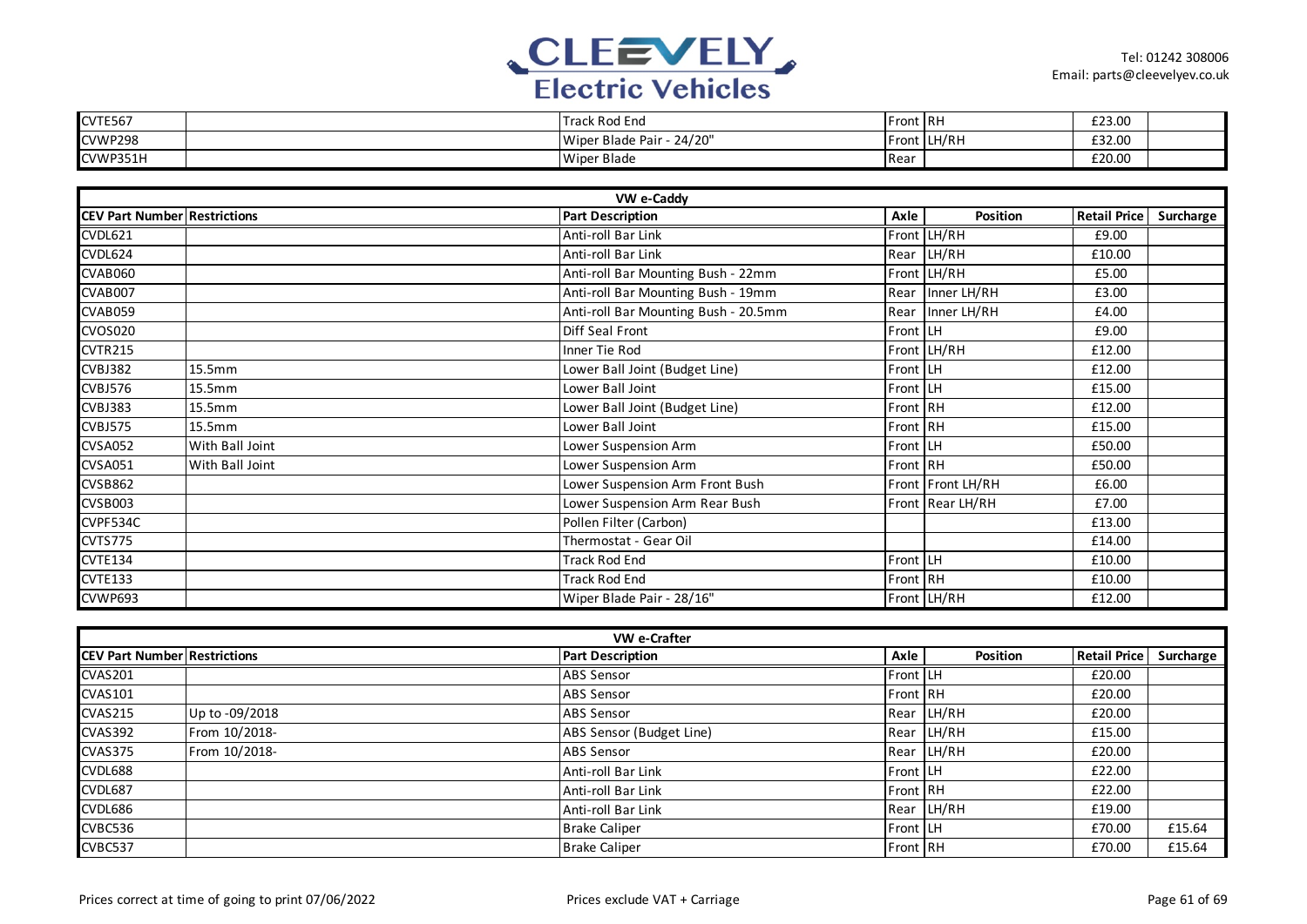| CEV Part Number | Restrictions | Part Description | Axle | Position | Retail Price | Surcharge |
|---|---|---|---|---|---|---|
| CVTE567 | | Track Rod End | Front | RH | £23.00 | |
| CVWP298 | | Wiper Blade Pair - 24/20" | Front | LH/RH | £32.00 | |
| CVWP351H | | Wiper Blade | Rear | | £20.00 | |

## VW e-Caddy

| CEV Part Number | Restrictions | Part Description | Axle | Position | Retail Price | Surcharge |
|---|---|---|---|---|---|---|
| CVDL621 | | Anti-roll Bar Link | Front | LH/RH | £9.00 | |
| CVDL624 | | Anti-roll Bar Link | Rear | LH/RH | £10.00 | |
| CVAB060 | | Anti-roll Bar Mounting Bush - 22mm | Front | LH/RH | £5.00 | |
| CVAB007 | | Anti-roll Bar Mounting Bush - 19mm | Rear | Inner LH/RH | £3.00 | |
| CVAB059 | | Anti-roll Bar Mounting Bush - 20.5mm | Rear | Inner LH/RH | £4.00 | |
| CVOS020 | | Diff Seal Front | Front | LH | £9.00 | |
| CVTR215 | | Inner Tie Rod | Front | LH/RH | £12.00 | |
| CVBJ382 | 15.5mm | Lower Ball Joint (Budget Line) | Front | LH | £12.00 | |
| CVBJ576 | 15.5mm | Lower Ball Joint | Front | LH | £15.00 | |
| CVBJ383 | 15.5mm | Lower Ball Joint (Budget Line) | Front | RH | £12.00 | |
| CVBJ575 | 15.5mm | Lower Ball Joint | Front | RH | £15.00 | |
| CVSA052 | With Ball Joint | Lower Suspension Arm | Front | LH | £50.00 | |
| CVSA051 | With Ball Joint | Lower Suspension Arm | Front | RH | £50.00 | |
| CVSB862 | | Lower Suspension Arm Front Bush | Front | Front LH/RH | £6.00 | |
| CVSB003 | | Lower Suspension Arm Rear Bush | Front | Rear LH/RH | £7.00 | |
| CVPF534C | | Pollen Filter (Carbon) | | | £13.00 | |
| CVTS775 | | Thermostat - Gear Oil | | | £14.00 | |
| CVTE134 | | Track Rod End | Front | LH | £10.00 | |
| CVTE133 | | Track Rod End | Front | RH | £10.00 | |
| CVWP693 | | Wiper Blade Pair - 28/16" | Front | LH/RH | £12.00 | |

## VW e-Crafter

| CEV Part Number | Restrictions | Part Description | Axle | Position | Retail Price | Surcharge |
|---|---|---|---|---|---|---|
| CVAS201 | | ABS Sensor | Front | LH | £20.00 | |
| CVAS101 | | ABS Sensor | Front | RH | £20.00 | |
| CVAS215 | Up to -09/2018 | ABS Sensor | Rear | LH/RH | £20.00 | |
| CVAS392 | From 10/2018- | ABS Sensor (Budget Line) | Rear | LH/RH | £15.00 | |
| CVAS375 | From 10/2018- | ABS Sensor | Rear | LH/RH | £20.00 | |
| CVDL688 | | Anti-roll Bar Link | Front | LH | £22.00 | |
| CVDL687 | | Anti-roll Bar Link | Front | RH | £22.00 | |
| CVDL686 | | Anti-roll Bar Link | Rear | LH/RH | £19.00 | |
| CVBC536 | | Brake Caliper | Front | LH | £70.00 | £15.64 |
| CVBC537 | | Brake Caliper | Front | RH | £70.00 | £15.64 |

Prices correct at time of going to print 07/06/2022

Prices exclude VAT + Carriage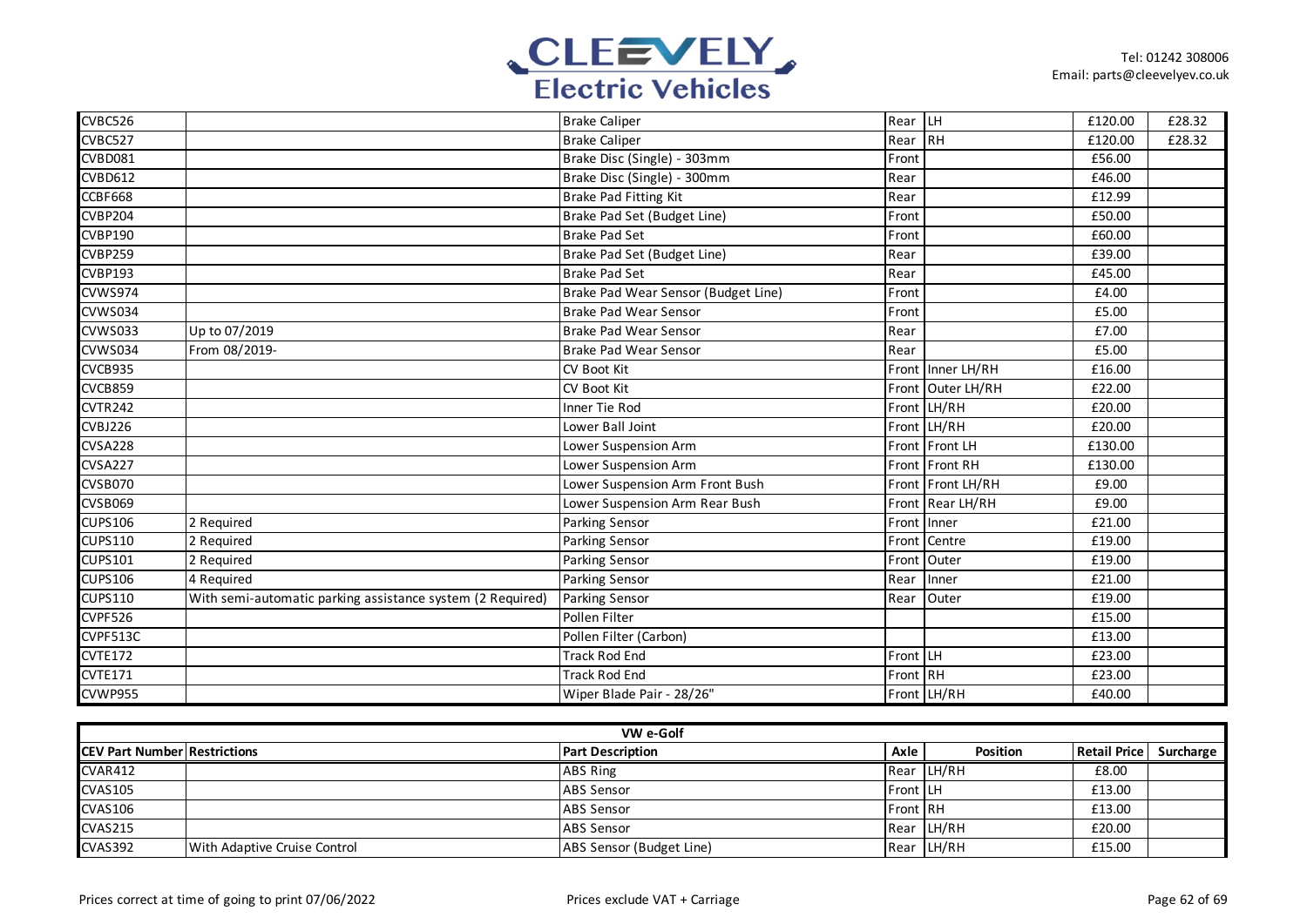| | | | | | | |
|---|---|---|---|---|---|---|
| CVBC526 | | Brake Caliper | Rear | LH | £120.00 | £28.32 |
| CVBC527 | | Brake Caliper | Rear | RH | £120.00 | £28.32 |
| CVBD081 | | Brake Disc (Single) - 303mm | Front | | £56.00 | |
| CVBD612 | | Brake Disc (Single) - 300mm | Rear | | £46.00 | |
| CCBF668 | | Brake Pad Fitting Kit | Rear | | £12.99 | |
| CVBP204 | | Brake Pad Set (Budget Line) | Front | | £50.00 | |
| CVBP190 | | Brake Pad Set | Front | | £60.00 | |
| CVBP259 | | Brake Pad Set (Budget Line) | Rear | | £39.00 | |
| CVBP193 | | Brake Pad Set | Rear | | £45.00 | |
| CVWS974 | | Brake Pad Wear Sensor (Budget Line) | Front | | £4.00 | |
| CVWS034 | | Brake Pad Wear Sensor | Front | | £5.00 | |
| CVWS033 | Up to 07/2019 | Brake Pad Wear Sensor | Rear | | £7.00 | |
| CVWS034 | From 08/2019- | Brake Pad Wear Sensor | Rear | | £5.00 | |
| CVCB935 | | CV Boot Kit | Front | Inner LH/RH | £16.00 | |
| CVCB859 | | CV Boot Kit | Front | Outer LH/RH | £22.00 | |
| CVTR242 | | Inner Tie Rod | Front | LH/RH | £20.00 | |
| CVBJ226 | | Lower Ball Joint | Front | LH/RH | £20.00 | |
| CVSA228 | | Lower Suspension Arm | Front | Front LH | £130.00 | |
| CVSA227 | | Lower Suspension Arm | Front | Front RH | £130.00 | |
| CVSB070 | | Lower Suspension Arm Front Bush | Front | Front LH/RH | £9.00 | |
| CVSB069 | | Lower Suspension Arm Rear Bush | Front | Rear LH/RH | £9.00 | |
| CUPS106 | 2 Required | Parking Sensor | Front | Inner | £21.00 | |
| CUPS110 | 2 Required | Parking Sensor | Front | Centre | £19.00 | |
| CUPS101 | 2 Required | Parking Sensor | Front | Outer | £19.00 | |
| CUPS106 | 4 Required | Parking Sensor | Rear | Inner | £21.00 | |
| CUPS110 | With semi-automatic parking assistance system (2 Required) | Parking Sensor | Rear | Outer | £19.00 | |
| CVPF526 | | Pollen Filter | | | £15.00 | |
| CVPF513C | | Pollen Filter (Carbon) | | | £13.00 | |
| CVTE172 | | Track Rod End | Front | LH | £23.00 | |
| CVTE171 | | Track Rod End | Front | RH | £23.00 | |
| CVWP955 | | Wiper Blade Pair - 28/26" | Front | LH/RH | £40.00 | |

## VW e-Golf

| CEV Part Number | Restrictions | Part Description | Axle | Position | Retail Price | Surcharge |
|---|---|---|---|---|---|---|
| CVAR412 | | ABS Ring | Rear | LH/RH | £8.00 | |
| CVAS105 | | ABS Sensor | Front | LH | £13.00 | |
| CVAS106 | | ABS Sensor | Front | RH | £13.00 | |
| CVAS215 | | ABS Sensor | Rear | LH/RH | £20.00 | |
| CVAS392 | With Adaptive Cruise Control | ABS Sensor (Budget Line) | Rear | LH/RH | £15.00 | |

Prices correct at time of going to print 07/06/2022

Prices exclude VAT + Carriage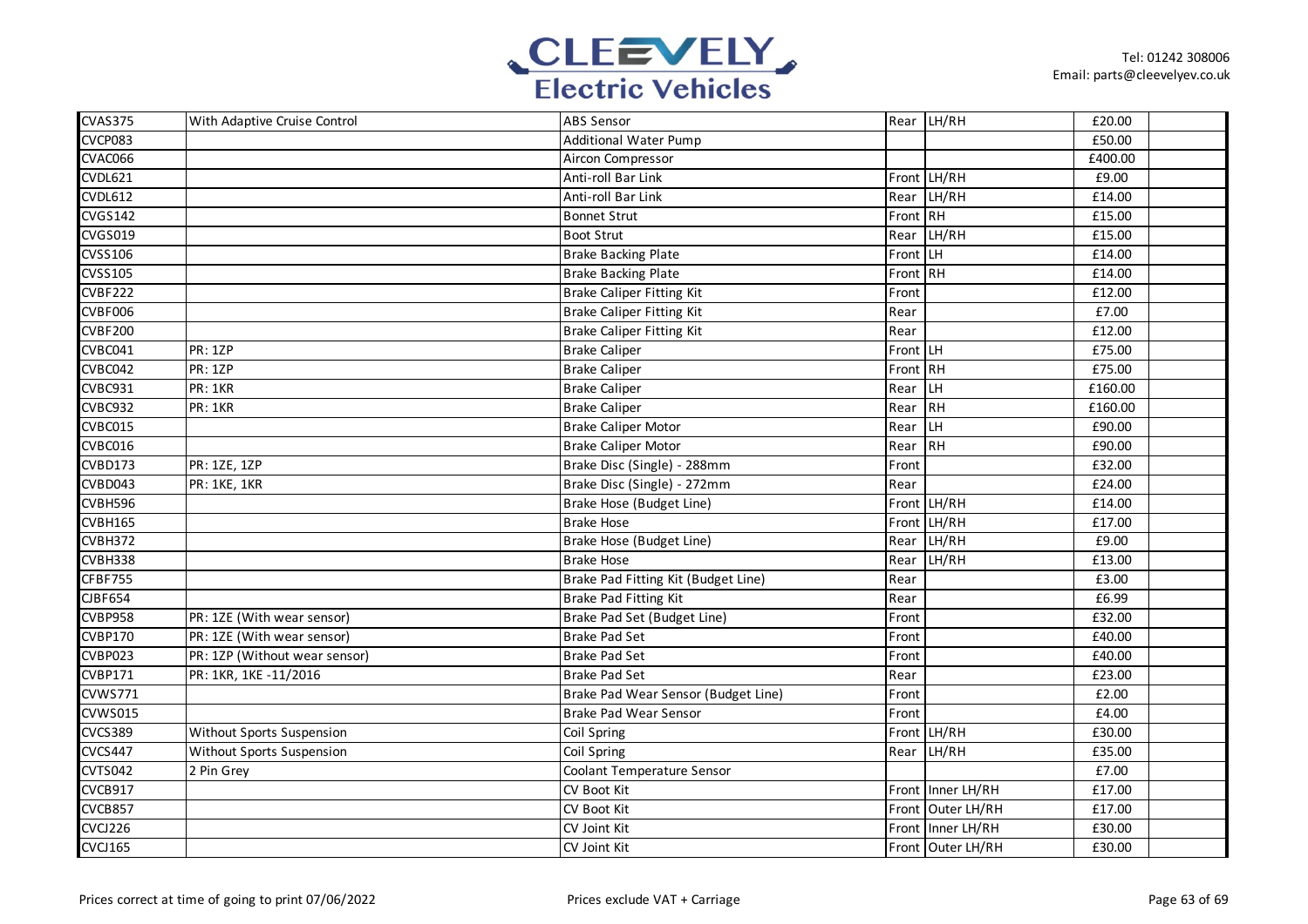| | | | | | | |
|---|---|---|---|---|---|---|
| CVAS375 | With Adaptive Cruise Control | ABS Sensor | Rear | LH/RH | £20.00 | |
| CVCP083 | | Additional Water Pump | | | £50.00 | |
| CVAC066 | | Aircon Compressor | | | £400.00 | |
| CVDL621 | | Anti-roll Bar Link | Front | LH/RH | £9.00 | |
| CVDL612 | | Anti-roll Bar Link | Rear | LH/RH | £14.00 | |
| CVGS142 | | Bonnet Strut | Front | RH | £15.00 | |
| CVGS019 | | Boot Strut | Rear | LH/RH | £15.00 | |
| CVSS106 | | Brake Backing Plate | Front | LH | £14.00 | |
| CVSS105 | | Brake Backing Plate | Front | RH | £14.00 | |
| CVBF222 | | Brake Caliper Fitting Kit | Front | | £12.00 | |
| CVBF006 | | Brake Caliper Fitting Kit | Rear | | £7.00 | |
| CVBF200 | | Brake Caliper Fitting Kit | Rear | | £12.00 | |
| CVBC041 | PR: 1ZP | Brake Caliper | Front | LH | £75.00 | |
| CVBC042 | PR: 1ZP | Brake Caliper | Front | RH | £75.00 | |
| CVBC931 | PR: 1KR | Brake Caliper | Rear | LH | £160.00 | |
| CVBC932 | PR: 1KR | Brake Caliper | Rear | RH | £160.00 | |
| CVBC015 | | Brake Caliper Motor | Rear | LH | £90.00 | |
| CVBC016 | | Brake Caliper Motor | Rear | RH | £90.00 | |
| CVBD173 | PR: 1ZE, 1ZP | Brake Disc (Single) - 288mm | Front | | £32.00 | |
| CVBD043 | PR: 1KE, 1KR | Brake Disc (Single) - 272mm | Rear | | £24.00 | |
| CVBH596 | | Brake Hose (Budget Line) | Front | LH/RH | £14.00 | |
| CVBH165 | | Brake Hose | Front | LH/RH | £17.00 | |
| CVBH372 | | Brake Hose (Budget Line) | Rear | LH/RH | £9.00 | |
| CVBH338 | | Brake Hose | Rear | LH/RH | £13.00 | |
| CFBF755 | | Brake Pad Fitting Kit (Budget Line) | Rear | | £3.00 | |
| CJBF654 | | Brake Pad Fitting Kit | Rear | | £6.99 | |
| CVBP958 | PR: 1ZE (With wear sensor) | Brake Pad Set (Budget Line) | Front | | £32.00 | |
| CVBP170 | PR: 1ZE (With wear sensor) | Brake Pad Set | Front | | £40.00 | |
| CVBP023 | PR: 1ZP (Without wear sensor) | Brake Pad Set | Front | | £40.00 | |
| CVBP171 | PR: 1KR, 1KE -11/2016 | Brake Pad Set | Rear | | £23.00 | |
| CVWS771 | | Brake Pad Wear Sensor (Budget Line) | Front | | £2.00 | |
| CVWS015 | | Brake Pad Wear Sensor | Front | | £4.00 | |
| CVCS389 | Without Sports Suspension | Coil Spring | Front | LH/RH | £30.00 | |
| CVCS447 | Without Sports Suspension | Coil Spring | Rear | LH/RH | £35.00 | |
| CVTS042 | 2 Pin Grey | Coolant Temperature Sensor | | | £7.00 | |
| CVCB917 | | CV Boot Kit | Front | Inner LH/RH | £17.00 | |
| CVCB857 | | CV Boot Kit | Front | Outer LH/RH | £17.00 | |
| CVCJ226 | | CV Joint Kit | Front | Inner LH/RH | £30.00 | |
| CVCJ165 | | CV Joint Kit | Front | Outer LH/RH | £30.00 | |

Prices correct at time of going to print 07/06/2022

Prices exclude VAT + Carriage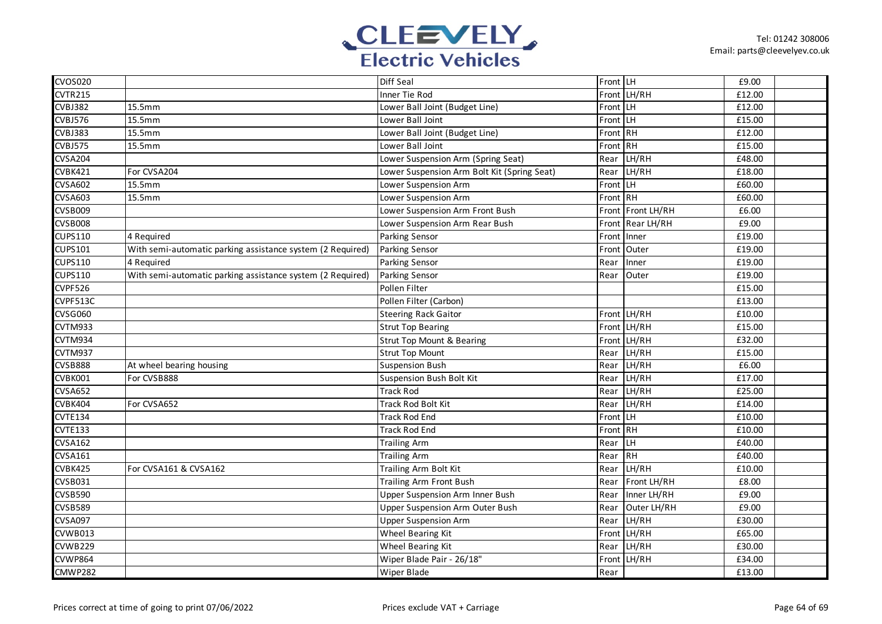| | | | | | | |
|---|---|---|---|---|---|---|
| CVOS020 | | Diff Seal | Front | LH | £9.00 | |
| CVTR215 | | Inner Tie Rod | Front | LH/RH | £12.00 | |
| CVBJ382 | 15.5mm | Lower Ball Joint (Budget Line) | Front | LH | £12.00 | |
| CVBJ576 | 15.5mm | Lower Ball Joint | Front | LH | £15.00 | |
| CVBJ383 | 15.5mm | Lower Ball Joint (Budget Line) | Front | RH | £12.00 | |
| CVBJ575 | 15.5mm | Lower Ball Joint | Front | RH | £15.00 | |
| CVSA204 | | Lower Suspension Arm (Spring Seat) | Rear | LH/RH | £48.00 | |
| CVBK421 | For CVSA204 | Lower Suspension Arm Bolt Kit (Spring Seat) | Rear | LH/RH | £18.00 | |
| CVSA602 | 15.5mm | Lower Suspension Arm | Front | LH | £60.00 | |
| CVSA603 | 15.5mm | Lower Suspension Arm | Front | RH | £60.00 | |
| CVSB009 | | Lower Suspension Arm Front Bush | Front | Front LH/RH | £6.00 | |
| CVSB008 | | Lower Suspension Arm Rear Bush | Front | Rear LH/RH | £9.00 | |
| CUPS110 | 4 Required | Parking Sensor | Front | Inner | £19.00 | |
| CUPS101 | With semi-automatic parking assistance system (2 Required) | Parking Sensor | Front | Outer | £19.00 | |
| CUPS110 | 4 Required | Parking Sensor | Rear | Inner | £19.00 | |
| CUPS110 | With semi-automatic parking assistance system (2 Required) | Parking Sensor | Rear | Outer | £19.00 | |
| CVPF526 | | Pollen Filter | | | £15.00 | |
| CVPF513C | | Pollen Filter (Carbon) | | | £13.00 | |
| CVSG060 | | Steering Rack Gaitor | Front | LH/RH | £10.00 | |
| CVTM933 | | Strut Top Bearing | Front | LH/RH | £15.00 | |
| CVTM934 | | Strut Top Mount & Bearing | Front | LH/RH | £32.00 | |
| CVTM937 | | Strut Top Mount | Rear | LH/RH | £15.00 | |
| CVSB888 | At wheel bearing housing | Suspension Bush | Rear | LH/RH | £6.00 | |
| CVBK001 | For CVSB888 | Suspension Bush Bolt Kit | Rear | LH/RH | £17.00 | |
| CVSA652 | | Track Rod | Rear | LH/RH | £25.00 | |
| CVBK404 | For CVSA652 | Track Rod Bolt Kit | Rear | LH/RH | £14.00 | |
| CVTE134 | | Track Rod End | Front | LH | £10.00 | |
| CVTE133 | | Track Rod End | Front | RH | £10.00 | |
| CVSA162 | | Trailing Arm | Rear | LH | £40.00 | |
| CVSA161 | | Trailing Arm | Rear | RH | £40.00 | |
| CVBK425 | For CVSA161 & CVSA162 | Trailing Arm Bolt Kit | Rear | LH/RH | £10.00 | |
| CVSB031 | | Trailing Arm Front Bush | Rear | Front LH/RH | £8.00 | |
| CVSB590 | | Upper Suspension Arm Inner Bush | Rear | Inner LH/RH | £9.00 | |
| CVSB589 | | Upper Suspension Arm Outer Bush | Rear | Outer LH/RH | £9.00 | |
| CVSA097 | | Upper Suspension Arm | Rear | LH/RH | £30.00 | |
| CVWB013 | | Wheel Bearing Kit | Front | LH/RH | £65.00 | |
| CVWB229 | | Wheel Bearing Kit | Rear | LH/RH | £30.00 | |
| CVWP864 | | Wiper Blade Pair - 26/18" | Front | LH/RH | £34.00 | |
| CMWP282 | | Wiper Blade | Rear | | £13.00 | |

Prices correct at time of going to print 07/06/2022

Prices exclude VAT + Carriage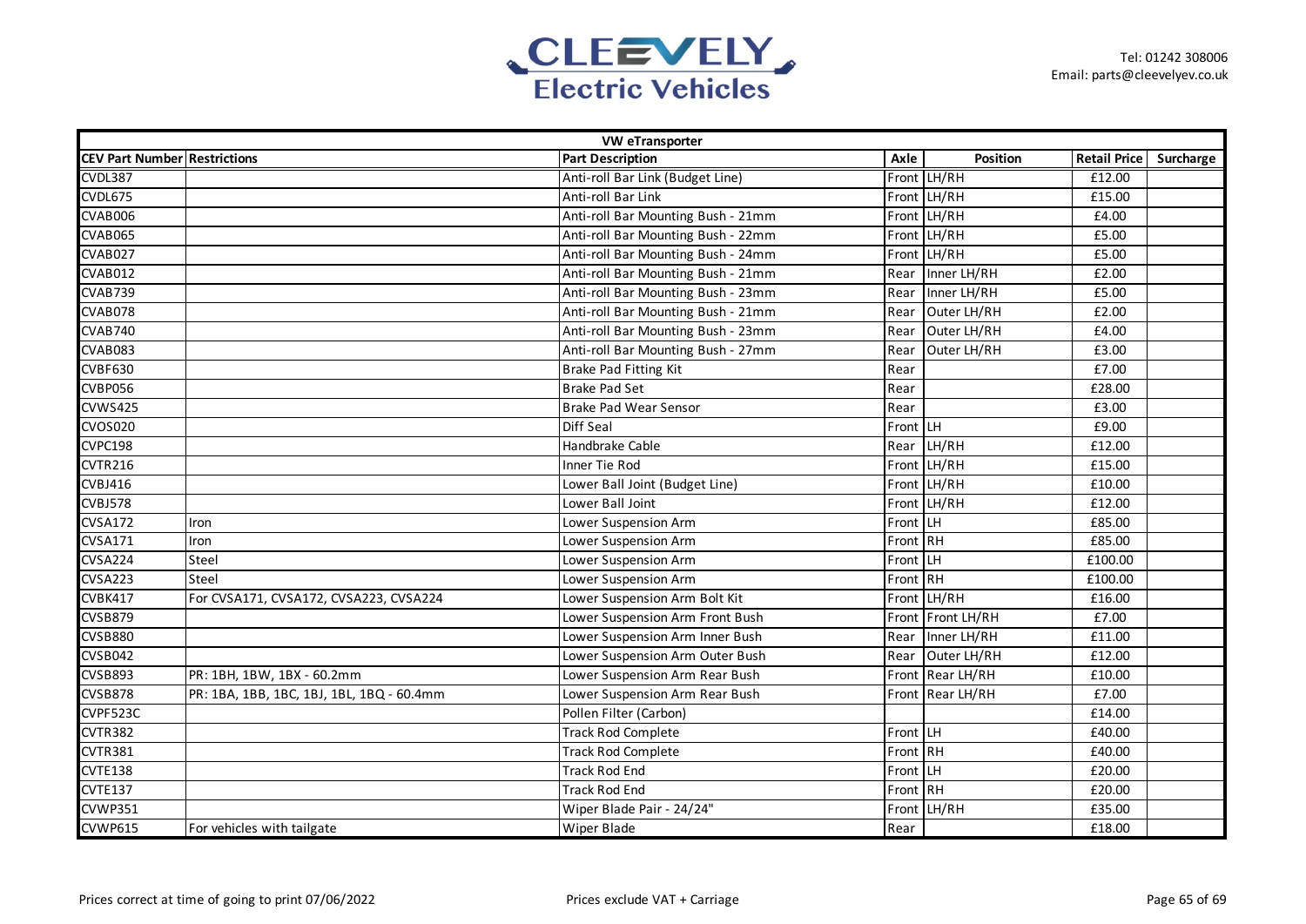| VW eTransporter | | | | | | |
|---|---|---|---|---|---|---|
| **CEV Part Number** | **Restrictions** | **Part Description** | **Axle** | **Position** | **Retail Price** | **Surcharge** |
| CVDL387 | | Anti-roll Bar Link (Budget Line) | Front | LH/RH | £12.00 | |
| CVDL675 | | Anti-roll Bar Link | Front | LH/RH | £15.00 | |
| CVAB006 | | Anti-roll Bar Mounting Bush - 21mm | Front | LH/RH | £4.00 | |
| CVAB065 | | Anti-roll Bar Mounting Bush - 22mm | Front | LH/RH | £5.00 | |
| CVAB027 | | Anti-roll Bar Mounting Bush - 24mm | Front | LH/RH | £5.00 | |
| CVAB012 | | Anti-roll Bar Mounting Bush - 21mm | Rear | Inner LH/RH | £2.00 | |
| CVAB739 | | Anti-roll Bar Mounting Bush - 23mm | Rear | Inner LH/RH | £5.00 | |
| CVAB078 | | Anti-roll Bar Mounting Bush - 21mm | Rear | Outer LH/RH | £2.00 | |
| CVAB740 | | Anti-roll Bar Mounting Bush - 23mm | Rear | Outer LH/RH | £4.00 | |
| CVAB083 | | Anti-roll Bar Mounting Bush - 27mm | Rear | Outer LH/RH | £3.00 | |
| CVBF630 | | Brake Pad Fitting Kit | Rear | | £7.00 | |
| CVBP056 | | Brake Pad Set | Rear | | £28.00 | |
| CVWS425 | | Brake Pad Wear Sensor | Rear | | £3.00 | |
| CVOS020 | | Diff Seal | Front | LH | £9.00 | |
| CVPC198 | | Handbrake Cable | Rear | LH/RH | £12.00 | |
| CVTR216 | | Inner Tie Rod | Front | LH/RH | £15.00 | |
| CVBJ416 | | Lower Ball Joint (Budget Line) | Front | LH/RH | £10.00 | |
| CVBJ578 | | Lower Ball Joint | Front | LH/RH | £12.00 | |
| CVSA172 | Iron | Lower Suspension Arm | Front | LH | £85.00 | |
| CVSA171 | Iron | Lower Suspension Arm | Front | RH | £85.00 | |
| CVSA224 | Steel | Lower Suspension Arm | Front | LH | £100.00 | |
| CVSA223 | Steel | Lower Suspension Arm | Front | RH | £100.00 | |
| CVBK417 | For CVSA171, CVSA172, CVSA223, CVSA224 | Lower Suspension Arm Bolt Kit | Front | LH/RH | £16.00 | |
| CVSB879 | | Lower Suspension Arm Front Bush | Front | Front LH/RH | £7.00 | |
| CVSB880 | | Lower Suspension Arm Inner Bush | Rear | Inner LH/RH | £11.00 | |
| CVSB042 | | Lower Suspension Arm Outer Bush | Rear | Outer LH/RH | £12.00 | |
| CVSB893 | PR: 1BH, 1BW, 1BX - 60.2mm | Lower Suspension Arm Rear Bush | Front | Rear LH/RH | £10.00 | |
| CVSB878 | PR: 1BA, 1BB, 1BC, 1BJ, 1BL, 1BQ - 60.4mm | Lower Suspension Arm Rear Bush | Front | Rear LH/RH | £7.00 | |
| CVPF523C | | Pollen Filter (Carbon) | | | £14.00 | |
| CVTR382 | | Track Rod Complete | Front | LH | £40.00 | |
| CVTR381 | | Track Rod Complete | Front | RH | £40.00 | |
| CVTE138 | | Track Rod End | Front | LH | £20.00 | |
| CVTE137 | | Track Rod End | Front | RH | £20.00 | |
| CVWP351 | | Wiper Blade Pair - 24/24" | Front | LH/RH | £35.00 | |
| CVWP615 | For vehicles with tailgate | Wiper Blade | Rear | | £18.00 | |

Prices correct at time of going to print 07/06/2022

Prices exclude VAT + Carriage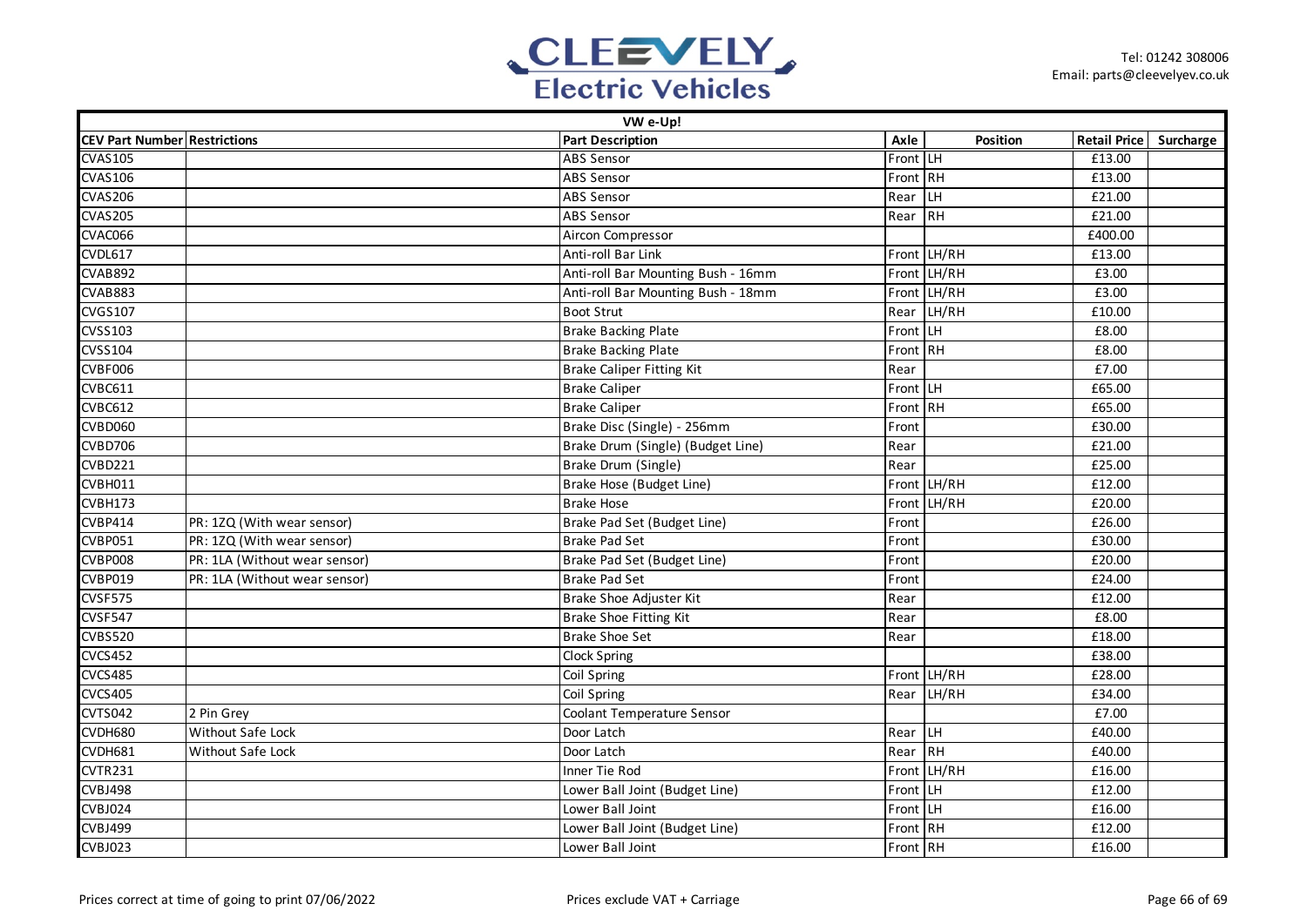# VW e-Up!

| CEV Part Number | Restrictions | Part Description | Axle | Position | Retail Price | Surcharge |
|---|---|---|---|---|---|---|
| CVAS105 | | ABS Sensor | Front | LH | £13.00 | |
| CVAS106 | | ABS Sensor | Front | RH | £13.00 | |
| CVAS206 | | ABS Sensor | Rear | LH | £21.00 | |
| CVAS205 | | ABS Sensor | Rear | RH | £21.00 | |
| CVAC066 | | Aircon Compressor | | | £400.00 | |
| CVDL617 | | Anti-roll Bar Link | Front | LH/RH | £13.00 | |
| CVAB892 | | Anti-roll Bar Mounting Bush - 16mm | Front | LH/RH | £3.00 | |
| CVAB883 | | Anti-roll Bar Mounting Bush - 18mm | Front | LH/RH | £3.00 | |
| CVGS107 | | Boot Strut | Rear | LH/RH | £10.00 | |
| CVSS103 | | Brake Backing Plate | Front | LH | £8.00 | |
| CVSS104 | | Brake Backing Plate | Front | RH | £8.00 | |
| CVBF006 | | Brake Caliper Fitting Kit | Rear | | £7.00 | |
| CVBC611 | | Brake Caliper | Front | LH | £65.00 | |
| CVBC612 | | Brake Caliper | Front | RH | £65.00 | |
| CVBD060 | | Brake Disc (Single) - 256mm | Front | | £30.00 | |
| CVBD706 | | Brake Drum (Single) (Budget Line) | Rear | | £21.00 | |
| CVBD221 | | Brake Drum (Single) | Rear | | £25.00 | |
| CVBH011 | | Brake Hose (Budget Line) | Front | LH/RH | £12.00 | |
| CVBH173 | | Brake Hose | Front | LH/RH | £20.00 | |
| CVBP414 | PR: 1ZQ (With wear sensor) | Brake Pad Set (Budget Line) | Front | | £26.00 | |
| CVBP051 | PR: 1ZQ (With wear sensor) | Brake Pad Set | Front | | £30.00 | |
| CVBP008 | PR: 1LA (Without wear sensor) | Brake Pad Set (Budget Line) | Front | | £20.00 | |
| CVBP019 | PR: 1LA (Without wear sensor) | Brake Pad Set | Front | | £24.00 | |
| CVSF575 | | Brake Shoe Adjuster Kit | Rear | | £12.00 | |
| CVSF547 | | Brake Shoe Fitting Kit | Rear | | £8.00 | |
| CVBS520 | | Brake Shoe Set | Rear | | £18.00 | |
| CVCS452 | | Clock Spring | | | £38.00 | |
| CVCS485 | | Coil Spring | Front | LH/RH | £28.00 | |
| CVCS405 | | Coil Spring | Rear | LH/RH | £34.00 | |
| CVTS042 | 2 Pin Grey | Coolant Temperature Sensor | | | £7.00 | |
| CVDH680 | Without Safe Lock | Door Latch | Rear | LH | £40.00 | |
| CVDH681 | Without Safe Lock | Door Latch | Rear | RH | £40.00 | |
| CVTR231 | | Inner Tie Rod | Front | LH/RH | £16.00 | |
| CVBJ498 | | Lower Ball Joint (Budget Line) | Front | LH | £12.00 | |
| CVBJ024 | | Lower Ball Joint | Front | LH | £16.00 | |
| CVBJ499 | | Lower Ball Joint (Budget Line) | Front | RH | £12.00 | |
| CVBJ023 | | Lower Ball Joint | Front | RH | £16.00 | |

Prices correct at time of going to print 07/06/2022

Prices exclude VAT + Carriage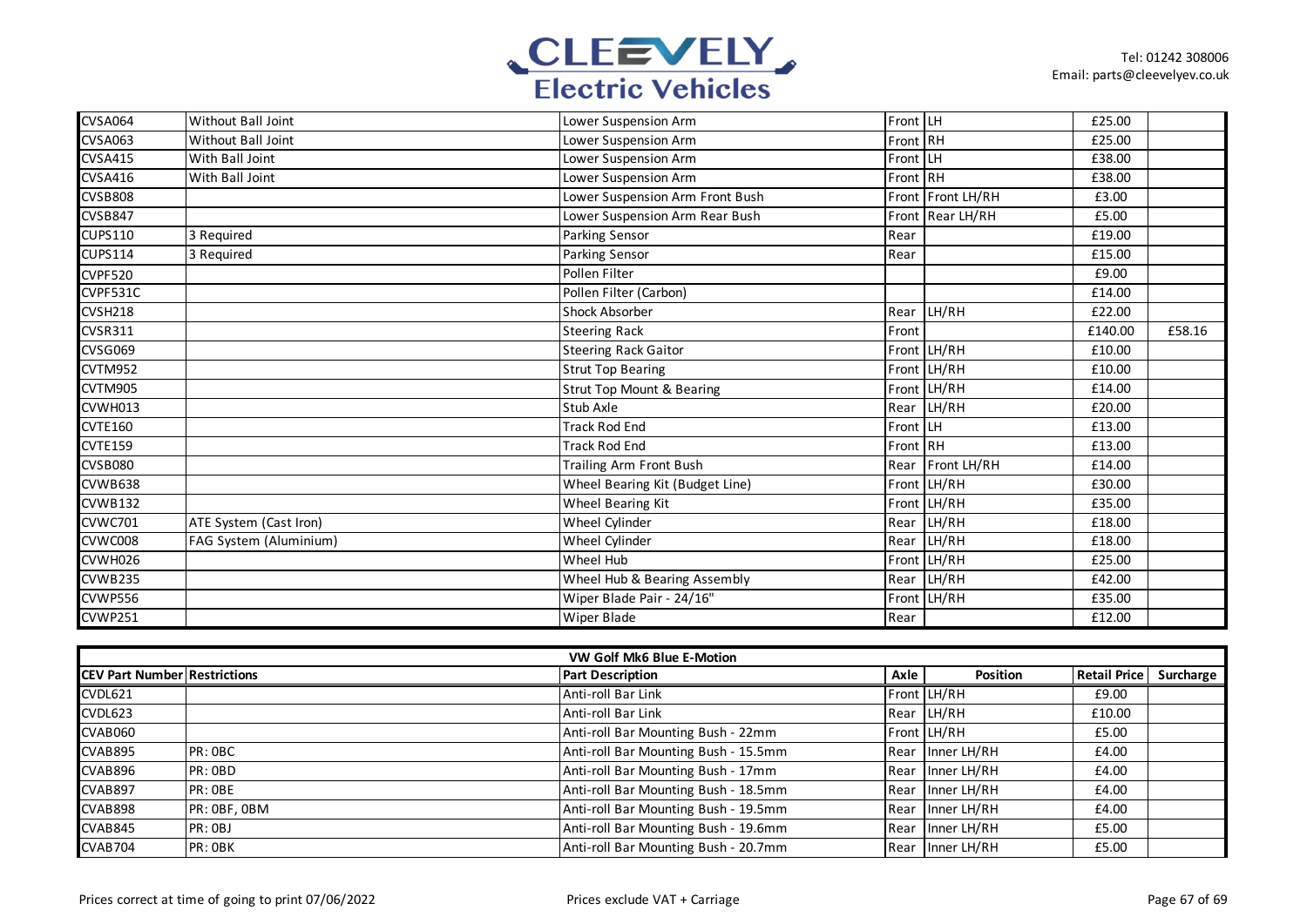| | | | | | | |
|---|---|---|---|---|---|---|
| CVSA064 | Without Ball Joint | Lower Suspension Arm | Front | LH | £25.00 | |
| CVSA063 | Without Ball Joint | Lower Suspension Arm | Front | RH | £25.00 | |
| CVSA415 | With Ball Joint | Lower Suspension Arm | Front | LH | £38.00 | |
| CVSA416 | With Ball Joint | Lower Suspension Arm | Front | RH | £38.00 | |
| CVSB808 | | Lower Suspension Arm Front Bush | Front | Front LH/RH | £3.00 | |
| CVSB847 | | Lower Suspension Arm Rear Bush | Front | Rear LH/RH | £5.00 | |
| CUPS110 | 3 Required | Parking Sensor | Rear | | £19.00 | |
| CUPS114 | 3 Required | Parking Sensor | Rear | | £15.00 | |
| CVPF520 | | Pollen Filter | | | £9.00 | |
| CVPF531C | | Pollen Filter (Carbon) | | | £14.00 | |
| CVSH218 | | Shock Absorber | Rear | LH/RH | £22.00 | |
| CVSR311 | | Steering Rack | Front | | £140.00 | £58.16 |
| CVSG069 | | Steering Rack Gaitor | Front | LH/RH | £10.00 | |
| CVTM952 | | Strut Top Bearing | Front | LH/RH | £10.00 | |
| CVTM905 | | Strut Top Mount & Bearing | Front | LH/RH | £14.00 | |
| CVWH013 | | Stub Axle | Rear | LH/RH | £20.00 | |
| CVTE160 | | Track Rod End | Front | LH | £13.00 | |
| CVTE159 | | Track Rod End | Front | RH | £13.00 | |
| CVSB080 | | Trailing Arm Front Bush | Rear | Front LH/RH | £14.00 | |
| CVWB638 | | Wheel Bearing Kit (Budget Line) | Front | LH/RH | £30.00 | |
| CVWB132 | | Wheel Bearing Kit | Front | LH/RH | £35.00 | |
| CVWC701 | ATE System (Cast Iron) | Wheel Cylinder | Rear | LH/RH | £18.00 | |
| CVWC008 | FAG System (Aluminium) | Wheel Cylinder | Rear | LH/RH | £18.00 | |
| CVWH026 | | Wheel Hub | Front | LH/RH | £25.00 | |
| CVWB235 | | Wheel Hub & Bearing Assembly | Rear | LH/RH | £42.00 | |
| CVWP556 | | Wiper Blade Pair - 24/16" | Front | LH/RH | £35.00 | |
| CVWP251 | | Wiper Blade | Rear | | £12.00 | |

**VW Golf Mk6 Blue E-Motion**

| CEV Part Number | Restrictions | Part Description | Axle | Position | Retail Price | Surcharge |
|---|---|---|---|---|---|---|
| CVDL621 | | Anti-roll Bar Link | Front | LH/RH | £9.00 | |
| CVDL623 | | Anti-roll Bar Link | Rear | LH/RH | £10.00 | |
| CVAB060 | | Anti-roll Bar Mounting Bush - 22mm | Front | LH/RH | £5.00 | |
| CVAB895 | PR: 0BC | Anti-roll Bar Mounting Bush - 15.5mm | Rear | Inner LH/RH | £4.00 | |
| CVAB896 | PR: 0BD | Anti-roll Bar Mounting Bush - 17mm | Rear | Inner LH/RH | £4.00 | |
| CVAB897 | PR: 0BE | Anti-roll Bar Mounting Bush - 18.5mm | Rear | Inner LH/RH | £4.00 | |
| CVAB898 | PR: 0BF, 0BM | Anti-roll Bar Mounting Bush - 19.5mm | Rear | Inner LH/RH | £4.00 | |
| CVAB845 | PR: 0BJ | Anti-roll Bar Mounting Bush - 19.6mm | Rear | Inner LH/RH | £5.00 | |
| CVAB704 | PR: 0BK | Anti-roll Bar Mounting Bush - 20.7mm | Rear | Inner LH/RH | £5.00 | |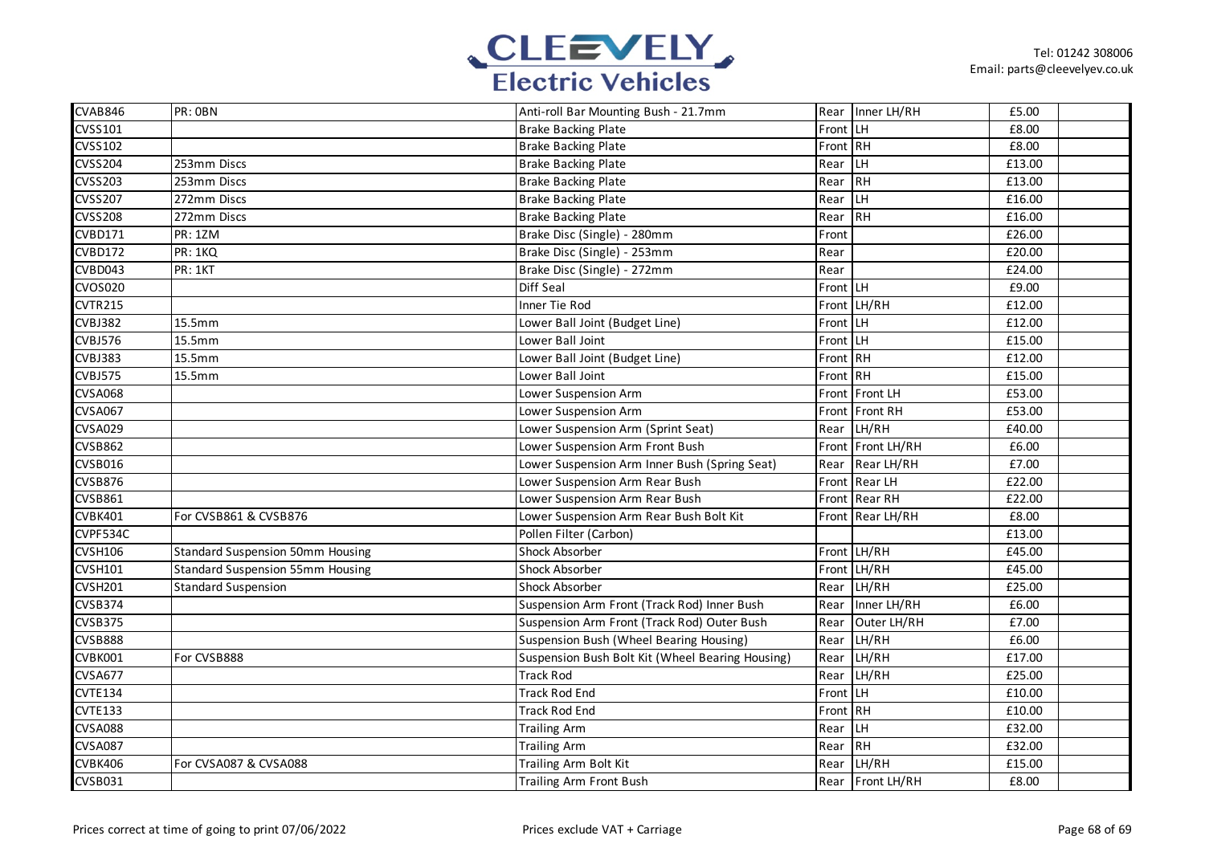| | | | | | | |
|---|---|---|---|---|---|---|
| CVAB846 | PR: 0BN | Anti-roll Bar Mounting Bush - 21.7mm | Rear | Inner LH/RH | £5.00 | |
| CVSS101 | | Brake Backing Plate | Front | LH | £8.00 | |
| CVSS102 | | Brake Backing Plate | Front | RH | £8.00 | |
| CVSS204 | 253mm Discs | Brake Backing Plate | Rear | LH | £13.00 | |
| CVSS203 | 253mm Discs | Brake Backing Plate | Rear | RH | £13.00 | |
| CVSS207 | 272mm Discs | Brake Backing Plate | Rear | LH | £16.00 | |
| CVSS208 | 272mm Discs | Brake Backing Plate | Rear | RH | £16.00 | |
| CVBD171 | PR: 1ZM | Brake Disc (Single) - 280mm | Front | | £26.00 | |
| CVBD172 | PR: 1KQ | Brake Disc (Single) - 253mm | Rear | | £20.00 | |
| CVBD043 | PR: 1KT | Brake Disc (Single) - 272mm | Rear | | £24.00 | |
| CVOS020 | | Diff Seal | Front | LH | £9.00 | |
| CVTR215 | | Inner Tie Rod | Front | LH/RH | £12.00 | |
| CVBJ382 | 15.5mm | Lower Ball Joint (Budget Line) | Front | LH | £12.00 | |
| CVBJ576 | 15.5mm | Lower Ball Joint | Front | LH | £15.00 | |
| CVBJ383 | 15.5mm | Lower Ball Joint (Budget Line) | Front | RH | £12.00 | |
| CVBJ575 | 15.5mm | Lower Ball Joint | Front | RH | £15.00 | |
| CVSA068 | | Lower Suspension Arm | Front | Front LH | £53.00 | |
| CVSA067 | | Lower Suspension Arm | Front | Front RH | £53.00 | |
| CVSA029 | | Lower Suspension Arm (Sprint Seat) | Rear | LH/RH | £40.00 | |
| CVSB862 | | Lower Suspension Arm Front Bush | Front | Front LH/RH | £6.00 | |
| CVSB016 | | Lower Suspension Arm Inner Bush (Spring Seat) | Rear | Rear LH/RH | £7.00 | |
| CVSB876 | | Lower Suspension Arm Rear Bush | Front | Rear LH | £22.00 | |
| CVSB861 | | Lower Suspension Arm Rear Bush | Front | Rear RH | £22.00 | |
| CVBK401 | For CVSB861 & CVSB876 | Lower Suspension Arm Rear Bush Bolt Kit | Front | Rear LH/RH | £8.00 | |
| CVPF534C | | Pollen Filter (Carbon) | | | £13.00 | |
| CVSH106 | Standard Suspension 50mm Housing | Shock Absorber | Front | LH/RH | £45.00 | |
| CVSH101 | Standard Suspension 55mm Housing | Shock Absorber | Front | LH/RH | £45.00 | |
| CVSH201 | Standard Suspension | Shock Absorber | Rear | LH/RH | £25.00 | |
| CVSB374 | | Suspension Arm Front (Track Rod) Inner Bush | Rear | Inner LH/RH | £6.00 | |
| CVSB375 | | Suspension Arm Front (Track Rod) Outer Bush | Rear | Outer LH/RH | £7.00 | |
| CVSB888 | | Suspension Bush (Wheel Bearing Housing) | Rear | LH/RH | £6.00 | |
| CVBK001 | For CVSB888 | Suspension Bush Bolt Kit (Wheel Bearing Housing) | Rear | LH/RH | £17.00 | |
| CVSA677 | | Track Rod | Rear | LH/RH | £25.00 | |
| CVTE134 | | Track Rod End | Front | LH | £10.00 | |
| CVTE133 | | Track Rod End | Front | RH | £10.00 | |
| CVSA088 | | Trailing Arm | Rear | LH | £32.00 | |
| CVSA087 | | Trailing Arm | Rear | RH | £32.00 | |
| CVBK406 | For CVSA087 & CVSA088 | Trailing Arm Bolt Kit | Rear | LH/RH | £15.00 | |
| CVSB031 | | Trailing Arm Front Bush | Rear | Front LH/RH | £8.00 | |

Prices correct at time of going to print 07/06/2022

Prices exclude VAT + Carriage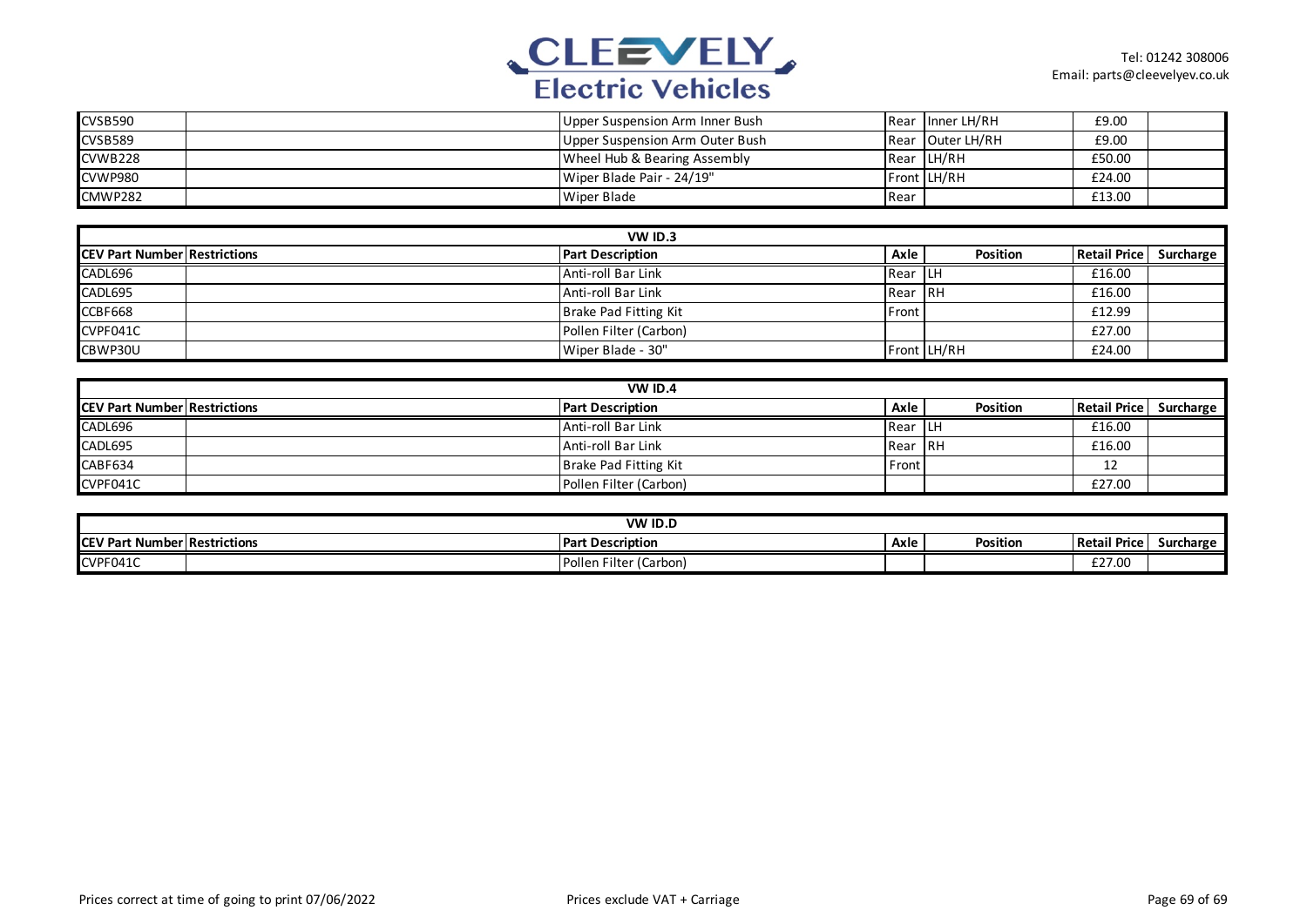| | | | | | | |
|---|---|---|---|---|---|---|
| CVSB590 | | Upper Suspension Arm Inner Bush | Rear | Inner LH/RH | £9.00 | |
| CVSB589 | | Upper Suspension Arm Outer Bush | Rear | Outer LH/RH | £9.00 | |
| CVWB228 | | Wheel Hub & Bearing Assembly | Rear | LH/RH | £50.00 | |
| CVWP980 | | Wiper Blade Pair - 24/19" | Front | LH/RH | £24.00 | |
| CMWP282 | | Wiper Blade | Rear | | £13.00 | |

**VW ID.3**

| CEV Part Number | Restrictions | Part Description | Axle | Position | Retail Price | Surcharge |
|---|---|---|---|---|---|---|
| CADL696 | | Anti-roll Bar Link | Rear | LH | £16.00 | |
| CADL695 | | Anti-roll Bar Link | Rear | RH | £16.00 | |
| CCBF668 | | Brake Pad Fitting Kit | Front | | £12.99 | |
| CVPF041C | | Pollen Filter (Carbon) | | | £27.00 | |
| CBWP30U | | Wiper Blade - 30" | Front | LH/RH | £24.00 | |

**VW ID.4**

| CEV Part Number | Restrictions | Part Description | Axle | Position | Retail Price | Surcharge |
|---|---|---|---|---|---|---|
| CADL696 | | Anti-roll Bar Link | Rear | LH | £16.00 | |
| CADL695 | | Anti-roll Bar Link | Rear | RH | £16.00 | |
| CABF634 | | Brake Pad Fitting Kit | Front | | 12 | |
| CVPF041C | | Pollen Filter (Carbon) | | | £27.00 | |

**VW ID.D**

| CEV Part Number | Restrictions | Part Description | Axle | Position | Retail Price | Surcharge |
|---|---|---|---|---|---|---|
| CVPF041C | | Pollen Filter (Carbon) | | | £27.00 | |